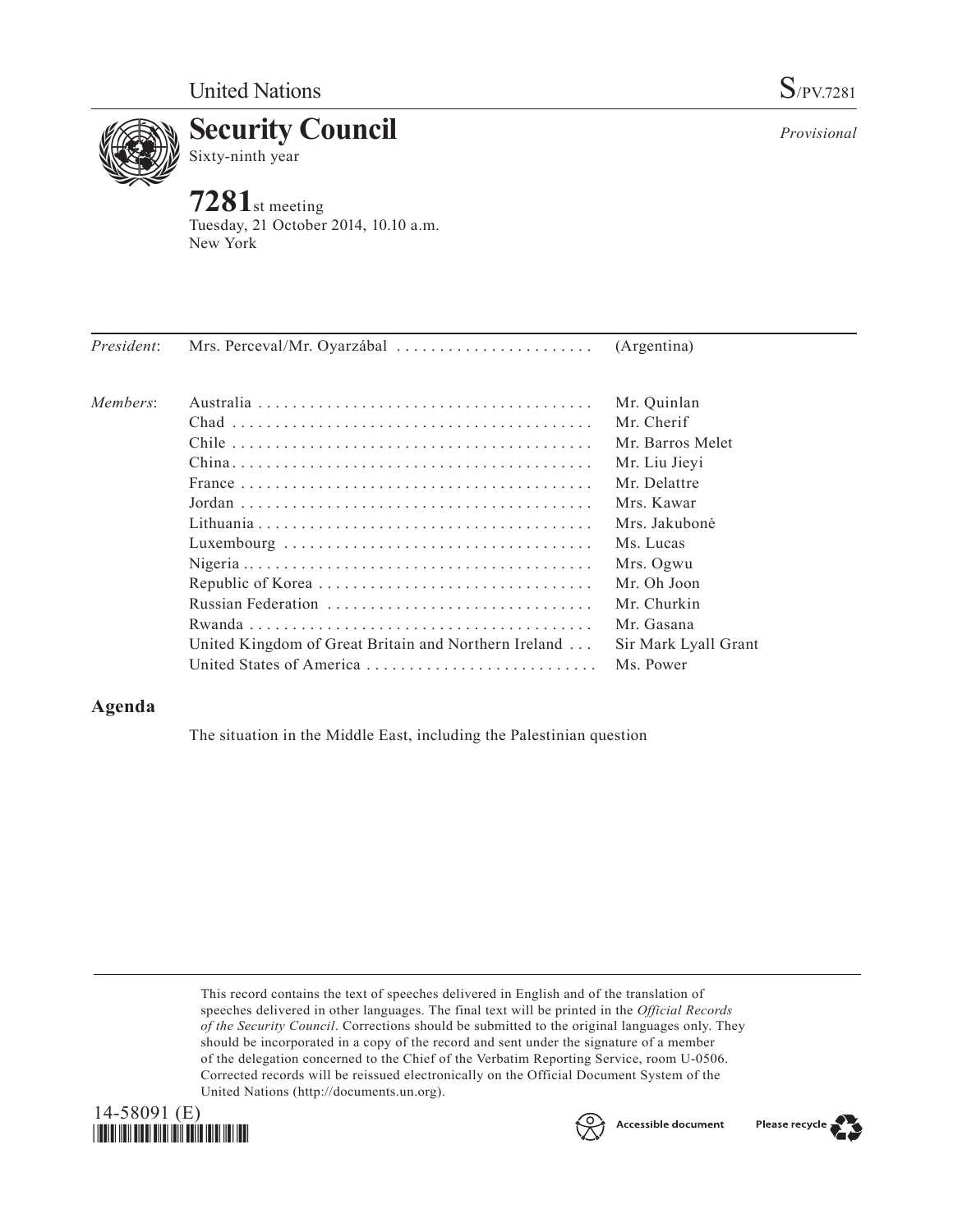United Nations S/PV.7281

# Security Council

Sixty-ninth year

*Provisional*

## 7281st meeting

Tuesday, 21 October 2014, 10.10 a.m.
New York

| | | |
|---|---|---|
| *President*: | Mrs. Perceval/Mr. Oyarzábal | (Argentina) |
| *Members*: | Australia | Mr. Quinlan |
| | Chad | Mr. Cherif |
| | Chile | Mr. Barros Melet |
| | China | Mr. Liu Jieyi |
| | France | Mr. Delattre |
| | Jordan | Mrs. Kawar |
| | Lithuania | Mrs. Jakubonė |
| | Luxembourg | Ms. Lucas |
| | Nigeria | Mrs. Ogwu |
| | Republic of Korea | Mr. Oh Joon |
| | Russian Federation | Mr. Churkin |
| | Rwanda | Mr. Gasana |
| | United Kingdom of Great Britain and Northern Ireland | Sir Mark Lyall Grant |
| | United States of America | Ms. Power |

## Agenda

The situation in the Middle East, including the Palestinian question

This record contains the text of speeches delivered in English and of the translation of speeches delivered in other languages. The final text will be printed in the *Official Records of the Security Council*. Corrections should be submitted to the original languages only. They should be incorporated in a copy of the record and sent under the signature of a member of the delegation concerned to the Chief of the Verbatim Reporting Service, room U-0506. Corrected records will be reissued electronically on the Official Document System of the United Nations (http://documents.un.org).

14-58091 (E)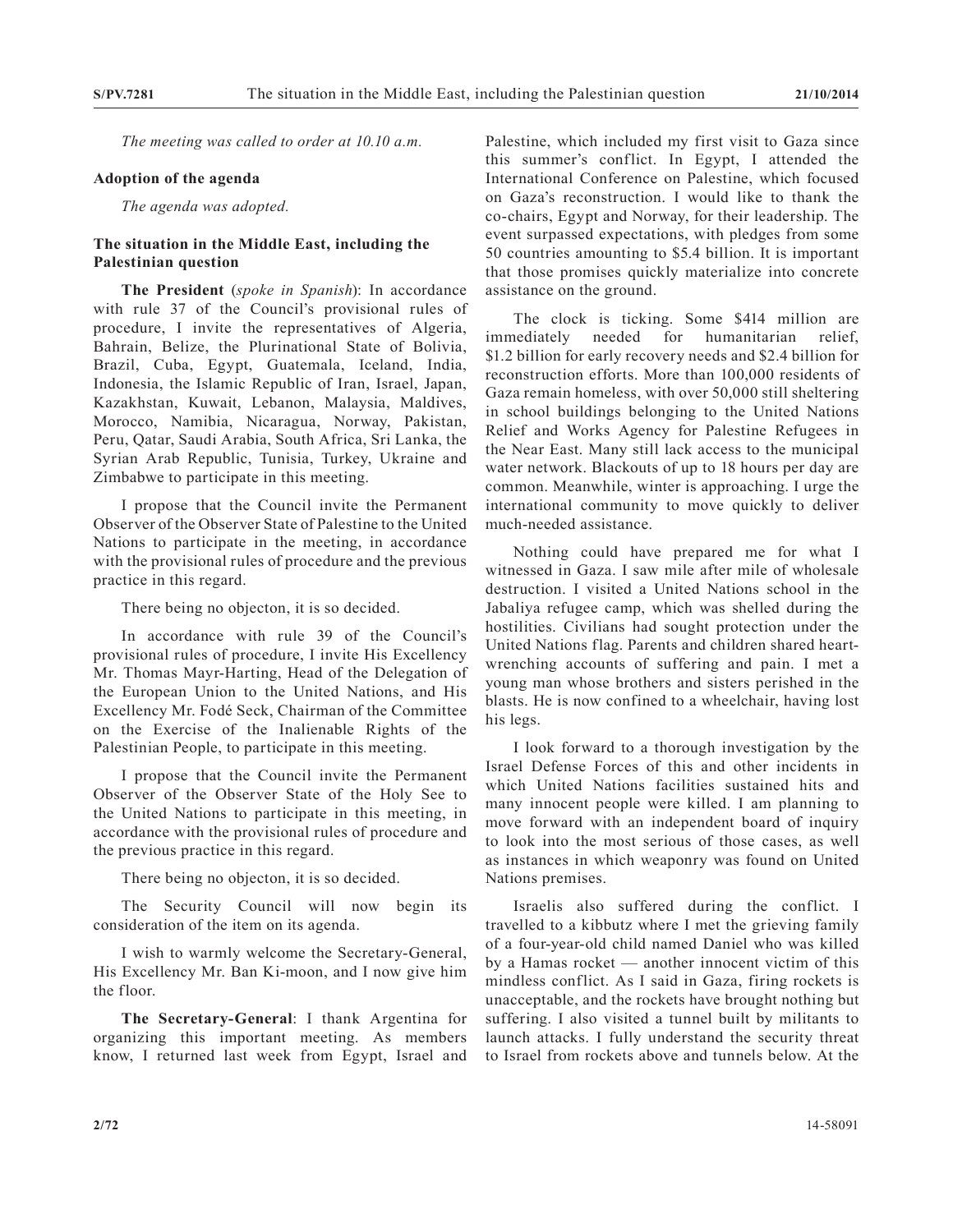*The meeting was called to order at 10.10 a.m.*

**Adoption of the agenda**

*The agenda was adopted.*

**The situation in the Middle East, including the Palestinian question**

**The President** (*spoke in Spanish*): In accordance with rule 37 of the Council's provisional rules of procedure, I invite the representatives of Algeria, Bahrain, Belize, the Plurinational State of Bolivia, Brazil, Cuba, Egypt, Guatemala, Iceland, India, Indonesia, the Islamic Republic of Iran, Israel, Japan, Kazakhstan, Kuwait, Lebanon, Malaysia, Maldives, Morocco, Namibia, Nicaragua, Norway, Pakistan, Peru, Qatar, Saudi Arabia, South Africa, Sri Lanka, the Syrian Arab Republic, Tunisia, Turkey, Ukraine and Zimbabwe to participate in this meeting.

I propose that the Council invite the Permanent Observer of the Observer State of Palestine to the United Nations to participate in the meeting, in accordance with the provisional rules of procedure and the previous practice in this regard.

There being no objecton, it is so decided.

In accordance with rule 39 of the Council's provisional rules of procedure, I invite His Excellency Mr. Thomas Mayr-Harting, Head of the Delegation of the European Union to the United Nations, and His Excellency Mr. Fodé Seck, Chairman of the Committee on the Exercise of the Inalienable Rights of the Palestinian People, to participate in this meeting.

I propose that the Council invite the Permanent Observer of the Observer State of the Holy See to the United Nations to participate in this meeting, in accordance with the provisional rules of procedure and the previous practice in this regard.

There being no objecton, it is so decided.

The Security Council will now begin its consideration of the item on its agenda.

I wish to warmly welcome the Secretary-General, His Excellency Mr. Ban Ki-moon, and I now give him the floor.

**The Secretary-General**: I thank Argentina for organizing this important meeting. As members know, I returned last week from Egypt, Israel and Palestine, which included my first visit to Gaza since this summer's conflict. In Egypt, I attended the International Conference on Palestine, which focused on Gaza's reconstruction. I would like to thank the co-chairs, Egypt and Norway, for their leadership. The event surpassed expectations, with pledges from some 50 countries amounting to $5.4 billion. It is important that those promises quickly materialize into concrete assistance on the ground.

The clock is ticking. Some $414 million are immediately needed for humanitarian relief, $1.2 billion for early recovery needs and $2.4 billion for reconstruction efforts. More than 100,000 residents of Gaza remain homeless, with over 50,000 still sheltering in school buildings belonging to the United Nations Relief and Works Agency for Palestine Refugees in the Near East. Many still lack access to the municipal water network. Blackouts of up to 18 hours per day are common. Meanwhile, winter is approaching. I urge the international community to move quickly to deliver much-needed assistance.

Nothing could have prepared me for what I witnessed in Gaza. I saw mile after mile of wholesale destruction. I visited a United Nations school in the Jabaliya refugee camp, which was shelled during the hostilities. Civilians had sought protection under the United Nations flag. Parents and children shared heart-wrenching accounts of suffering and pain. I met a young man whose brothers and sisters perished in the blasts. He is now confined to a wheelchair, having lost his legs.

I look forward to a thorough investigation by the Israel Defense Forces of this and other incidents in which United Nations facilities sustained hits and many innocent people were killed. I am planning to move forward with an independent board of inquiry to look into the most serious of those cases, as well as instances in which weaponry was found on United Nations premises.

Israelis also suffered during the conflict. I travelled to a kibbutz where I met the grieving family of a four-year-old child named Daniel who was killed by a Hamas rocket — another innocent victim of this mindless conflict. As I said in Gaza, firing rockets is unacceptable, and the rockets have brought nothing but suffering. I also visited a tunnel built by militants to launch attacks. I fully understand the security threat to Israel from rockets above and tunnels below. At the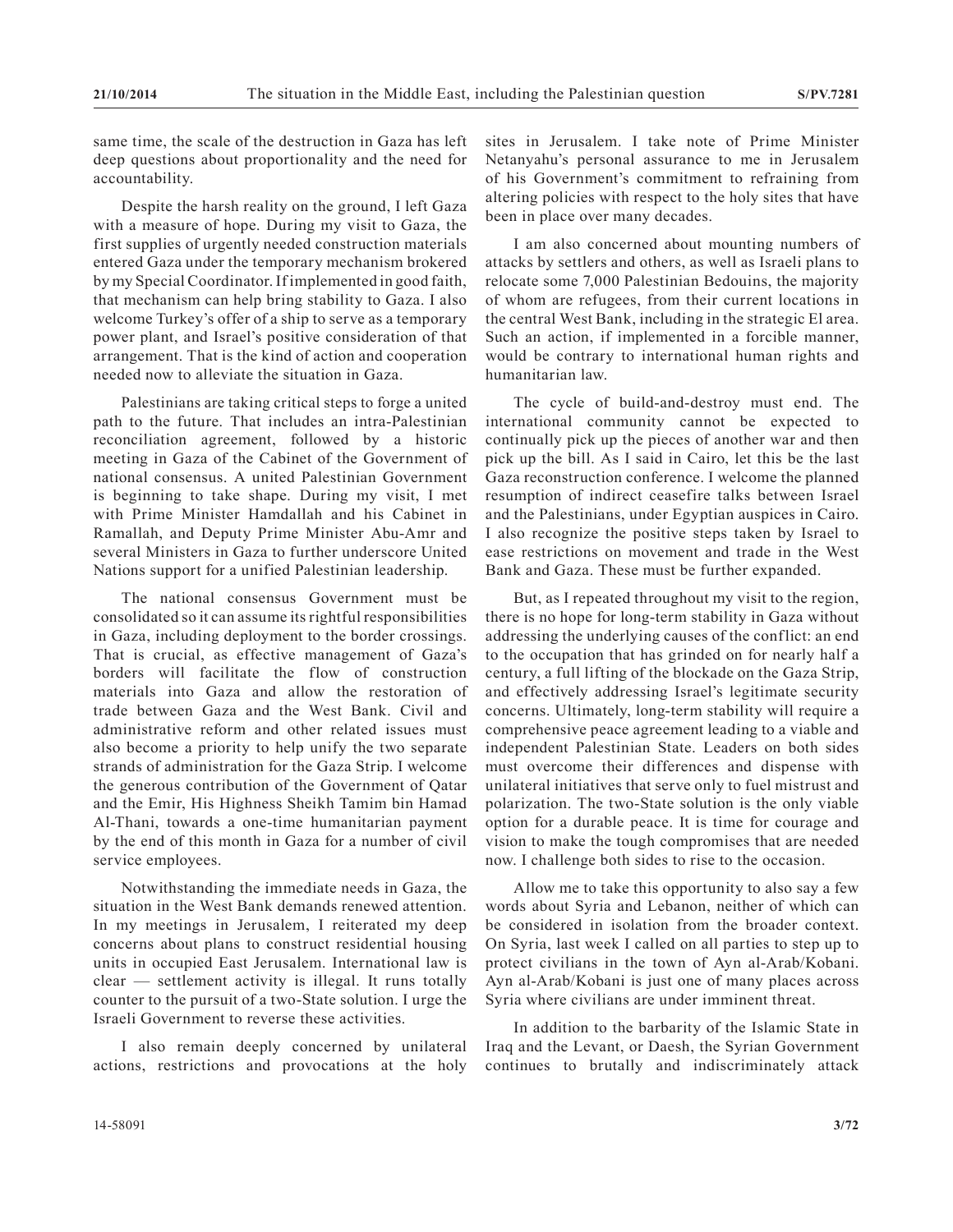same time, the scale of the destruction in Gaza has left deep questions about proportionality and the need for accountability.

Despite the harsh reality on the ground, I left Gaza with a measure of hope. During my visit to Gaza, the first supplies of urgently needed construction materials entered Gaza under the temporary mechanism brokered by my Special Coordinator. If implemented in good faith, that mechanism can help bring stability to Gaza. I also welcome Turkey's offer of a ship to serve as a temporary power plant, and Israel's positive consideration of that arrangement. That is the kind of action and cooperation needed now to alleviate the situation in Gaza.

Palestinians are taking critical steps to forge a united path to the future. That includes an intra-Palestinian reconciliation agreement, followed by a historic meeting in Gaza of the Cabinet of the Government of national consensus. A united Palestinian Government is beginning to take shape. During my visit, I met with Prime Minister Hamdallah and his Cabinet in Ramallah, and Deputy Prime Minister Abu-Amr and several Ministers in Gaza to further underscore United Nations support for a unified Palestinian leadership.

The national consensus Government must be consolidated so it can assume its rightful responsibilities in Gaza, including deployment to the border crossings. That is crucial, as effective management of Gaza's borders will facilitate the flow of construction materials into Gaza and allow the restoration of trade between Gaza and the West Bank. Civil and administrative reform and other related issues must also become a priority to help unify the two separate strands of administration for the Gaza Strip. I welcome the generous contribution of the Government of Qatar and the Emir, His Highness Sheikh Tamim bin Hamad Al-Thani, towards a one-time humanitarian payment by the end of this month in Gaza for a number of civil service employees.

Notwithstanding the immediate needs in Gaza, the situation in the West Bank demands renewed attention. In my meetings in Jerusalem, I reiterated my deep concerns about plans to construct residential housing units in occupied East Jerusalem. International law is clear — settlement activity is illegal. It runs totally counter to the pursuit of a two-State solution. I urge the Israeli Government to reverse these activities.

I also remain deeply concerned by unilateral actions, restrictions and provocations at the holy sites in Jerusalem. I take note of Prime Minister Netanyahu's personal assurance to me in Jerusalem of his Government's commitment to refraining from altering policies with respect to the holy sites that have been in place over many decades.

I am also concerned about mounting numbers of attacks by settlers and others, as well as Israeli plans to relocate some 7,000 Palestinian Bedouins, the majority of whom are refugees, from their current locations in the central West Bank, including in the strategic El area. Such an action, if implemented in a forcible manner, would be contrary to international human rights and humanitarian law.

The cycle of build-and-destroy must end. The international community cannot be expected to continually pick up the pieces of another war and then pick up the bill. As I said in Cairo, let this be the last Gaza reconstruction conference. I welcome the planned resumption of indirect ceasefire talks between Israel and the Palestinians, under Egyptian auspices in Cairo. I also recognize the positive steps taken by Israel to ease restrictions on movement and trade in the West Bank and Gaza. These must be further expanded.

But, as I repeated throughout my visit to the region, there is no hope for long-term stability in Gaza without addressing the underlying causes of the conflict: an end to the occupation that has grinded on for nearly half a century, a full lifting of the blockade on the Gaza Strip, and effectively addressing Israel's legitimate security concerns. Ultimately, long-term stability will require a comprehensive peace agreement leading to a viable and independent Palestinian State. Leaders on both sides must overcome their differences and dispense with unilateral initiatives that serve only to fuel mistrust and polarization. The two-State solution is the only viable option for a durable peace. It is time for courage and vision to make the tough compromises that are needed now. I challenge both sides to rise to the occasion.

Allow me to take this opportunity to also say a few words about Syria and Lebanon, neither of which can be considered in isolation from the broader context. On Syria, last week I called on all parties to step up to protect civilians in the town of Ayn al-Arab/Kobani. Ayn al-Arab/Kobani is just one of many places across Syria where civilians are under imminent threat.

In addition to the barbarity of the Islamic State in Iraq and the Levant, or Daesh, the Syrian Government continues to brutally and indiscriminately attack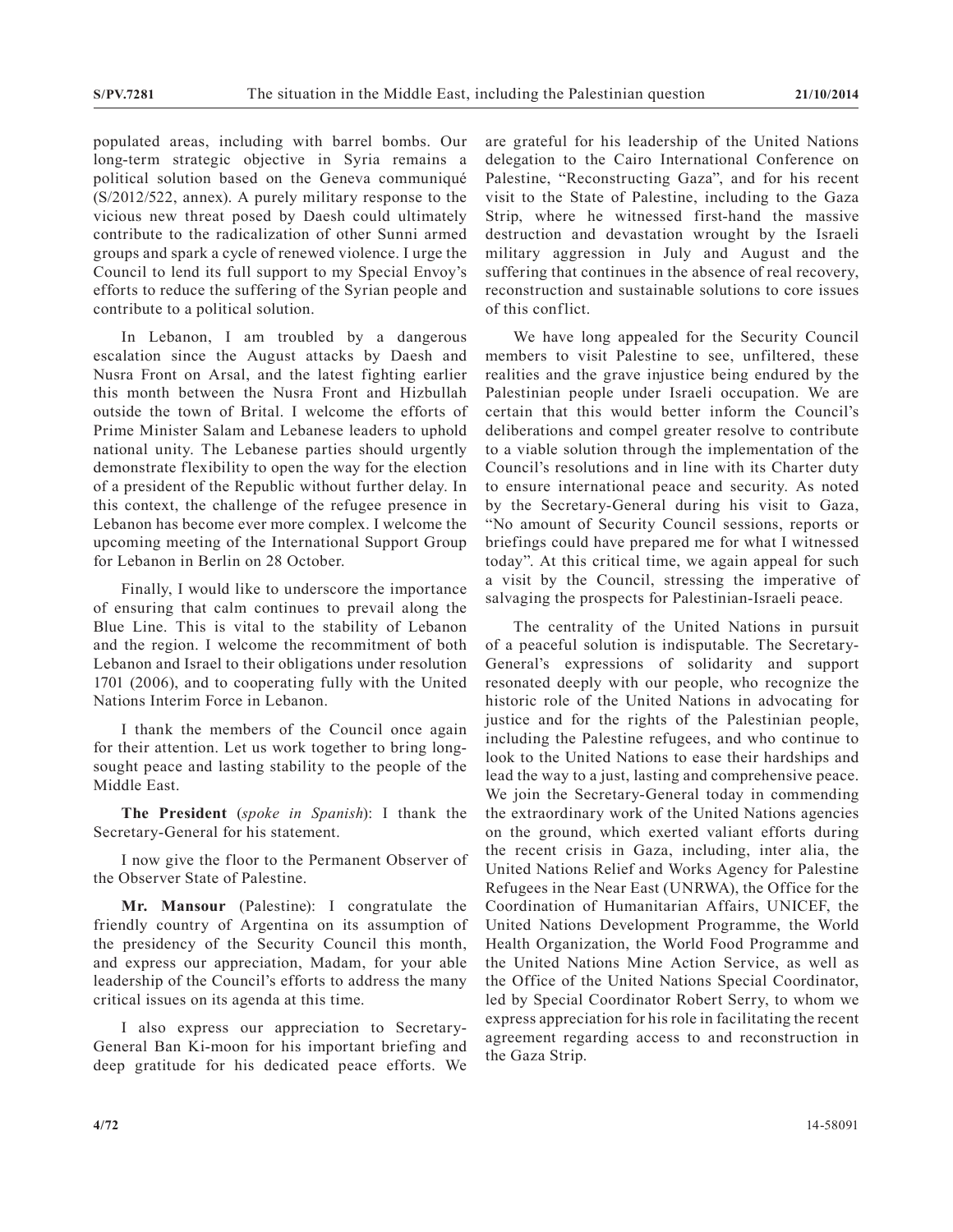populated areas, including with barrel bombs. Our long-term strategic objective in Syria remains a political solution based on the Geneva communiqué (S/2012/522, annex). A purely military response to the vicious new threat posed by Daesh could ultimately contribute to the radicalization of other Sunni armed groups and spark a cycle of renewed violence. I urge the Council to lend its full support to my Special Envoy's efforts to reduce the suffering of the Syrian people and contribute to a political solution.

In Lebanon, I am troubled by a dangerous escalation since the August attacks by Daesh and Nusra Front on Arsal, and the latest fighting earlier this month between the Nusra Front and Hizbullah outside the town of Brital. I welcome the efforts of Prime Minister Salam and Lebanese leaders to uphold national unity. The Lebanese parties should urgently demonstrate flexibility to open the way for the election of a president of the Republic without further delay. In this context, the challenge of the refugee presence in Lebanon has become ever more complex. I welcome the upcoming meeting of the International Support Group for Lebanon in Berlin on 28 October.

Finally, I would like to underscore the importance of ensuring that calm continues to prevail along the Blue Line. This is vital to the stability of Lebanon and the region. I welcome the recommitment of both Lebanon and Israel to their obligations under resolution 1701 (2006), and to cooperating fully with the United Nations Interim Force in Lebanon.

I thank the members of the Council once again for their attention. Let us work together to bring long-sought peace and lasting stability to the people of the Middle East.

**The President** (*spoke in Spanish*): I thank the Secretary-General for his statement.

I now give the floor to the Permanent Observer of the Observer State of Palestine.

**Mr. Mansour** (Palestine): I congratulate the friendly country of Argentina on its assumption of the presidency of the Security Council this month, and express our appreciation, Madam, for your able leadership of the Council's efforts to address the many critical issues on its agenda at this time.

I also express our appreciation to Secretary-General Ban Ki-moon for his important briefing and deep gratitude for his dedicated peace efforts. We are grateful for his leadership of the United Nations delegation to the Cairo International Conference on Palestine, "Reconstructing Gaza", and for his recent visit to the State of Palestine, including to the Gaza Strip, where he witnessed first-hand the massive destruction and devastation wrought by the Israeli military aggression in July and August and the suffering that continues in the absence of real recovery, reconstruction and sustainable solutions to core issues of this conflict.

We have long appealed for the Security Council members to visit Palestine to see, unfiltered, these realities and the grave injustice being endured by the Palestinian people under Israeli occupation. We are certain that this would better inform the Council's deliberations and compel greater resolve to contribute to a viable solution through the implementation of the Council's resolutions and in line with its Charter duty to ensure international peace and security. As noted by the Secretary-General during his visit to Gaza, "No amount of Security Council sessions, reports or briefings could have prepared me for what I witnessed today". At this critical time, we again appeal for such a visit by the Council, stressing the imperative of salvaging the prospects for Palestinian-Israeli peace.

The centrality of the United Nations in pursuit of a peaceful solution is indisputable. The Secretary-General's expressions of solidarity and support resonated deeply with our people, who recognize the historic role of the United Nations in advocating for justice and for the rights of the Palestinian people, including the Palestine refugees, and who continue to look to the United Nations to ease their hardships and lead the way to a just, lasting and comprehensive peace. We join the Secretary-General today in commending the extraordinary work of the United Nations agencies on the ground, which exerted valiant efforts during the recent crisis in Gaza, including, inter alia, the United Nations Relief and Works Agency for Palestine Refugees in the Near East (UNRWA), the Office for the Coordination of Humanitarian Affairs, UNICEF, the United Nations Development Programme, the World Health Organization, the World Food Programme and the United Nations Mine Action Service, as well as the Office of the United Nations Special Coordinator, led by Special Coordinator Robert Serry, to whom we express appreciation for his role in facilitating the recent agreement regarding access to and reconstruction in the Gaza Strip.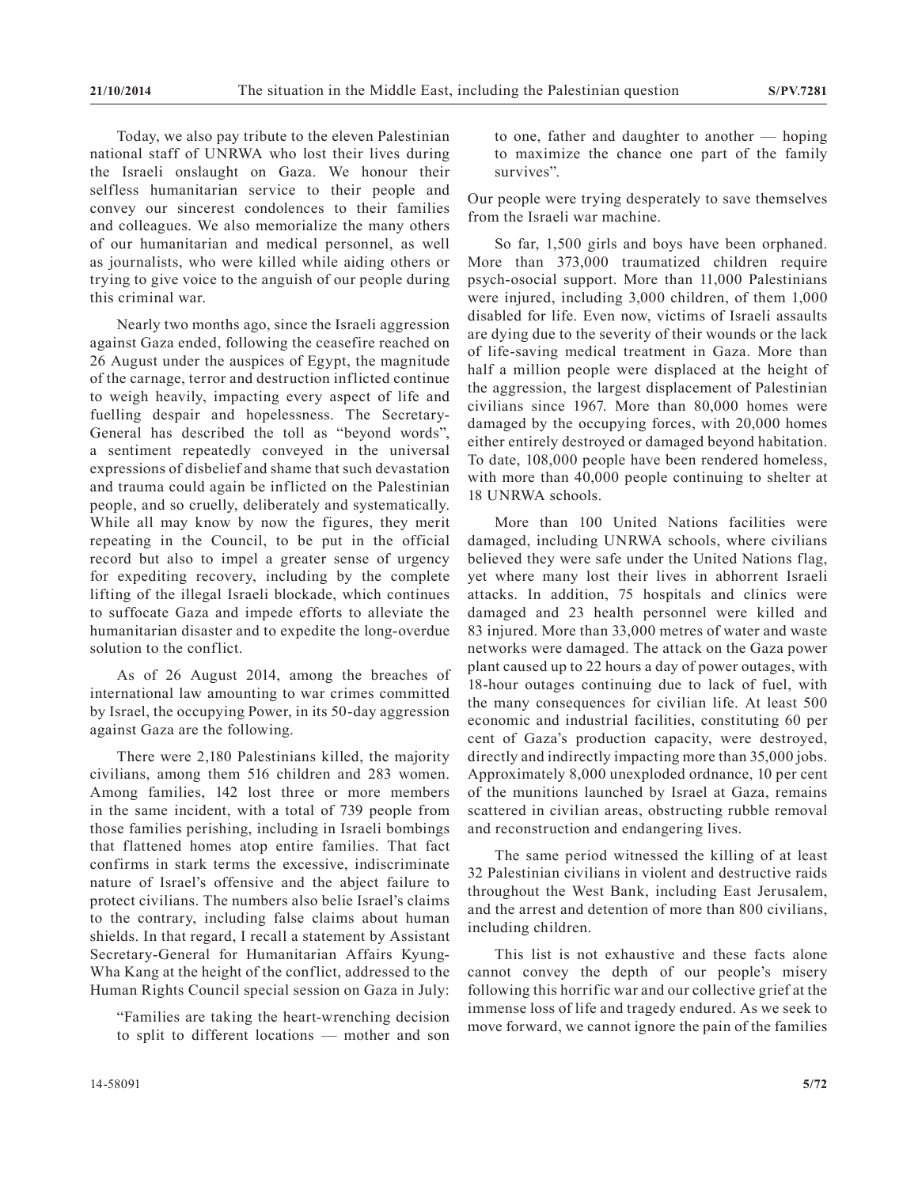Today, we also pay tribute to the eleven Palestinian national staff of UNRWA who lost their lives during the Israeli onslaught on Gaza. We honour their selfless humanitarian service to their people and convey our sincerest condolences to their families and colleagues. We also memorialize the many others of our humanitarian and medical personnel, as well as journalists, who were killed while aiding others or trying to give voice to the anguish of our people during this criminal war.

Nearly two months ago, since the Israeli aggression against Gaza ended, following the ceasefire reached on 26 August under the auspices of Egypt, the magnitude of the carnage, terror and destruction inflicted continue to weigh heavily, impacting every aspect of life and fuelling despair and hopelessness. The Secretary-General has described the toll as "beyond words", a sentiment repeatedly conveyed in the universal expressions of disbelief and shame that such devastation and trauma could again be inflicted on the Palestinian people, and so cruelly, deliberately and systematically. While all may know by now the figures, they merit repeating in the Council, to be put in the official record but also to impel a greater sense of urgency for expediting recovery, including by the complete lifting of the illegal Israeli blockade, which continues to suffocate Gaza and impede efforts to alleviate the humanitarian disaster and to expedite the long-overdue solution to the conflict.

As of 26 August 2014, among the breaches of international law amounting to war crimes committed by Israel, the occupying Power, in its 50-day aggression against Gaza are the following.

There were 2,180 Palestinians killed, the majority civilians, among them 516 children and 283 women. Among families, 142 lost three or more members in the same incident, with a total of 739 people from those families perishing, including in Israeli bombings that flattened homes atop entire families. That fact confirms in stark terms the excessive, indiscriminate nature of Israel's offensive and the abject failure to protect civilians. The numbers also belie Israel's claims to the contrary, including false claims about human shields. In that regard, I recall a statement by Assistant Secretary-General for Humanitarian Affairs Kyung-Wha Kang at the height of the conflict, addressed to the Human Rights Council special session on Gaza in July:

> "Families are taking the heart-wrenching decision to split to different locations — mother and son to one, father and daughter to another — hoping to maximize the chance one part of the family survives".

Our people were trying desperately to save themselves from the Israeli war machine.

So far, 1,500 girls and boys have been orphaned. More than 373,000 traumatized children require psych-osocial support. More than 11,000 Palestinians were injured, including 3,000 children, of them 1,000 disabled for life. Even now, victims of Israeli assaults are dying due to the severity of their wounds or the lack of life-saving medical treatment in Gaza. More than half a million people were displaced at the height of the aggression, the largest displacement of Palestinian civilians since 1967. More than 80,000 homes were damaged by the occupying forces, with 20,000 homes either entirely destroyed or damaged beyond habitation. To date, 108,000 people have been rendered homeless, with more than 40,000 people continuing to shelter at 18 UNRWA schools.

More than 100 United Nations facilities were damaged, including UNRWA schools, where civilians believed they were safe under the United Nations flag, yet where many lost their lives in abhorrent Israeli attacks. In addition, 75 hospitals and clinics were damaged and 23 health personnel were killed and 83 injured. More than 33,000 metres of water and waste networks were damaged. The attack on the Gaza power plant caused up to 22 hours a day of power outages, with 18-hour outages continuing due to lack of fuel, with the many consequences for civilian life. At least 500 economic and industrial facilities, constituting 60 per cent of Gaza's production capacity, were destroyed, directly and indirectly impacting more than 35,000 jobs. Approximately 8,000 unexploded ordnance, 10 per cent of the munitions launched by Israel at Gaza, remains scattered in civilian areas, obstructing rubble removal and reconstruction and endangering lives.

The same period witnessed the killing of at least 32 Palestinian civilians in violent and destructive raids throughout the West Bank, including East Jerusalem, and the arrest and detention of more than 800 civilians, including children.

This list is not exhaustive and these facts alone cannot convey the depth of our people's misery following this horrific war and our collective grief at the immense loss of life and tragedy endured. As we seek to move forward, we cannot ignore the pain of the families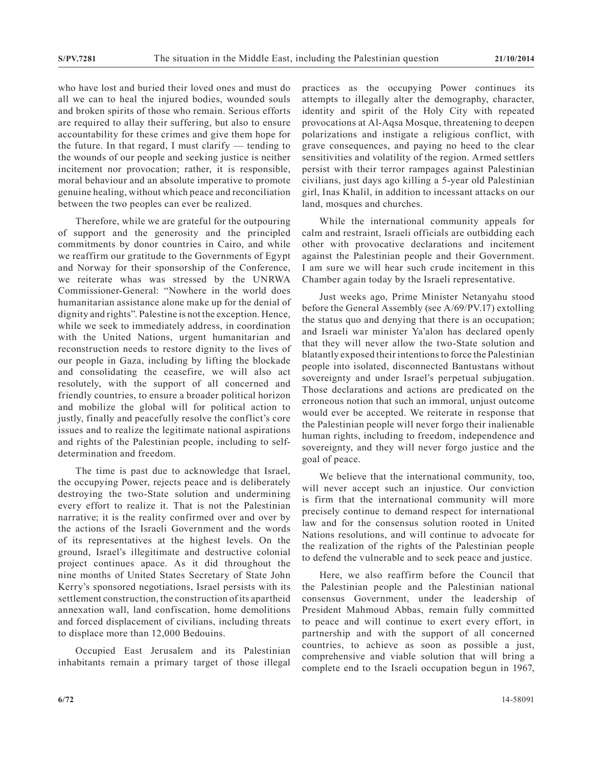who have lost and buried their loved ones and must do all we can to heal the injured bodies, wounded souls and broken spirits of those who remain. Serious efforts are required to allay their suffering, but also to ensure accountability for these crimes and give them hope for the future. In that regard, I must clarify — tending to the wounds of our people and seeking justice is neither incitement nor provocation; rather, it is responsible, moral behaviour and an absolute imperative to promote genuine healing, without which peace and reconciliation between the two peoples can ever be realized.

Therefore, while we are grateful for the outpouring of support and the generosity and the principled commitments by donor countries in Cairo, and while we reaffirm our gratitude to the Governments of Egypt and Norway for their sponsorship of the Conference, we reiterate whas was stressed by the UNRWA Commissioner-General: "Nowhere in the world does humanitarian assistance alone make up for the denial of dignity and rights". Palestine is not the exception. Hence, while we seek to immediately address, in coordination with the United Nations, urgent humanitarian and reconstruction needs to restore dignity to the lives of our people in Gaza, including by lifting the blockade and consolidating the ceasefire, we will also act resolutely, with the support of all concerned and friendly countries, to ensure a broader political horizon and mobilize the global will for political action to justly, finally and peacefully resolve the conflict's core issues and to realize the legitimate national aspirations and rights of the Palestinian people, including to self-determination and freedom.

The time is past due to acknowledge that Israel, the occupying Power, rejects peace and is deliberately destroying the two-State solution and undermining every effort to realize it. That is not the Palestinian narrative; it is the reality confirmed over and over by the actions of the Israeli Government and the words of its representatives at the highest levels. On the ground, Israel's illegitimate and destructive colonial project continues apace. As it did throughout the nine months of United States Secretary of State John Kerry's sponsored negotiations, Israel persists with its settlement construction, the construction of its apartheid annexation wall, land confiscation, home demolitions and forced displacement of civilians, including threats to displace more than 12,000 Bedouins.

Occupied East Jerusalem and its Palestinian inhabitants remain a primary target of those illegal practices as the occupying Power continues its attempts to illegally alter the demography, character, identity and spirit of the Holy City with repeated provocations at Al-Aqsa Mosque, threatening to deepen polarizations and instigate a religious conflict, with grave consequences, and paying no heed to the clear sensitivities and volatility of the region. Armed settlers persist with their terror rampages against Palestinian civilians, just days ago killing a 5-year old Palestinian girl, Inas Khalil, in addition to incessant attacks on our land, mosques and churches.

While the international community appeals for calm and restraint, Israeli officials are outbidding each other with provocative declarations and incitement against the Palestinian people and their Government. I am sure we will hear such crude incitement in this Chamber again today by the Israeli representative.

Just weeks ago, Prime Minister Netanyahu stood before the General Assembly (see A/69/PV.17) extolling the status quo and denying that there is an occupation; and Israeli war minister Ya'alon has declared openly that they will never allow the two-State solution and blatantly exposed their intentions to force the Palestinian people into isolated, disconnected Bantustans without sovereignty and under Israel's perpetual subjugation. Those declarations and actions are predicated on the erroneous notion that such an immoral, unjust outcome would ever be accepted. We reiterate in response that the Palestinian people will never forgo their inalienable human rights, including to freedom, independence and sovereignty, and they will never forgo justice and the goal of peace.

We believe that the international community, too, will never accept such an injustice. Our conviction is firm that the international community will more precisely continue to demand respect for international law and for the consensus solution rooted in United Nations resolutions, and will continue to advocate for the realization of the rights of the Palestinian people to defend the vulnerable and to seek peace and justice.

Here, we also reaffirm before the Council that the Palestinian people and the Palestinian national consensus Government, under the leadership of President Mahmoud Abbas, remain fully committed to peace and will continue to exert every effort, in partnership and with the support of all concerned countries, to achieve as soon as possible a just, comprehensive and viable solution that will bring a complete end to the Israeli occupation begun in 1967,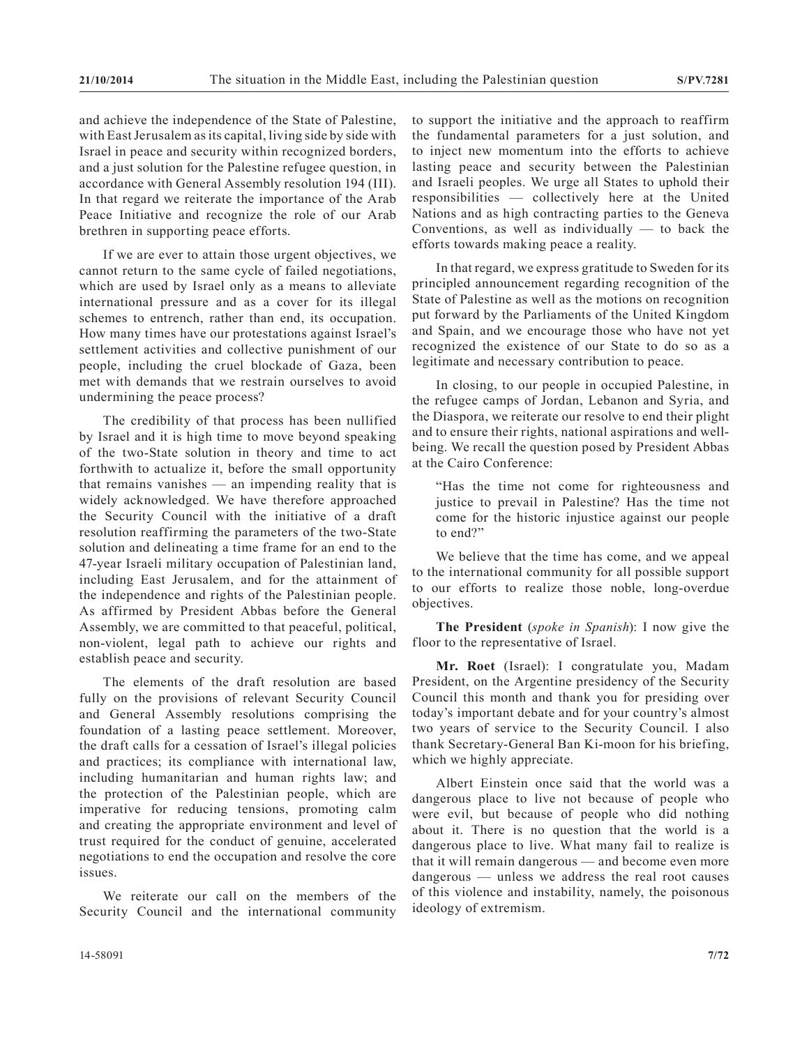and achieve the independence of the State of Palestine, with East Jerusalem as its capital, living side by side with Israel in peace and security within recognized borders, and a just solution for the Palestine refugee question, in accordance with General Assembly resolution 194 (III). In that regard we reiterate the importance of the Arab Peace Initiative and recognize the role of our Arab brethren in supporting peace efforts.

If we are ever to attain those urgent objectives, we cannot return to the same cycle of failed negotiations, which are used by Israel only as a means to alleviate international pressure and as a cover for its illegal schemes to entrench, rather than end, its occupation. How many times have our protestations against Israel's settlement activities and collective punishment of our people, including the cruel blockade of Gaza, been met with demands that we restrain ourselves to avoid undermining the peace process?

The credibility of that process has been nullified by Israel and it is high time to move beyond speaking of the two-State solution in theory and time to act forthwith to actualize it, before the small opportunity that remains vanishes — an impending reality that is widely acknowledged. We have therefore approached the Security Council with the initiative of a draft resolution reaffirming the parameters of the two-State solution and delineating a time frame for an end to the 47-year Israeli military occupation of Palestinian land, including East Jerusalem, and for the attainment of the independence and rights of the Palestinian people. As affirmed by President Abbas before the General Assembly, we are committed to that peaceful, political, non-violent, legal path to achieve our rights and establish peace and security.

The elements of the draft resolution are based fully on the provisions of relevant Security Council and General Assembly resolutions comprising the foundation of a lasting peace settlement. Moreover, the draft calls for a cessation of Israel's illegal policies and practices; its compliance with international law, including humanitarian and human rights law; and the protection of the Palestinian people, which are imperative for reducing tensions, promoting calm and creating the appropriate environment and level of trust required for the conduct of genuine, accelerated negotiations to end the occupation and resolve the core issues.

We reiterate our call on the members of the Security Council and the international community to support the initiative and the approach to reaffirm the fundamental parameters for a just solution, and to inject new momentum into the efforts to achieve lasting peace and security between the Palestinian and Israeli peoples. We urge all States to uphold their responsibilities — collectively here at the United Nations and as high contracting parties to the Geneva Conventions, as well as individually — to back the efforts towards making peace a reality.

In that regard, we express gratitude to Sweden for its principled announcement regarding recognition of the State of Palestine as well as the motions on recognition put forward by the Parliaments of the United Kingdom and Spain, and we encourage those who have not yet recognized the existence of our State to do so as a legitimate and necessary contribution to peace.

In closing, to our people in occupied Palestine, in the refugee camps of Jordan, Lebanon and Syria, and the Diaspora, we reiterate our resolve to end their plight and to ensure their rights, national aspirations and well-being. We recall the question posed by President Abbas at the Cairo Conference:

> "Has the time not come for righteousness and justice to prevail in Palestine? Has the time not come for the historic injustice against our people to end?"

We believe that the time has come, and we appeal to the international community for all possible support to our efforts to realize those noble, long-overdue objectives.

**The President** (*spoke in Spanish*): I now give the floor to the representative of Israel.

**Mr. Roet** (Israel): I congratulate you, Madam President, on the Argentine presidency of the Security Council this month and thank you for presiding over today's important debate and for your country's almost two years of service to the Security Council. I also thank Secretary-General Ban Ki-moon for his briefing, which we highly appreciate.

Albert Einstein once said that the world was a dangerous place to live not because of people who were evil, but because of people who did nothing about it. There is no question that the world is a dangerous place to live. What many fail to realize is that it will remain dangerous — and become even more dangerous — unless we address the real root causes of this violence and instability, namely, the poisonous ideology of extremism.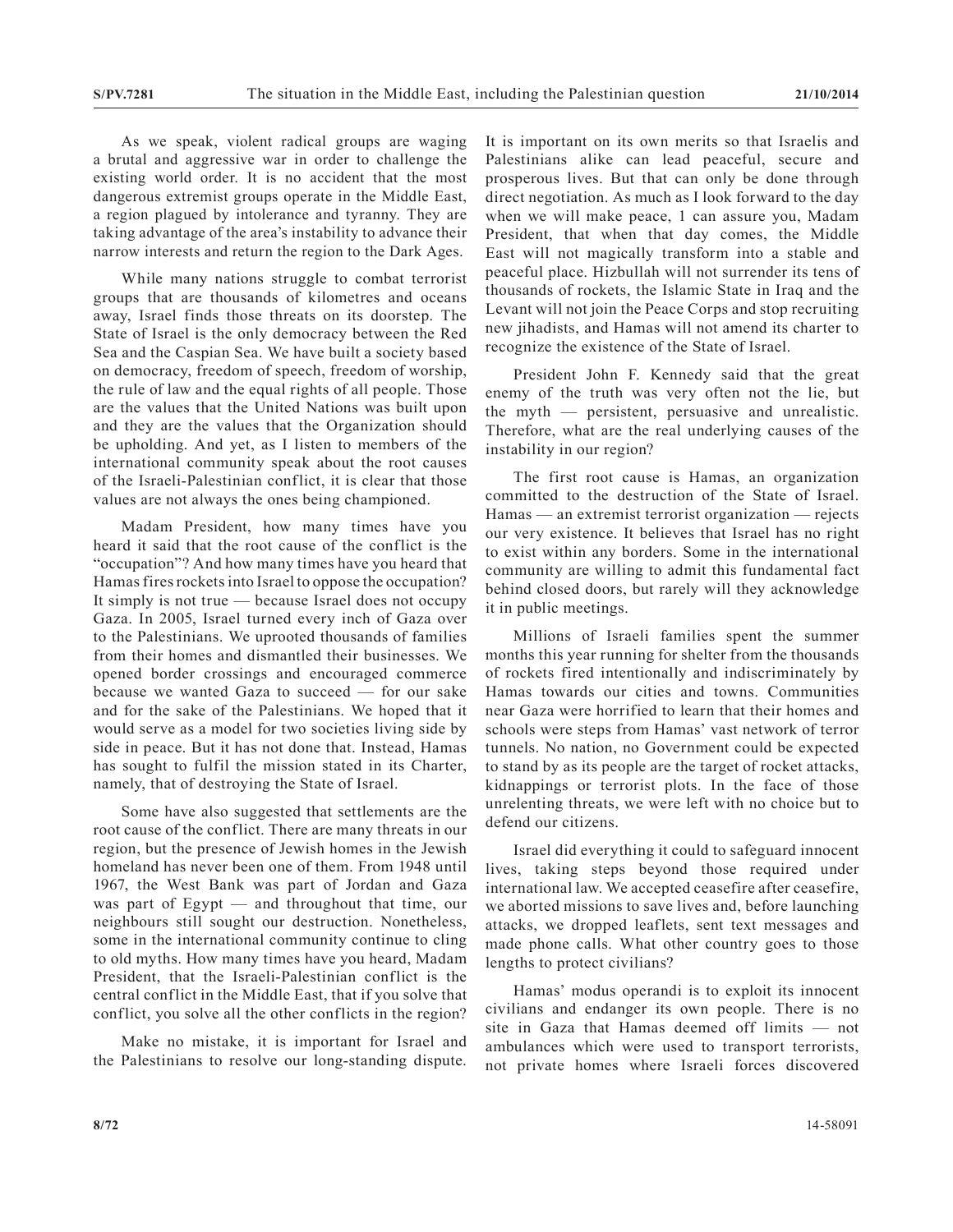As we speak, violent radical groups are waging a brutal and aggressive war in order to challenge the existing world order. It is no accident that the most dangerous extremist groups operate in the Middle East, a region plagued by intolerance and tyranny. They are taking advantage of the area's instability to advance their narrow interests and return the region to the Dark Ages.

While many nations struggle to combat terrorist groups that are thousands of kilometres and oceans away, Israel finds those threats on its doorstep. The State of Israel is the only democracy between the Red Sea and the Caspian Sea. We have built a society based on democracy, freedom of speech, freedom of worship, the rule of law and the equal rights of all people. Those are the values that the United Nations was built upon and they are the values that the Organization should be upholding. And yet, as I listen to members of the international community speak about the root causes of the Israeli-Palestinian conflict, it is clear that those values are not always the ones being championed.

Madam President, how many times have you heard it said that the root cause of the conflict is the "occupation"? And how many times have you heard that Hamas fires rockets into Israel to oppose the occupation? It simply is not true — because Israel does not occupy Gaza. In 2005, Israel turned every inch of Gaza over to the Palestinians. We uprooted thousands of families from their homes and dismantled their businesses. We opened border crossings and encouraged commerce because we wanted Gaza to succeed — for our sake and for the sake of the Palestinians. We hoped that it would serve as a model for two societies living side by side in peace. But it has not done that. Instead, Hamas has sought to fulfil the mission stated in its Charter, namely, that of destroying the State of Israel.

Some have also suggested that settlements are the root cause of the conflict. There are many threats in our region, but the presence of Jewish homes in the Jewish homeland has never been one of them. From 1948 until 1967, the West Bank was part of Jordan and Gaza was part of Egypt — and throughout that time, our neighbours still sought our destruction. Nonetheless, some in the international community continue to cling to old myths. How many times have you heard, Madam President, that the Israeli-Palestinian conflict is the central conflict in the Middle East, that if you solve that conflict, you solve all the other conflicts in the region?

Make no mistake, it is important for Israel and the Palestinians to resolve our long-standing dispute. It is important on its own merits so that Israelis and Palestinians alike can lead peaceful, secure and prosperous lives. But that can only be done through direct negotiation. As much as I look forward to the day when we will make peace, I can assure you, Madam President, that when that day comes, the Middle East will not magically transform into a stable and peaceful place. Hizbullah will not surrender its tens of thousands of rockets, the Islamic State in Iraq and the Levant will not join the Peace Corps and stop recruiting new jihadists, and Hamas will not amend its charter to recognize the existence of the State of Israel.

President John F. Kennedy said that the great enemy of the truth was very often not the lie, but the myth — persistent, persuasive and unrealistic. Therefore, what are the real underlying causes of the instability in our region?

The first root cause is Hamas, an organization committed to the destruction of the State of Israel. Hamas — an extremist terrorist organization — rejects our very existence. It believes that Israel has no right to exist within any borders. Some in the international community are willing to admit this fundamental fact behind closed doors, but rarely will they acknowledge it in public meetings.

Millions of Israeli families spent the summer months this year running for shelter from the thousands of rockets fired intentionally and indiscriminately by Hamas towards our cities and towns. Communities near Gaza were horrified to learn that their homes and schools were steps from Hamas' vast network of terror tunnels. No nation, no Government could be expected to stand by as its people are the target of rocket attacks, kidnappings or terrorist plots. In the face of those unrelenting threats, we were left with no choice but to defend our citizens.

Israel did everything it could to safeguard innocent lives, taking steps beyond those required under international law. We accepted ceasefire after ceasefire, we aborted missions to save lives and, before launching attacks, we dropped leaflets, sent text messages and made phone calls. What other country goes to those lengths to protect civilians?

Hamas' modus operandi is to exploit its innocent civilians and endanger its own people. There is no site in Gaza that Hamas deemed off limits — not ambulances which were used to transport terrorists, not private homes where Israeli forces discovered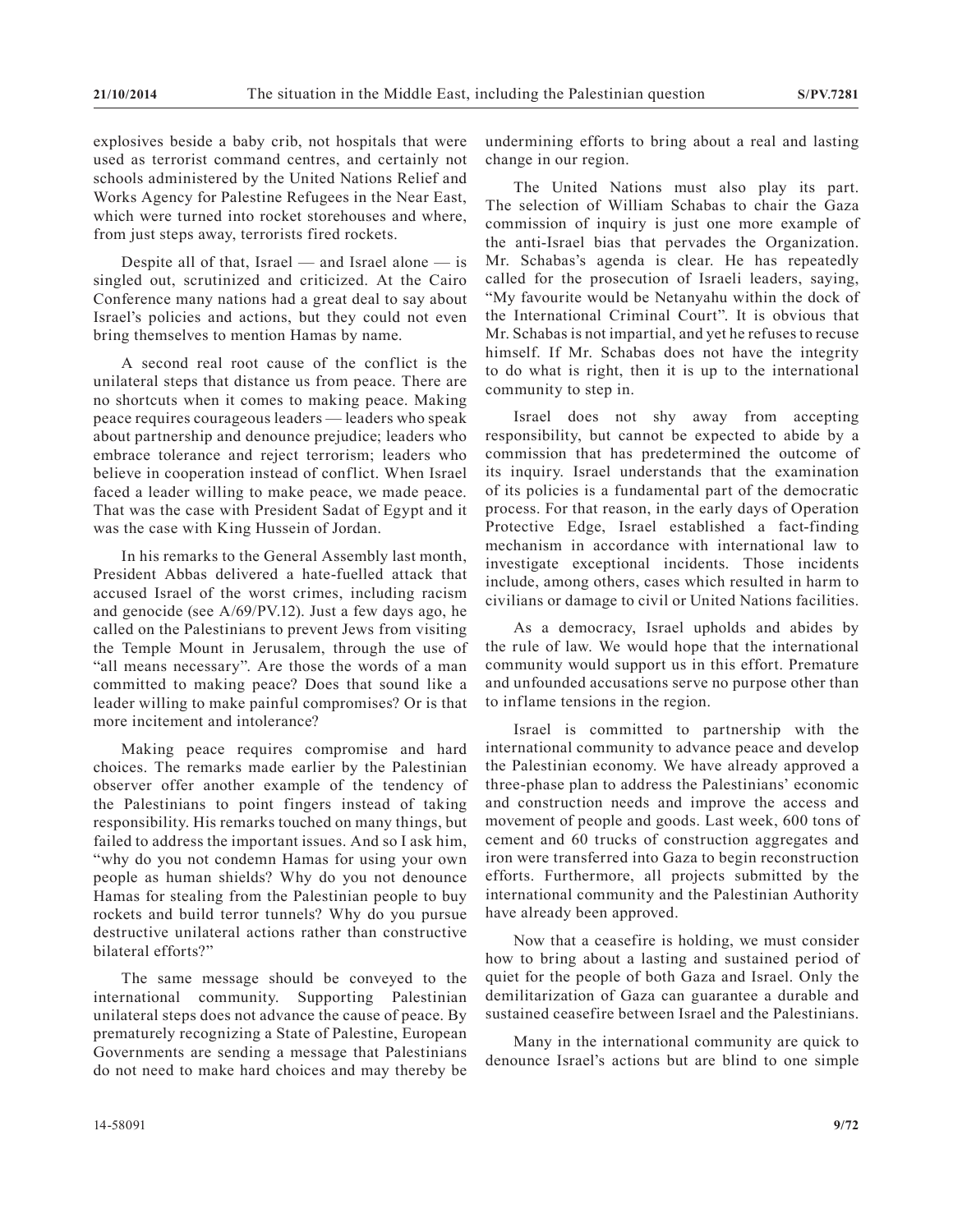explosives beside a baby crib, not hospitals that were used as terrorist command centres, and certainly not schools administered by the United Nations Relief and Works Agency for Palestine Refugees in the Near East, which were turned into rocket storehouses and where, from just steps away, terrorists fired rockets.

Despite all of that, Israel — and Israel alone — is singled out, scrutinized and criticized. At the Cairo Conference many nations had a great deal to say about Israel's policies and actions, but they could not even bring themselves to mention Hamas by name.

A second real root cause of the conflict is the unilateral steps that distance us from peace. There are no shortcuts when it comes to making peace. Making peace requires courageous leaders — leaders who speak about partnership and denounce prejudice; leaders who embrace tolerance and reject terrorism; leaders who believe in cooperation instead of conflict. When Israel faced a leader willing to make peace, we made peace. That was the case with President Sadat of Egypt and it was the case with King Hussein of Jordan.

In his remarks to the General Assembly last month, President Abbas delivered a hate-fuelled attack that accused Israel of the worst crimes, including racism and genocide (see A/69/PV.12). Just a few days ago, he called on the Palestinians to prevent Jews from visiting the Temple Mount in Jerusalem, through the use of "all means necessary". Are those the words of a man committed to making peace? Does that sound like a leader willing to make painful compromises? Or is that more incitement and intolerance?

Making peace requires compromise and hard choices. The remarks made earlier by the Palestinian observer offer another example of the tendency of the Palestinians to point fingers instead of taking responsibility. His remarks touched on many things, but failed to address the important issues. And so I ask him, "why do you not condemn Hamas for using your own people as human shields? Why do you not denounce Hamas for stealing from the Palestinian people to buy rockets and build terror tunnels? Why do you pursue destructive unilateral actions rather than constructive bilateral efforts?"

The same message should be conveyed to the international community. Supporting Palestinian unilateral steps does not advance the cause of peace. By prematurely recognizing a State of Palestine, European Governments are sending a message that Palestinians do not need to make hard choices and may thereby be undermining efforts to bring about a real and lasting change in our region.

The United Nations must also play its part. The selection of William Schabas to chair the Gaza commission of inquiry is just one more example of the anti-Israel bias that pervades the Organization. Mr. Schabas's agenda is clear. He has repeatedly called for the prosecution of Israeli leaders, saying, "My favourite would be Netanyahu within the dock of the International Criminal Court". It is obvious that Mr. Schabas is not impartial, and yet he refuses to recuse himself. If Mr. Schabas does not have the integrity to do what is right, then it is up to the international community to step in.

Israel does not shy away from accepting responsibility, but cannot be expected to abide by a commission that has predetermined the outcome of its inquiry. Israel understands that the examination of its policies is a fundamental part of the democratic process. For that reason, in the early days of Operation Protective Edge, Israel established a fact-finding mechanism in accordance with international law to investigate exceptional incidents. Those incidents include, among others, cases which resulted in harm to civilians or damage to civil or United Nations facilities.

As a democracy, Israel upholds and abides by the rule of law. We would hope that the international community would support us in this effort. Premature and unfounded accusations serve no purpose other than to inflame tensions in the region.

Israel is committed to partnership with the international community to advance peace and develop the Palestinian economy. We have already approved a three-phase plan to address the Palestinians' economic and construction needs and improve the access and movement of people and goods. Last week, 600 tons of cement and 60 trucks of construction aggregates and iron were transferred into Gaza to begin reconstruction efforts. Furthermore, all projects submitted by the international community and the Palestinian Authority have already been approved.

Now that a ceasefire is holding, we must consider how to bring about a lasting and sustained period of quiet for the people of both Gaza and Israel. Only the demilitarization of Gaza can guarantee a durable and sustained ceasefire between Israel and the Palestinians.

Many in the international community are quick to denounce Israel's actions but are blind to one simple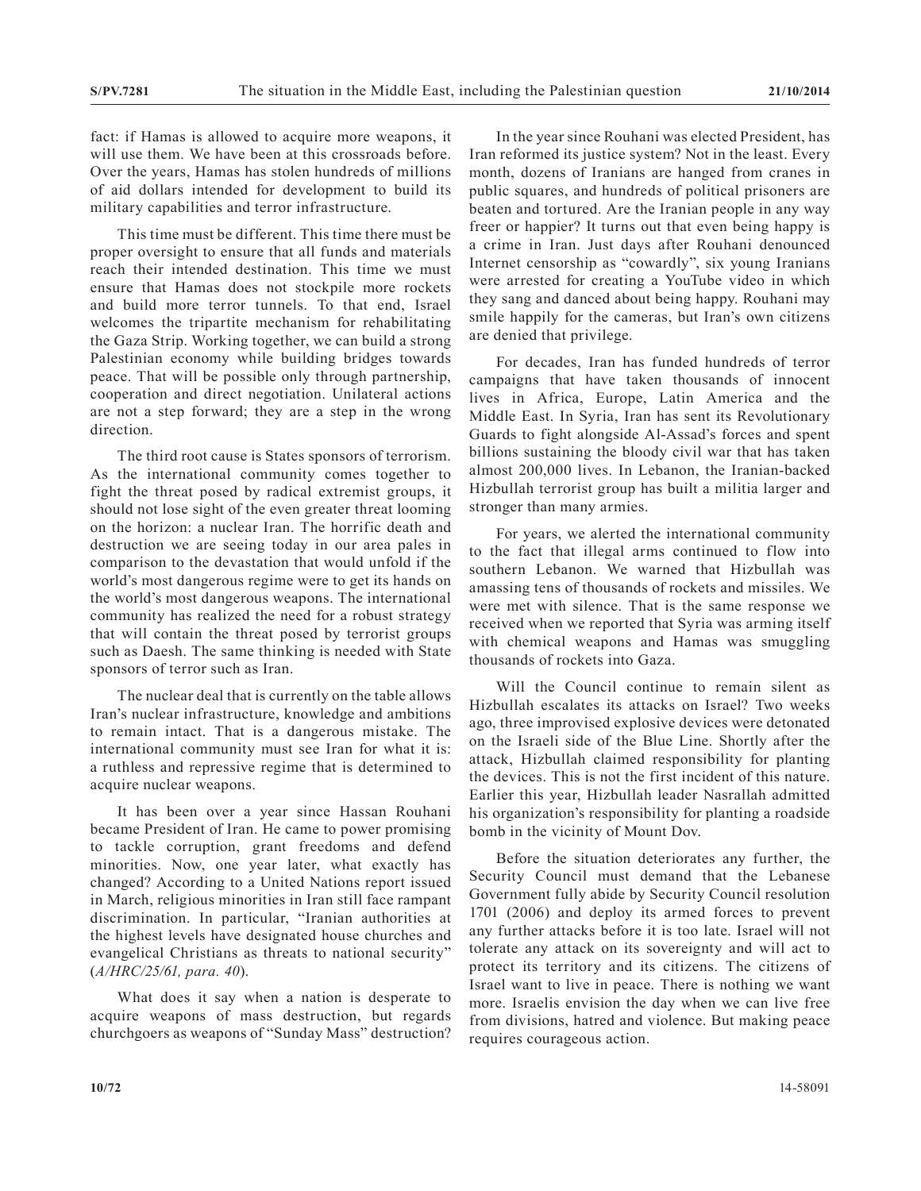fact: if Hamas is allowed to acquire more weapons, it will use them. We have been at this crossroads before. Over the years, Hamas has stolen hundreds of millions of aid dollars intended for development to build its military capabilities and terror infrastructure.

This time must be different. This time there must be proper oversight to ensure that all funds and materials reach their intended destination. This time we must ensure that Hamas does not stockpile more rockets and build more terror tunnels. To that end, Israel welcomes the tripartite mechanism for rehabilitating the Gaza Strip. Working together, we can build a strong Palestinian economy while building bridges towards peace. That will be possible only through partnership, cooperation and direct negotiation. Unilateral actions are not a step forward; they are a step in the wrong direction.

The third root cause is States sponsors of terrorism. As the international community comes together to fight the threat posed by radical extremist groups, it should not lose sight of the even greater threat looming on the horizon: a nuclear Iran. The horrific death and destruction we are seeing today in our area pales in comparison to the devastation that would unfold if the world's most dangerous regime were to get its hands on the world's most dangerous weapons. The international community has realized the need for a robust strategy that will contain the threat posed by terrorist groups such as Daesh. The same thinking is needed with State sponsors of terror such as Iran.

The nuclear deal that is currently on the table allows Iran's nuclear infrastructure, knowledge and ambitions to remain intact. That is a dangerous mistake. The international community must see Iran for what it is: a ruthless and repressive regime that is determined to acquire nuclear weapons.

It has been over a year since Hassan Rouhani became President of Iran. He came to power promising to tackle corruption, grant freedoms and defend minorities. Now, one year later, what exactly has changed? According to a United Nations report issued in March, religious minorities in Iran still face rampant discrimination. In particular, "Iranian authorities at the highest levels have designated house churches and evangelical Christians as threats to national security" (*A/HRC/25/61, para. 40*).

What does it say when a nation is desperate to acquire weapons of mass destruction, but regards churchgoers as weapons of "Sunday Mass" destruction?

In the year since Rouhani was elected President, has Iran reformed its justice system? Not in the least. Every month, dozens of Iranians are hanged from cranes in public squares, and hundreds of political prisoners are beaten and tortured. Are the Iranian people in any way freer or happier? It turns out that even being happy is a crime in Iran. Just days after Rouhani denounced Internet censorship as "cowardly", six young Iranians were arrested for creating a YouTube video in which they sang and danced about being happy. Rouhani may smile happily for the cameras, but Iran's own citizens are denied that privilege.

For decades, Iran has funded hundreds of terror campaigns that have taken thousands of innocent lives in Africa, Europe, Latin America and the Middle East. In Syria, Iran has sent its Revolutionary Guards to fight alongside Al-Assad's forces and spent billions sustaining the bloody civil war that has taken almost 200,000 lives. In Lebanon, the Iranian-backed Hizbullah terrorist group has built a militia larger and stronger than many armies.

For years, we alerted the international community to the fact that illegal arms continued to flow into southern Lebanon. We warned that Hizbullah was amassing tens of thousands of rockets and missiles. We were met with silence. That is the same response we received when we reported that Syria was arming itself with chemical weapons and Hamas was smuggling thousands of rockets into Gaza.

Will the Council continue to remain silent as Hizbullah escalates its attacks on Israel? Two weeks ago, three improvised explosive devices were detonated on the Israeli side of the Blue Line. Shortly after the attack, Hizbullah claimed responsibility for planting the devices. This is not the first incident of this nature. Earlier this year, Hizbullah leader Nasrallah admitted his organization's responsibility for planting a roadside bomb in the vicinity of Mount Dov.

Before the situation deteriorates any further, the Security Council must demand that the Lebanese Government fully abide by Security Council resolution 1701 (2006) and deploy its armed forces to prevent any further attacks before it is too late. Israel will not tolerate any attack on its sovereignty and will act to protect its territory and its citizens. The citizens of Israel want to live in peace. There is nothing we want more. Israelis envision the day when we can live free from divisions, hatred and violence. But making peace requires courageous action.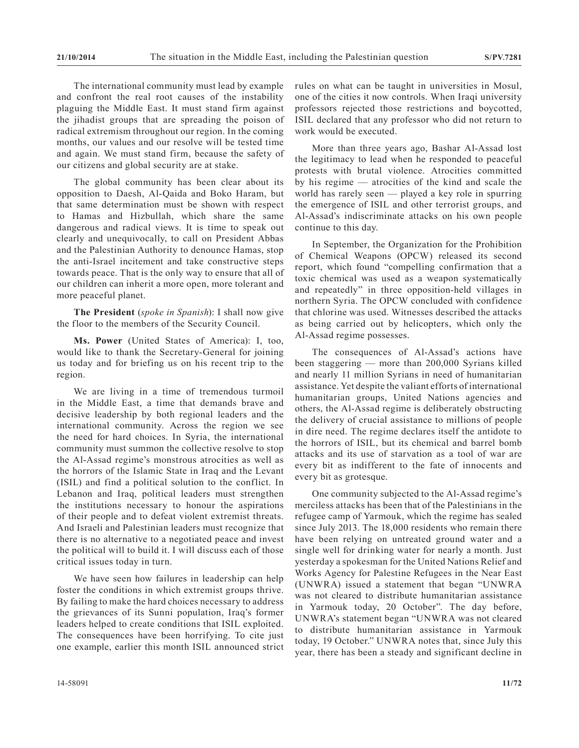The international community must lead by example and confront the real root causes of the instability plaguing the Middle East. It must stand firm against the jihadist groups that are spreading the poison of radical extremism throughout our region. In the coming months, our values and our resolve will be tested time and again. We must stand firm, because the safety of our citizens and global security are at stake.

The global community has been clear about its opposition to Daesh, Al-Qaida and Boko Haram, but that same determination must be shown with respect to Hamas and Hizbullah, which share the same dangerous and radical views. It is time to speak out clearly and unequivocally, to call on President Abbas and the Palestinian Authority to denounce Hamas, stop the anti-Israel incitement and take constructive steps towards peace. That is the only way to ensure that all of our children can inherit a more open, more tolerant and more peaceful planet.

**The President** (*spoke in Spanish*): I shall now give the floor to the members of the Security Council.

**Ms. Power** (United States of America): I, too, would like to thank the Secretary-General for joining us today and for briefing us on his recent trip to the region.

We are living in a time of tremendous turmoil in the Middle East, a time that demands brave and decisive leadership by both regional leaders and the international community. Across the region we see the need for hard choices. In Syria, the international community must summon the collective resolve to stop the Al-Assad regime's monstrous atrocities as well as the horrors of the Islamic State in Iraq and the Levant (ISIL) and find a political solution to the conflict. In Lebanon and Iraq, political leaders must strengthen the institutions necessary to honour the aspirations of their people and to defeat violent extremist threats. And Israeli and Palestinian leaders must recognize that there is no alternative to a negotiated peace and invest the political will to build it. I will discuss each of those critical issues today in turn.

We have seen how failures in leadership can help foster the conditions in which extremist groups thrive. By failing to make the hard choices necessary to address the grievances of its Sunni population, Iraq's former leaders helped to create conditions that ISIL exploited. The consequences have been horrifying. To cite just one example, earlier this month ISIL announced strict rules on what can be taught in universities in Mosul, one of the cities it now controls. When Iraqi university professors rejected those restrictions and boycotted, ISIL declared that any professor who did not return to work would be executed.

More than three years ago, Bashar Al-Assad lost the legitimacy to lead when he responded to peaceful protests with brutal violence. Atrocities committed by his regime — atrocities of the kind and scale the world has rarely seen — played a key role in spurring the emergence of ISIL and other terrorist groups, and Al-Assad's indiscriminate attacks on his own people continue to this day.

In September, the Organization for the Prohibition of Chemical Weapons (OPCW) released its second report, which found "compelling confirmation that a toxic chemical was used as a weapon systematically and repeatedly" in three opposition-held villages in northern Syria. The OPCW concluded with confidence that chlorine was used. Witnesses described the attacks as being carried out by helicopters, which only the Al-Assad regime possesses.

The consequences of Al-Assad's actions have been staggering — more than 200,000 Syrians killed and nearly 11 million Syrians in need of humanitarian assistance. Yet despite the valiant efforts of international humanitarian groups, United Nations agencies and others, the Al-Assad regime is deliberately obstructing the delivery of crucial assistance to millions of people in dire need. The regime declares itself the antidote to the horrors of ISIL, but its chemical and barrel bomb attacks and its use of starvation as a tool of war are every bit as indifferent to the fate of innocents and every bit as grotesque.

One community subjected to the Al-Assad regime's merciless attacks has been that of the Palestinians in the refugee camp of Yarmouk, which the regime has sealed since July 2013. The 18,000 residents who remain there have been relying on untreated ground water and a single well for drinking water for nearly a month. Just yesterday a spokesman for the United Nations Relief and Works Agency for Palestine Refugees in the Near East (UNWRA) issued a statement that began "UNWRA was not cleared to distribute humanitarian assistance in Yarmouk today, 20 October". The day before, UNWRA's statement began "UNWRA was not cleared to distribute humanitarian assistance in Yarmouk today, 19 October." UNWRA notes that, since July this year, there has been a steady and significant decline in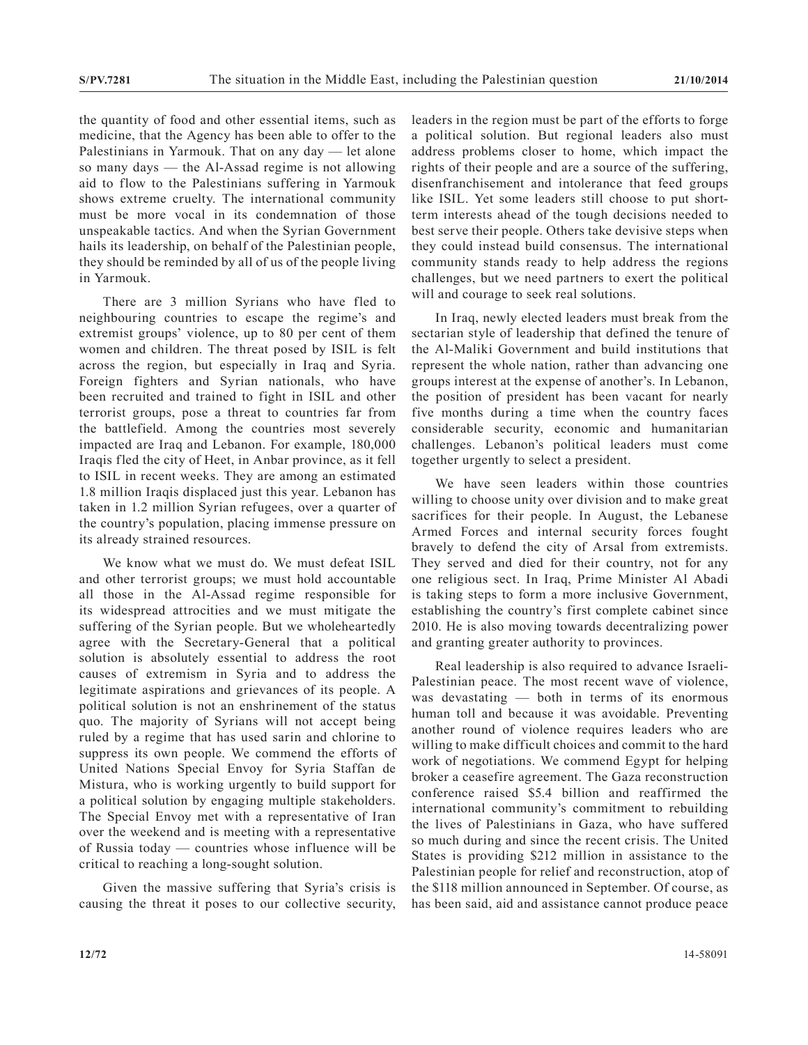the quantity of food and other essential items, such as medicine, that the Agency has been able to offer to the Palestinians in Yarmouk. That on any day — let alone so many days — the Al-Assad regime is not allowing aid to flow to the Palestinians suffering in Yarmouk shows extreme cruelty. The international community must be more vocal in its condemnation of those unspeakable tactics. And when the Syrian Government hails its leadership, on behalf of the Palestinian people, they should be reminded by all of us of the people living in Yarmouk.

There are 3 million Syrians who have fled to neighbouring countries to escape the regime's and extremist groups' violence, up to 80 per cent of them women and children. The threat posed by ISIL is felt across the region, but especially in Iraq and Syria. Foreign fighters and Syrian nationals, who have been recruited and trained to fight in ISIL and other terrorist groups, pose a threat to countries far from the battlefield. Among the countries most severely impacted are Iraq and Lebanon. For example, 180,000 Iraqis fled the city of Heet, in Anbar province, as it fell to ISIL in recent weeks. They are among an estimated 1.8 million Iraqis displaced just this year. Lebanon has taken in 1.2 million Syrian refugees, over a quarter of the country's population, placing immense pressure on its already strained resources.

We know what we must do. We must defeat ISIL and other terrorist groups; we must hold accountable all those in the Al-Assad regime responsible for its widespread atrocities and we must mitigate the suffering of the Syrian people. But we wholeheartedly agree with the Secretary-General that a political solution is absolutely essential to address the root causes of extremism in Syria and to address the legitimate aspirations and grievances of its people. A political solution is not an enshrinement of the status quo. The majority of Syrians will not accept being ruled by a regime that has used sarin and chlorine to suppress its own people. We commend the efforts of United Nations Special Envoy for Syria Staffan de Mistura, who is working urgently to build support for a political solution by engaging multiple stakeholders. The Special Envoy met with a representative of Iran over the weekend and is meeting with a representative of Russia today — countries whose influence will be critical to reaching a long-sought solution.

Given the massive suffering that Syria's crisis is causing the threat it poses to our collective security, leaders in the region must be part of the efforts to forge a political solution. But regional leaders also must address problems closer to home, which impact the rights of their people and are a source of the suffering, disenfranchisement and intolerance that feed groups like ISIL. Yet some leaders still choose to put short-term interests ahead of the tough decisions needed to best serve their people. Others take devisive steps when they could instead build consensus. The international community stands ready to help address the regions challenges, but we need partners to exert the political will and courage to seek real solutions.

In Iraq, newly elected leaders must break from the sectarian style of leadership that defined the tenure of the Al-Maliki Government and build institutions that represent the whole nation, rather than advancing one groups interest at the expense of another's. In Lebanon, the position of president has been vacant for nearly five months during a time when the country faces considerable security, economic and humanitarian challenges. Lebanon's political leaders must come together urgently to select a president.

We have seen leaders within those countries willing to choose unity over division and to make great sacrifices for their people. In August, the Lebanese Armed Forces and internal security forces fought bravely to defend the city of Arsal from extremists. They served and died for their country, not for any one religious sect. In Iraq, Prime Minister Al Abadi is taking steps to form a more inclusive Government, establishing the country's first complete cabinet since 2010. He is also moving towards decentralizing power and granting greater authority to provinces.

Real leadership is also required to advance Israeli-Palestinian peace. The most recent wave of violence, was devastating — both in terms of its enormous human toll and because it was avoidable. Preventing another round of violence requires leaders who are willing to make difficult choices and commit to the hard work of negotiations. We commend Egypt for helping broker a ceasefire agreement. The Gaza reconstruction conference raised $5.4 billion and reaffirmed the international community's commitment to rebuilding the lives of Palestinians in Gaza, who have suffered so much during and since the recent crisis. The United States is providing $212 million in assistance to the Palestinian people for relief and reconstruction, atop of the $118 million announced in September. Of course, as has been said, aid and assistance cannot produce peace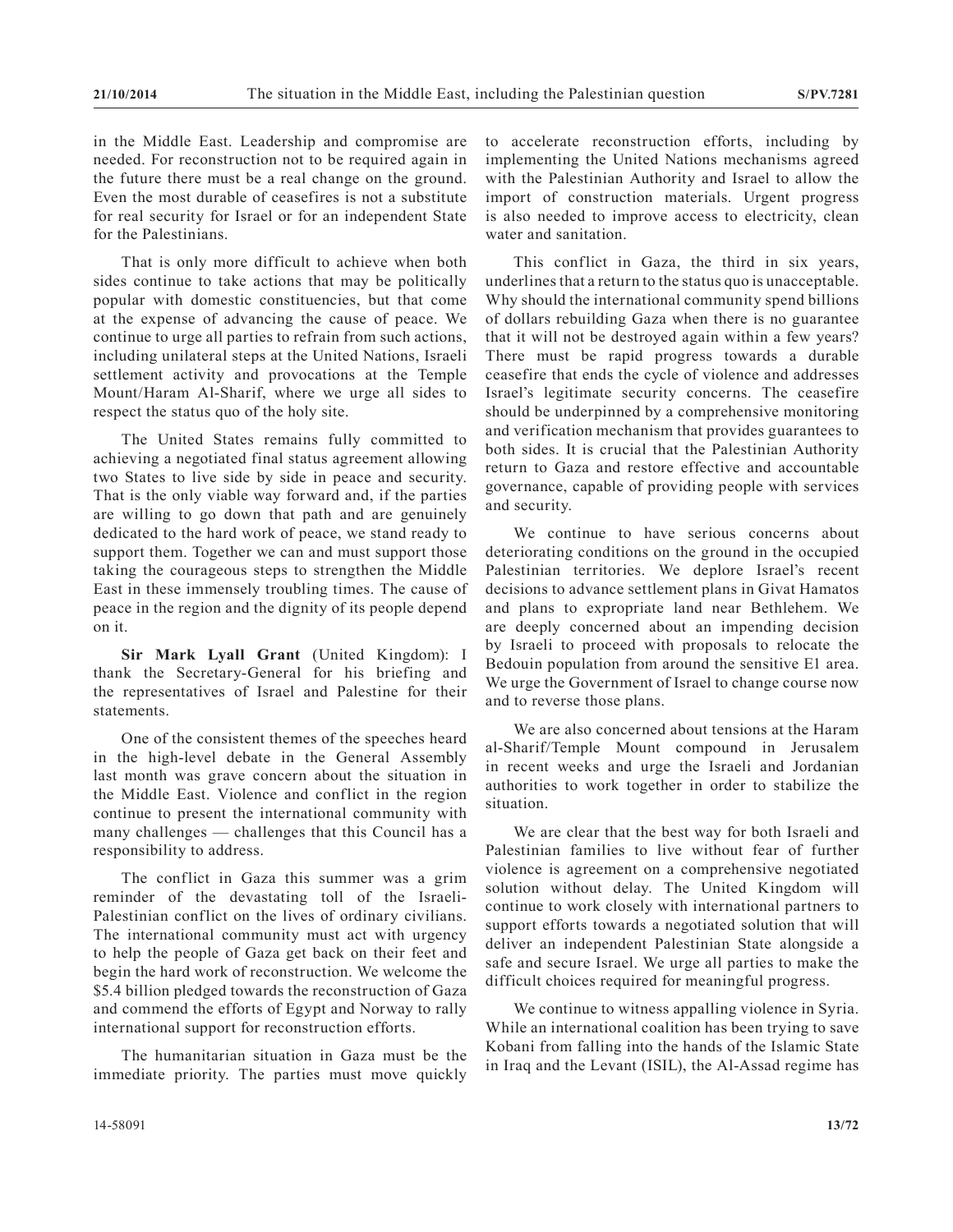in the Middle East. Leadership and compromise are needed. For reconstruction not to be required again in the future there must be a real change on the ground. Even the most durable of ceasefires is not a substitute for real security for Israel or for an independent State for the Palestinians.

That is only more difficult to achieve when both sides continue to take actions that may be politically popular with domestic constituencies, but that come at the expense of advancing the cause of peace. We continue to urge all parties to refrain from such actions, including unilateral steps at the United Nations, Israeli settlement activity and provocations at the Temple Mount/Haram Al-Sharif, where we urge all sides to respect the status quo of the holy site.

The United States remains fully committed to achieving a negotiated final status agreement allowing two States to live side by side in peace and security. That is the only viable way forward and, if the parties are willing to go down that path and are genuinely dedicated to the hard work of peace, we stand ready to support them. Together we can and must support those taking the courageous steps to strengthen the Middle East in these immensely troubling times. The cause of peace in the region and the dignity of its people depend on it.

**Sir Mark Lyall Grant** (United Kingdom): I thank the Secretary-General for his briefing and the representatives of Israel and Palestine for their statements.

One of the consistent themes of the speeches heard in the high-level debate in the General Assembly last month was grave concern about the situation in the Middle East. Violence and conflict in the region continue to present the international community with many challenges — challenges that this Council has a responsibility to address.

The conflict in Gaza this summer was a grim reminder of the devastating toll of the Israeli-Palestinian conflict on the lives of ordinary civilians. The international community must act with urgency to help the people of Gaza get back on their feet and begin the hard work of reconstruction. We welcome the $5.4 billion pledged towards the reconstruction of Gaza and commend the efforts of Egypt and Norway to rally international support for reconstruction efforts.

The humanitarian situation in Gaza must be the immediate priority. The parties must move quickly to accelerate reconstruction efforts, including by implementing the United Nations mechanisms agreed with the Palestinian Authority and Israel to allow the import of construction materials. Urgent progress is also needed to improve access to electricity, clean water and sanitation.

This conflict in Gaza, the third in six years, underlines that a return to the status quo is unacceptable. Why should the international community spend billions of dollars rebuilding Gaza when there is no guarantee that it will not be destroyed again within a few years? There must be rapid progress towards a durable ceasefire that ends the cycle of violence and addresses Israel's legitimate security concerns. The ceasefire should be underpinned by a comprehensive monitoring and verification mechanism that provides guarantees to both sides. It is crucial that the Palestinian Authority return to Gaza and restore effective and accountable governance, capable of providing people with services and security.

We continue to have serious concerns about deteriorating conditions on the ground in the occupied Palestinian territories. We deplore Israel's recent decisions to advance settlement plans in Givat Hamatos and plans to expropriate land near Bethlehem. We are deeply concerned about an impending decision by Israeli to proceed with proposals to relocate the Bedouin population from around the sensitive E1 area. We urge the Government of Israel to change course now and to reverse those plans.

We are also concerned about tensions at the Haram al-Sharif/Temple Mount compound in Jerusalem in recent weeks and urge the Israeli and Jordanian authorities to work together in order to stabilize the situation.

We are clear that the best way for both Israeli and Palestinian families to live without fear of further violence is agreement on a comprehensive negotiated solution without delay. The United Kingdom will continue to work closely with international partners to support efforts towards a negotiated solution that will deliver an independent Palestinian State alongside a safe and secure Israel. We urge all parties to make the difficult choices required for meaningful progress.

We continue to witness appalling violence in Syria. While an international coalition has been trying to save Kobani from falling into the hands of the Islamic State in Iraq and the Levant (ISIL), the Al-Assad regime has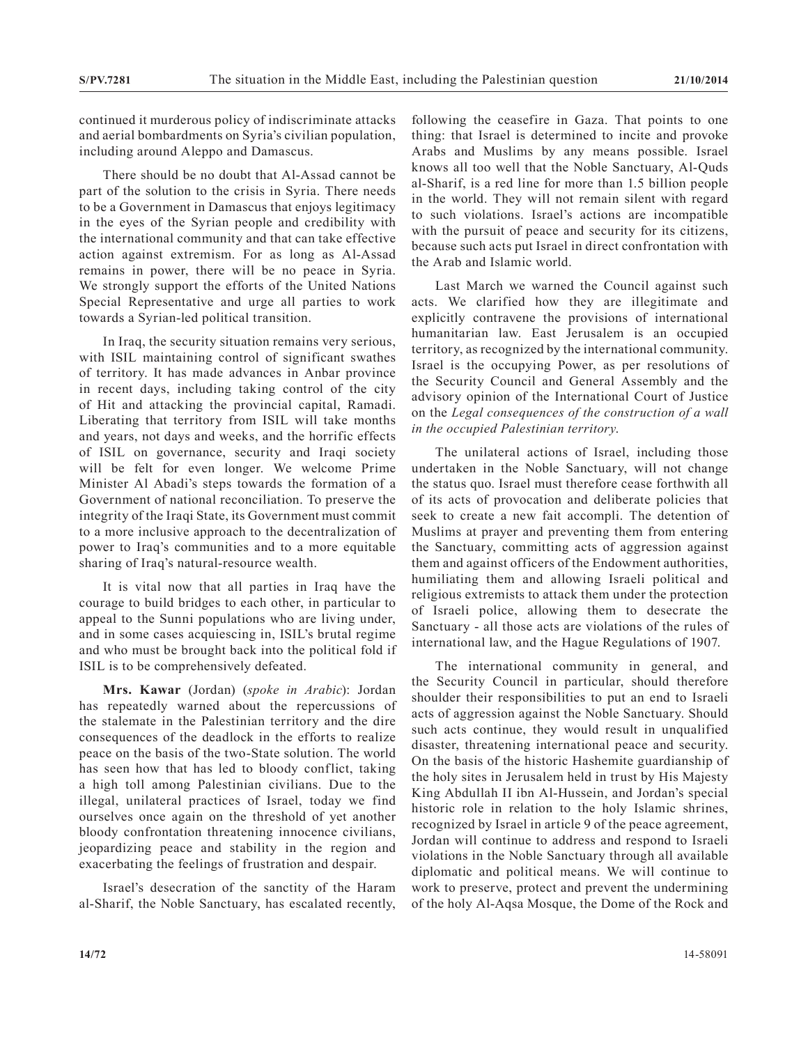continued it murderous policy of indiscriminate attacks and aerial bombardments on Syria's civilian population, including around Aleppo and Damascus.

There should be no doubt that Al-Assad cannot be part of the solution to the crisis in Syria. There needs to be a Government in Damascus that enjoys legitimacy in the eyes of the Syrian people and credibility with the international community and that can take effective action against extremism. For as long as Al-Assad remains in power, there will be no peace in Syria. We strongly support the efforts of the United Nations Special Representative and urge all parties to work towards a Syrian-led political transition.

In Iraq, the security situation remains very serious, with ISIL maintaining control of significant swathes of territory. It has made advances in Anbar province in recent days, including taking control of the city of Hit and attacking the provincial capital, Ramadi. Liberating that territory from ISIL will take months and years, not days and weeks, and the horrific effects of ISIL on governance, security and Iraqi society will be felt for even longer. We welcome Prime Minister Al Abadi's steps towards the formation of a Government of national reconciliation. To preserve the integrity of the Iraqi State, its Government must commit to a more inclusive approach to the decentralization of power to Iraq's communities and to a more equitable sharing of Iraq's natural-resource wealth.

It is vital now that all parties in Iraq have the courage to build bridges to each other, in particular to appeal to the Sunni populations who are living under, and in some cases acquiescing in, ISIL's brutal regime and who must be brought back into the political fold if ISIL is to be comprehensively defeated.

**Mrs. Kawar** (Jordan) (*spoke in Arabic*): Jordan has repeatedly warned about the repercussions of the stalemate in the Palestinian territory and the dire consequences of the deadlock in the efforts to realize peace on the basis of the two-State solution. The world has seen how that has led to bloody conflict, taking a high toll among Palestinian civilians. Due to the illegal, unilateral practices of Israel, today we find ourselves once again on the threshold of yet another bloody confrontation threatening innocence civilians, jeopardizing peace and stability in the region and exacerbating the feelings of frustration and despair.

Israel's desecration of the sanctity of the Haram al-Sharif, the Noble Sanctuary, has escalated recently, following the ceasefire in Gaza. That points to one thing: that Israel is determined to incite and provoke Arabs and Muslims by any means possible. Israel knows all too well that the Noble Sanctuary, Al-Quds al-Sharif, is a red line for more than 1.5 billion people in the world. They will not remain silent with regard to such violations. Israel's actions are incompatible with the pursuit of peace and security for its citizens, because such acts put Israel in direct confrontation with the Arab and Islamic world.

Last March we warned the Council against such acts. We clarified how they are illegitimate and explicitly contravene the provisions of international humanitarian law. East Jerusalem is an occupied territory, as recognized by the international community. Israel is the occupying Power, as per resolutions of the Security Council and General Assembly and the advisory opinion of the International Court of Justice on the *Legal consequences of the construction of a wall in the occupied Palestinian territory*.

The unilateral actions of Israel, including those undertaken in the Noble Sanctuary, will not change the status quo. Israel must therefore cease forthwith all of its acts of provocation and deliberate policies that seek to create a new fait accompli. The detention of Muslims at prayer and preventing them from entering the Sanctuary, committing acts of aggression against them and against officers of the Endowment authorities, humiliating them and allowing Israeli political and religious extremists to attack them under the protection of Israeli police, allowing them to desecrate the Sanctuary - all those acts are violations of the rules of international law, and the Hague Regulations of 1907.

The international community in general, and the Security Council in particular, should therefore shoulder their responsibilities to put an end to Israeli acts of aggression against the Noble Sanctuary. Should such acts continue, they would result in unqualified disaster, threatening international peace and security. On the basis of the historic Hashemite guardianship of the holy sites in Jerusalem held in trust by His Majesty King Abdullah II ibn Al-Hussein, and Jordan's special historic role in relation to the holy Islamic shrines, recognized by Israel in article 9 of the peace agreement, Jordan will continue to address and respond to Israeli violations in the Noble Sanctuary through all available diplomatic and political means. We will continue to work to preserve, protect and prevent the undermining of the holy Al-Aqsa Mosque, the Dome of the Rock and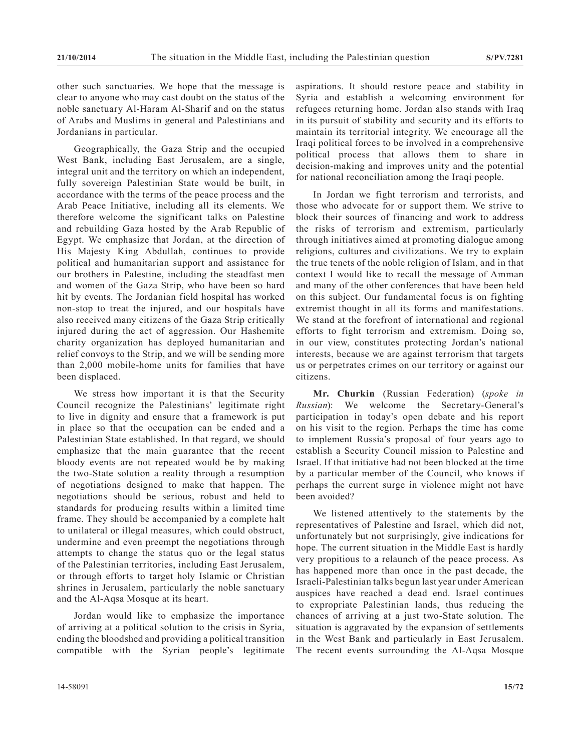other such sanctuaries. We hope that the message is clear to anyone who may cast doubt on the status of the noble sanctuary Al-Haram Al-Sharif and on the status of Arabs and Muslims in general and Palestinians and Jordanians in particular.

Geographically, the Gaza Strip and the occupied West Bank, including East Jerusalem, are a single, integral unit and the territory on which an independent, fully sovereign Palestinian State would be built, in accordance with the terms of the peace process and the Arab Peace Initiative, including all its elements. We therefore welcome the significant talks on Palestine and rebuilding Gaza hosted by the Arab Republic of Egypt. We emphasize that Jordan, at the direction of His Majesty King Abdullah, continues to provide political and humanitarian support and assistance for our brothers in Palestine, including the steadfast men and women of the Gaza Strip, who have been so hard hit by events. The Jordanian field hospital has worked non-stop to treat the injured, and our hospitals have also received many citizens of the Gaza Strip critically injured during the act of aggression. Our Hashemite charity organization has deployed humanitarian and relief convoys to the Strip, and we will be sending more than 2,000 mobile-home units for families that have been displaced.

We stress how important it is that the Security Council recognize the Palestinians' legitimate right to live in dignity and ensure that a framework is put in place so that the occupation can be ended and a Palestinian State established. In that regard, we should emphasize that the main guarantee that the recent bloody events are not repeated would be by making the two-State solution a reality through a resumption of negotiations designed to make that happen. The negotiations should be serious, robust and held to standards for producing results within a limited time frame. They should be accompanied by a complete halt to unilateral or illegal measures, which could obstruct, undermine and even preempt the negotiations through attempts to change the status quo or the legal status of the Palestinian territories, including East Jerusalem, or through efforts to target holy Islamic or Christian shrines in Jerusalem, particularly the noble sanctuary and the Al-Aqsa Mosque at its heart.

Jordan would like to emphasize the importance of arriving at a political solution to the crisis in Syria, ending the bloodshed and providing a political transition compatible with the Syrian people's legitimate aspirations. It should restore peace and stability in Syria and establish a welcoming environment for refugees returning home. Jordan also stands with Iraq in its pursuit of stability and security and its efforts to maintain its territorial integrity. We encourage all the Iraqi political forces to be involved in a comprehensive political process that allows them to share in decision-making and improves unity and the potential for national reconciliation among the Iraqi people.

In Jordan we fight terrorism and terrorists, and those who advocate for or support them. We strive to block their sources of financing and work to address the risks of terrorism and extremism, particularly through initiatives aimed at promoting dialogue among religions, cultures and civilizations. We try to explain the true tenets of the noble religion of Islam, and in that context I would like to recall the message of Amman and many of the other conferences that have been held on this subject. Our fundamental focus is on fighting extremist thought in all its forms and manifestations. We stand at the forefront of international and regional efforts to fight terrorism and extremism. Doing so, in our view, constitutes protecting Jordan's national interests, because we are against terrorism that targets us or perpetrates crimes on our territory or against our citizens.

**Mr. Churkin** (Russian Federation) (*spoke in Russian*): We welcome the Secretary-General's participation in today's open debate and his report on his visit to the region. Perhaps the time has come to implement Russia's proposal of four years ago to establish a Security Council mission to Palestine and Israel. If that initiative had not been blocked at the time by a particular member of the Council, who knows if perhaps the current surge in violence might not have been avoided?

We listened attentively to the statements by the representatives of Palestine and Israel, which did not, unfortunately but not surprisingly, give indications for hope. The current situation in the Middle East is hardly very propitious to a relaunch of the peace process. As has happened more than once in the past decade, the Israeli-Palestinian talks begun last year under American auspices have reached a dead end. Israel continues to expropriate Palestinian lands, thus reducing the chances of arriving at a just two-State solution. The situation is aggravated by the expansion of settlements in the West Bank and particularly in East Jerusalem. The recent events surrounding the Al-Aqsa Mosque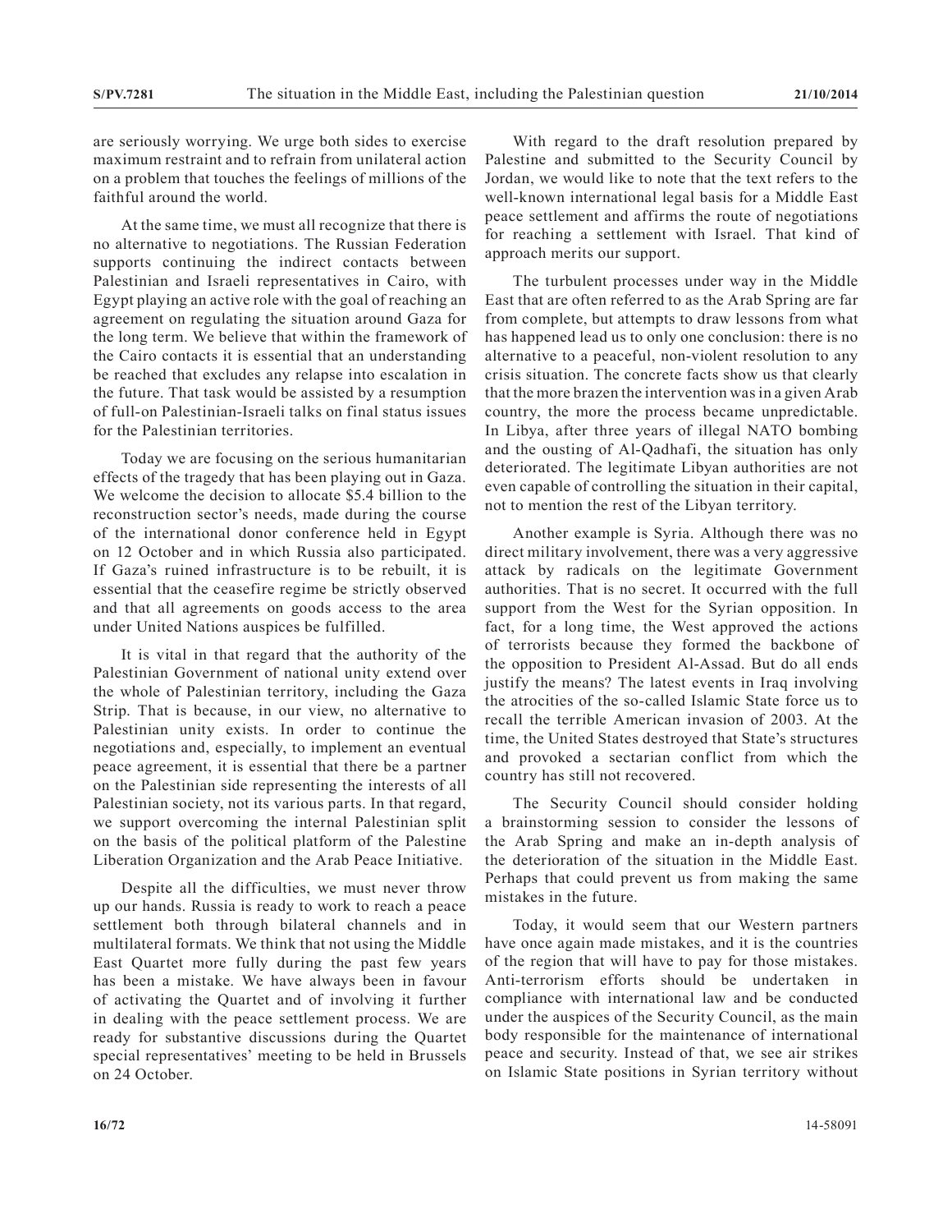are seriously worrying. We urge both sides to exercise maximum restraint and to refrain from unilateral action on a problem that touches the feelings of millions of the faithful around the world.

At the same time, we must all recognize that there is no alternative to negotiations. The Russian Federation supports continuing the indirect contacts between Palestinian and Israeli representatives in Cairo, with Egypt playing an active role with the goal of reaching an agreement on regulating the situation around Gaza for the long term. We believe that within the framework of the Cairo contacts it is essential that an understanding be reached that excludes any relapse into escalation in the future. That task would be assisted by a resumption of full-on Palestinian-Israeli talks on final status issues for the Palestinian territories.

Today we are focusing on the serious humanitarian effects of the tragedy that has been playing out in Gaza. We welcome the decision to allocate $5.4 billion to the reconstruction sector's needs, made during the course of the international donor conference held in Egypt on 12 October and in which Russia also participated. If Gaza's ruined infrastructure is to be rebuilt, it is essential that the ceasefire regime be strictly observed and that all agreements on goods access to the area under United Nations auspices be fulfilled.

It is vital in that regard that the authority of the Palestinian Government of national unity extend over the whole of Palestinian territory, including the Gaza Strip. That is because, in our view, no alternative to Palestinian unity exists. In order to continue the negotiations and, especially, to implement an eventual peace agreement, it is essential that there be a partner on the Palestinian side representing the interests of all Palestinian society, not its various parts. In that regard, we support overcoming the internal Palestinian split on the basis of the political platform of the Palestine Liberation Organization and the Arab Peace Initiative.

Despite all the difficulties, we must never throw up our hands. Russia is ready to work to reach a peace settlement both through bilateral channels and in multilateral formats. We think that not using the Middle East Quartet more fully during the past few years has been a mistake. We have always been in favour of activating the Quartet and of involving it further in dealing with the peace settlement process. We are ready for substantive discussions during the Quartet special representatives' meeting to be held in Brussels on 24 October.

With regard to the draft resolution prepared by Palestine and submitted to the Security Council by Jordan, we would like to note that the text refers to the well-known international legal basis for a Middle East peace settlement and affirms the route of negotiations for reaching a settlement with Israel. That kind of approach merits our support.

The turbulent processes under way in the Middle East that are often referred to as the Arab Spring are far from complete, but attempts to draw lessons from what has happened lead us to only one conclusion: there is no alternative to a peaceful, non-violent resolution to any crisis situation. The concrete facts show us that clearly that the more brazen the intervention was in a given Arab country, the more the process became unpredictable. In Libya, after three years of illegal NATO bombing and the ousting of Al-Qadhafi, the situation has only deteriorated. The legitimate Libyan authorities are not even capable of controlling the situation in their capital, not to mention the rest of the Libyan territory.

Another example is Syria. Although there was no direct military involvement, there was a very aggressive attack by radicals on the legitimate Government authorities. That is no secret. It occurred with the full support from the West for the Syrian opposition. In fact, for a long time, the West approved the actions of terrorists because they formed the backbone of the opposition to President Al-Assad. But do all ends justify the means? The latest events in Iraq involving the atrocities of the so-called Islamic State force us to recall the terrible American invasion of 2003. At the time, the United States destroyed that State's structures and provoked a sectarian conflict from which the country has still not recovered.

The Security Council should consider holding a brainstorming session to consider the lessons of the Arab Spring and make an in-depth analysis of the deterioration of the situation in the Middle East. Perhaps that could prevent us from making the same mistakes in the future.

Today, it would seem that our Western partners have once again made mistakes, and it is the countries of the region that will have to pay for those mistakes. Anti-terrorism efforts should be undertaken in compliance with international law and be conducted under the auspices of the Security Council, as the main body responsible for the maintenance of international peace and security. Instead of that, we see air strikes on Islamic State positions in Syrian territory without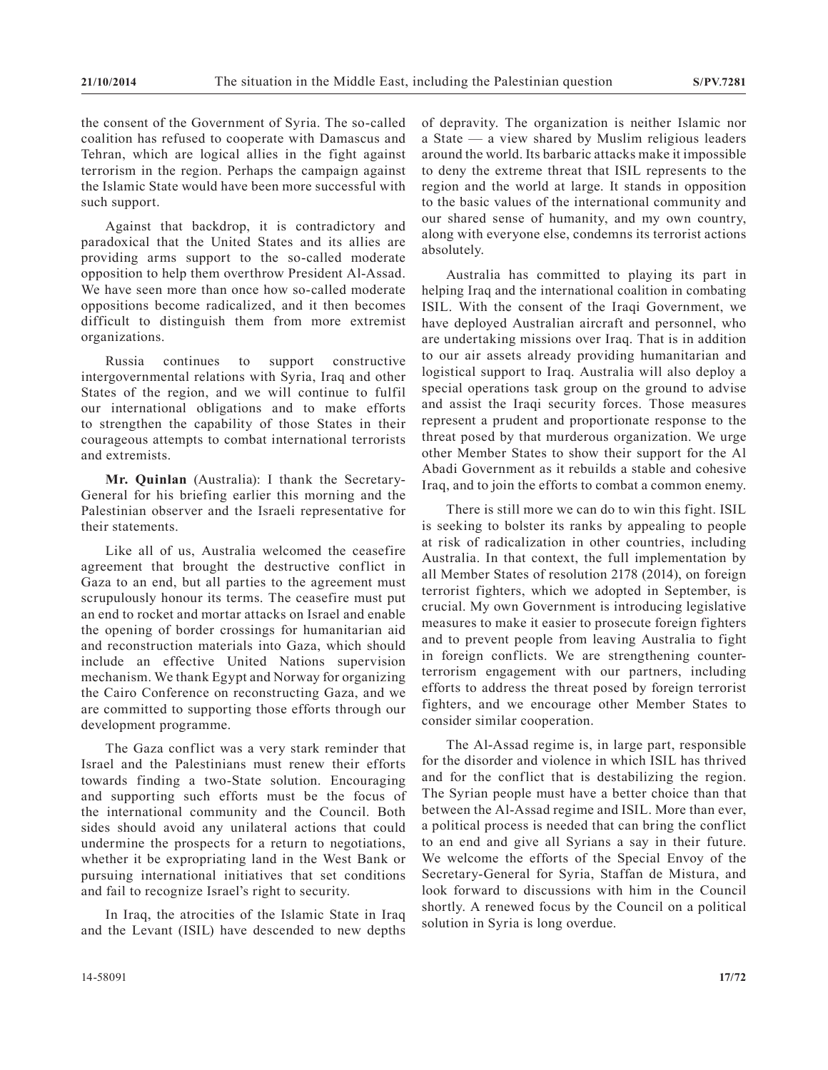the consent of the Government of Syria. The so-called coalition has refused to cooperate with Damascus and Tehran, which are logical allies in the fight against terrorism in the region. Perhaps the campaign against the Islamic State would have been more successful with such support.

Against that backdrop, it is contradictory and paradoxical that the United States and its allies are providing arms support to the so-called moderate opposition to help them overthrow President Al-Assad. We have seen more than once how so-called moderate oppositions become radicalized, and it then becomes difficult to distinguish them from more extremist organizations.

Russia continues to support constructive intergovernmental relations with Syria, Iraq and other States of the region, and we will continue to fulfil our international obligations and to make efforts to strengthen the capability of those States in their courageous attempts to combat international terrorists and extremists.

**Mr. Quinlan** (Australia): I thank the Secretary-General for his briefing earlier this morning and the Palestinian observer and the Israeli representative for their statements.

Like all of us, Australia welcomed the ceasefire agreement that brought the destructive conflict in Gaza to an end, but all parties to the agreement must scrupulously honour its terms. The ceasefire must put an end to rocket and mortar attacks on Israel and enable the opening of border crossings for humanitarian aid and reconstruction materials into Gaza, which should include an effective United Nations supervision mechanism. We thank Egypt and Norway for organizing the Cairo Conference on reconstructing Gaza, and we are committed to supporting those efforts through our development programme.

The Gaza conflict was a very stark reminder that Israel and the Palestinians must renew their efforts towards finding a two-State solution. Encouraging and supporting such efforts must be the focus of the international community and the Council. Both sides should avoid any unilateral actions that could undermine the prospects for a return to negotiations, whether it be expropriating land in the West Bank or pursuing international initiatives that set conditions and fail to recognize Israel's right to security.

In Iraq, the atrocities of the Islamic State in Iraq and the Levant (ISIL) have descended to new depths of depravity. The organization is neither Islamic nor a State — a view shared by Muslim religious leaders around the world. Its barbaric attacks make it impossible to deny the extreme threat that ISIL represents to the region and the world at large. It stands in opposition to the basic values of the international community and our shared sense of humanity, and my own country, along with everyone else, condemns its terrorist actions absolutely.

Australia has committed to playing its part in helping Iraq and the international coalition in combating ISIL. With the consent of the Iraqi Government, we have deployed Australian aircraft and personnel, who are undertaking missions over Iraq. That is in addition to our air assets already providing humanitarian and logistical support to Iraq. Australia will also deploy a special operations task group on the ground to advise and assist the Iraqi security forces. Those measures represent a prudent and proportionate response to the threat posed by that murderous organization. We urge other Member States to show their support for the Al Abadi Government as it rebuilds a stable and cohesive Iraq, and to join the efforts to combat a common enemy.

There is still more we can do to win this fight. ISIL is seeking to bolster its ranks by appealing to people at risk of radicalization in other countries, including Australia. In that context, the full implementation by all Member States of resolution 2178 (2014), on foreign terrorist fighters, which we adopted in September, is crucial. My own Government is introducing legislative measures to make it easier to prosecute foreign fighters and to prevent people from leaving Australia to fight in foreign conflicts. We are strengthening counter-terrorism engagement with our partners, including efforts to address the threat posed by foreign terrorist fighters, and we encourage other Member States to consider similar cooperation.

The Al-Assad regime is, in large part, responsible for the disorder and violence in which ISIL has thrived and for the conflict that is destabilizing the region. The Syrian people must have a better choice than that between the Al-Assad regime and ISIL. More than ever, a political process is needed that can bring the conflict to an end and give all Syrians a say in their future. We welcome the efforts of the Special Envoy of the Secretary-General for Syria, Staffan de Mistura, and look forward to discussions with him in the Council shortly. A renewed focus by the Council on a political solution in Syria is long overdue.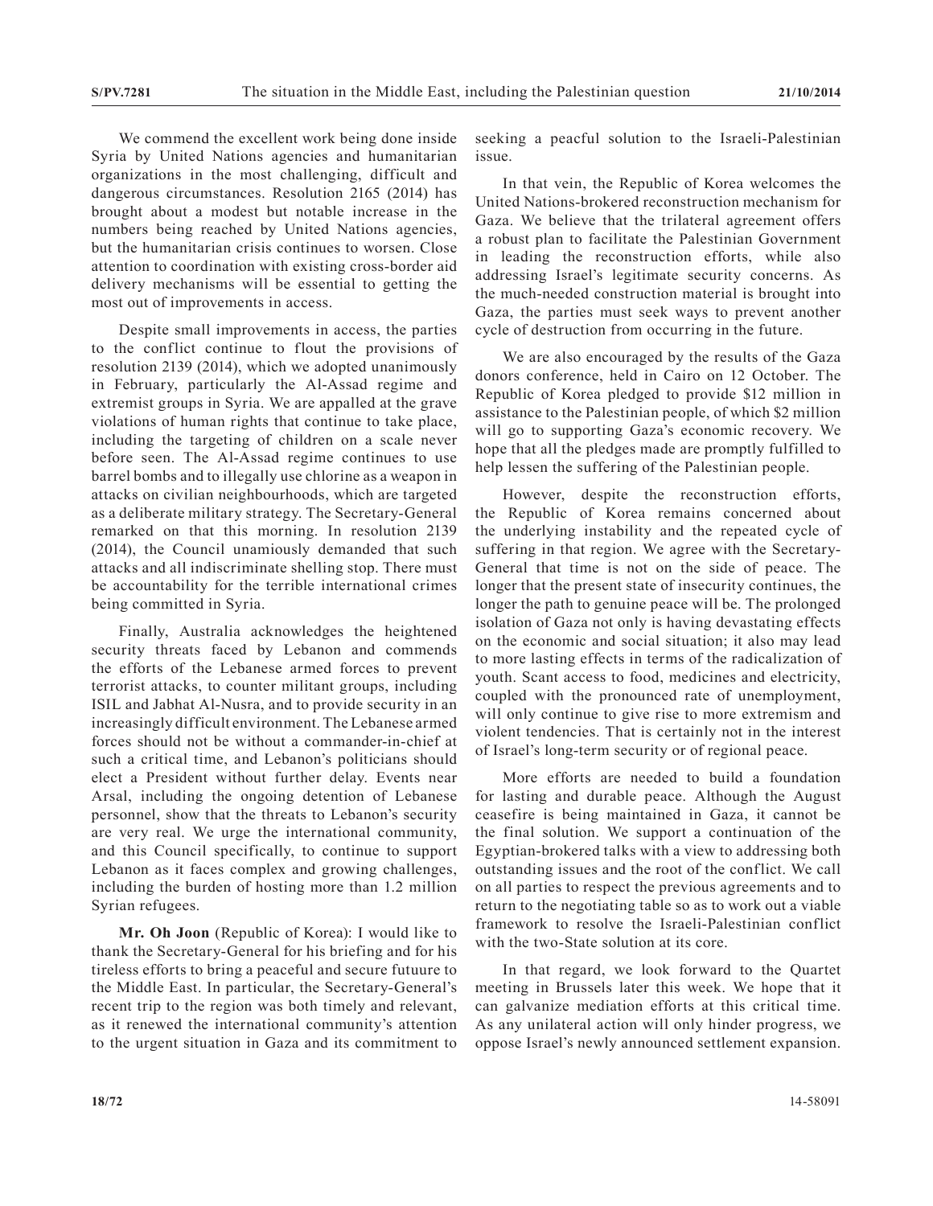We commend the excellent work being done inside Syria by United Nations agencies and humanitarian organizations in the most challenging, difficult and dangerous circumstances. Resolution 2165 (2014) has brought about a modest but notable increase in the numbers being reached by United Nations agencies, but the humanitarian crisis continues to worsen. Close attention to coordination with existing cross-border aid delivery mechanisms will be essential to getting the most out of improvements in access.

Despite small improvements in access, the parties to the conflict continue to flout the provisions of resolution 2139 (2014), which we adopted unanimously in February, particularly the Al-Assad regime and extremist groups in Syria. We are appalled at the grave violations of human rights that continue to take place, including the targeting of children on a scale never before seen. The Al-Assad regime continues to use barrel bombs and to illegally use chlorine as a weapon in attacks on civilian neighbourhoods, which are targeted as a deliberate military strategy. The Secretary-General remarked on that this morning. In resolution 2139 (2014), the Council unamiously demanded that such attacks and all indiscriminate shelling stop. There must be accountability for the terrible international crimes being committed in Syria.

Finally, Australia acknowledges the heightened security threats faced by Lebanon and commends the efforts of the Lebanese armed forces to prevent terrorist attacks, to counter militant groups, including ISIL and Jabhat Al-Nusra, and to provide security in an increasingly difficult environment. The Lebanese armed forces should not be without a commander-in-chief at such a critical time, and Lebanon's politicians should elect a President without further delay. Events near Arsal, including the ongoing detention of Lebanese personnel, show that the threats to Lebanon's security are very real. We urge the international community, and this Council specifically, to continue to support Lebanon as it faces complex and growing challenges, including the burden of hosting more than 1.2 million Syrian refugees.

**Mr. Oh Joon** (Republic of Korea): I would like to thank the Secretary-General for his briefing and for his tireless efforts to bring a peaceful and secure futuure to the Middle East. In particular, the Secretary-General's recent trip to the region was both timely and relevant, as it renewed the international community's attention to the urgent situation in Gaza and its commitment to seeking a peacful solution to the Israeli-Palestinian issue.

In that vein, the Republic of Korea welcomes the United Nations-brokered reconstruction mechanism for Gaza. We believe that the trilateral agreement offers a robust plan to facilitate the Palestinian Government in leading the reconstruction efforts, while also addressing Israel's legitimate security concerns. As the much-needed construction material is brought into Gaza, the parties must seek ways to prevent another cycle of destruction from occurring in the future.

We are also encouraged by the results of the Gaza donors conference, held in Cairo on 12 October. The Republic of Korea pledged to provide $12 million in assistance to the Palestinian people, of which $2 million will go to supporting Gaza's economic recovery. We hope that all the pledges made are promptly fulfilled to help lessen the suffering of the Palestinian people.

However, despite the reconstruction efforts, the Republic of Korea remains concerned about the underlying instability and the repeated cycle of suffering in that region. We agree with the Secretary-General that time is not on the side of peace. The longer that the present state of insecurity continues, the longer the path to genuine peace will be. The prolonged isolation of Gaza not only is having devastating effects on the economic and social situation; it also may lead to more lasting effects in terms of the radicalization of youth. Scant access to food, medicines and electricity, coupled with the pronounced rate of unemployment, will only continue to give rise to more extremism and violent tendencies. That is certainly not in the interest of Israel's long-term security or of regional peace.

More efforts are needed to build a foundation for lasting and durable peace. Although the August ceasefire is being maintained in Gaza, it cannot be the final solution. We support a continuation of the Egyptian-brokered talks with a view to addressing both outstanding issues and the root of the conflict. We call on all parties to respect the previous agreements and to return to the negotiating table so as to work out a viable framework to resolve the Israeli-Palestinian conflict with the two-State solution at its core.

In that regard, we look forward to the Quartet meeting in Brussels later this week. We hope that it can galvanize mediation efforts at this critical time. As any unilateral action will only hinder progress, we oppose Israel's newly announced settlement expansion.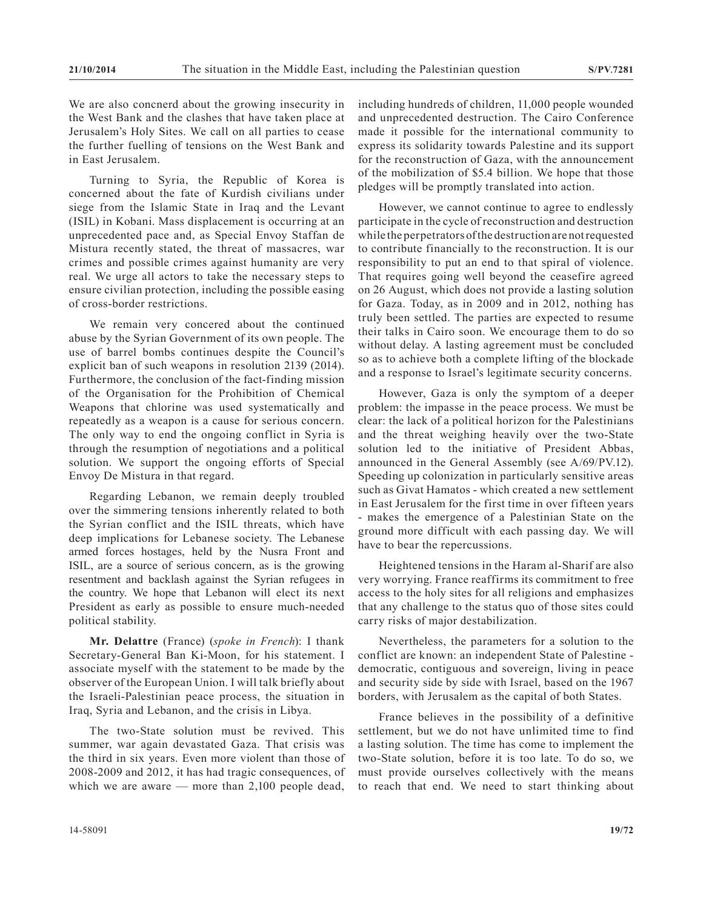We are also concnerd about the growing insecurity in the West Bank and the clashes that have taken place at Jerusalem's Holy Sites. We call on all parties to cease the further fuelling of tensions on the West Bank and in East Jerusalem.

Turning to Syria, the Republic of Korea is concerned about the fate of Kurdish civilians under siege from the Islamic State in Iraq and the Levant (ISIL) in Kobani. Mass displacement is occurring at an unprecedented pace and, as Special Envoy Staffan de Mistura recently stated, the threat of massacres, war crimes and possible crimes against humanity are very real. We urge all actors to take the necessary steps to ensure civilian protection, including the possible easing of cross-border restrictions.

We remain very concered about the continued abuse by the Syrian Government of its own people. The use of barrel bombs continues despite the Council's explicit ban of such weapons in resolution 2139 (2014). Furthermore, the conclusion of the fact-finding mission of the Organisation for the Prohibition of Chemical Weapons that chlorine was used systematically and repeatedly as a weapon is a cause for serious concern. The only way to end the ongoing conflict in Syria is through the resumption of negotiations and a political solution. We support the ongoing efforts of Special Envoy De Mistura in that regard.

Regarding Lebanon, we remain deeply troubled over the simmering tensions inherently related to both the Syrian conflict and the ISIL threats, which have deep implications for Lebanese society. The Lebanese armed forces hostages, held by the Nusra Front and ISIL, are a source of serious concern, as is the growing resentment and backlash against the Syrian refugees in the country. We hope that Lebanon will elect its next President as early as possible to ensure much-needed political stability.

**Mr. Delattre** (France) (*spoke in French*): I thank Secretary-General Ban Ki-Moon, for his statement. I associate myself with the statement to be made by the observer of the European Union. I will talk briefly about the Israeli-Palestinian peace process, the situation in Iraq, Syria and Lebanon, and the crisis in Libya.

The two-State solution must be revived. This summer, war again devastated Gaza. That crisis was the third in six years. Even more violent than those of 2008-2009 and 2012, it has had tragic consequences, of which we are aware — more than 2,100 people dead, including hundreds of children, 11,000 people wounded and unprecedented destruction. The Cairo Conference made it possible for the international community to express its solidarity towards Palestine and its support for the reconstruction of Gaza, with the announcement of the mobilization of $5.4 billion. We hope that those pledges will be promptly translated into action.

However, we cannot continue to agree to endlessly participate in the cycle of reconstruction and destruction while the perpetrators of the destruction are not requested to contribute financially to the reconstruction. It is our responsibility to put an end to that spiral of violence. That requires going well beyond the ceasefire agreed on 26 August, which does not provide a lasting solution for Gaza. Today, as in 2009 and in 2012, nothing has truly been settled. The parties are expected to resume their talks in Cairo soon. We encourage them to do so without delay. A lasting agreement must be concluded so as to achieve both a complete lifting of the blockade and a response to Israel's legitimate security concerns.

However, Gaza is only the symptom of a deeper problem: the impasse in the peace process. We must be clear: the lack of a political horizon for the Palestinians and the threat weighing heavily over the two-State solution led to the initiative of President Abbas, announced in the General Assembly (see A/69/PV.12). Speeding up colonization in particularly sensitive areas such as Givat Hamatos - which created a new settlement in East Jerusalem for the first time in over fifteen years - makes the emergence of a Palestinian State on the ground more difficult with each passing day. We will have to bear the repercussions.

Heightened tensions in the Haram al-Sharif are also very worrying. France reaffirms its commitment to free access to the holy sites for all religions and emphasizes that any challenge to the status quo of those sites could carry risks of major destabilization.

Nevertheless, the parameters for a solution to the conflict are known: an independent State of Palestine - democratic, contiguous and sovereign, living in peace and security side by side with Israel, based on the 1967 borders, with Jerusalem as the capital of both States.

France believes in the possibility of a definitive settlement, but we do not have unlimited time to find a lasting solution. The time has come to implement the two-State solution, before it is too late. To do so, we must provide ourselves collectively with the means to reach that end. We need to start thinking about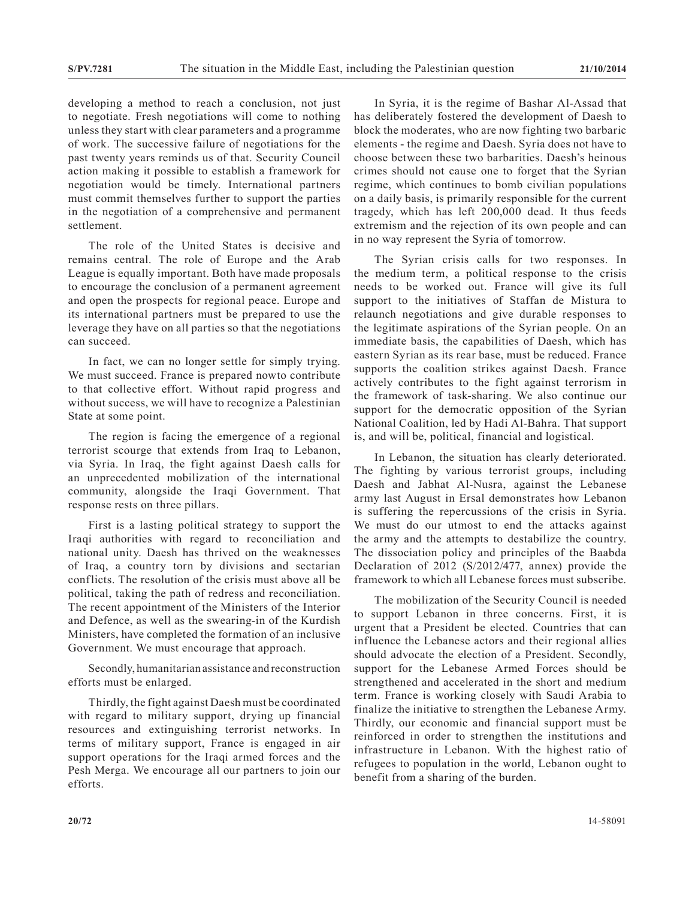developing a method to reach a conclusion, not just to negotiate. Fresh negotiations will come to nothing unless they start with clear parameters and a programme of work. The successive failure of negotiations for the past twenty years reminds us of that. Security Council action making it possible to establish a framework for negotiation would be timely. International partners must commit themselves further to support the parties in the negotiation of a comprehensive and permanent settlement.

The role of the United States is decisive and remains central. The role of Europe and the Arab League is equally important. Both have made proposals to encourage the conclusion of a permanent agreement and open the prospects for regional peace. Europe and its international partners must be prepared to use the leverage they have on all parties so that the negotiations can succeed.

In fact, we can no longer settle for simply trying. We must succeed. France is prepared nowto contribute to that collective effort. Without rapid progress and without success, we will have to recognize a Palestinian State at some point.

The region is facing the emergence of a regional terrorist scourge that extends from Iraq to Lebanon, via Syria. In Iraq, the fight against Daesh calls for an unprecedented mobilization of the international community, alongside the Iraqi Government. That response rests on three pillars.

First is a lasting political strategy to support the Iraqi authorities with regard to reconciliation and national unity. Daesh has thrived on the weaknesses of Iraq, a country torn by divisions and sectarian conflicts. The resolution of the crisis must above all be political, taking the path of redress and reconciliation. The recent appointment of the Ministers of the Interior and Defence, as well as the swearing-in of the Kurdish Ministers, have completed the formation of an inclusive Government. We must encourage that approach.

Secondly, humanitarian assistance and reconstruction efforts must be enlarged.

Thirdly, the fight against Daesh must be coordinated with regard to military support, drying up financial resources and extinguishing terrorist networks. In terms of military support, France is engaged in air support operations for the Iraqi armed forces and the Pesh Merga. We encourage all our partners to join our efforts.

In Syria, it is the regime of Bashar Al-Assad that has deliberately fostered the development of Daesh to block the moderates, who are now fighting two barbaric elements - the regime and Daesh. Syria does not have to choose between these two barbarities. Daesh's heinous crimes should not cause one to forget that the Syrian regime, which continues to bomb civilian populations on a daily basis, is primarily responsible for the current tragedy, which has left 200,000 dead. It thus feeds extremism and the rejection of its own people and can in no way represent the Syria of tomorrow.

The Syrian crisis calls for two responses. In the medium term, a political response to the crisis needs to be worked out. France will give its full support to the initiatives of Staffan de Mistura to relaunch negotiations and give durable responses to the legitimate aspirations of the Syrian people. On an immediate basis, the capabilities of Daesh, which has eastern Syrian as its rear base, must be reduced. France supports the coalition strikes against Daesh. France actively contributes to the fight against terrorism in the framework of task-sharing. We also continue our support for the democratic opposition of the Syrian National Coalition, led by Hadi Al-Bahra. That support is, and will be, political, financial and logistical.

In Lebanon, the situation has clearly deteriorated. The fighting by various terrorist groups, including Daesh and Jabhat Al-Nusra, against the Lebanese army last August in Ersal demonstrates how Lebanon is suffering the repercussions of the crisis in Syria. We must do our utmost to end the attacks against the army and the attempts to destabilize the country. The dissociation policy and principles of the Baabda Declaration of 2012 (S/2012/477, annex) provide the framework to which all Lebanese forces must subscribe.

The mobilization of the Security Council is needed to support Lebanon in three concerns. First, it is urgent that a President be elected. Countries that can influence the Lebanese actors and their regional allies should advocate the election of a President. Secondly, support for the Lebanese Armed Forces should be strengthened and accelerated in the short and medium term. France is working closely with Saudi Arabia to finalize the initiative to strengthen the Lebanese Army. Thirdly, our economic and financial support must be reinforced in order to strengthen the institutions and infrastructure in Lebanon. With the highest ratio of refugees to population in the world, Lebanon ought to benefit from a sharing of the burden.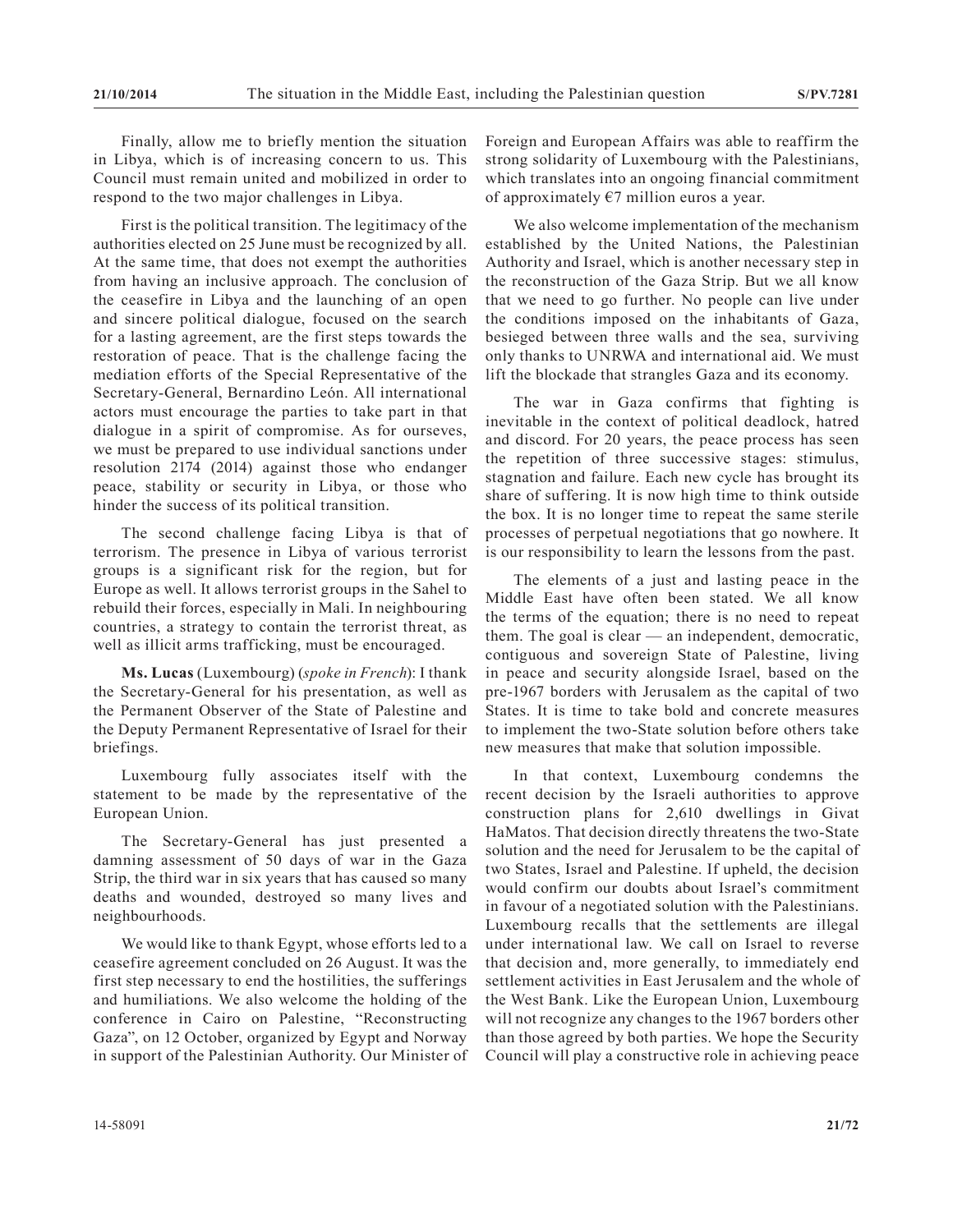Finally, allow me to briefly mention the situation in Libya, which is of increasing concern to us. This Council must remain united and mobilized in order to respond to the two major challenges in Libya.

First is the political transition. The legitimacy of the authorities elected on 25 June must be recognized by all. At the same time, that does not exempt the authorities from having an inclusive approach. The conclusion of the ceasefire in Libya and the launching of an open and sincere political dialogue, focused on the search for a lasting agreement, are the first steps towards the restoration of peace. That is the challenge facing the mediation efforts of the Special Representative of the Secretary-General, Bernardino León. All international actors must encourage the parties to take part in that dialogue in a spirit of compromise. As forourseves, we must be prepared to use individual sanctions under resolution 2174 (2014) against those who endanger peace, stability or security in Libya, or those who hinder the success of its political transition.

The second challenge facing Libya is that of terrorism. The presence in Libya of various terrorist groups is a significant risk for the region, but for Europe as well. It allows terrorist groups in the Sahel to rebuild their forces, especially in Mali. In neighbouring countries, a strategy to contain the terrorist threat, as well as illicit arms trafficking, must be encouraged.

**Ms. Lucas** (Luxembourg) (*spoke in French*): I thank the Secretary-General for his presentation, as well as the Permanent Observer of the State of Palestine and the Deputy Permanent Representative of Israel for their briefings.

Luxembourg fully associates itself with the statement to be made by the representative of the European Union.

The Secretary-General has just presented a damning assessment of 50 days of war in the Gaza Strip, the third war in six years that has caused so many deaths and wounded, destroyed so many lives and neighbourhoods.

We would like to thank Egypt, whose efforts led to a ceasefire agreement concluded on 26 August. It was the first step necessary to end the hostilities, the sufferings and humiliations. We also welcome the holding of the conference in Cairo on Palestine, "Reconstructing Gaza", on 12 October, organized by Egypt and Norway in support of the Palestinian Authority. Our Minister of Foreign and European Affairs was able to reaffirm the strong solidarity of Luxembourg with the Palestinians, which translates into an ongoing financial commitment of approximately €7 million euros a year.

We also welcome implementation of the mechanism established by the United Nations, the Palestinian Authority and Israel, which is another necessary step in the reconstruction of the Gaza Strip. But we all know that we need to go further. No people can live under the conditions imposed on the inhabitants of Gaza, besieged between three walls and the sea, surviving only thanks to UNRWA and international aid. We must lift the blockade that strangles Gaza and its economy.

The war in Gaza confirms that fighting is inevitable in the context of political deadlock, hatred and discord. For 20 years, the peace process has seen the repetition of three successive stages: stimulus, stagnation and failure. Each new cycle has brought its share of suffering. It is now high time to think outside the box. It is no longer time to repeat the same sterile processes of perpetual negotiations that go nowhere. It is our responsibility to learn the lessons from the past.

The elements of a just and lasting peace in the Middle East have often been stated. We all know the terms of the equation; there is no need to repeat them. The goal is clear — an independent, democratic, contiguous and sovereign State of Palestine, living in peace and security alongside Israel, based on the pre-1967 borders with Jerusalem as the capital of two States. It is time to take bold and concrete measures to implement the two-State solution before others take new measures that make that solution impossible.

In that context, Luxembourg condemns the recent decision by the Israeli authorities to approve construction plans for 2,610 dwellings in Givat HaMatos. That decision directly threatens the two-State solution and the need for Jerusalem to be the capital of two States, Israel and Palestine. If upheld, the decision would confirm our doubts about Israel's commitment in favour of a negotiated solution with the Palestinians. Luxembourg recalls that the settlements are illegal under international law. We call on Israel to reverse that decision and, more generally, to immediately end settlement activities in East Jerusalem and the whole of the West Bank. Like the European Union, Luxembourg will not recognize any changes to the 1967 borders other than those agreed by both parties. We hope the Security Council will play a constructive role in achieving peace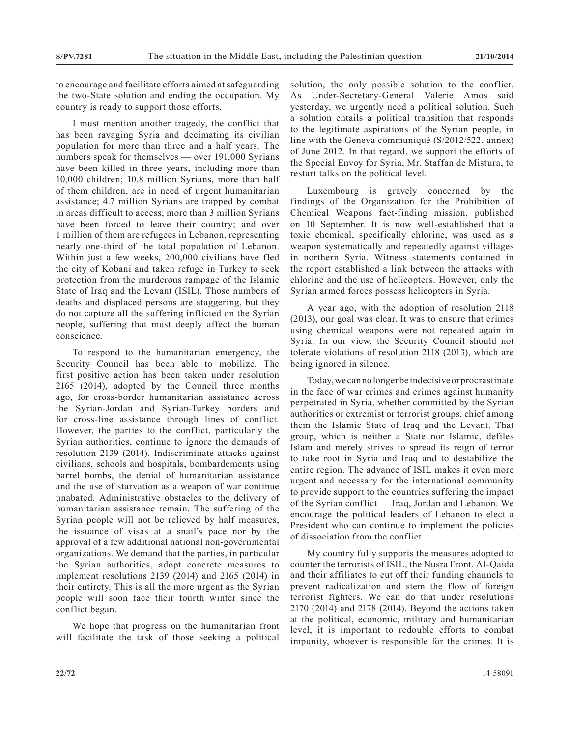to encourage and facilitate efforts aimed at safeguarding the two-State solution and ending the occupation. My country is ready to support those efforts.

I must mention another tragedy, the conflict that has been ravaging Syria and decimating its civilian population for more than three and a half years. The numbers speak for themselves — over 191,000 Syrians have been killed in three years, including more than 10,000 children; 10.8 million Syrians, more than half of them children, are in need of urgent humanitarian assistance; 4.7 million Syrians are trapped by combat in areas difficult to access; more than 3 million Syrians have been forced to leave their country; and over 1 million of them are refugees in Lebanon, representing nearly one-third of the total population of Lebanon. Within just a few weeks, 200,000 civilians have fled the city of Kobani and taken refuge in Turkey to seek protection from the murderous rampage of the Islamic State of Iraq and the Levant (ISIL). Those numbers of deaths and displaced persons are staggering, but they do not capture all the suffering inflicted on the Syrian people, suffering that must deeply affect the human conscience.

To respond to the humanitarian emergency, the Security Council has been able to mobilize. The first positive action has been taken under resolution 2165 (2014), adopted by the Council three months ago, for cross-border humanitarian assistance across the Syrian-Jordan and Syrian-Turkey borders and for cross-line assistance through lines of conflict. However, the parties to the conflict, particularly the Syrian authorities, continue to ignore the demands of resolution 2139 (2014). Indiscriminate attacks against civilians, schools and hospitals, bombardements using barrel bombs, the denial of humanitarian assistance and the use of starvation as a weapon of war continue unabated. Administrative obstacles to the delivery of humanitarian assistance remain. The suffering of the Syrian people will not be relieved by half measures, the issuance of visas at a snail's pace nor by the approval of a few additional national non-governmental organizations. We demand that the parties, in particular the Syrian authorities, adopt concrete measures to implement resolutions 2139 (2014) and 2165 (2014) in their entirety. This is all the more urgent as the Syrian people will soon face their fourth winter since the conflict began.

We hope that progress on the humanitarian front will facilitate the task of those seeking a political solution, the only possible solution to the conflict. As Under-Secretary-General Valerie Amos said yesterday, we urgently need a political solution. Such a solution entails a political transition that responds to the legitimate aspirations of the Syrian people, in line with the Geneva communiqué (S/2012/522, annex) of June 2012. In that regard, we support the efforts of the Special Envoy for Syria, Mr. Staffan de Mistura, to restart talks on the political level.

Luxembourg is gravely concerned by the findings of the Organization for the Prohibition of Chemical Weapons fact-finding mission, published on 10 September. It is now well-established that a toxic chemical, specifically chlorine, was used as a weapon systematically and repeatedly against villages in northern Syria. Witness statements contained in the report established a link between the attacks with chlorine and the use of helicopters. However, only the Syrian armed forces possess helicopters in Syria.

A year ago, with the adoption of resolution 2118 (2013), our goal was clear. It was to ensure that crimes using chemical weapons were not repeated again in Syria. In our view, the Security Council should not tolerate violations of resolution 2118 (2013), which are being ignored in silence.

Today, we can no longer be indecisive or procrastinate in the face of war crimes and crimes against humanity perpetrated in Syria, whether committed by the Syrian authorities or extremist or terrorist groups, chief among them the Islamic State of Iraq and the Levant. That group, which is neither a State nor Islamic, defiles Islam and merely strives to spread its reign of terror to take root in Syria and Iraq and to destabilize the entire region. The advance of ISIL makes it even more urgent and necessary for the international community to provide support to the countries suffering the impact of the Syrian conflict — Iraq, Jordan and Lebanon. We encourage the political leaders of Lebanon to elect a President who can continue to implement the policies of dissociation from the conflict.

My country fully supports the measures adopted to counter the terrorists of ISIL, the Nusra Front, Al-Qaida and their affiliates to cut off their funding channels to prevent radicalization and stem the flow of foreign terrorist fighters. We can do that under resolutions 2170 (2014) and 2178 (2014). Beyond the actions taken at the political, economic, military and humanitarian level, it is important to redouble efforts to combat impunity, whoever is responsible for the crimes. It is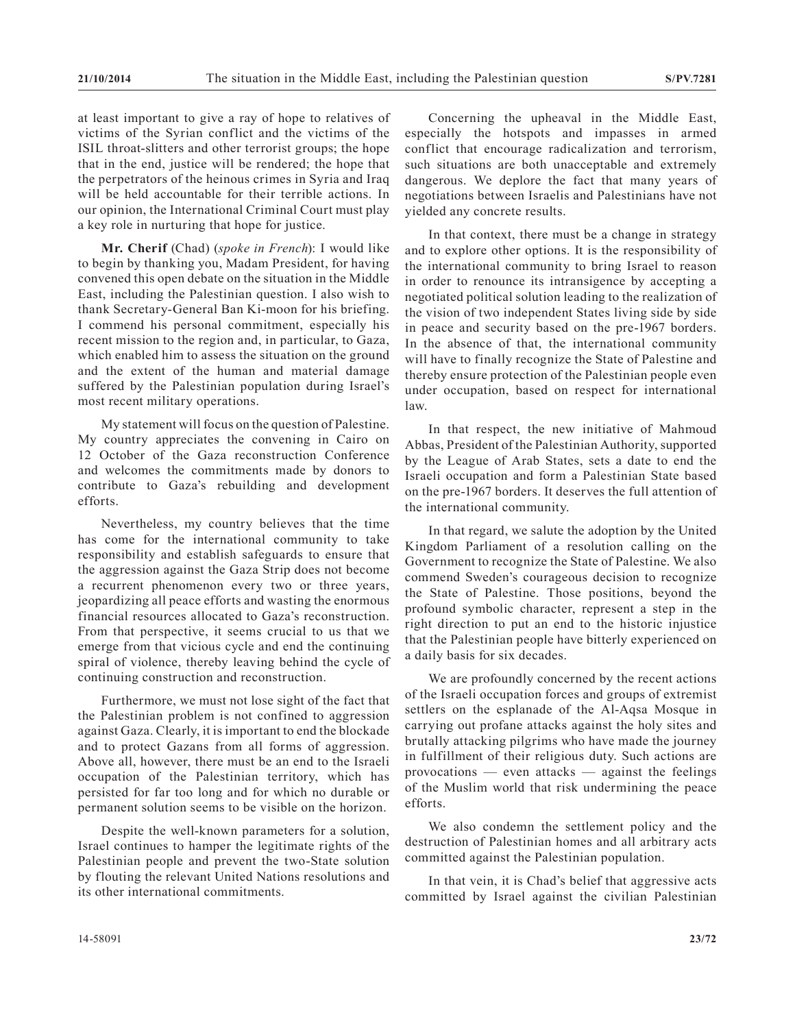at least important to give a ray of hope to relatives of victims of the Syrian conflict and the victims of the ISIL throat-slitters and other terrorist groups; the hope that in the end, justice will be rendered; the hope that the perpetrators of the heinous crimes in Syria and Iraq will be held accountable for their terrible actions. In our opinion, the International Criminal Court must play a key role in nurturing that hope for justice.

**Mr. Cherif** (Chad) (*spoke in French*): I would like to begin by thanking you, Madam President, for having convened this open debate on the situation in the Middle East, including the Palestinian question. I also wish to thank Secretary-General Ban Ki-moon for his briefing. I commend his personal commitment, especially his recent mission to the region and, in particular, to Gaza, which enabled him to assess the situation on the ground and the extent of the human and material damage suffered by the Palestinian population during Israel's most recent military operations.

My statement will focus on the question of Palestine. My country appreciates the convening in Cairo on 12 October of the Gaza reconstruction Conference and welcomes the commitments made by donors to contribute to Gaza's rebuilding and development efforts.

Nevertheless, my country believes that the time has come for the international community to take responsibility and establish safeguards to ensure that the aggression against the Gaza Strip does not become a recurrent phenomenon every two or three years, jeopardizing all peace efforts and wasting the enormous financial resources allocated to Gaza's reconstruction. From that perspective, it seems crucial to us that we emerge from that vicious cycle and end the continuing spiral of violence, thereby leaving behind the cycle of continuing construction and reconstruction.

Furthermore, we must not lose sight of the fact that the Palestinian problem is not confined to aggression against Gaza. Clearly, it is important to end the blockade and to protect Gazans from all forms of aggression. Above all, however, there must be an end to the Israeli occupation of the Palestinian territory, which has persisted for far too long and for which no durable or permanent solution seems to be visible on the horizon.

Despite the well-known parameters for a solution, Israel continues to hamper the legitimate rights of the Palestinian people and prevent the two-State solution by flouting the relevant United Nations resolutions and its other international commitments.

Concerning the upheaval in the Middle East, especially the hotspots and impasses in armed conflict that encourage radicalization and terrorism, such situations are both unacceptable and extremely dangerous. We deplore the fact that many years of negotiations between Israelis and Palestinians have not yielded any concrete results.

In that context, there must be a change in strategy and to explore other options. It is the responsibility of the international community to bring Israel to reason in order to renounce its intransigence by accepting a negotiated political solution leading to the realization of the vision of two independent States living side by side in peace and security based on the pre-1967 borders. In the absence of that, the international community will have to finally recognize the State of Palestine and thereby ensure protection of the Palestinian people even under occupation, based on respect for international law.

In that respect, the new initiative of Mahmoud Abbas, President of the Palestinian Authority, supported by the League of Arab States, sets a date to end the Israeli occupation and form a Palestinian State based on the pre-1967 borders. It deserves the full attention of the international community.

In that regard, we salute the adoption by the United Kingdom Parliament of a resolution calling on the Government to recognize the State of Palestine. We also commend Sweden's courageous decision to recognize the State of Palestine. Those positions, beyond the profound symbolic character, represent a step in the right direction to put an end to the historic injustice that the Palestinian people have bitterly experienced on a daily basis for six decades.

We are profoundly concerned by the recent actions of the Israeli occupation forces and groups of extremist settlers on the esplanade of the Al-Aqsa Mosque in carrying out profane attacks against the holy sites and brutally attacking pilgrims who have made the journey in fulfillment of their religious duty. Such actions are provocations — even attacks — against the feelings of the Muslim world that risk undermining the peace efforts.

We also condemn the settlement policy and the destruction of Palestinian homes and all arbitrary acts committed against the Palestinian population.

In that vein, it is Chad's belief that aggressive acts committed by Israel against the civilian Palestinian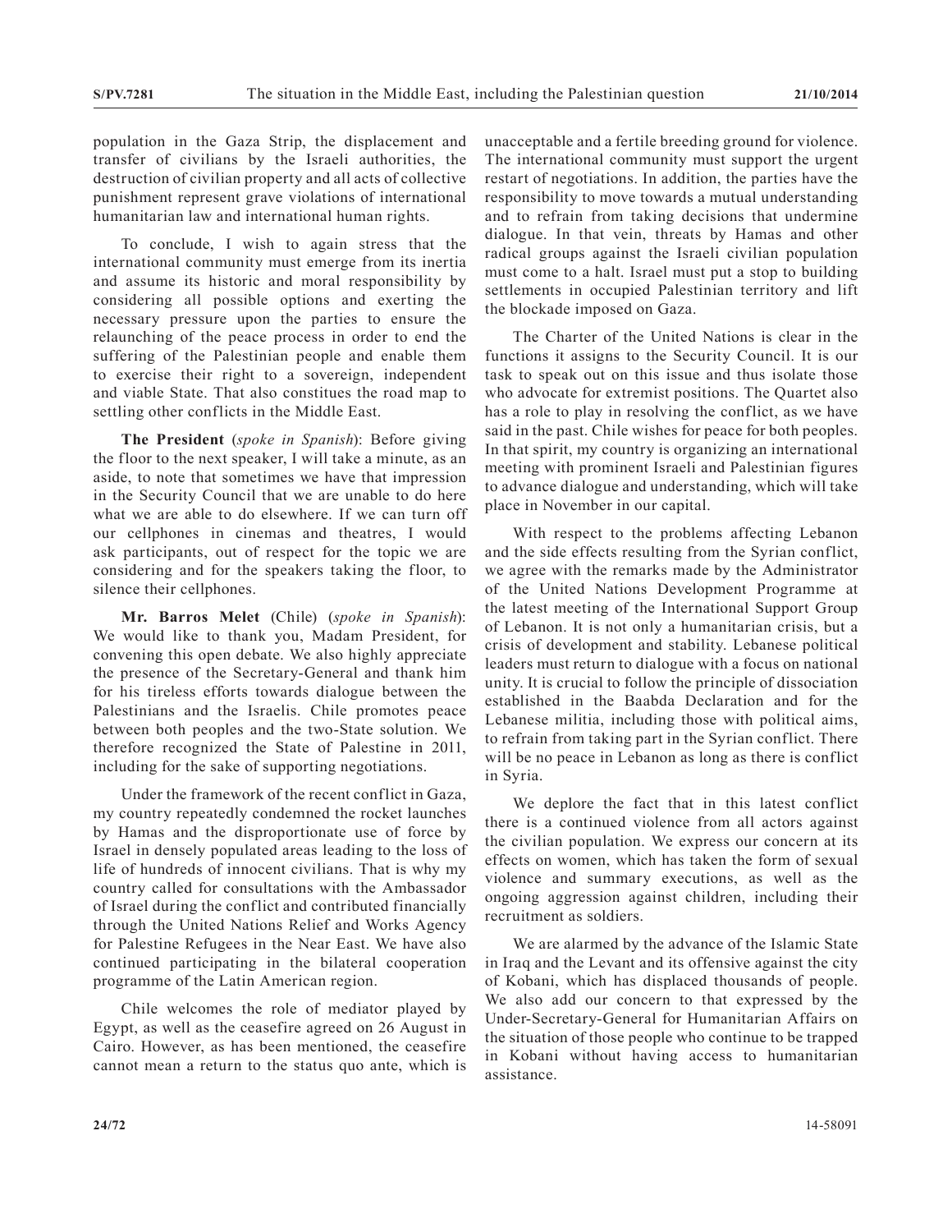population in the Gaza Strip, the displacement and transfer of civilians by the Israeli authorities, the destruction of civilian property and all acts of collective punishment represent grave violations of international humanitarian law and international human rights.

To conclude, I wish to again stress that the international community must emerge from its inertia and assume its historic and moral responsibility by considering all possible options and exerting the necessary pressure upon the parties to ensure the relaunching of the peace process in order to end the suffering of the Palestinian people and enable them to exercise their right to a sovereign, independent and viable State. That also constitues the road map to settling other conflicts in the Middle East.

**The President** (*spoke in Spanish*): Before giving the floor to the next speaker, I will take a minute, as an aside, to note that sometimes we have that impression in the Security Council that we are unable to do here what we are able to do elsewhere. If we can turn off our cellphones in cinemas and theatres, I would ask participants, out of respect for the topic we are considering and for the speakers taking the floor, to silence their cellphones.

**Mr. Barros Melet** (Chile) (*spoke in Spanish*): We would like to thank you, Madam President, for convening this open debate. We also highly appreciate the presence of the Secretary-General and thank him for his tireless efforts towards dialogue between the Palestinians and the Israelis. Chile promotes peace between both peoples and the two-State solution. We therefore recognized the State of Palestine in 2011, including for the sake of supporting negotiations.

Under the framework of the recent conflict in Gaza, my country repeatedly condemned the rocket launches by Hamas and the disproportionate use of force by Israel in densely populated areas leading to the loss of life of hundreds of innocent civilians. That is why my country called for consultations with the Ambassador of Israel during the conflict and contributed financially through the United Nations Relief and Works Agency for Palestine Refugees in the Near East. We have also continued participating in the bilateral cooperation programme of the Latin American region.

Chile welcomes the role of mediator played by Egypt, as well as the ceasefire agreed on 26 August in Cairo. However, as has been mentioned, the ceasefire cannot mean a return to the status quo ante, which is unacceptable and a fertile breeding ground for violence. The international community must support the urgent restart of negotiations. In addition, the parties have the responsibility to move towards a mutual understanding and to refrain from taking decisions that undermine dialogue. In that vein, threats by Hamas and other radical groups against the Israeli civilian population must come to a halt. Israel must put a stop to building settlements in occupied Palestinian territory and lift the blockade imposed on Gaza.

The Charter of the United Nations is clear in the functions it assigns to the Security Council. It is our task to speak out on this issue and thus isolate those who advocate for extremist positions. The Quartet also has a role to play in resolving the conflict, as we have said in the past. Chile wishes for peace for both peoples. In that spirit, my country is organizing an international meeting with prominent Israeli and Palestinian figures to advance dialogue and understanding, which will take place in November in our capital.

With respect to the problems affecting Lebanon and the side effects resulting from the Syrian conflict, we agree with the remarks made by the Administrator of the United Nations Development Programme at the latest meeting of the International Support Group of Lebanon. It is not only a humanitarian crisis, but a crisis of development and stability. Lebanese political leaders must return to dialogue with a focus on national unity. It is crucial to follow the principle of dissociation established in the Baabda Declaration and for the Lebanese militia, including those with political aims, to refrain from taking part in the Syrian conflict. There will be no peace in Lebanon as long as there is conflict in Syria.

We deplore the fact that in this latest conflict there is a continued violence from all actors against the civilian population. We express our concern at its effects on women, which has taken the form of sexual violence and summary executions, as well as the ongoing aggression against children, including their recruitment as soldiers.

We are alarmed by the advance of the Islamic State in Iraq and the Levant and its offensive against the city of Kobani, which has displaced thousands of people. We also add our concern to that expressed by the Under-Secretary-General for Humanitarian Affairs on the situation of those people who continue to be trapped in Kobani without having access to humanitarian assistance.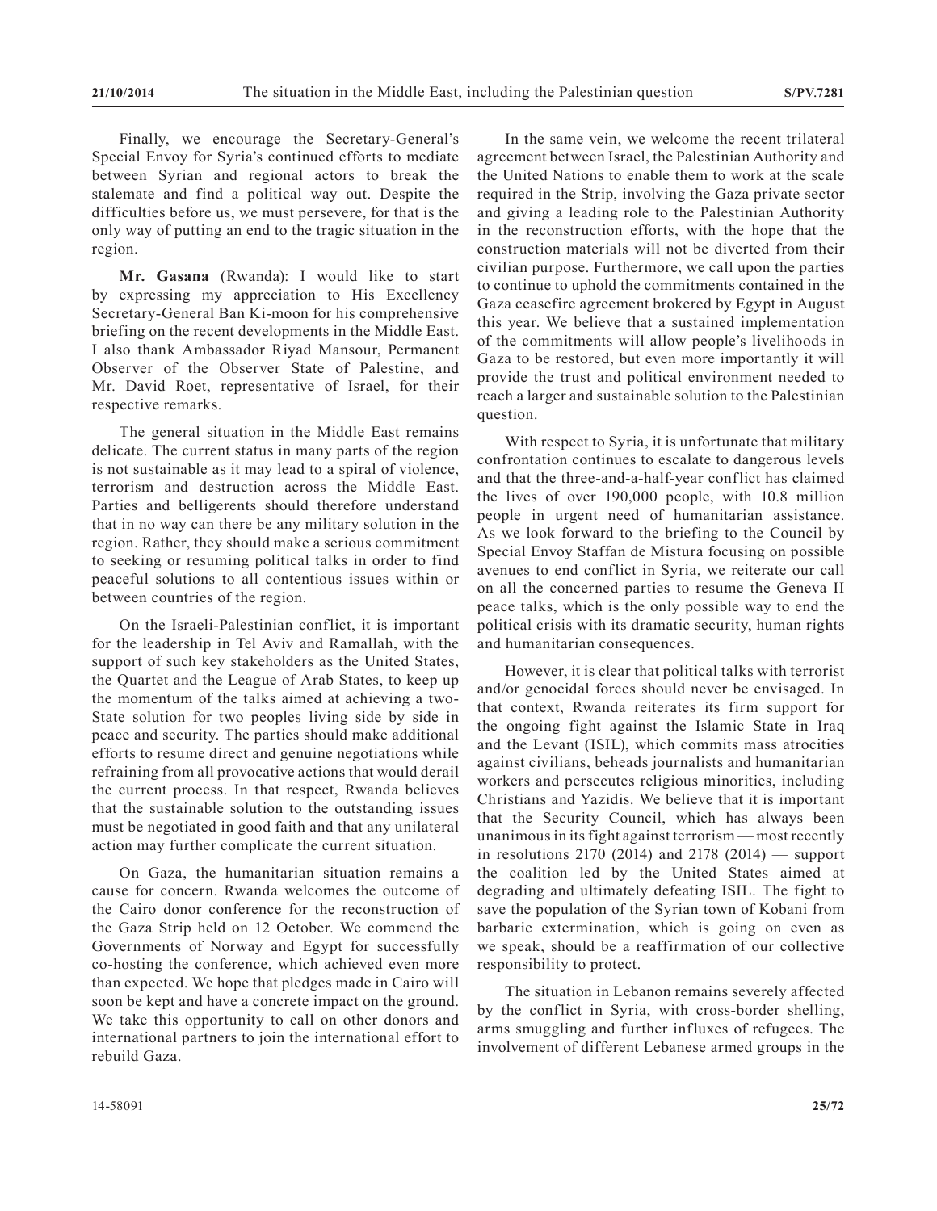Finally, we encourage the Secretary-General's Special Envoy for Syria's continued efforts to mediate between Syrian and regional actors to break the stalemate and find a political way out. Despite the difficulties before us, we must persevere, for that is the only way of putting an end to the tragic situation in the region.

**Mr. Gasana** (Rwanda): I would like to start by expressing my appreciation to His Excellency Secretary-General Ban Ki-moon for his comprehensive briefing on the recent developments in the Middle East. I also thank Ambassador Riyad Mansour, Permanent Observer of the Observer State of Palestine, and Mr. David Roet, representative of Israel, for their respective remarks.

The general situation in the Middle East remains delicate. The current status in many parts of the region is not sustainable as it may lead to a spiral of violence, terrorism and destruction across the Middle East. Parties and belligerents should therefore understand that in no way can there be any military solution in the region. Rather, they should make a serious commitment to seeking or resuming political talks in order to find peaceful solutions to all contentious issues within or between countries of the region.

On the Israeli-Palestinian conflict, it is important for the leadership in Tel Aviv and Ramallah, with the support of such key stakeholders as the United States, the Quartet and the League of Arab States, to keep up the momentum of the talks aimed at achieving a two-State solution for two peoples living side by side in peace and security. The parties should make additional efforts to resume direct and genuine negotiations while refraining from all provocative actions that would derail the current process. In that respect, Rwanda believes that the sustainable solution to the outstanding issues must be negotiated in good faith and that any unilateral action may further complicate the current situation.

On Gaza, the humanitarian situation remains a cause for concern. Rwanda welcomes the outcome of the Cairo donor conference for the reconstruction of the Gaza Strip held on 12 October. We commend the Governments of Norway and Egypt for successfully co-hosting the conference, which achieved even more than expected. We hope that pledges made in Cairo will soon be kept and have a concrete impact on the ground. We take this opportunity to call on other donors and international partners to join the international effort to rebuild Gaza.

In the same vein, we welcome the recent trilateral agreement between Israel, the Palestinian Authority and the United Nations to enable them to work at the scale required in the Strip, involving the Gaza private sector and giving a leading role to the Palestinian Authority in the reconstruction efforts, with the hope that the construction materials will not be diverted from their civilian purpose. Furthermore, we call upon the parties to continue to uphold the commitments contained in the Gaza ceasefire agreement brokered by Egypt in August this year. We believe that a sustained implementation of the commitments will allow people's livelihoods in Gaza to be restored, but even more importantly it will provide the trust and political environment needed to reach a larger and sustainable solution to the Palestinian question.

With respect to Syria, it is unfortunate that military confrontation continues to escalate to dangerous levels and that the three-and-a-half-year conflict has claimed the lives of over 190,000 people, with 10.8 million people in urgent need of humanitarian assistance. As we look forward to the briefing to the Council by Special Envoy Staffan de Mistura focusing on possible avenues to end conflict in Syria, we reiterate our call on all the concerned parties to resume the Geneva II peace talks, which is the only possible way to end the political crisis with its dramatic security, human rights and humanitarian consequences.

However, it is clear that political talks with terrorist and/or genocidal forces should never be envisaged. In that context, Rwanda reiterates its firm support for the ongoing fight against the Islamic State in Iraq and the Levant (ISIL), which commits mass atrocities against civilians, beheads journalists and humanitarian workers and persecutes religious minorities, including Christians and Yazidis. We believe that it is important that the Security Council, which has always been unanimous in its fight against terrorism — most recently in resolutions 2170 (2014) and 2178 (2014) — support the coalition led by the United States aimed at degrading and ultimately defeating ISIL. The fight to save the population of the Syrian town of Kobani from barbaric extermination, which is going on even as we speak, should be a reaffirmation of our collective responsibility to protect.

The situation in Lebanon remains severely affected by the conflict in Syria, with cross-border shelling, arms smuggling and further influxes of refugees. The involvement of different Lebanese armed groups in the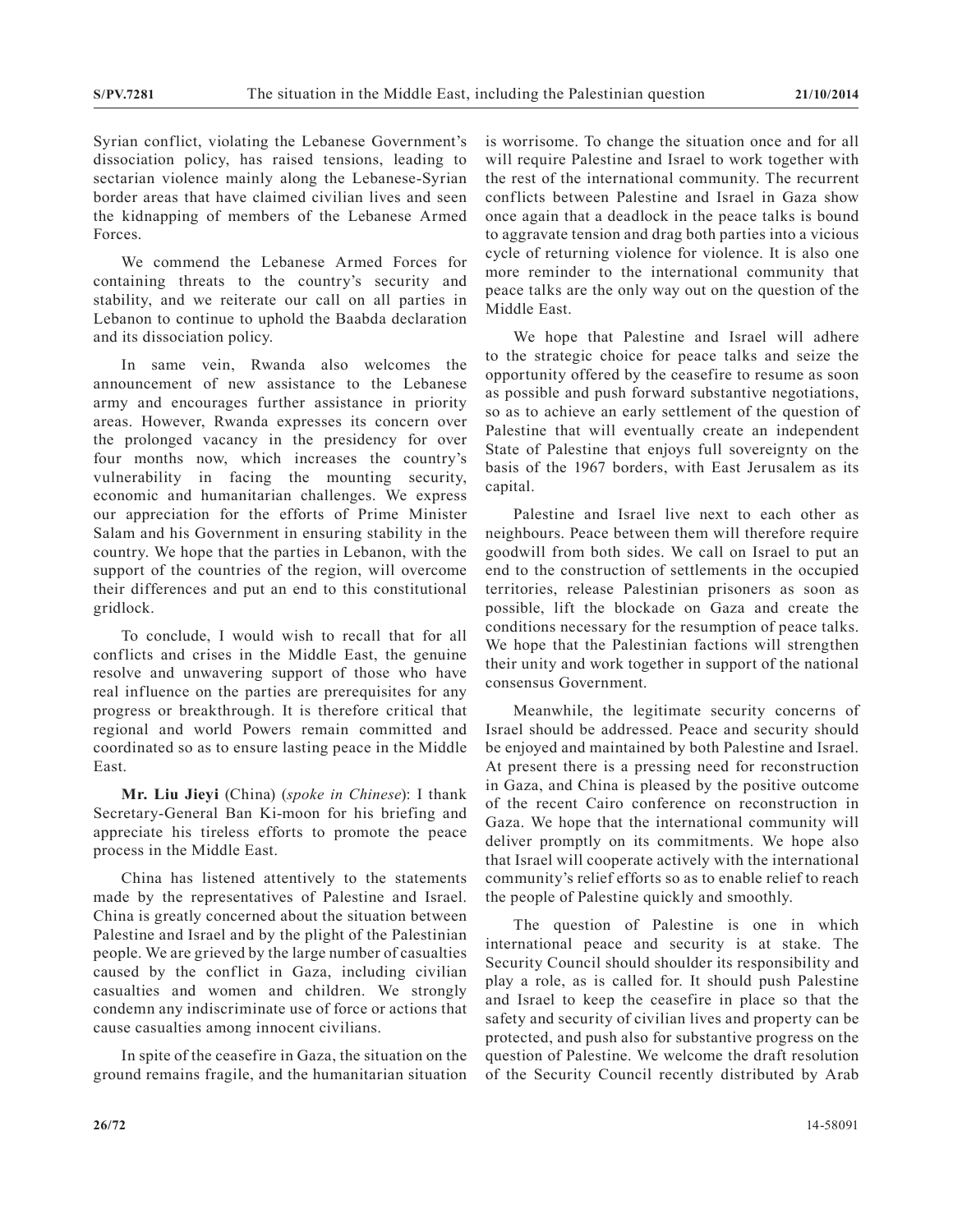Syrian conflict, violating the Lebanese Government's dissociation policy, has raised tensions, leading to sectarian violence mainly along the Lebanese-Syrian border areas that have claimed civilian lives and seen the kidnapping of members of the Lebanese Armed Forces.

We commend the Lebanese Armed Forces for containing threats to the country's security and stability, and we reiterate our call on all parties in Lebanon to continue to uphold the Baabda declaration and its dissociation policy.

In same vein, Rwanda also welcomes the announcement of new assistance to the Lebanese army and encourages further assistance in priority areas. However, Rwanda expresses its concern over the prolonged vacancy in the presidency for over four months now, which increases the country's vulnerability in facing the mounting security, economic and humanitarian challenges. We express our appreciation for the efforts of Prime Minister Salam and his Government in ensuring stability in the country. We hope that the parties in Lebanon, with the support of the countries of the region, will overcome their differences and put an end to this constitutional gridlock.

To conclude, I would wish to recall that for all conflicts and crises in the Middle East, the genuine resolve and unwavering support of those who have real influence on the parties are prerequisites for any progress or breakthrough. It is therefore critical that regional and world Powers remain committed and coordinated so as to ensure lasting peace in the Middle East.

**Mr. Liu Jieyi** (China) (*spoke in Chinese*): I thank Secretary-General Ban Ki-moon for his briefing and appreciate his tireless efforts to promote the peace process in the Middle East.

China has listened attentively to the statements made by the representatives of Palestine and Israel. China is greatly concerned about the situation between Palestine and Israel and by the plight of the Palestinian people. We are grieved by the large number of casualties caused by the conflict in Gaza, including civilian casualties and women and children. We strongly condemn any indiscriminate use of force or actions that cause casualties among innocent civilians.

In spite of the ceasefire in Gaza, the situation on the ground remains fragile, and the humanitarian situation is worrisome. To change the situation once and for all will require Palestine and Israel to work together with the rest of the international community. The recurrent conflicts between Palestine and Israel in Gaza show once again that a deadlock in the peace talks is bound to aggravate tension and drag both parties into a vicious cycle of returning violence for violence. It is also one more reminder to the international community that peace talks are the only way out on the question of the Middle East.

We hope that Palestine and Israel will adhere to the strategic choice for peace talks and seize the opportunity offered by the ceasefire to resume as soon as possible and push forward substantive negotiations, so as to achieve an early settlement of the question of Palestine that will eventually create an independent State of Palestine that enjoys full sovereignty on the basis of the 1967 borders, with East Jerusalem as its capital.

Palestine and Israel live next to each other as neighbours. Peace between them will therefore require goodwill from both sides. We call on Israel to put an end to the construction of settlements in the occupied territories, release Palestinian prisoners as soon as possible, lift the blockade on Gaza and create the conditions necessary for the resumption of peace talks. We hope that the Palestinian factions will strengthen their unity and work together in support of the national consensus Government.

Meanwhile, the legitimate security concerns of Israel should be addressed. Peace and security should be enjoyed and maintained by both Palestine and Israel. At present there is a pressing need for reconstruction in Gaza, and China is pleased by the positive outcome of the recent Cairo conference on reconstruction in Gaza. We hope that the international community will deliver promptly on its commitments. We hope also that Israel will cooperate actively with the international community's relief efforts so as to enable relief to reach the people of Palestine quickly and smoothly.

The question of Palestine is one in which international peace and security is at stake. The Security Council should shoulder its responsibility and play a role, as is called for. It should push Palestine and Israel to keep the ceasefire in place so that the safety and security of civilian lives and property can be protected, and push also for substantive progress on the question of Palestine. We welcome the draft resolution of the Security Council recently distributed by Arab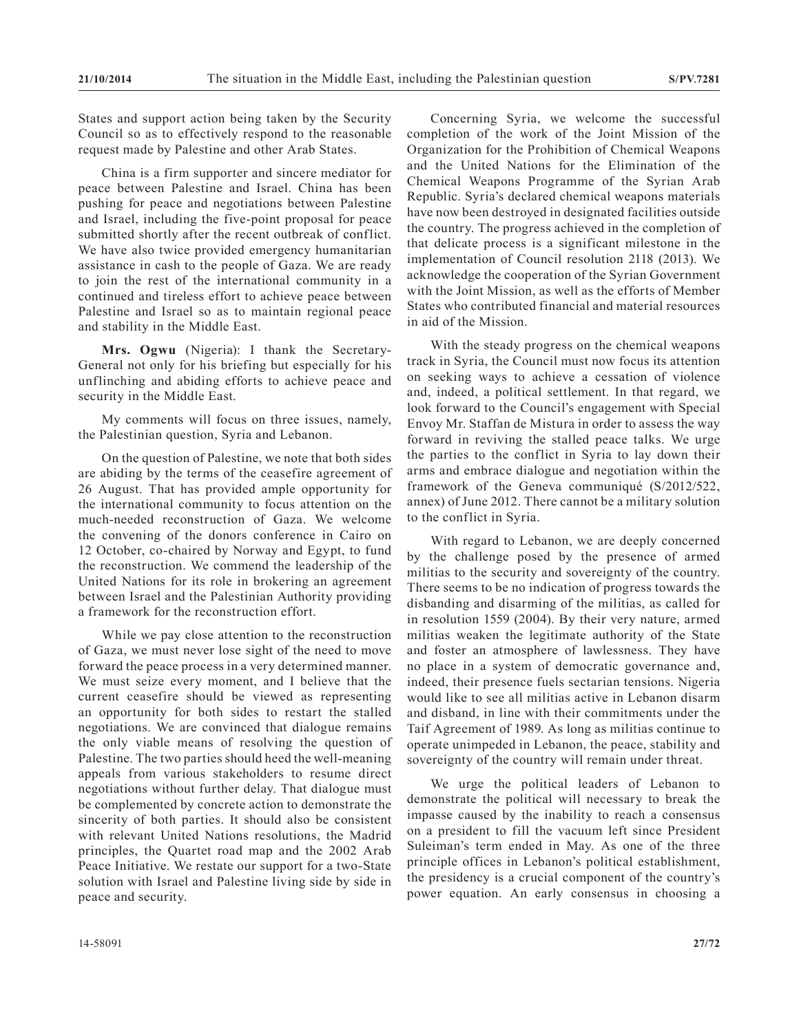States and support action being taken by the Security Council so as to effectively respond to the reasonable request made by Palestine and other Arab States.

China is a firm supporter and sincere mediator for peace between Palestine and Israel. China has been pushing for peace and negotiations between Palestine and Israel, including the five-point proposal for peace submitted shortly after the recent outbreak of conflict. We have also twice provided emergency humanitarian assistance in cash to the people of Gaza. We are ready to join the rest of the international community in a continued and tireless effort to achieve peace between Palestine and Israel so as to maintain regional peace and stability in the Middle East.

**Mrs. Ogwu** (Nigeria): I thank the Secretary-General not only for his briefing but especially for his unflinching and abiding efforts to achieve peace and security in the Middle East.

My comments will focus on three issues, namely, the Palestinian question, Syria and Lebanon.

On the question of Palestine, we note that both sides are abiding by the terms of the ceasefire agreement of 26 August. That has provided ample opportunity for the international community to focus attention on the much-needed reconstruction of Gaza. We welcome the convening of the donors conference in Cairo on 12 October, co-chaired by Norway and Egypt, to fund the reconstruction. We commend the leadership of the United Nations for its role in brokering an agreement between Israel and the Palestinian Authority providing a framework for the reconstruction effort.

While we pay close attention to the reconstruction of Gaza, we must never lose sight of the need to move forward the peace process in a very determined manner. We must seize every moment, and I believe that the current ceasefire should be viewed as representing an opportunity for both sides to restart the stalled negotiations. We are convinced that dialogue remains the only viable means of resolving the question of Palestine. The two parties should heed the well-meaning appeals from various stakeholders to resume direct negotiations without further delay. That dialogue must be complemented by concrete action to demonstrate the sincerity of both parties. It should also be consistent with relevant United Nations resolutions, the Madrid principles, the Quartet road map and the 2002 Arab Peace Initiative. We restate our support for a two-State solution with Israel and Palestine living side by side in peace and security.

Concerning Syria, we welcome the successful completion of the work of the Joint Mission of the Organization for the Prohibition of Chemical Weapons and the United Nations for the Elimination of the Chemical Weapons Programme of the Syrian Arab Republic. Syria's declared chemical weapons materials have now been destroyed in designated facilities outside the country. The progress achieved in the completion of that delicate process is a significant milestone in the implementation of Council resolution 2118 (2013). We acknowledge the cooperation of the Syrian Government with the Joint Mission, as well as the efforts of Member States who contributed financial and material resources in aid of the Mission.

With the steady progress on the chemical weapons track in Syria, the Council must now focus its attention on seeking ways to achieve a cessation of violence and, indeed, a political settlement. In that regard, we look forward to the Council's engagement with Special Envoy Mr. Staffan de Mistura in order to assess the way forward in reviving the stalled peace talks. We urge the parties to the conflict in Syria to lay down their arms and embrace dialogue and negotiation within the framework of the Geneva communiqué (S/2012/522, annex) of June 2012. There cannot be a military solution to the conflict in Syria.

With regard to Lebanon, we are deeply concerned by the challenge posed by the presence of armed militias to the security and sovereignty of the country. There seems to be no indication of progress towards the disbanding and disarming of the militias, as called for in resolution 1559 (2004). By their very nature, armed militias weaken the legitimate authority of the State and foster an atmosphere of lawlessness. They have no place in a system of democratic governance and, indeed, their presence fuels sectarian tensions. Nigeria would like to see all militias active in Lebanon disarm and disband, in line with their commitments under the Taif Agreement of 1989. As long as militias continue to operate unimpeded in Lebanon, the peace, stability and sovereignty of the country will remain under threat.

We urge the political leaders of Lebanon to demonstrate the political will necessary to break the impasse caused by the inability to reach a consensus on a president to fill the vacuum left since President Suleiman's term ended in May. As one of the three principle offices in Lebanon's political establishment, the presidency is a crucial component of the country's power equation. An early consensus in choosing a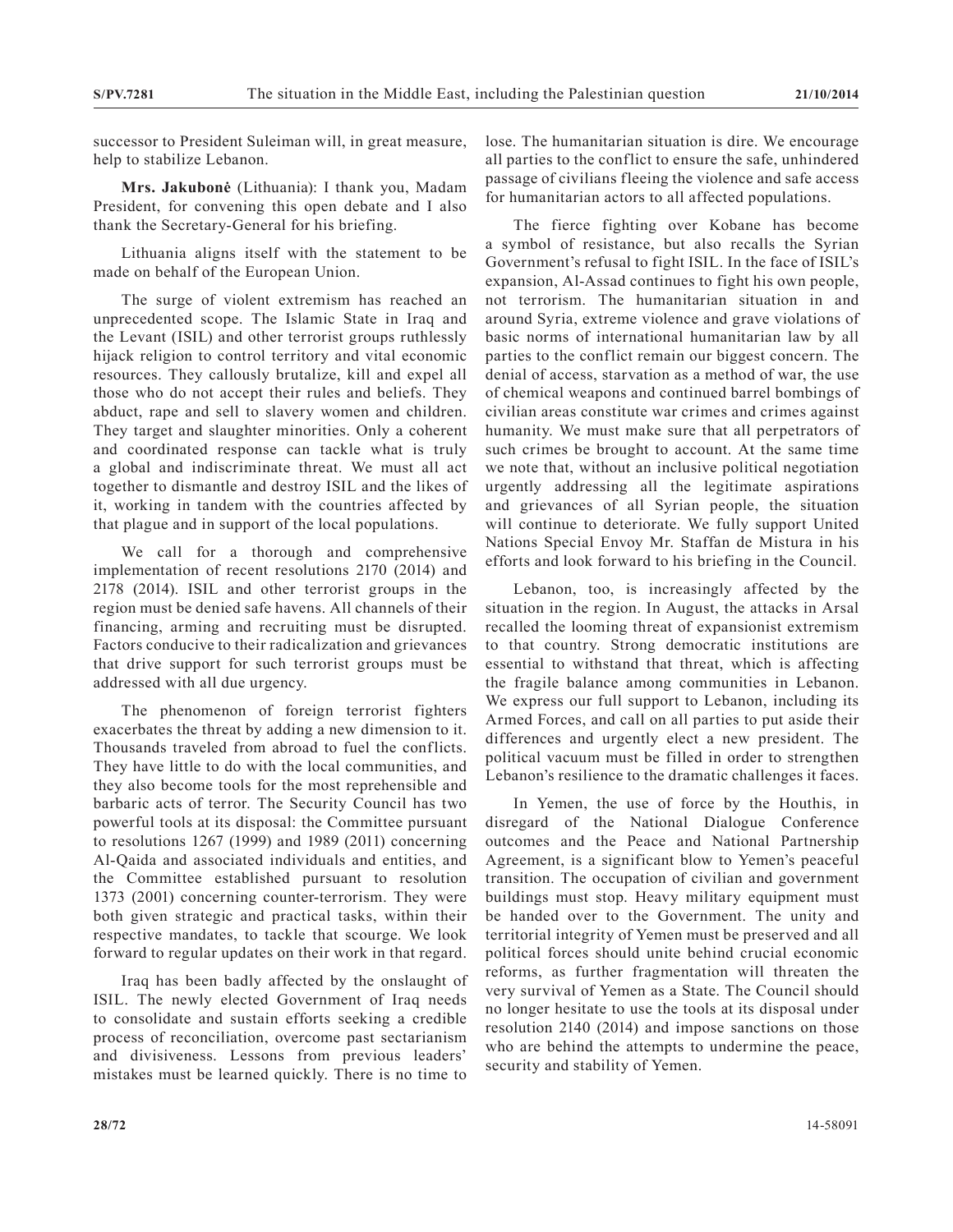successor to President Suleiman will, in great measure, help to stabilize Lebanon.

**Mrs. Jakubonė** (Lithuania): I thank you, Madam President, for convening this open debate and I also thank the Secretary-General for his briefing.

Lithuania aligns itself with the statement to be made on behalf of the European Union.

The surge of violent extremism has reached an unprecedented scope. The Islamic State in Iraq and the Levant (ISIL) and other terrorist groups ruthlessly hijack religion to control territory and vital economic resources. They callously brutalize, kill and expel all those who do not accept their rules and beliefs. They abduct, rape and sell to slavery women and children. They target and slaughter minorities. Only a coherent and coordinated response can tackle what is truly a global and indiscriminate threat. We must all act together to dismantle and destroy ISIL and the likes of it, working in tandem with the countries affected by that plague and in support of the local populations.

We call for a thorough and comprehensive implementation of recent resolutions 2170 (2014) and 2178 (2014). ISIL and other terrorist groups in the region must be denied safe havens. All channels of their financing, arming and recruiting must be disrupted. Factors conducive to their radicalization and grievances that drive support for such terrorist groups must be addressed with all due urgency.

The phenomenon of foreign terrorist fighters exacerbates the threat by adding a new dimension to it. Thousands traveled from abroad to fuel the conflicts. They have little to do with the local communities, and they also become tools for the most reprehensible and barbaric acts of terror. The Security Council has two powerful tools at its disposal: the Committee pursuant to resolutions 1267 (1999) and 1989 (2011) concerning Al-Qaida and associated individuals and entities, and the Committee established pursuant to resolution 1373 (2001) concerning counter-terrorism. They were both given strategic and practical tasks, within their respective mandates, to tackle that scourge. We look forward to regular updates on their work in that regard.

Iraq has been badly affected by the onslaught of ISIL. The newly elected Government of Iraq needs to consolidate and sustain efforts seeking a credible process of reconciliation, overcome past sectarianism and divisiveness. Lessons from previous leaders' mistakes must be learned quickly. There is no time to lose. The humanitarian situation is dire. We encourage all parties to the conflict to ensure the safe, unhindered passage of civilians fleeing the violence and safe access for humanitarian actors to all affected populations.

The fierce fighting over Kobane has become a symbol of resistance, but also recalls the Syrian Government's refusal to fight ISIL. In the face of ISIL's expansion, Al-Assad continues to fight his own people, not terrorism. The humanitarian situation in and around Syria, extreme violence and grave violations of basic norms of international humanitarian law by all parties to the conflict remain our biggest concern. The denial of access, starvation as a method of war, the use of chemical weapons and continued barrel bombings of civilian areas constitute war crimes and crimes against humanity. We must make sure that all perpetrators of such crimes be brought to account. At the same time we note that, without an inclusive political negotiation urgently addressing all the legitimate aspirations and grievances of all Syrian people, the situation will continue to deteriorate. We fully support United Nations Special Envoy Mr. Staffan de Mistura in his efforts and look forward to his briefing in the Council.

Lebanon, too, is increasingly affected by the situation in the region. In August, the attacks in Arsal recalled the looming threat of expansionist extremism to that country. Strong democratic institutions are essential to withstand that threat, which is affecting the fragile balance among communities in Lebanon. We express our full support to Lebanon, including its Armed Forces, and call on all parties to put aside their differences and urgently elect a new president. The political vacuum must be filled in order to strengthen Lebanon's resilience to the dramatic challenges it faces.

In Yemen, the use of force by the Houthis, in disregard of the National Dialogue Conference outcomes and the Peace and National Partnership Agreement, is a significant blow to Yemen's peaceful transition. The occupation of civilian and government buildings must stop. Heavy military equipment must be handed over to the Government. The unity and territorial integrity of Yemen must be preserved and all political forces should unite behind crucial economic reforms, as further fragmentation will threaten the very survival of Yemen as a State. The Council should no longer hesitate to use the tools at its disposal under resolution 2140 (2014) and impose sanctions on those who are behind the attempts to undermine the peace, security and stability of Yemen.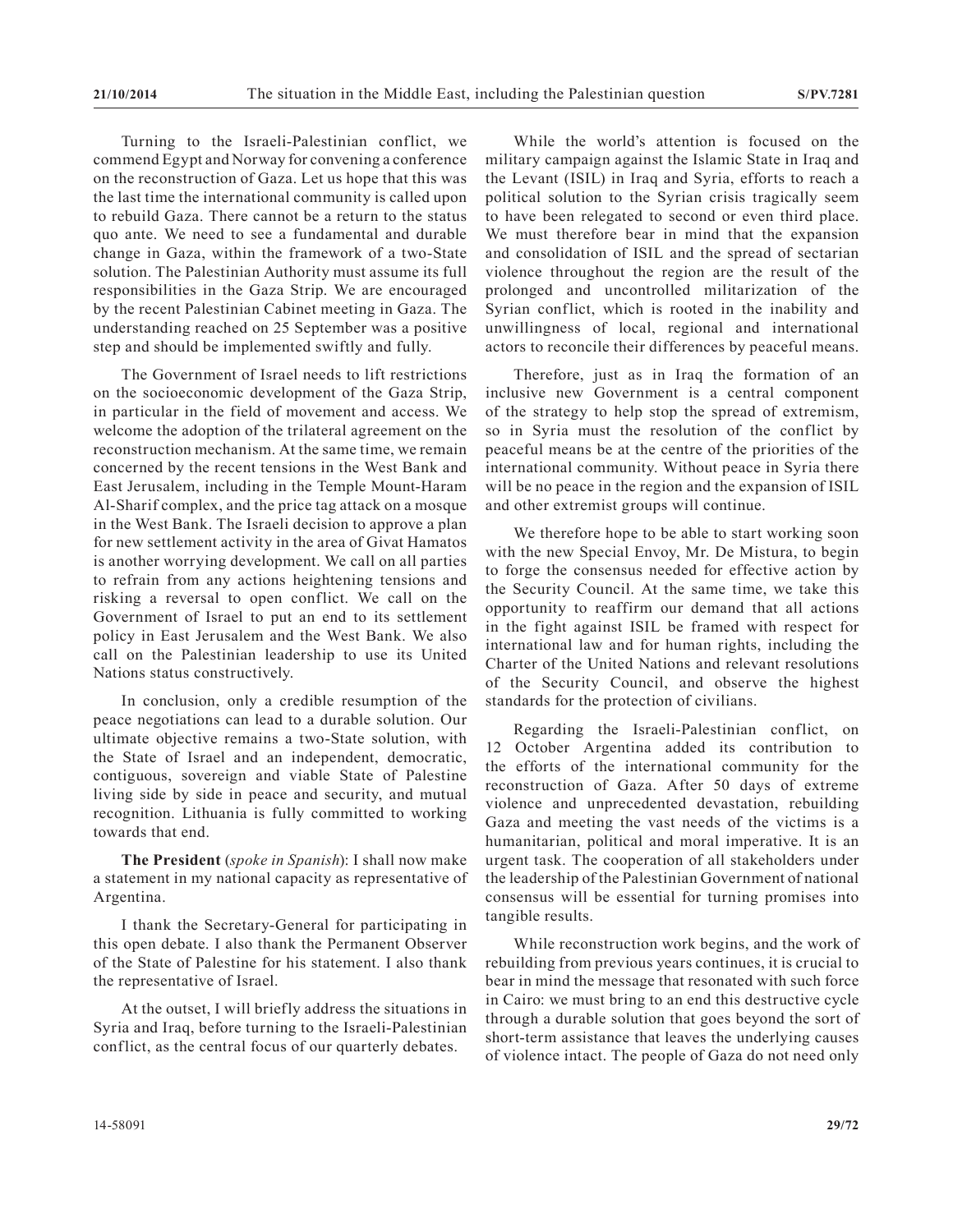Turning to the Israeli-Palestinian conflict, we commend Egypt and Norway for convening a conference on the reconstruction of Gaza. Let us hope that this was the last time the international community is called upon to rebuild Gaza. There cannot be a return to the status quo ante. We need to see a fundamental and durable change in Gaza, within the framework of a two-State solution. The Palestinian Authority must assume its full responsibilities in the Gaza Strip. We are encouraged by the recent Palestinian Cabinet meeting in Gaza. The understanding reached on 25 September was a positive step and should be implemented swiftly and fully.

The Government of Israel needs to lift restrictions on the socioeconomic development of the Gaza Strip, in particular in the field of movement and access. We welcome the adoption of the trilateral agreement on the reconstruction mechanism. At the same time, we remain concerned by the recent tensions in the West Bank and East Jerusalem, including in the Temple Mount-Haram Al-Sharif complex, and the price tag attack on a mosque in the West Bank. The Israeli decision to approve a plan for new settlement activity in the area of Givat Hamatos is another worrying development. We call on all parties to refrain from any actions heightening tensions and risking a reversal to open conflict. We call on the Government of Israel to put an end to its settlement policy in East Jerusalem and the West Bank. We also call on the Palestinian leadership to use its United Nations status constructively.

In conclusion, only a credible resumption of the peace negotiations can lead to a durable solution. Our ultimate objective remains a two-State solution, with the State of Israel and an independent, democratic, contiguous, sovereign and viable State of Palestine living side by side in peace and security, and mutual recognition. Lithuania is fully committed to working towards that end.

**The President** (*spoke in Spanish*): I shall now make a statement in my national capacity as representative of Argentina.

I thank the Secretary-General for participating in this open debate. I also thank the Permanent Observer of the State of Palestine for his statement. I also thank the representative of Israel.

At the outset, I will briefly address the situations in Syria and Iraq, before turning to the Israeli-Palestinian conflict, as the central focus of our quarterly debates.

While the world's attention is focused on the military campaign against the Islamic State in Iraq and the Levant (ISIL) in Iraq and Syria, efforts to reach a political solution to the Syrian crisis tragically seem to have been relegated to second or even third place. We must therefore bear in mind that the expansion and consolidation of ISIL and the spread of sectarian violence throughout the region are the result of the prolonged and uncontrolled militarization of the Syrian conflict, which is rooted in the inability and unwillingness of local, regional and international actors to reconcile their differences by peaceful means.

Therefore, just as in Iraq the formation of an inclusive new Government is a central component of the strategy to help stop the spread of extremism, so in Syria must the resolution of the conflict by peaceful means be at the centre of the priorities of the international community. Without peace in Syria there will be no peace in the region and the expansion of ISIL and other extremist groups will continue.

We therefore hope to be able to start working soon with the new Special Envoy, Mr. De Mistura, to begin to forge the consensus needed for effective action by the Security Council. At the same time, we take this opportunity to reaffirm our demand that all actions in the fight against ISIL be framed with respect for international law and for human rights, including the Charter of the United Nations and relevant resolutions of the Security Council, and observe the highest standards for the protection of civilians.

Regarding the Israeli-Palestinian conflict, on 12 October Argentina added its contribution to the efforts of the international community for the reconstruction of Gaza. After 50 days of extreme violence and unprecedented devastation, rebuilding Gaza and meeting the vast needs of the victims is a humanitarian, political and moral imperative. It is an urgent task. The cooperation of all stakeholders under the leadership of the Palestinian Government of national consensus will be essential for turning promises into tangible results.

While reconstruction work begins, and the work of rebuilding from previous years continues, it is crucial to bear in mind the message that resonated with such force in Cairo: we must bring to an end this destructive cycle through a durable solution that goes beyond the sort of short-term assistance that leaves the underlying causes of violence intact. The people of Gaza do not need only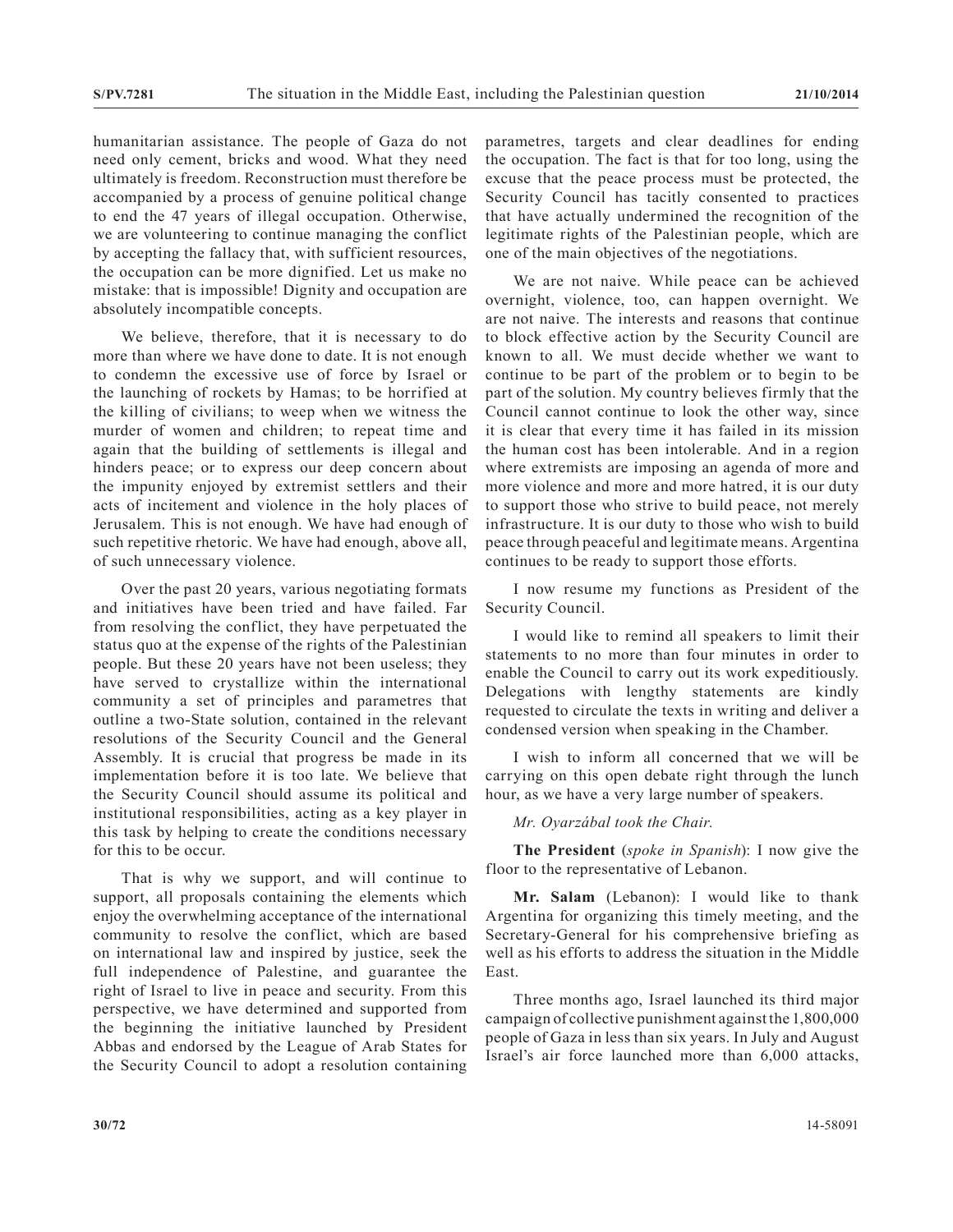humanitarian assistance. The people of Gaza do not need only cement, bricks and wood. What they need ultimately is freedom. Reconstruction must therefore be accompanied by a process of genuine political change to end the 47 years of illegal occupation. Otherwise, we are volunteering to continue managing the conflict by accepting the fallacy that, with sufficient resources, the occupation can be more dignified. Let us make no mistake: that is impossible! Dignity and occupation are absolutely incompatible concepts.

We believe, therefore, that it is necessary to do more than where we have done to date. It is not enough to condemn the excessive use of force by Israel or the launching of rockets by Hamas; to be horrified at the killing of civilians; to weep when we witness the murder of women and children; to repeat time and again that the building of settlements is illegal and hinders peace; or to express our deep concern about the impunity enjoyed by extremist settlers and their acts of incitement and violence in the holy places of Jerusalem. This is not enough. We have had enough of such repetitive rhetoric. We have had enough, above all, of such unnecessary violence.

Over the past 20 years, various negotiating formats and initiatives have been tried and have failed. Far from resolving the conflict, they have perpetuated the status quo at the expense of the rights of the Palestinian people. But these 20 years have not been useless; they have served to crystallize within the international community a set of principles and parametres that outline a two-State solution, contained in the relevant resolutions of the Security Council and the General Assembly. It is crucial that progress be made in its implementation before it is too late. We believe that the Security Council should assume its political and institutional responsibilities, acting as a key player in this task by helping to create the conditions necessary for this to be occur.

That is why we support, and will continue to support, all proposals containing the elements which enjoy the overwhelming acceptance of the international community to resolve the conflict, which are based on international law and inspired by justice, seek the full independence of Palestine, and guarantee the right of Israel to live in peace and security. From this perspective, we have determined and supported from the beginning the initiative launched by President Abbas and endorsed by the League of Arab States for the Security Council to adopt a resolution containing parametres, targets and clear deadlines for ending the occupation. The fact is that for too long, using the excuse that the peace process must be protected, the Security Council has tacitly consented to practices that have actually undermined the recognition of the legitimate rights of the Palestinian people, which are one of the main objectives of the negotiations.

We are not naive. While peace can be achieved overnight, violence, too, can happen overnight. We are not naive. The interests and reasons that continue to block effective action by the Security Council are known to all. We must decide whether we want to continue to be part of the problem or to begin to be part of the solution. My country believes firmly that the Council cannot continue to look the other way, since it is clear that every time it has failed in its mission the human cost has been intolerable. And in a region where extremists are imposing an agenda of more and more violence and more and more hatred, it is our duty to support those who strive to build peace, not merely infrastructure. It is our duty to those who wish to build peace through peaceful and legitimate means. Argentina continues to be ready to support those efforts.

I now resume my functions as President of the Security Council.

I would like to remind all speakers to limit their statements to no more than four minutes in order to enable the Council to carry out its work expeditiously. Delegations with lengthy statements are kindly requested to circulate the texts in writing and deliver a condensed version when speaking in the Chamber.

I wish to inform all concerned that we will be carrying on this open debate right through the lunch hour, as we have a very large number of speakers.

*Mr. Oyarzábal took the Chair.*

**The President** (*spoke in Spanish*): I now give the floor to the representative of Lebanon.

**Mr. Salam** (Lebanon): I would like to thank Argentina for organizing this timely meeting, and the Secretary-General for his comprehensive briefing as well as his efforts to address the situation in the Middle East.

Three months ago, Israel launched its third major campaign of collective punishment against the 1,800,000 people of Gaza in less than six years. In July and August Israel's air force launched more than 6,000 attacks,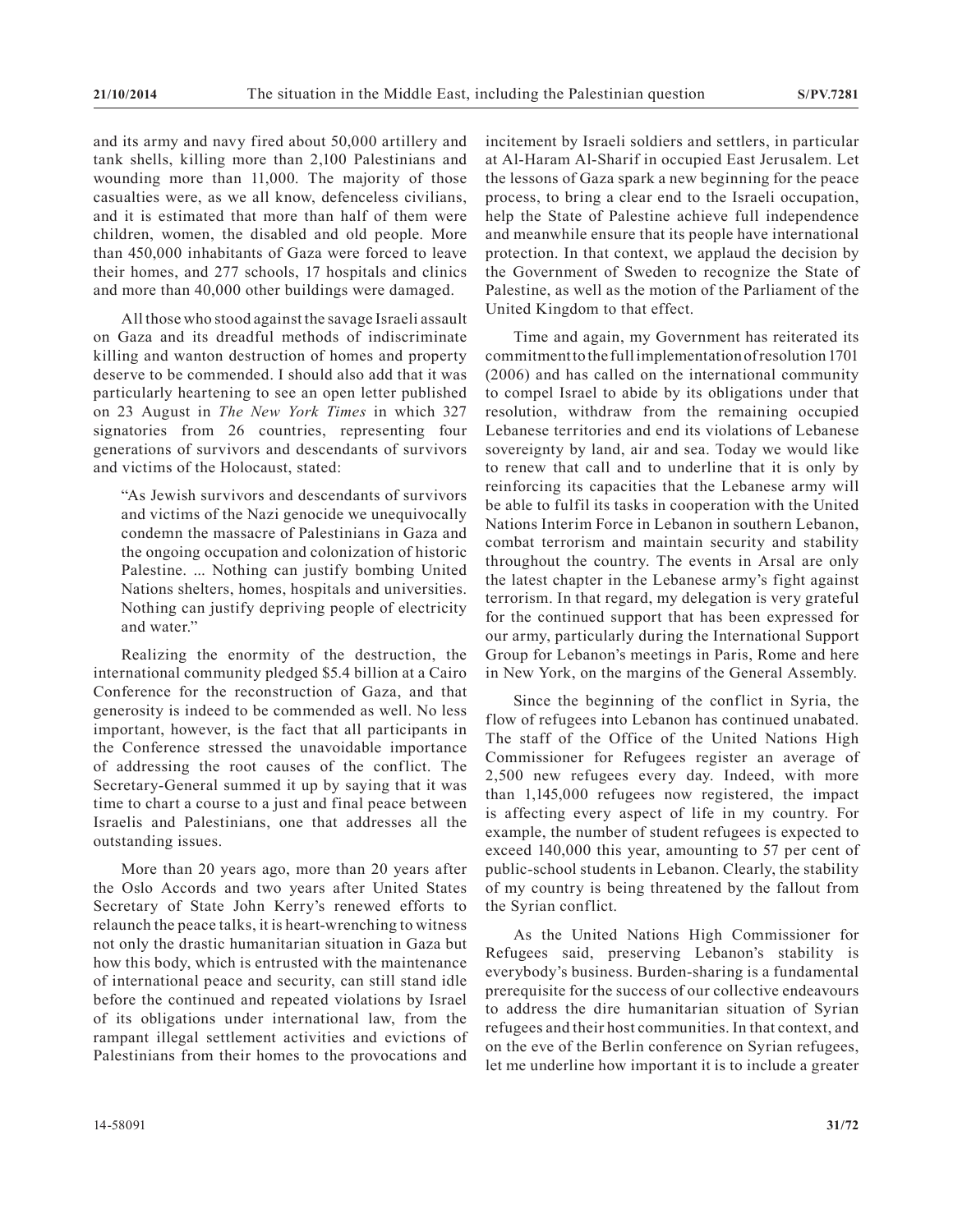and its army and navy fired about 50,000 artillery and tank shells, killing more than 2,100 Palestinians and wounding more than 11,000. The majority of those casualties were, as we all know, defenceless civilians, and it is estimated that more than half of them were children, women, the disabled and old people. More than 450,000 inhabitants of Gaza were forced to leave their homes, and 277 schools, 17 hospitals and clinics and more than 40,000 other buildings were damaged.

All those who stood against the savage Israeli assault on Gaza and its dreadful methods of indiscriminate killing and wanton destruction of homes and property deserve to be commended. I should also add that it was particularly heartening to see an open letter published on 23 August in *The New York Times* in which 327 signatories from 26 countries, representing four generations of survivors and descendants of survivors and victims of the Holocaust, stated:

> "As Jewish survivors and descendants of survivors and victims of the Nazi genocide we unequivocally condemn the massacre of Palestinians in Gaza and the ongoing occupation and colonization of historic Palestine. ... Nothing can justify bombing United Nations shelters, homes, hospitals and universities. Nothing can justify depriving people of electricity and water."

Realizing the enormity of the destruction, the international community pledged $5.4 billion at a Cairo Conference for the reconstruction of Gaza, and that generosity is indeed to be commended as well. No less important, however, is the fact that all participants in the Conference stressed the unavoidable importance of addressing the root causes of the conflict. The Secretary-General summed it up by saying that it was time to chart a course to a just and final peace between Israelis and Palestinians, one that addresses all the outstanding issues.

More than 20 years ago, more than 20 years after the Oslo Accords and two years after United States Secretary of State John Kerry's renewed efforts to relaunch the peace talks, it is heart-wrenching to witness not only the drastic humanitarian situation in Gaza but how this body, which is entrusted with the maintenance of international peace and security, can still stand idle before the continued and repeated violations by Israel of its obligations under international law, from the rampant illegal settlement activities and evictions of Palestinians from their homes to the provocations and incitement by Israeli soldiers and settlers, in particular at Al-Haram Al-Sharif in occupied East Jerusalem. Let the lessons of Gaza spark a new beginning for the peace process, to bring a clear end to the Israeli occupation, help the State of Palestine achieve full independence and meanwhile ensure that its people have international protection. In that context, we applaud the decision by the Government of Sweden to recognize the State of Palestine, as well as the motion of the Parliament of the United Kingdom to that effect.

Time and again, my Government has reiterated its commitment to the full implementation of resolution 1701 (2006) and has called on the international community to compel Israel to abide by its obligations under that resolution, withdraw from the remaining occupied Lebanese territories and end its violations of Lebanese sovereignty by land, air and sea. Today we would like to renew that call and to underline that it is only by reinforcing its capacities that the Lebanese army will be able to fulfil its tasks in cooperation with the United Nations Interim Force in Lebanon in southern Lebanon, combat terrorism and maintain security and stability throughout the country. The events in Arsal are only the latest chapter in the Lebanese army's fight against terrorism. In that regard, my delegation is very grateful for the continued support that has been expressed for our army, particularly during the International Support Group for Lebanon's meetings in Paris, Rome and here in New York, on the margins of the General Assembly.

Since the beginning of the conflict in Syria, the flow of refugees into Lebanon has continued unabated. The staff of the Office of the United Nations High Commissioner for Refugees register an average of 2,500 new refugees every day. Indeed, with more than 1,145,000 refugees now registered, the impact is affecting every aspect of life in my country. For example, the number of student refugees is expected to exceed 140,000 this year, amounting to 57 per cent of public-school students in Lebanon. Clearly, the stability of my country is being threatened by the fallout from the Syrian conflict.

As the United Nations High Commissioner for Refugees said, preserving Lebanon's stability is everybody's business. Burden-sharing is a fundamental prerequisite for the success of our collective endeavours to address the dire humanitarian situation of Syrian refugees and their host communities. In that context, and on the eve of the Berlin conference on Syrian refugees, let me underline how important it is to include a greater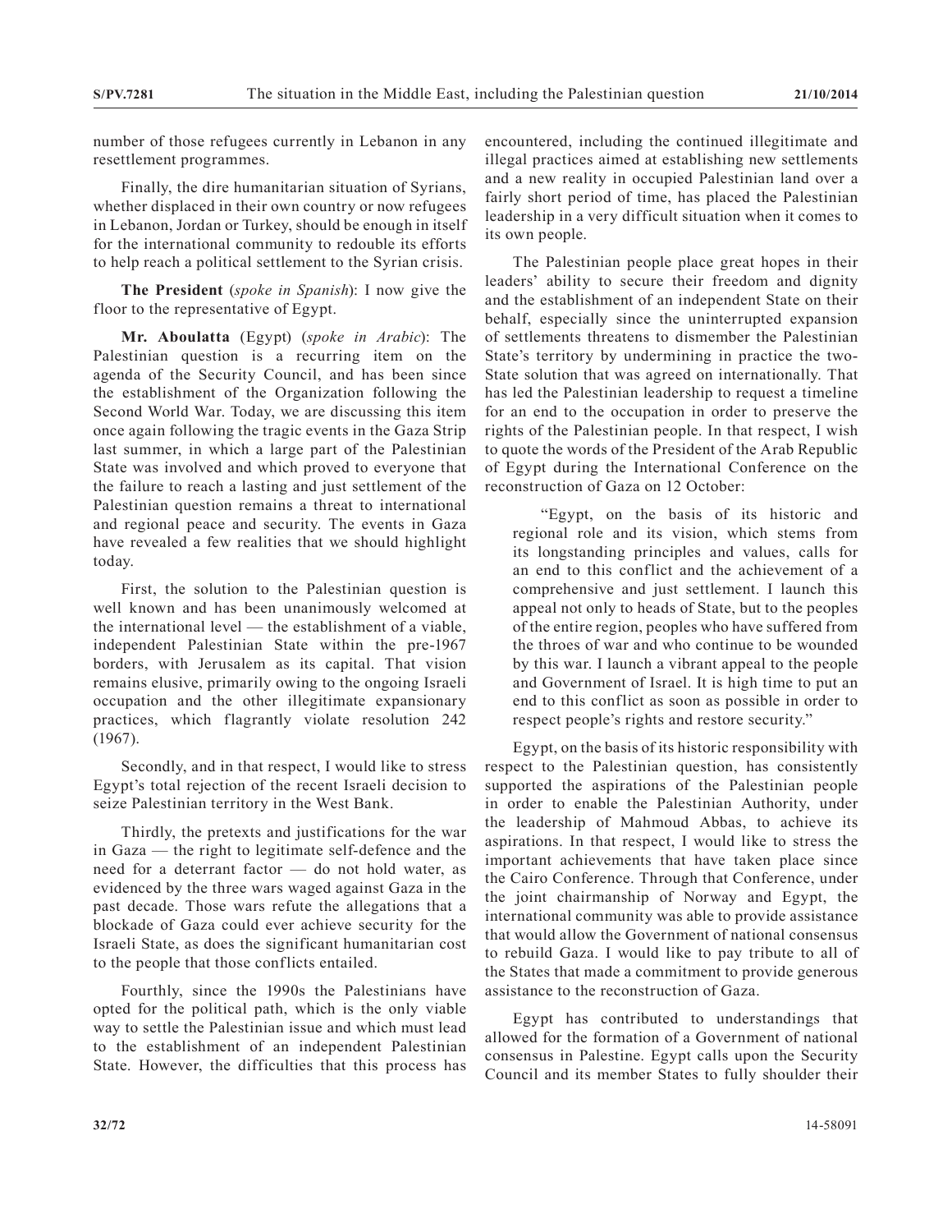number of those refugees currently in Lebanon in any resettlement programmes.

Finally, the dire humanitarian situation of Syrians, whether displaced in their own country or now refugees in Lebanon, Jordan or Turkey, should be enough in itself for the international community to redouble its efforts to help reach a political settlement to the Syrian crisis.

**The President** (*spoke in Spanish*): I now give the floor to the representative of Egypt.

**Mr. Aboulatta** (Egypt) (*spoke in Arabic*): The Palestinian question is a recurring item on the agenda of the Security Council, and has been since the establishment of the Organization following the Second World War. Today, we are discussing this item once again following the tragic events in the Gaza Strip last summer, in which a large part of the Palestinian State was involved and which proved to everyone that the failure to reach a lasting and just settlement of the Palestinian question remains a threat to international and regional peace and security. The events in Gaza have revealed a few realities that we should highlight today.

First, the solution to the Palestinian question is well known and has been unanimously welcomed at the international level — the establishment of a viable, independent Palestinian State within the pre-1967 borders, with Jerusalem as its capital. That vision remains elusive, primarily owing to the ongoing Israeli occupation and the other illegitimate expansionary practices, which flagrantly violate resolution 242 (1967).

Secondly, and in that respect, I would like to stress Egypt's total rejection of the recent Israeli decision to seize Palestinian territory in the West Bank.

Thirdly, the pretexts and justifications for the war in Gaza — the right to legitimate self-defence and the need for a deterrent factor — do not hold water, as evidenced by the three wars waged against Gaza in the past decade. Those wars refute the allegations that a blockade of Gaza could ever achieve security for the Israeli State, as does the significant humanitarian cost to the people that those conflicts entailed.

Fourthly, since the 1990s the Palestinians have opted for the political path, which is the only viable way to settle the Palestinian issue and which must lead to the establishment of an independent Palestinian State. However, the difficulties that this process has encountered, including the continued illegitimate and illegal practices aimed at establishing new settlements and a new reality in occupied Palestinian land over a fairly short period of time, has placed the Palestinian leadership in a very difficult situation when it comes to its own people.

The Palestinian people place great hopes in their leaders' ability to secure their freedom and dignity and the establishment of an independent State on their behalf, especially since the uninterrupted expansion of settlements threatens to dismember the Palestinian State's territory by undermining in practice the two-State solution that was agreed on internationally. That has led the Palestinian leadership to request a timeline for an end to the occupation in order to preserve the rights of the Palestinian people. In that respect, I wish to quote the words of the President of the Arab Republic of Egypt during the International Conference on the reconstruction of Gaza on 12 October:

> "Egypt, on the basis of its historic and regional role and its vision, which stems from its longstanding principles and values, calls for an end to this conflict and the achievement of a comprehensive and just settlement. I launch this appeal not only to heads of State, but to the peoples of the entire region, peoples who have suffered from the throes of war and who continue to be wounded by this war. I launch a vibrant appeal to the people and Government of Israel. It is high time to put an end to this conflict as soon as possible in order to respect people's rights and restore security."

Egypt, on the basis of its historic responsibility with respect to the Palestinian question, has consistently supported the aspirations of the Palestinian people in order to enable the Palestinian Authority, under the leadership of Mahmoud Abbas, to achieve its aspirations. In that respect, I would like to stress the important achievements that have taken place since the Cairo Conference. Through that Conference, under the joint chairmanship of Norway and Egypt, the international community was able to provide assistance that would allow the Government of national consensus to rebuild Gaza. I would like to pay tribute to all of the States that made a commitment to provide generous assistance to the reconstruction of Gaza.

Egypt has contributed to understandings that allowed for the formation of a Government of national consensus in Palestine. Egypt calls upon the Security Council and its member States to fully shoulder their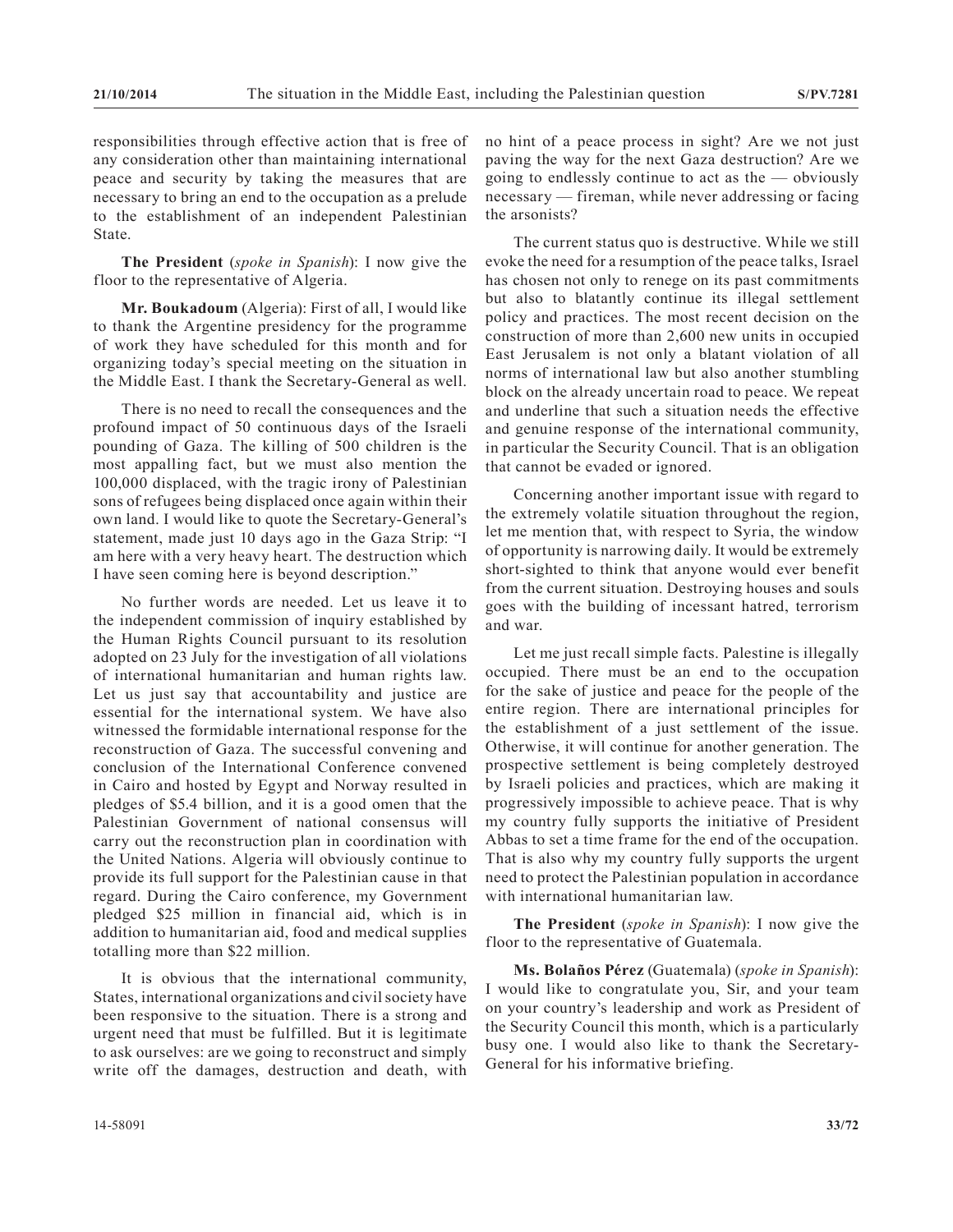responsibilities through effective action that is free of any consideration other than maintaining international peace and security by taking the measures that are necessary to bring an end to the occupation as a prelude to the establishment of an independent Palestinian State.

**The President** (*spoke in Spanish*): I now give the floor to the representative of Algeria.

**Mr. Boukadoum** (Algeria): First of all, I would like to thank the Argentine presidency for the programme of work they have scheduled for this month and for organizing today's special meeting on the situation in the Middle East. I thank the Secretary-General as well.

There is no need to recall the consequences and the profound impact of 50 continuous days of the Israeli pounding of Gaza. The killing of 500 children is the most appalling fact, but we must also mention the 100,000 displaced, with the tragic irony of Palestinian sons of refugees being displaced once again within their own land. I would like to quote the Secretary-General's statement, made just 10 days ago in the Gaza Strip: "I am here with a very heavy heart. The destruction which I have seen coming here is beyond description."

No further words are needed. Let us leave it to the independent commission of inquiry established by the Human Rights Council pursuant to its resolution adopted on 23 July for the investigation of all violations of international humanitarian and human rights law. Let us just say that accountability and justice are essential for the international system. We have also witnessed the formidable international response for the reconstruction of Gaza. The successful convening and conclusion of the International Conference convened in Cairo and hosted by Egypt and Norway resulted in pledges of $5.4 billion, and it is a good omen that the Palestinian Government of national consensus will carry out the reconstruction plan in coordination with the United Nations. Algeria will obviously continue to provide its full support for the Palestinian cause in that regard. During the Cairo conference, my Government pledged $25 million in financial aid, which is in addition to humanitarian aid, food and medical supplies totalling more than $22 million.

It is obvious that the international community, States, international organizations and civil society have been responsive to the situation. There is a strong and urgent need that must be fulfilled. But it is legitimate to ask ourselves: are we going to reconstruct and simply write off the damages, destruction and death, with no hint of a peace process in sight? Are we not just paving the way for the next Gaza destruction? Are we going to endlessly continue to act as the — obviously necessary — fireman, while never addressing or facing the arsonists?

The current status quo is destructive. While we still evoke the need for a resumption of the peace talks, Israel has chosen not only to renege on its past commitments but also to blatantly continue its illegal settlement policy and practices. The most recent decision on the construction of more than 2,600 new units in occupied East Jerusalem is not only a blatant violation of all norms of international law but also another stumbling block on the already uncertain road to peace. We repeat and underline that such a situation needs the effective and genuine response of the international community, in particular the Security Council. That is an obligation that cannot be evaded or ignored.

Concerning another important issue with regard to the extremely volatile situation throughout the region, let me mention that, with respect to Syria, the window of opportunity is narrowing daily. It would be extremely short-sighted to think that anyone would ever benefit from the current situation. Destroying houses and souls goes with the building of incessant hatred, terrorism and war.

Let me just recall simple facts. Palestine is illegally occupied. There must be an end to the occupation for the sake of justice and peace for the people of the entire region. There are international principles for the establishment of a just settlement of the issue. Otherwise, it will continue for another generation. The prospective settlement is being completely destroyed by Israeli policies and practices, which are making it progressively impossible to achieve peace. That is why my country fully supports the initiative of President Abbas to set a time frame for the end of the occupation. That is also why my country fully supports the urgent need to protect the Palestinian population in accordance with international humanitarian law.

**The President** (*spoke in Spanish*): I now give the floor to the representative of Guatemala.

**Ms. Bolaños Pérez** (Guatemala) (*spoke in Spanish*): I would like to congratulate you, Sir, and your team on your country's leadership and work as President of the Security Council this month, which is a particularly busy one. I would also like to thank the Secretary-General for his informative briefing.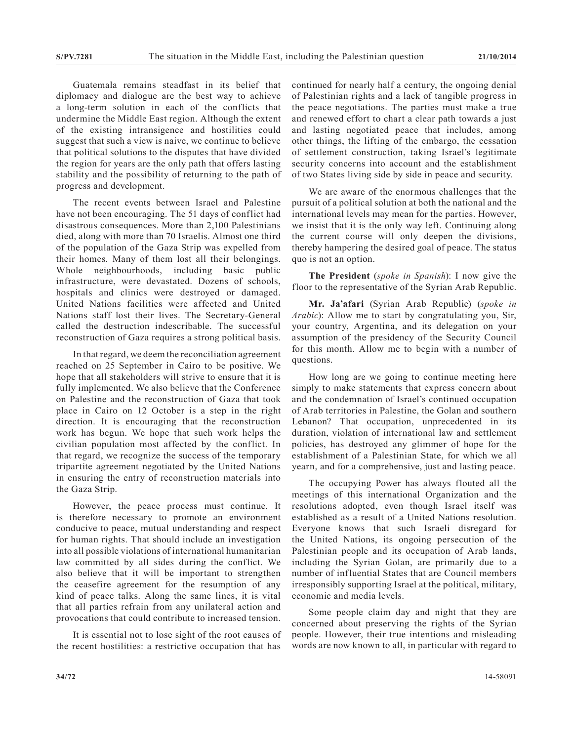Guatemala remains steadfast in its belief that diplomacy and dialogue are the best way to achieve a long-term solution in each of the conflicts that undermine the Middle East region. Although the extent of the existing intransigence and hostilities could suggest that such a view is naive, we continue to believe that political solutions to the disputes that have divided the region for years are the only path that offers lasting stability and the possibility of returning to the path of progress and development.

The recent events between Israel and Palestine have not been encouraging. The 51 days of conflict had disastrous consequences. More than 2,100 Palestinians died, along with more than 70 Israelis. Almost one third of the population of the Gaza Strip was expelled from their homes. Many of them lost all their belongings. Whole neighbourhoods, including basic public infrastructure, were devastated. Dozens of schools, hospitals and clinics were destroyed or damaged. United Nations facilities were affected and United Nations staff lost their lives. The Secretary-General called the destruction indescribable. The successful reconstruction of Gaza requires a strong political basis.

In that regard, we deem the reconciliation agreement reached on 25 September in Cairo to be positive. We hope that all stakeholders will strive to ensure that it is fully implemented. We also believe that the Conference on Palestine and the reconstruction of Gaza that took place in Cairo on 12 October is a step in the right direction. It is encouraging that the reconstruction work has begun. We hope that such work helps the civilian population most affected by the conflict. In that regard, we recognize the success of the temporary tripartite agreement negotiated by the United Nations in ensuring the entry of reconstruction materials into the Gaza Strip.

However, the peace process must continue. It is therefore necessary to promote an environment conducive to peace, mutual understanding and respect for human rights. That should include an investigation into all possible violations of international humanitarian law committed by all sides during the conflict. We also believe that it will be important to strengthen the ceasefire agreement for the resumption of any kind of peace talks. Along the same lines, it is vital that all parties refrain from any unilateral action and provocations that could contribute to increased tension.

It is essential not to lose sight of the root causes of the recent hostilities: a restrictive occupation that has continued for nearly half a century, the ongoing denial of Palestinian rights and a lack of tangible progress in the peace negotiations. The parties must make a true and renewed effort to chart a clear path towards a just and lasting negotiated peace that includes, among other things, the lifting of the embargo, the cessation of settlement construction, taking Israel's legitimate security concerns into account and the establishment of two States living side by side in peace and security.

We are aware of the enormous challenges that the pursuit of a political solution at both the national and the international levels may mean for the parties. However, we insist that it is the only way left. Continuing along the current course will only deepen the divisions, thereby hampering the desired goal of peace. The status quo is not an option.

**The President** (*spoke in Spanish*): I now give the floor to the representative of the Syrian Arab Republic.

**Mr. Ja'afari** (Syrian Arab Republic) (*spoke in Arabic*): Allow me to start by congratulating you, Sir, your country, Argentina, and its delegation on your assumption of the presidency of the Security Council for this month. Allow me to begin with a number of questions.

How long are we going to continue meeting here simply to make statements that express concern about and the condemnation of Israel's continued occupation of Arab territories in Palestine, the Golan and southern Lebanon? That occupation, unprecedented in its duration, violation of international law and settlement policies, has destroyed any glimmer of hope for the establishment of a Palestinian State, for which we all yearn, and for a comprehensive, just and lasting peace.

The occupying Power has always flouted all the meetings of this international Organization and the resolutions adopted, even though Israel itself was established as a result of a United Nations resolution. Everyone knows that such Israeli disregard for the United Nations, its ongoing persecution of the Palestinian people and its occupation of Arab lands, including the Syrian Golan, are primarily due to a number of influential States that are Council members irresponsibly supporting Israel at the political, military, economic and media levels.

Some people claim day and night that they are concerned about preserving the rights of the Syrian people. However, their true intentions and misleading words are now known to all, in particular with regard to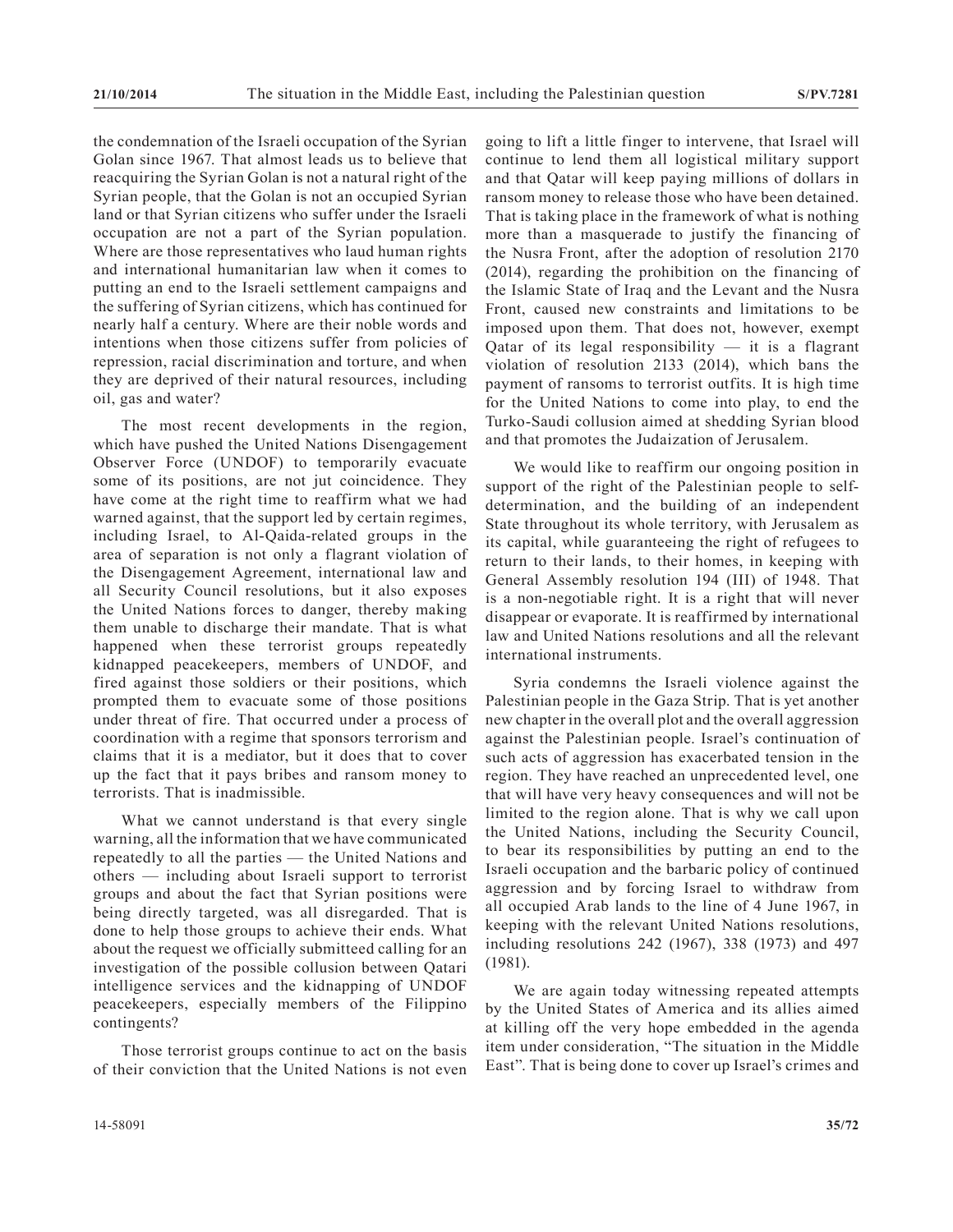the condemnation of the Israeli occupation of the Syrian Golan since 1967. That almost leads us to believe that reacquiring the Syrian Golan is not a natural right of the Syrian people, that the Golan is not an occupied Syrian land or that Syrian citizens who suffer under the Israeli occupation are not a part of the Syrian population. Where are those representatives who laud human rights and international humanitarian law when it comes to putting an end to the Israeli settlement campaigns and the suffering of Syrian citizens, which has continued for nearly half a century. Where are their noble words and intentions when those citizens suffer from policies of repression, racial discrimination and torture, and when they are deprived of their natural resources, including oil, gas and water?

The most recent developments in the region, which have pushed the United Nations Disengagement Observer Force (UNDOF) to temporarily evacuate some of its positions, are not jut coincidence. They have come at the right time to reaffirm what we had warned against, that the support led by certain regimes, including Israel, to Al-Qaida-related groups in the area of separation is not only a flagrant violation of the Disengagement Agreement, international law and all Security Council resolutions, but it also exposes the United Nations forces to danger, thereby making them unable to discharge their mandate. That is what happened when these terrorist groups repeatedly kidnapped peacekeepers, members of UNDOF, and fired against those soldiers or their positions, which prompted them to evacuate some of those positions under threat of fire. That occurred under a process of coordination with a regime that sponsors terrorism and claims that it is a mediator, but it does that to cover up the fact that it pays bribes and ransom money to terrorists. That is inadmissible.

What we cannot understand is that every single warning, all the information that we have communicated repeatedly to all the parties — the United Nations and others — including about Israeli support to terrorist groups and about the fact that Syrian positions were being directly targeted, was all disregarded. That is done to help those groups to achieve their ends. What about the request we officially submitteed calling for an investigation of the possible collusion between Qatari intelligence services and the kidnapping of UNDOF peacekeepers, especially members of the Filippino contingents?

Those terrorist groups continue to act on the basis of their conviction that the United Nations is not even going to lift a little finger to intervene, that Israel will continue to lend them all logistical military support and that Qatar will keep paying millions of dollars in ransom money to release those who have been detained. That is taking place in the framework of what is nothing more than a masquerade to justify the financing of the Nusra Front, after the adoption of resolution 2170 (2014), regarding the prohibition on the financing of the Islamic State of Iraq and the Levant and the Nusra Front, caused new constraints and limitations to be imposed upon them. That does not, however, exempt Qatar of its legal responsibility — it is a flagrant violation of resolution 2133 (2014), which bans the payment of ransoms to terrorist outfits. It is high time for the United Nations to come into play, to end the Turko-Saudi collusion aimed at shedding Syrian blood and that promotes the Judaization of Jerusalem.

We would like to reaffirm our ongoing position in support of the right of the Palestinian people to self-determination, and the building of an independent State throughout its whole territory, with Jerusalem as its capital, while guaranteeing the right of refugees to return to their lands, to their homes, in keeping with General Assembly resolution 194 (III) of 1948. That is a non-negotiable right. It is a right that will never disappear or evaporate. It is reaffirmed by international law and United Nations resolutions and all the relevant international instruments.

Syria condemns the Israeli violence against the Palestinian people in the Gaza Strip. That is yet another new chapter in the overall plot and the overall aggression against the Palestinian people. Israel's continuation of such acts of aggression has exacerbated tension in the region. They have reached an unprecedented level, one that will have very heavy consequences and will not be limited to the region alone. That is why we call upon the United Nations, including the Security Council, to bear its responsibilities by putting an end to the Israeli occupation and the barbaric policy of continued aggression and by forcing Israel to withdraw from all occupied Arab lands to the line of 4 June 1967, in keeping with the relevant United Nations resolutions, including resolutions 242 (1967), 338 (1973) and 497 (1981).

We are again today witnessing repeated attempts by the United States of America and its allies aimed at killing off the very hope embedded in the agenda item under consideration, "The situation in the Middle East". That is being done to cover up Israel's crimes and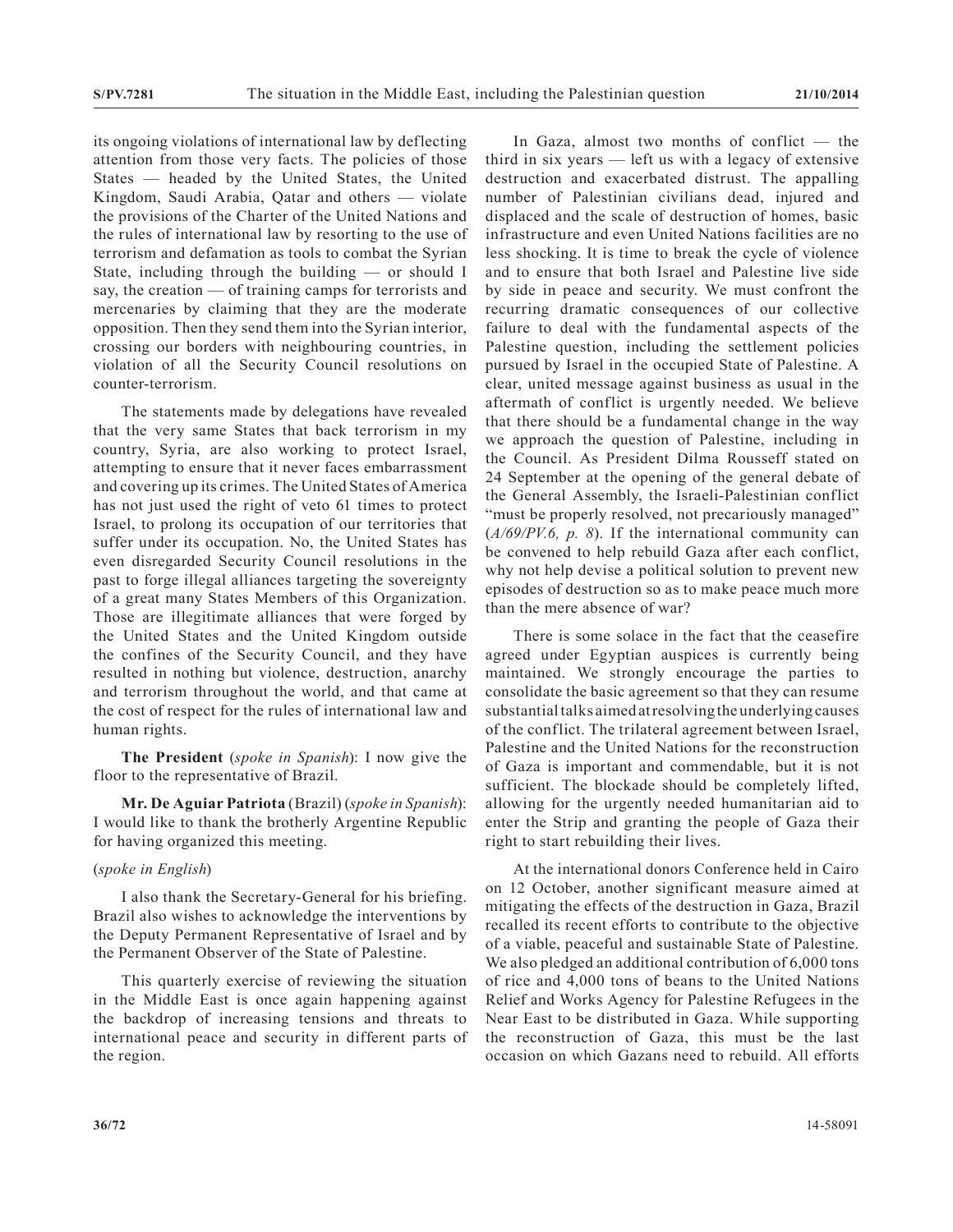its ongoing violations of international law by deflecting attention from those very facts. The policies of those States — headed by the United States, the United Kingdom, Saudi Arabia, Qatar and others — violate the provisions of the Charter of the United Nations and the rules of international law by resorting to the use of terrorism and defamation as tools to combat the Syrian State, including through the building — or should I say, the creation — of training camps for terrorists and mercenaries by claiming that they are the moderate opposition. Then they send them into the Syrian interior, crossing our borders with neighbouring countries, in violation of all the Security Council resolutions on counter-terrorism.

The statements made by delegations have revealed that the very same States that back terrorism in my country, Syria, are also working to protect Israel, attempting to ensure that it never faces embarrassment and covering up its crimes. The United States of America has not just used the right of veto 61 times to protect Israel, to prolong its occupation of our territories that suffer under its occupation. No, the United States has even disregarded Security Council resolutions in the past to forge illegal alliances targeting the sovereignty of a great many States Members of this Organization. Those are illegitimate alliances that were forged by the United States and the United Kingdom outside the confines of the Security Council, and they have resulted in nothing but violence, destruction, anarchy and terrorism throughout the world, and that came at the cost of respect for the rules of international law and human rights.

**The President** (*spoke in Spanish*): I now give the floor to the representative of Brazil.

**Mr. De Aguiar Patriota** (Brazil) (*spoke in Spanish*): I would like to thank the brotherly Argentine Republic for having organized this meeting.

(*spoke in English*)

I also thank the Secretary-General for his briefing. Brazil also wishes to acknowledge the interventions by the Deputy Permanent Representative of Israel and by the Permanent Observer of the State of Palestine.

This quarterly exercise of reviewing the situation in the Middle East is once again happening against the backdrop of increasing tensions and threats to international peace and security in different parts of the region.

In Gaza, almost two months of conflict — the third in six years — left us with a legacy of extensive destruction and exacerbated distrust. The appalling number of Palestinian civilians dead, injured and displaced and the scale of destruction of homes, basic infrastructure and even United Nations facilities are no less shocking. It is time to break the cycle of violence and to ensure that both Israel and Palestine live side by side in peace and security. We must confront the recurring dramatic consequences of our collective failure to deal with the fundamental aspects of the Palestine question, including the settlement policies pursued by Israel in the occupied State of Palestine. A clear, united message against business as usual in the aftermath of conflict is urgently needed. We believe that there should be a fundamental change in the way we approach the question of Palestine, including in the Council. As President Dilma Rousseff stated on 24 September at the opening of the general debate of the General Assembly, the Israeli-Palestinian conflict "must be properly resolved, not precariously managed" (*A/69/PV.6, p. 8*). If the international community can be convened to help rebuild Gaza after each conflict, why not help devise a political solution to prevent new episodes of destruction so as to make peace much more than the mere absence of war?

There is some solace in the fact that the ceasefire agreed under Egyptian auspices is currently being maintained. We strongly encourage the parties to consolidate the basic agreement so that they can resume substantial talks aimed at resolving the underlying causes of the conflict. The trilateral agreement between Israel, Palestine and the United Nations for the reconstruction of Gaza is important and commendable, but it is not sufficient. The blockade should be completely lifted, allowing for the urgently needed humanitarian aid to enter the Strip and granting the people of Gaza their right to start rebuilding their lives.

At the international donors Conference held in Cairo on 12 October, another significant measure aimed at mitigating the effects of the destruction in Gaza, Brazil recalled its recent efforts to contribute to the objective of a viable, peaceful and sustainable State of Palestine. We also pledged an additional contribution of 6,000 tons of rice and 4,000 tons of beans to the United Nations Relief and Works Agency for Palestine Refugees in the Near East to be distributed in Gaza. While supporting the reconstruction of Gaza, this must be the last occasion on which Gazans need to rebuild. All efforts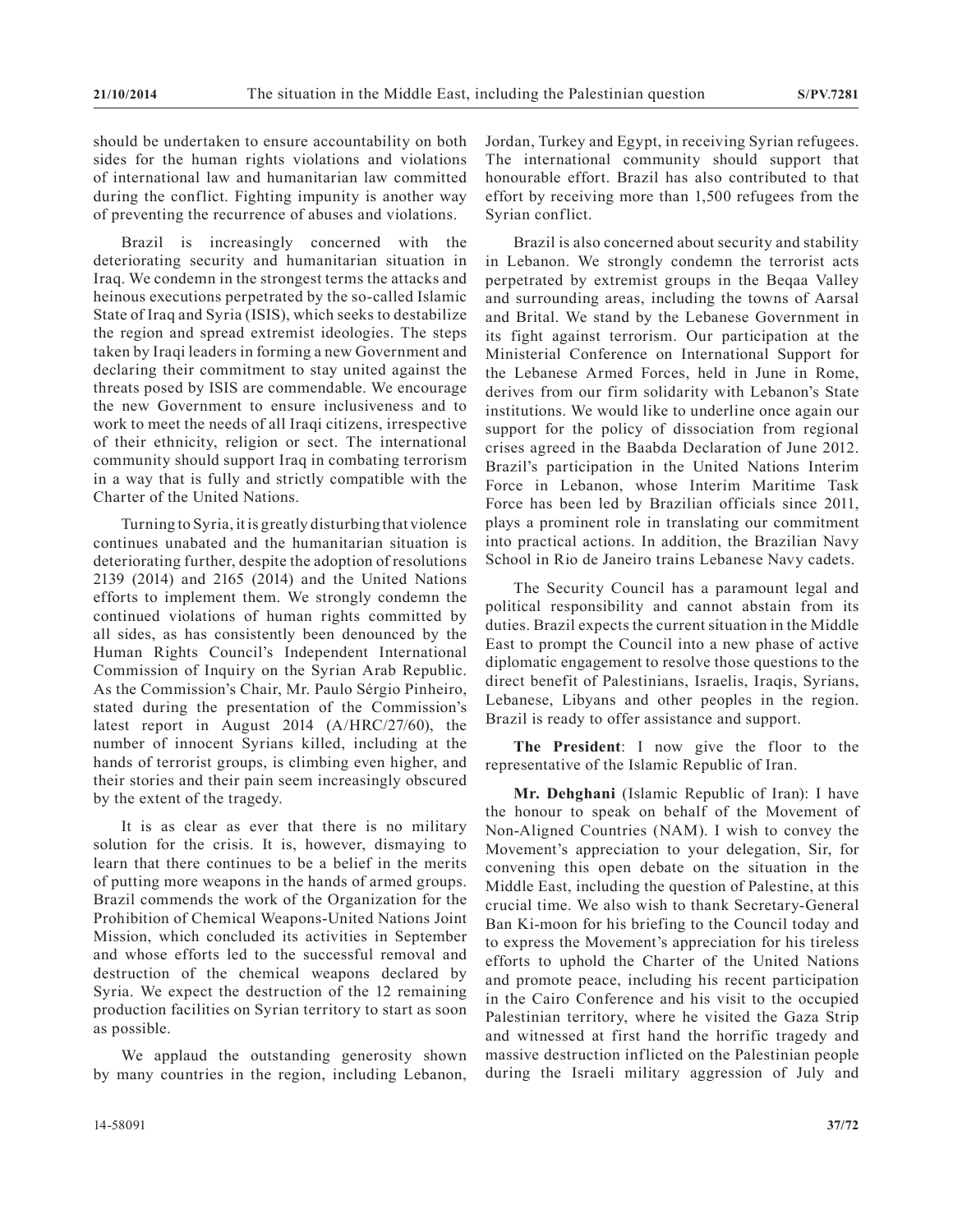should be undertaken to ensure accountability on both sides for the human rights violations and violations of international law and humanitarian law committed during the conflict. Fighting impunity is another way of preventing the recurrence of abuses and violations.

Brazil is increasingly concerned with the deteriorating security and humanitarian situation in Iraq. We condemn in the strongest terms the attacks and heinous executions perpetrated by the so-called Islamic State of Iraq and Syria (ISIS), which seeks to destabilize the region and spread extremist ideologies. The steps taken by Iraqi leaders in forming a new Government and declaring their commitment to stay united against the threats posed by ISIS are commendable. We encourage the new Government to ensure inclusiveness and to work to meet the needs of all Iraqi citizens, irrespective of their ethnicity, religion or sect. The international community should support Iraq in combating terrorism in a way that is fully and strictly compatible with the Charter of the United Nations.

Turning to Syria, it is greatly disturbing that violence continues unabated and the humanitarian situation is deteriorating further, despite the adoption of resolutions 2139 (2014) and 2165 (2014) and the United Nations efforts to implement them. We strongly condemn the continued violations of human rights committed by all sides, as has consistently been denounced by the Human Rights Council's Independent International Commission of Inquiry on the Syrian Arab Republic. As the Commission's Chair, Mr. Paulo Sérgio Pinheiro, stated during the presentation of the Commission's latest report in August 2014 (A/HRC/27/60), the number of innocent Syrians killed, including at the hands of terrorist groups, is climbing even higher, and their stories and their pain seem increasingly obscured by the extent of the tragedy.

It is as clear as ever that there is no military solution for the crisis. It is, however, dismaying to learn that there continues to be a belief in the merits of putting more weapons in the hands of armed groups. Brazil commends the work of the Organization for the Prohibition of Chemical Weapons-United Nations Joint Mission, which concluded its activities in September and whose efforts led to the successful removal and destruction of the chemical weapons declared by Syria. We expect the destruction of the 12 remaining production facilities on Syrian territory to start as soon as possible.

We applaud the outstanding generosity shown by many countries in the region, including Lebanon, Jordan, Turkey and Egypt, in receiving Syrian refugees. The international community should support that honourable effort. Brazil has also contributed to that effort by receiving more than 1,500 refugees from the Syrian conflict.

Brazil is also concerned about security and stability in Lebanon. We strongly condemn the terrorist acts perpetrated by extremist groups in the Beqaa Valley and surrounding areas, including the towns of Aarsal and Brital. We stand by the Lebanese Government in its fight against terrorism. Our participation at the Ministerial Conference on International Support for the Lebanese Armed Forces, held in June in Rome, derives from our firm solidarity with Lebanon's State institutions. We would like to underline once again our support for the policy of dissociation from regional crises agreed in the Baabda Declaration of June 2012. Brazil's participation in the United Nations Interim Force in Lebanon, whose Interim Maritime Task Force has been led by Brazilian officials since 2011, plays a prominent role in translating our commitment into practical actions. In addition, the Brazilian Navy School in Rio de Janeiro trains Lebanese Navy cadets.

The Security Council has a paramount legal and political responsibility and cannot abstain from its duties. Brazil expects the current situation in the Middle East to prompt the Council into a new phase of active diplomatic engagement to resolve those questions to the direct benefit of Palestinians, Israelis, Iraqis, Syrians, Lebanese, Libyans and other peoples in the region. Brazil is ready to offer assistance and support.

**The President**: I now give the floor to the representative of the Islamic Republic of Iran.

**Mr. Dehghani** (Islamic Republic of Iran): I have the honour to speak on behalf of the Movement of Non-Aligned Countries (NAM). I wish to convey the Movement's appreciation to your delegation, Sir, for convening this open debate on the situation in the Middle East, including the question of Palestine, at this crucial time. We also wish to thank Secretary-General Ban Ki-moon for his briefing to the Council today and to express the Movement's appreciation for his tireless efforts to uphold the Charter of the United Nations and promote peace, including his recent participation in the Cairo Conference and his visit to the occupied Palestinian territory, where he visited the Gaza Strip and witnessed at first hand the horrific tragedy and massive destruction inflicted on the Palestinian people during the Israeli military aggression of July and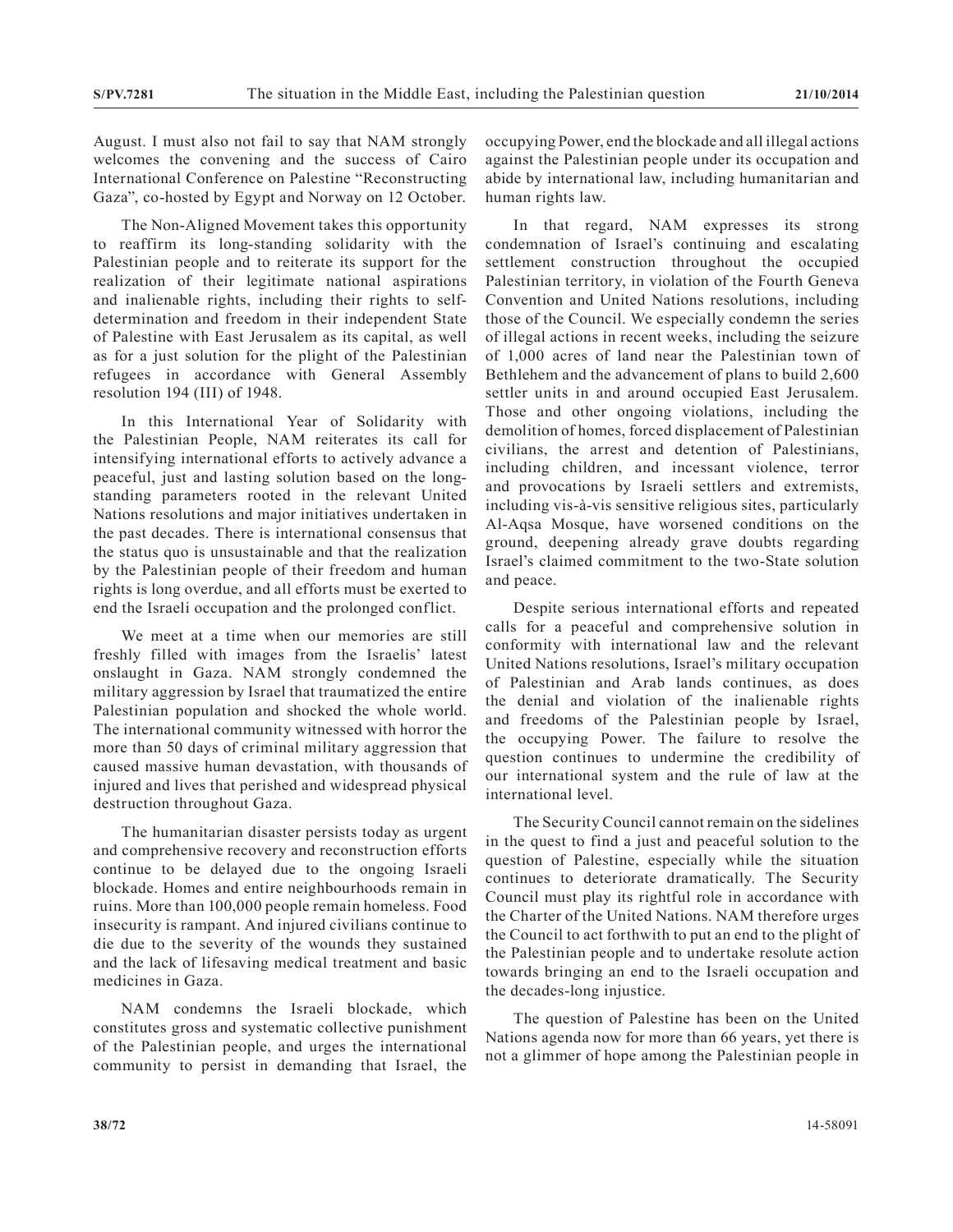August. I must also not fail to say that NAM strongly welcomes the convening and the success of Cairo International Conference on Palestine "Reconstructing Gaza", co-hosted by Egypt and Norway on 12 October.

The Non-Aligned Movement takes this opportunity to reaffirm its long-standing solidarity with the Palestinian people and to reiterate its support for the realization of their legitimate national aspirations and inalienable rights, including their rights to self-determination and freedom in their independent State of Palestine with East Jerusalem as its capital, as well as for a just solution for the plight of the Palestinian refugees in accordance with General Assembly resolution 194 (III) of 1948.

In this International Year of Solidarity with the Palestinian People, NAM reiterates its call for intensifying international efforts to actively advance a peaceful, just and lasting solution based on the long-standing parameters rooted in the relevant United Nations resolutions and major initiatives undertaken in the past decades. There is international consensus that the status quo is unsustainable and that the realization by the Palestinian people of their freedom and human rights is long overdue, and all efforts must be exerted to end the Israeli occupation and the prolonged conflict.

We meet at a time when our memories are still freshly filled with images from the Israelis' latest onslaught in Gaza. NAM strongly condemned the military aggression by Israel that traumatized the entire Palestinian population and shocked the whole world. The international community witnessed with horror the more than 50 days of criminal military aggression that caused massive human devastation, with thousands of injured and lives that perished and widespread physical destruction throughout Gaza.

The humanitarian disaster persists today as urgent and comprehensive recovery and reconstruction efforts continue to be delayed due to the ongoing Israeli blockade. Homes and entire neighbourhoods remain in ruins. More than 100,000 people remain homeless. Food insecurity is rampant. And injured civilians continue to die due to the severity of the wounds they sustained and the lack of lifesaving medical treatment and basic medicines in Gaza.

NAM condemns the Israeli blockade, which constitutes gross and systematic collective punishment of the Palestinian people, and urges the international community to persist in demanding that Israel, the occupying Power, end the blockade and all illegal actions against the Palestinian people under its occupation and abide by international law, including humanitarian and human rights law.

In that regard, NAM expresses its strong condemnation of Israel's continuing and escalating settlement construction throughout the occupied Palestinian territory, in violation of the Fourth Geneva Convention and United Nations resolutions, including those of the Council. We especially condemn the series of illegal actions in recent weeks, including the seizure of 1,000 acres of land near the Palestinian town of Bethlehem and the advancement of plans to build 2,600 settler units in and around occupied East Jerusalem. Those and other ongoing violations, including the demolition of homes, forced displacement of Palestinian civilians, the arrest and detention of Palestinians, including children, and incessant violence, terror and provocations by Israeli settlers and extremists, including vis-à-vis sensitive religious sites, particularly Al-Aqsa Mosque, have worsened conditions on the ground, deepening already grave doubts regarding Israel's claimed commitment to the two-State solution and peace.

Despite serious international efforts and repeated calls for a peaceful and comprehensive solution in conformity with international law and the relevant United Nations resolutions, Israel's military occupation of Palestinian and Arab lands continues, as does the denial and violation of the inalienable rights and freedoms of the Palestinian people by Israel, the occupying Power. The failure to resolve the question continues to undermine the credibility of our international system and the rule of law at the international level.

The Security Council cannot remain on the sidelines in the quest to find a just and peaceful solution to the question of Palestine, especially while the situation continues to deteriorate dramatically. The Security Council must play its rightful role in accordance with the Charter of the United Nations. NAM therefore urges the Council to act forthwith to put an end to the plight of the Palestinian people and to undertake resolute action towards bringing an end to the Israeli occupation and the decades-long injustice.

The question of Palestine has been on the United Nations agenda now for more than 66 years, yet there is not a glimmer of hope among the Palestinian people in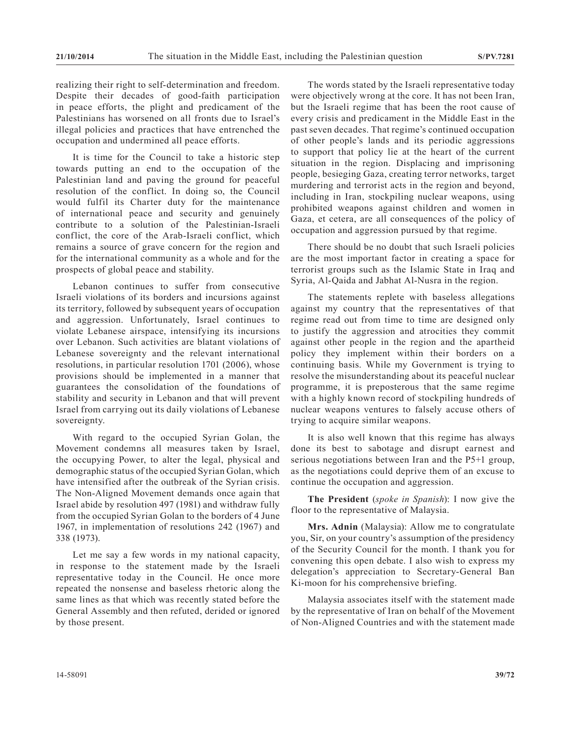realizing their right to self-determination and freedom. Despite their decades of good-faith participation in peace efforts, the plight and predicament of the Palestinians has worsened on all fronts due to Israel's illegal policies and practices that have entrenched the occupation and undermined all peace efforts.

It is time for the Council to take a historic step towards putting an end to the occupation of the Palestinian land and paving the ground for peaceful resolution of the conflict. In doing so, the Council would fulfil its Charter duty for the maintenance of international peace and security and genuinely contribute to a solution of the Palestinian-Israeli conflict, the core of the Arab-Israeli conflict, which remains a source of grave concern for the region and for the international community as a whole and for the prospects of global peace and stability.

Lebanon continues to suffer from consecutive Israeli violations of its borders and incursions against its territory, followed by subsequent years of occupation and aggression. Unfortunately, Israel continues to violate Lebanese airspace, intensifying its incursions over Lebanon. Such activities are blatant violations of Lebanese sovereignty and the relevant international resolutions, in particular resolution 1701 (2006), whose provisions should be implemented in a manner that guarantees the consolidation of the foundations of stability and security in Lebanon and that will prevent Israel from carrying out its daily violations of Lebanese sovereignty.

With regard to the occupied Syrian Golan, the Movement condemns all measures taken by Israel, the occupying Power, to alter the legal, physical and demographic status of the occupied Syrian Golan, which have intensified after the outbreak of the Syrian crisis. The Non-Aligned Movement demands once again that Israel abide by resolution 497 (1981) and withdraw fully from the occupied Syrian Golan to the borders of 4 June 1967, in implementation of resolutions 242 (1967) and 338 (1973).

Let me say a few words in my national capacity, in response to the statement made by the Israeli representative today in the Council. He once more repeated the nonsense and baseless rhetoric along the same lines as that which was recently stated before the General Assembly and then refuted, derided or ignored by those present.

The words stated by the Israeli representative today were objectively wrong at the core. It has not been Iran, but the Israeli regime that has been the root cause of every crisis and predicament in the Middle East in the past seven decades. That regime's continued occupation of other people's lands and its periodic aggressions to support that policy lie at the heart of the current situation in the region. Displacing and imprisoning people, besieging Gaza, creating terror networks, target murdering and terrorist acts in the region and beyond, including in Iran, stockpiling nuclear weapons, using prohibited weapons against children and women in Gaza, et cetera, are all consequences of the policy of occupation and aggression pursued by that regime.

There should be no doubt that such Israeli policies are the most important factor in creating a space for terrorist groups such as the Islamic State in Iraq and Syria, Al-Qaida and Jabhat Al-Nusra in the region.

The statements replete with baseless allegations against my country that the representatives of that regime read out from time to time are designed only to justify the aggression and atrocities they commit against other people in the region and the apartheid policy they implement within their borders on a continuing basis. While my Government is trying to resolve the misunderstanding about its peaceful nuclear programme, it is preposterous that the same regime with a highly known record of stockpiling hundreds of nuclear weapons ventures to falsely accuse others of trying to acquire similar weapons.

It is also well known that this regime has always done its best to sabotage and disrupt earnest and serious negotiations between Iran and the P5+1 group, as the negotiations could deprive them of an excuse to continue the occupation and aggression.

**The President** (*spoke in Spanish*): I now give the floor to the representative of Malaysia.

**Mrs. Adnin** (Malaysia): Allow me to congratulate you, Sir, on your country's assumption of the presidency of the Security Council for the month. I thank you for convening this open debate. I also wish to express my delegation's appreciation to Secretary-General Ban Ki-moon for his comprehensive briefing.

Malaysia associates itself with the statement made by the representative of Iran on behalf of the Movement of Non-Aligned Countries and with the statement made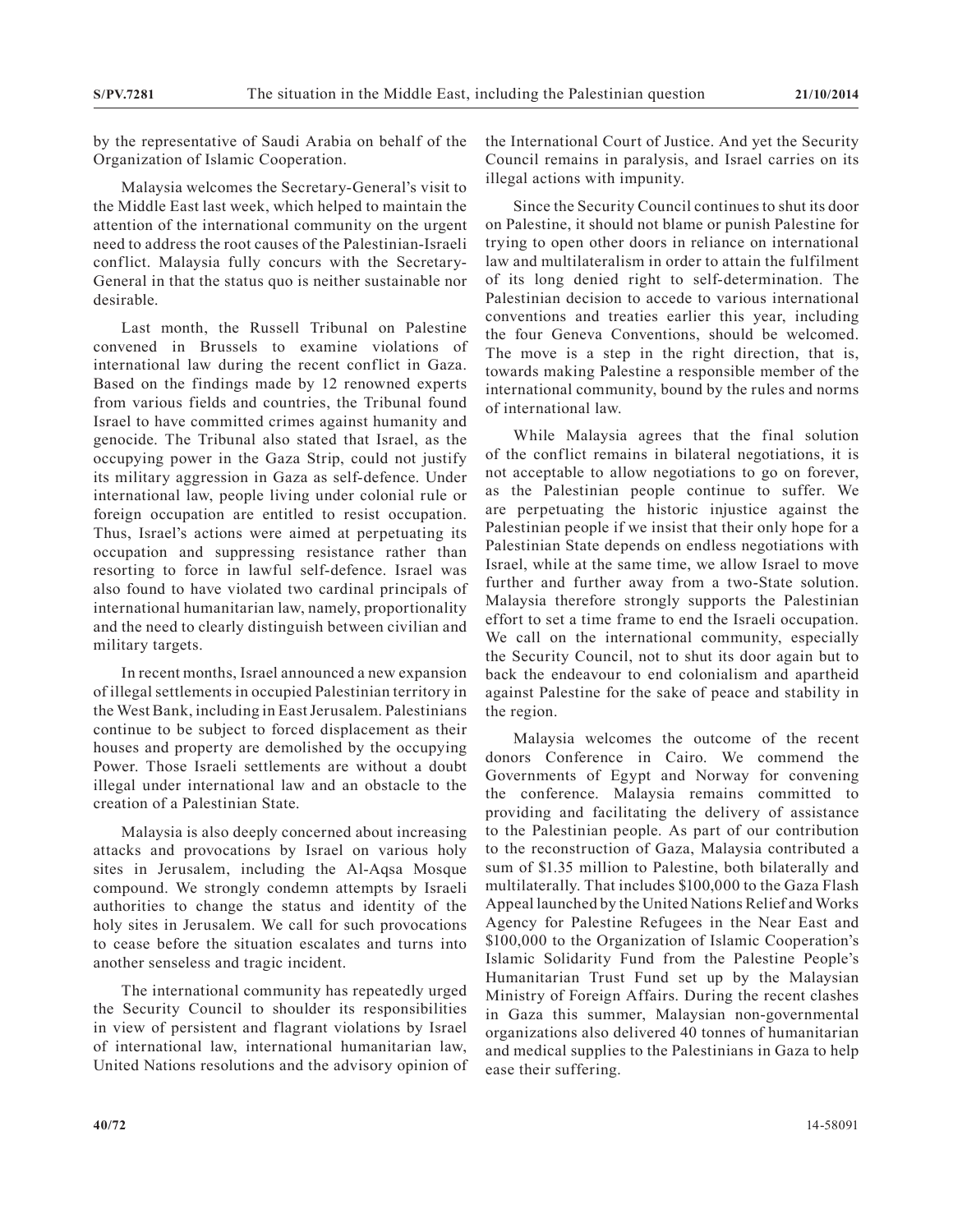by the representative of Saudi Arabia on behalf of the Organization of Islamic Cooperation.

Malaysia welcomes the Secretary-General's visit to the Middle East last week, which helped to maintain the attention of the international community on the urgent need to address the root causes of the Palestinian-Israeli conflict. Malaysia fully concurs with the Secretary-General in that the status quo is neither sustainable nor desirable.

Last month, the Russell Tribunal on Palestine convened in Brussels to examine violations of international law during the recent conflict in Gaza. Based on the findings made by 12 renowned experts from various fields and countries, the Tribunal found Israel to have committed crimes against humanity and genocide. The Tribunal also stated that Israel, as the occupying power in the Gaza Strip, could not justify its military aggression in Gaza as self-defence. Under international law, people living under colonial rule or foreign occupation are entitled to resist occupation. Thus, Israel's actions were aimed at perpetuating its occupation and suppressing resistance rather than resorting to force in lawful self-defence. Israel was also found to have violated two cardinal principals of international humanitarian law, namely, proportionality and the need to clearly distinguish between civilian and military targets.

In recent months, Israel announced a new expansion of illegal settlements in occupied Palestinian territory in the West Bank, including in East Jerusalem. Palestinians continue to be subject to forced displacement as their houses and property are demolished by the occupying Power. Those Israeli settlements are without a doubt illegal under international law and an obstacle to the creation of a Palestinian State.

Malaysia is also deeply concerned about increasing attacks and provocations by Israel on various holy sites in Jerusalem, including the Al-Aqsa Mosque compound. We strongly condemn attempts by Israeli authorities to change the status and identity of the holy sites in Jerusalem. We call for such provocations to cease before the situation escalates and turns into another senseless and tragic incident.

The international community has repeatedly urged the Security Council to shoulder its responsibilities in view of persistent and flagrant violations by Israel of international law, international humanitarian law, United Nations resolutions and the advisory opinion of the International Court of Justice. And yet the Security Council remains in paralysis, and Israel carries on its illegal actions with impunity.

Since the Security Council continues to shut its door on Palestine, it should not blame or punish Palestine for trying to open other doors in reliance on international law and multilateralism in order to attain the fulfilment of its long denied right to self-determination. The Palestinian decision to accede to various international conventions and treaties earlier this year, including the four Geneva Conventions, should be welcomed. The move is a step in the right direction, that is, towards making Palestine a responsible member of the international community, bound by the rules and norms of international law.

While Malaysia agrees that the final solution of the conflict remains in bilateral negotiations, it is not acceptable to allow negotiations to go on forever, as the Palestinian people continue to suffer. We are perpetuating the historic injustice against the Palestinian people if we insist that their only hope for a Palestinian State depends on endless negotiations with Israel, while at the same time, we allow Israel to move further and further away from a two-State solution. Malaysia therefore strongly supports the Palestinian effort to set a time frame to end the Israeli occupation. We call on the international community, especially the Security Council, not to shut its door again but to back the endeavour to end colonialism and apartheid against Palestine for the sake of peace and stability in the region.

Malaysia welcomes the outcome of the recent donors Conference in Cairo. We commend the Governments of Egypt and Norway for convening the conference. Malaysia remains committed to providing and facilitating the delivery of assistance to the Palestinian people. As part of our contribution to the reconstruction of Gaza, Malaysia contributed a sum of $1.35 million to Palestine, both bilaterally and multilaterally. That includes $100,000 to the Gaza Flash Appeal launched by the United Nations Relief and Works Agency for Palestine Refugees in the Near East and $100,000 to the Organization of Islamic Cooperation's Islamic Solidarity Fund from the Palestine People's Humanitarian Trust Fund set up by the Malaysian Ministry of Foreign Affairs. During the recent clashes in Gaza this summer, Malaysian non-governmental organizations also delivered 40 tonnes of humanitarian and medical supplies to the Palestinians in Gaza to help ease their suffering.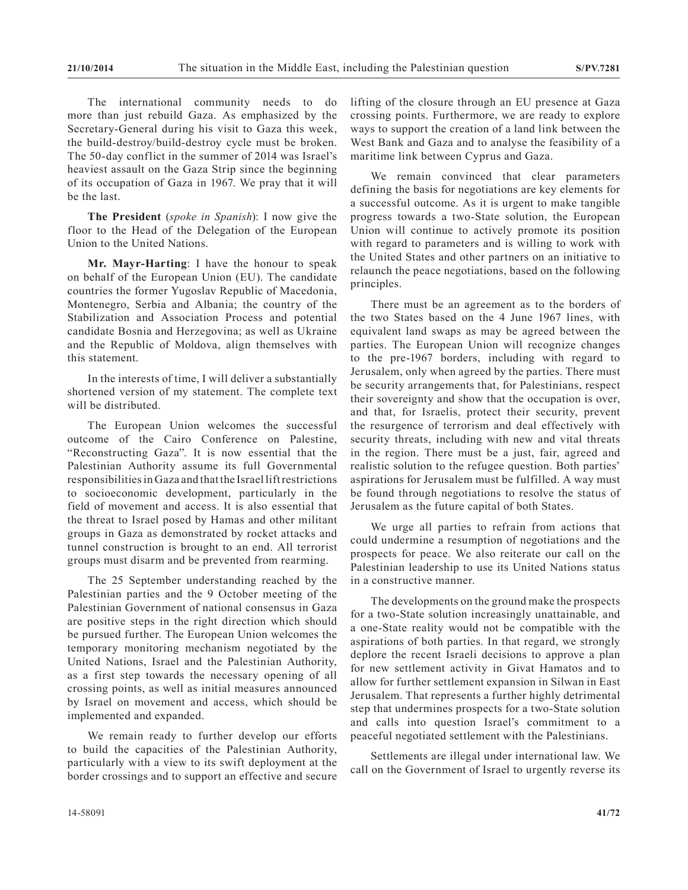The international community needs to do more than just rebuild Gaza. As emphasized by the Secretary-General during his visit to Gaza this week, the build-destroy/build-destroy cycle must be broken. The 50-day conflict in the summer of 2014 was Israel's heaviest assault on the Gaza Strip since the beginning of its occupation of Gaza in 1967. We pray that it will be the last.

**The President** (*spoke in Spanish*): I now give the floor to the Head of the Delegation of the European Union to the United Nations.

**Mr. Mayr-Harting**: I have the honour to speak on behalf of the European Union (EU). The candidate countries the former Yugoslav Republic of Macedonia, Montenegro, Serbia and Albania; the country of the Stabilization and Association Process and potential candidate Bosnia and Herzegovina; as well as Ukraine and the Republic of Moldova, align themselves with this statement.

In the interests of time, I will deliver a substantially shortened version of my statement. The complete text will be distributed.

The European Union welcomes the successful outcome of the Cairo Conference on Palestine, "Reconstructing Gaza". It is now essential that the Palestinian Authority assume its full Governmental responsibilities in Gaza and that the Israel lift restrictions to socioeconomic development, particularly in the field of movement and access. It is also essential that the threat to Israel posed by Hamas and other militant groups in Gaza as demonstrated by rocket attacks and tunnel construction is brought to an end. All terrorist groups must disarm and be prevented from rearming.

The 25 September understanding reached by the Palestinian parties and the 9 October meeting of the Palestinian Government of national consensus in Gaza are positive steps in the right direction which should be pursued further. The European Union welcomes the temporary monitoring mechanism negotiated by the United Nations, Israel and the Palestinian Authority, as a first step towards the necessary opening of all crossing points, as well as initial measures announced by Israel on movement and access, which should be implemented and expanded.

We remain ready to further develop our efforts to build the capacities of the Palestinian Authority, particularly with a view to its swift deployment at the border crossings and to support an effective and secure lifting of the closure through an EU presence at Gaza crossing points. Furthermore, we are ready to explore ways to support the creation of a land link between the West Bank and Gaza and to analyse the feasibility of a maritime link between Cyprus and Gaza.

We remain convinced that clear parameters defining the basis for negotiations are key elements for a successful outcome. As it is urgent to make tangible progress towards a two-State solution, the European Union will continue to actively promote its position with regard to parameters and is willing to work with the United States and other partners on an initiative to relaunch the peace negotiations, based on the following principles.

There must be an agreement as to the borders of the two States based on the 4 June 1967 lines, with equivalent land swaps as may be agreed between the parties. The European Union will recognize changes to the pre-1967 borders, including with regard to Jerusalem, only when agreed by the parties. There must be security arrangements that, for Palestinians, respect their sovereignty and show that the occupation is over, and that, for Israelis, protect their security, prevent the resurgence of terrorism and deal effectively with security threats, including with new and vital threats in the region. There must be a just, fair, agreed and realistic solution to the refugee question. Both parties' aspirations for Jerusalem must be fulfilled. A way must be found through negotiations to resolve the status of Jerusalem as the future capital of both States.

We urge all parties to refrain from actions that could undermine a resumption of negotiations and the prospects for peace. We also reiterate our call on the Palestinian leadership to use its United Nations status in a constructive manner.

The developments on the ground make the prospects for a two-State solution increasingly unattainable, and a one-State reality would not be compatible with the aspirations of both parties. In that regard, we strongly deplore the recent Israeli decisions to approve a plan for new settlement activity in Givat Hamatos and to allow for further settlement expansion in Silwan in East Jerusalem. That represents a further highly detrimental step that undermines prospects for a two-State solution and calls into question Israel's commitment to a peaceful negotiated settlement with the Palestinians.

Settlements are illegal under international law. We call on the Government of Israel to urgently reverse its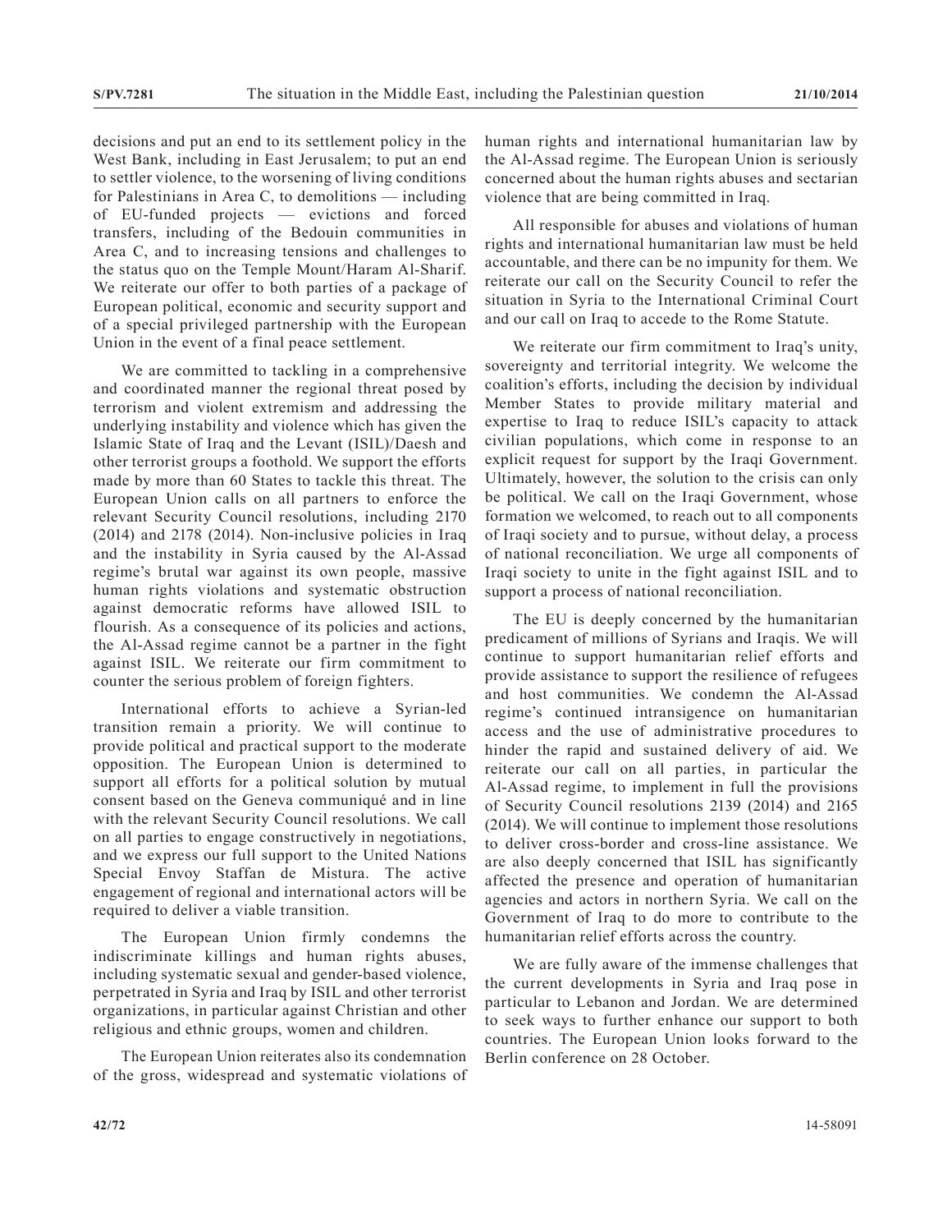decisions and put an end to its settlement policy in the West Bank, including in East Jerusalem; to put an end to settler violence, to the worsening of living conditions for Palestinians in Area C, to demolitions — including of EU-funded projects — evictions and forced transfers, including of the Bedouin communities in Area C, and to increasing tensions and challenges to the status quo on the Temple Mount/Haram Al-Sharif. We reiterate our offer to both parties of a package of European political, economic and security support and of a special privileged partnership with the European Union in the event of a final peace settlement.

We are committed to tackling in a comprehensive and coordinated manner the regional threat posed by terrorism and violent extremism and addressing the underlying instability and violence which has given the Islamic State of Iraq and the Levant (ISIL)/Daesh and other terrorist groups a foothold. We support the efforts made by more than 60 States to tackle this threat. The European Union calls on all partners to enforce the relevant Security Council resolutions, including 2170 (2014) and 2178 (2014). Non-inclusive policies in Iraq and the instability in Syria caused by the Al-Assad regime's brutal war against its own people, massive human rights violations and systematic obstruction against democratic reforms have allowed ISIL to flourish. As a consequence of its policies and actions, the Al-Assad regime cannot be a partner in the fight against ISIL. We reiterate our firm commitment to counter the serious problem of foreign fighters.

International efforts to achieve a Syrian-led transition remain a priority. We will continue to provide political and practical support to the moderate opposition. The European Union is determined to support all efforts for a political solution by mutual consent based on the Geneva communiqué and in line with the relevant Security Council resolutions. We call on all parties to engage constructively in negotiations, and we express our full support to the United Nations Special Envoy Staffan de Mistura. The active engagement of regional and international actors will be required to deliver a viable transition.

The European Union firmly condemns the indiscriminate killings and human rights abuses, including systematic sexual and gender-based violence, perpetrated in Syria and Iraq by ISIL and other terrorist organizations, in particular against Christian and other religious and ethnic groups, women and children.

The European Union reiterates also its condemnation of the gross, widespread and systematic violations of human rights and international humanitarian law by the Al-Assad regime. The European Union is seriously concerned about the human rights abuses and sectarian violence that are being committed in Iraq.

All responsible for abuses and violations of human rights and international humanitarian law must be held accountable, and there can be no impunity for them. We reiterate our call on the Security Council to refer the situation in Syria to the International Criminal Court and our call on Iraq to accede to the Rome Statute.

We reiterate our firm commitment to Iraq's unity, sovereignty and territorial integrity. We welcome the coalition's efforts, including the decision by individual Member States to provide military material and expertise to Iraq to reduce ISIL's capacity to attack civilian populations, which come in response to an explicit request for support by the Iraqi Government. Ultimately, however, the solution to the crisis can only be political. We call on the Iraqi Government, whose formation we welcomed, to reach out to all components of Iraqi society and to pursue, without delay, a process of national reconciliation. We urge all components of Iraqi society to unite in the fight against ISIL and to support a process of national reconciliation.

The EU is deeply concerned by the humanitarian predicament of millions of Syrians and Iraqis. We will continue to support humanitarian relief efforts and provide assistance to support the resilience of refugees and host communities. We condemn the Al-Assad regime's continued intransigence on humanitarian access and the use of administrative procedures to hinder the rapid and sustained delivery of aid. We reiterate our call on all parties, in particular the Al-Assad regime, to implement in full the provisions of Security Council resolutions 2139 (2014) and 2165 (2014). We will continue to implement those resolutions to deliver cross-border and cross-line assistance. We are also deeply concerned that ISIL has significantly affected the presence and operation of humanitarian agencies and actors in northern Syria. We call on the Government of Iraq to do more to contribute to the humanitarian relief efforts across the country.

We are fully aware of the immense challenges that the current developments in Syria and Iraq pose in particular to Lebanon and Jordan. We are determined to seek ways to further enhance our support to both countries. The European Union looks forward to the Berlin conference on 28 October.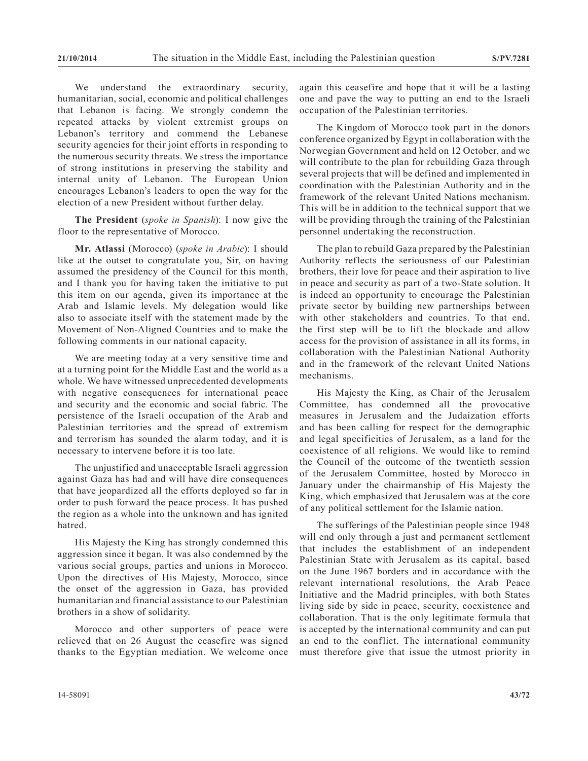We understand the extraordinary security, humanitarian, social, economic and political challenges that Lebanon is facing. We strongly condemn the repeated attacks by violent extremist groups on Lebanon's territory and commend the Lebanese security agencies for their joint efforts in responding to the numerous security threats. We stress the importance of strong institutions in preserving the stability and internal unity of Lebanon. The European Union encourages Lebanon's leaders to open the way for the election of a new President without further delay.

**The President** (*spoke in Spanish*): I now give the floor to the representative of Morocco.

**Mr. Atlassi** (Morocco) (*spoke in Arabic*): I should like at the outset to congratulate you, Sir, on having assumed the presidency of the Council for this month, and I thank you for having taken the initiative to put this item on our agenda, given its importance at the Arab and Islamic levels. My delegation would like also to associate itself with the statement made by the Movement of Non-Aligned Countries and to make the following comments in our national capacity.

We are meeting today at a very sensitive time and at a turning point for the Middle East and the world as a whole. We have witnessed unprecedented developments with negative consequences for international peace and security and the economic and social fabric. The persistence of the Israeli occupation of the Arab and Palestinian territories and the spread of extremism and terrorism has sounded the alarm today, and it is necessary to intervene before it is too late.

The unjustified and unacceptable Israeli aggression against Gaza has had and will have dire consequences that have jeopardized all the efforts deployed so far in order to push forward the peace process. It has pushed the region as a whole into the unknown and has ignited hatred.

His Majesty the King has strongly condemned this aggression since it began. It was also condemned by the various social groups, parties and unions in Morocco. Upon the directives of His Majesty, Morocco, since the onset of the aggression in Gaza, has provided humanitarian and financial assistance to our Palestinian brothers in a show of solidarity.

Morocco and other supporters of peace were relieved that on 26 August the ceasefire was signed thanks to the Egyptian mediation. We welcome once again this ceasefire and hope that it will be a lasting one and pave the way to putting an end to the Israeli occupation of the Palestinian territories.

The Kingdom of Morocco took part in the donors conference organized by Egypt in collaboration with the Norwegian Government and held on 12 October, and we will contribute to the plan for rebuilding Gaza through several projects that will be defined and implemented in coordination with the Palestinian Authority and in the framework of the relevant United Nations mechanism. This will be in addition to the technical support that we will be providing through the training of the Palestinian personnel undertaking the reconstruction.

The plan to rebuild Gaza prepared by the Palestinian Authority reflects the seriousness of our Palestinian brothers, their love for peace and their aspiration to live in peace and security as part of a two-State solution. It is indeed an opportunity to encourage the Palestinian private sector by building new partnerships between with other stakeholders and countries. To that end, the first step will be to lift the blockade and allow access for the provision of assistance in all its forms, in collaboration with the Palestinian National Authority and in the framework of the relevant United Nations mechanisms.

His Majesty the King, as Chair of the Jerusalem Committee, has condemned all the provocative measures in Jerusalem and the Judaization efforts and has been calling for respect for the demographic and legal specificities of Jerusalem, as a land for the coexistence of all religions. We would like to remind the Council of the outcome of the twentieth session of the Jerusalem Committee, hosted by Morocco in January under the chairmanship of His Majesty the King, which emphasized that Jerusalem was at the core of any political settlement for the Islamic nation.

The sufferings of the Palestinian people since 1948 will end only through a just and permanent settlement that includes the establishment of an independent Palestinian State with Jerusalem as its capital, based on the June 1967 borders and in accordance with the relevant international resolutions, the Arab Peace Initiative and the Madrid principles, with both States living side by side in peace, security, coexistence and collaboration. That is the only legitimate formula that is accepted by the international community and can put an end to the conflict. The international community must therefore give that issue the utmost priority in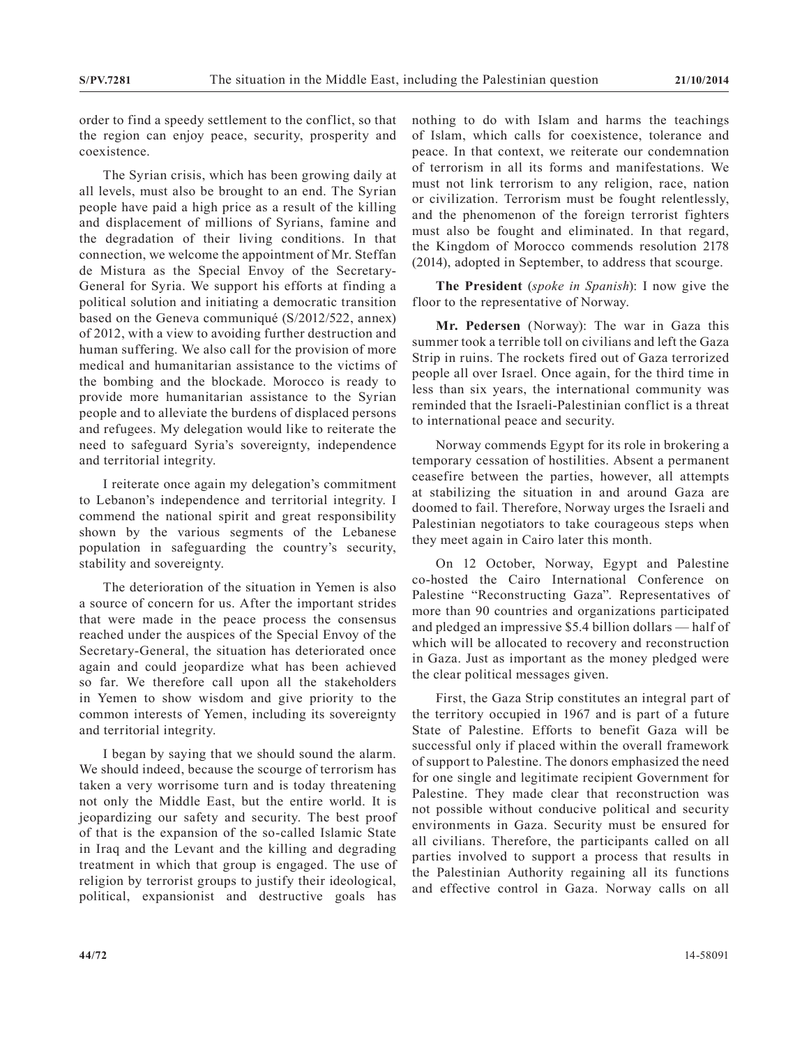order to find a speedy settlement to the conflict, so that the region can enjoy peace, security, prosperity and coexistence.

The Syrian crisis, which has been growing daily at all levels, must also be brought to an end. The Syrian people have paid a high price as a result of the killing and displacement of millions of Syrians, famine and the degradation of their living conditions. In that connection, we welcome the appointment of Mr. Steffan de Mistura as the Special Envoy of the Secretary-General for Syria. We support his efforts at finding a political solution and initiating a democratic transition based on the Geneva communiqué (S/2012/522, annex) of 2012, with a view to avoiding further destruction and human suffering. We also call for the provision of more medical and humanitarian assistance to the victims of the bombing and the blockade. Morocco is ready to provide more humanitarian assistance to the Syrian people and to alleviate the burdens of displaced persons and refugees. My delegation would like to reiterate the need to safeguard Syria's sovereignty, independence and territorial integrity.

I reiterate once again my delegation's commitment to Lebanon's independence and territorial integrity. I commend the national spirit and great responsibility shown by the various segments of the Lebanese population in safeguarding the country's security, stability and sovereignty.

The deterioration of the situation in Yemen is also a source of concern for us. After the important strides that were made in the peace process the consensus reached under the auspices of the Special Envoy of the Secretary-General, the situation has deteriorated once again and could jeopardize what has been achieved so far. We therefore call upon all the stakeholders in Yemen to show wisdom and give priority to the common interests of Yemen, including its sovereignty and territorial integrity.

I began by saying that we should sound the alarm. We should indeed, because the scourge of terrorism has taken a very worrisome turn and is today threatening not only the Middle East, but the entire world. It is jeopardizing our safety and security. The best proof of that is the expansion of the so-called Islamic State in Iraq and the Levant and the killing and degrading treatment in which that group is engaged. The use of religion by terrorist groups to justify their ideological, political, expansionist and destructive goals has nothing to do with Islam and harms the teachings of Islam, which calls for coexistence, tolerance and peace. In that context, we reiterate our condemnation of terrorism in all its forms and manifestations. We must not link terrorism to any religion, race, nation or civilization. Terrorism must be fought relentlessly, and the phenomenon of the foreign terrorist fighters must also be fought and eliminated. In that regard, the Kingdom of Morocco commends resolution 2178 (2014), adopted in September, to address that scourge.

**The President** (*spoke in Spanish*): I now give the floor to the representative of Norway.

**Mr. Pedersen** (Norway): The war in Gaza this summer took a terrible toll on civilians and left the Gaza Strip in ruins. The rockets fired out of Gaza terrorized people all over Israel. Once again, for the third time in less than six years, the international community was reminded that the Israeli-Palestinian conflict is a threat to international peace and security.

Norway commends Egypt for its role in brokering a temporary cessation of hostilities. Absent a permanent ceasefire between the parties, however, all attempts at stabilizing the situation in and around Gaza are doomed to fail. Therefore, Norway urges the Israeli and Palestinian negotiators to take courageous steps when they meet again in Cairo later this month.

On 12 October, Norway, Egypt and Palestine co-hosted the Cairo International Conference on Palestine "Reconstructing Gaza". Representatives of more than 90 countries and organizations participated and pledged an impressive $5.4 billion dollars — half of which will be allocated to recovery and reconstruction in Gaza. Just as important as the money pledged were the clear political messages given.

First, the Gaza Strip constitutes an integral part of the territory occupied in 1967 and is part of a future State of Palestine. Efforts to benefit Gaza will be successful only if placed within the overall framework of support to Palestine. The donors emphasized the need for one single and legitimate recipient Government for Palestine. They made clear that reconstruction was not possible without conducive political and security environments in Gaza. Security must be ensured for all civilians. Therefore, the participants called on all parties involved to support a process that results in the Palestinian Authority regaining all its functions and effective control in Gaza. Norway calls on all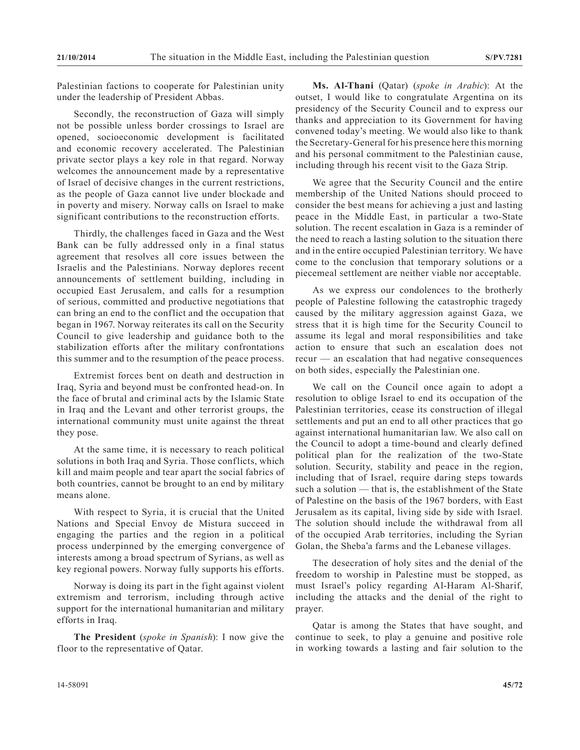Palestinian factions to cooperate for Palestinian unity under the leadership of President Abbas.

Secondly, the reconstruction of Gaza will simply not be possible unless border crossings to Israel are opened, socioeconomic development is facilitated and economic recovery accelerated. The Palestinian private sector plays a key role in that regard. Norway welcomes the announcement made by a representative of Israel of decisive changes in the current restrictions, as the people of Gaza cannot live under blockade and in poverty and misery. Norway calls on Israel to make significant contributions to the reconstruction efforts.

Thirdly, the challenges faced in Gaza and the West Bank can be fully addressed only in a final status agreement that resolves all core issues between the Israelis and the Palestinians. Norway deplores recent announcements of settlement building, including in occupied East Jerusalem, and calls for a resumption of serious, committed and productive negotiations that can bring an end to the conflict and the occupation that began in 1967. Norway reiterates its call on the Security Council to give leadership and guidance both to the stabilization efforts after the military confrontations this summer and to the resumption of the peace process.

Extremist forces bent on death and destruction in Iraq, Syria and beyond must be confronted head-on. In the face of brutal and criminal acts by the Islamic State in Iraq and the Levant and other terrorist groups, the international community must unite against the threat they pose.

At the same time, it is necessary to reach political solutions in both Iraq and Syria. Those conflicts, which kill and maim people and tear apart the social fabrics of both countries, cannot be brought to an end by military means alone.

With respect to Syria, it is crucial that the United Nations and Special Envoy de Mistura succeed in engaging the parties and the region in a political process underpinned by the emerging convergence of interests among a broad spectrum of Syrians, as well as key regional powers. Norway fully supports his efforts.

Norway is doing its part in the fight against violent extremism and terrorism, including through active support for the international humanitarian and military efforts in Iraq.

**The President** (*spoke in Spanish*): I now give the floor to the representative of Qatar.

**Ms. Al-Thani** (Qatar) (*spoke in Arabic*): At the outset, I would like to congratulate Argentina on its presidency of the Security Council and to express our thanks and appreciation to its Government for having convened today's meeting. We would also like to thank the Secretary-General for his presence here this morning and his personal commitment to the Palestinian cause, including through his recent visit to the Gaza Strip.

We agree that the Security Council and the entire membership of the United Nations should proceed to consider the best means for achieving a just and lasting peace in the Middle East, in particular a two-State solution. The recent escalation in Gaza is a reminder of the need to reach a lasting solution to the situation there and in the entire occupied Palestinian territory. We have come to the conclusion that temporary solutions or a piecemeal settlement are neither viable nor acceptable.

As we express our condolences to the brotherly people of Palestine following the catastrophic tragedy caused by the military aggression against Gaza, we stress that it is high time for the Security Council to assume its legal and moral responsibilities and take action to ensure that such an escalation does not recur — an escalation that had negative consequences on both sides, especially the Palestinian one.

We call on the Council once again to adopt a resolution to oblige Israel to end its occupation of the Palestinian territories, cease its construction of illegal settlements and put an end to all other practices that go against international humanitarian law. We also call on the Council to adopt a time-bound and clearly defined political plan for the realization of the two-State solution. Security, stability and peace in the region, including that of Israel, require daring steps towards such a solution — that is, the establishment of the State of Palestine on the basis of the 1967 borders, with East Jerusalem as its capital, living side by side with Israel. The solution should include the withdrawal from all of the occupied Arab territories, including the Syrian Golan, the Sheba'a farms and the Lebanese villages.

The desecration of holy sites and the denial of the freedom to worship in Palestine must be stopped, as must Israel's policy regarding Al-Haram Al-Sharif, including the attacks and the denial of the right to prayer.

Qatar is among the States that have sought, and continue to seek, to play a genuine and positive role in working towards a lasting and fair solution to the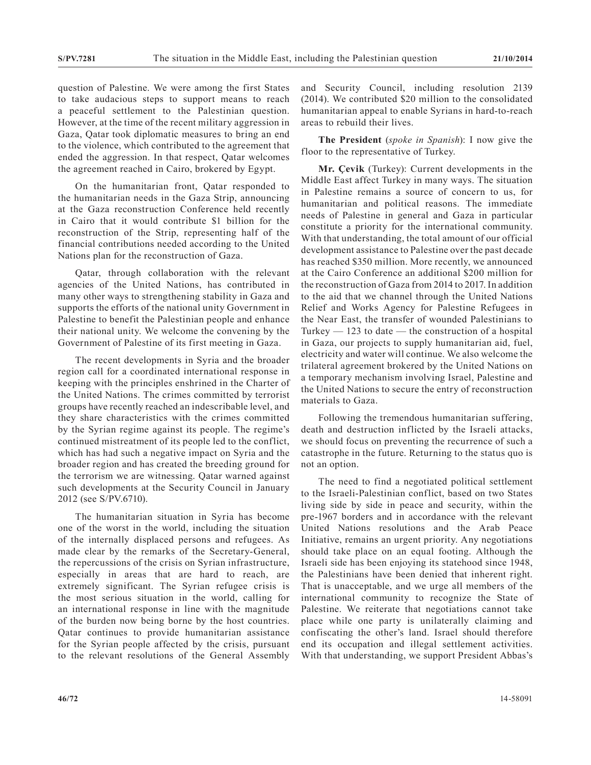question of Palestine. We were among the first States to take audacious steps to support means to reach a peaceful settlement to the Palestinian question. However, at the time of the recent military aggression in Gaza, Qatar took diplomatic measures to bring an end to the violence, which contributed to the agreement that ended the aggression. In that respect, Qatar welcomes the agreement reached in Cairo, brokered by Egypt.

On the humanitarian front, Qatar responded to the humanitarian needs in the Gaza Strip, announcing at the Gaza reconstruction Conference held recently in Cairo that it would contribute $1 billion for the reconstruction of the Strip, representing half of the financial contributions needed according to the United Nations plan for the reconstruction of Gaza.

Qatar, through collaboration with the relevant agencies of the United Nations, has contributed in many other ways to strengthening stability in Gaza and supports the efforts of the national unity Government in Palestine to benefit the Palestinian people and enhance their national unity. We welcome the convening by the Government of Palestine of its first meeting in Gaza.

The recent developments in Syria and the broader region call for a coordinated international response in keeping with the principles enshrined in the Charter of the United Nations. The crimes committed by terrorist groups have recently reached an indescribable level, and they share characteristics with the crimes committed by the Syrian regime against its people. The regime's continued mistreatment of its people led to the conflict, which has had such a negative impact on Syria and the broader region and has created the breeding ground for the terrorism we are witnessing. Qatar warned against such developments at the Security Council in January 2012 (see S/PV.6710).

The humanitarian situation in Syria has become one of the worst in the world, including the situation of the internally displaced persons and refugees. As made clear by the remarks of the Secretary-General, the repercussions of the crisis on Syrian infrastructure, especially in areas that are hard to reach, are extremely significant. The Syrian refugee crisis is the most serious situation in the world, calling for an international response in line with the magnitude of the burden now being borne by the host countries. Qatar continues to provide humanitarian assistance for the Syrian people affected by the crisis, pursuant to the relevant resolutions of the General Assembly and Security Council, including resolution 2139 (2014). We contributed $20 million to the consolidated humanitarian appeal to enable Syrians in hard-to-reach areas to rebuild their lives.

**The President** (*spoke in Spanish*): I now give the floor to the representative of Turkey.

**Mr. Çevik** (Turkey): Current developments in the Middle East affect Turkey in many ways. The situation in Palestine remains a source of concern to us, for humanitarian and political reasons. The immediate needs of Palestine in general and Gaza in particular constitute a priority for the international community. With that understanding, the total amount of our official development assistance to Palestine over the past decade has reached $350 million. More recently, we announced at the Cairo Conference an additional $200 million for the reconstruction of Gaza from 2014 to 2017. In addition to the aid that we channel through the United Nations Relief and Works Agency for Palestine Refugees in the Near East, the transfer of wounded Palestinians to Turkey — 123 to date — the construction of a hospital in Gaza, our projects to supply humanitarian aid, fuel, electricity and water will continue. We also welcome the trilateral agreement brokered by the United Nations on a temporary mechanism involving Israel, Palestine and the United Nations to secure the entry of reconstruction materials to Gaza.

Following the tremendous humanitarian suffering, death and destruction inflicted by the Israeli attacks, we should focus on preventing the recurrence of such a catastrophe in the future. Returning to the status quo is not an option.

The need to find a negotiated political settlement to the Israeli-Palestinian conflict, based on two States living side by side in peace and security, within the pre-1967 borders and in accordance with the relevant United Nations resolutions and the Arab Peace Initiative, remains an urgent priority. Any negotiations should take place on an equal footing. Although the Israeli side has been enjoying its statehood since 1948, the Palestinians have been denied that inherent right. That is unacceptable, and we urge all members of the international community to recognize the State of Palestine. We reiterate that negotiations cannot take place while one party is unilaterally claiming and confiscating the other's land. Israel should therefore end its occupation and illegal settlement activities. With that understanding, we support President Abbas's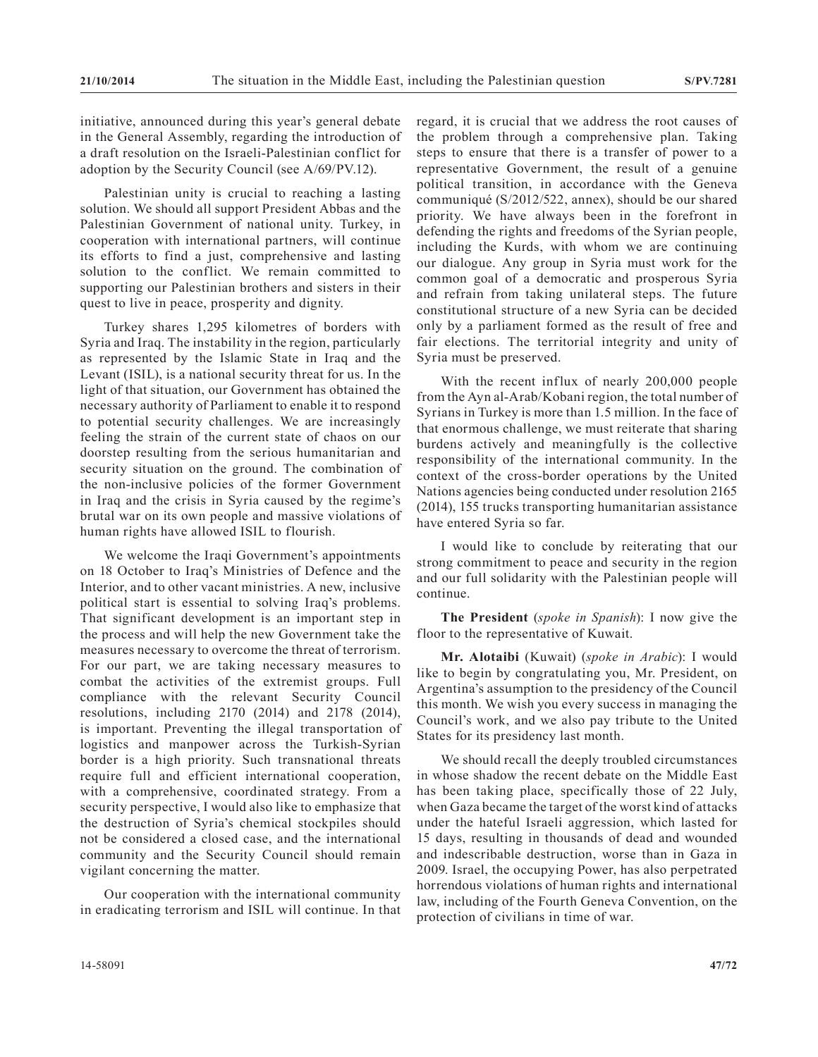initiative, announced during this year's general debate in the General Assembly, regarding the introduction of a draft resolution on the Israeli-Palestinian conflict for adoption by the Security Council (see A/69/PV.12).

Palestinian unity is crucial to reaching a lasting solution. We should all support President Abbas and the Palestinian Government of national unity. Turkey, in cooperation with international partners, will continue its efforts to find a just, comprehensive and lasting solution to the conflict. We remain committed to supporting our Palestinian brothers and sisters in their quest to live in peace, prosperity and dignity.

Turkey shares 1,295 kilometres of borders with Syria and Iraq. The instability in the region, particularly as represented by the Islamic State in Iraq and the Levant (ISIL), is a national security threat for us. In the light of that situation, our Government has obtained the necessary authority of Parliament to enable it to respond to potential security challenges. We are increasingly feeling the strain of the current state of chaos on our doorstep resulting from the serious humanitarian and security situation on the ground. The combination of the non-inclusive policies of the former Government in Iraq and the crisis in Syria caused by the regime's brutal war on its own people and massive violations of human rights have allowed ISIL to flourish.

We welcome the Iraqi Government's appointments on 18 October to Iraq's Ministries of Defence and the Interior, and to other vacant ministries. A new, inclusive political start is essential to solving Iraq's problems. That significant development is an important step in the process and will help the new Government take the measures necessary to overcome the threat of terrorism. For our part, we are taking necessary measures to combat the activities of the extremist groups. Full compliance with the relevant Security Council resolutions, including 2170 (2014) and 2178 (2014), is important. Preventing the illegal transportation of logistics and manpower across the Turkish-Syrian border is a high priority. Such transnational threats require full and efficient international cooperation, with a comprehensive, coordinated strategy. From a security perspective, I would also like to emphasize that the destruction of Syria's chemical stockpiles should not be considered a closed case, and the international community and the Security Council should remain vigilant concerning the matter.

Our cooperation with the international community in eradicating terrorism and ISIL will continue. In that regard, it is crucial that we address the root causes of the problem through a comprehensive plan. Taking steps to ensure that there is a transfer of power to a representative Government, the result of a genuine political transition, in accordance with the Geneva communiqué (S/2012/522, annex), should be our shared priority. We have always been in the forefront in defending the rights and freedoms of the Syrian people, including the Kurds, with whom we are continuing our dialogue. Any group in Syria must work for the common goal of a democratic and prosperous Syria and refrain from taking unilateral steps. The future constitutional structure of a new Syria can be decided only by a parliament formed as the result of free and fair elections. The territorial integrity and unity of Syria must be preserved.

With the recent influx of nearly 200,000 people from the Ayn al-Arab/Kobani region, the total number of Syrians in Turkey is more than 1.5 million. In the face of that enormous challenge, we must reiterate that sharing burdens actively and meaningfully is the collective responsibility of the international community. In the context of the cross-border operations by the United Nations agencies being conducted under resolution 2165 (2014), 155 trucks transporting humanitarian assistance have entered Syria so far.

I would like to conclude by reiterating that our strong commitment to peace and security in the region and our full solidarity with the Palestinian people will continue.

**The President** (*spoke in Spanish*): I now give the floor to the representative of Kuwait.

**Mr. Alotaibi** (Kuwait) (*spoke in Arabic*): I would like to begin by congratulating you, Mr. President, on Argentina's assumption to the presidency of the Council this month. We wish you every success in managing the Council's work, and we also pay tribute to the United States for its presidency last month.

We should recall the deeply troubled circumstances in whose shadow the recent debate on the Middle East has been taking place, specifically those of 22 July, when Gaza became the target of the worst kind of attacks under the hateful Israeli aggression, which lasted for 15 days, resulting in thousands of dead and wounded and indescribable destruction, worse than in Gaza in 2009. Israel, the occupying Power, has also perpetrated horrendous violations of human rights and international law, including of the Fourth Geneva Convention, on the protection of civilians in time of war.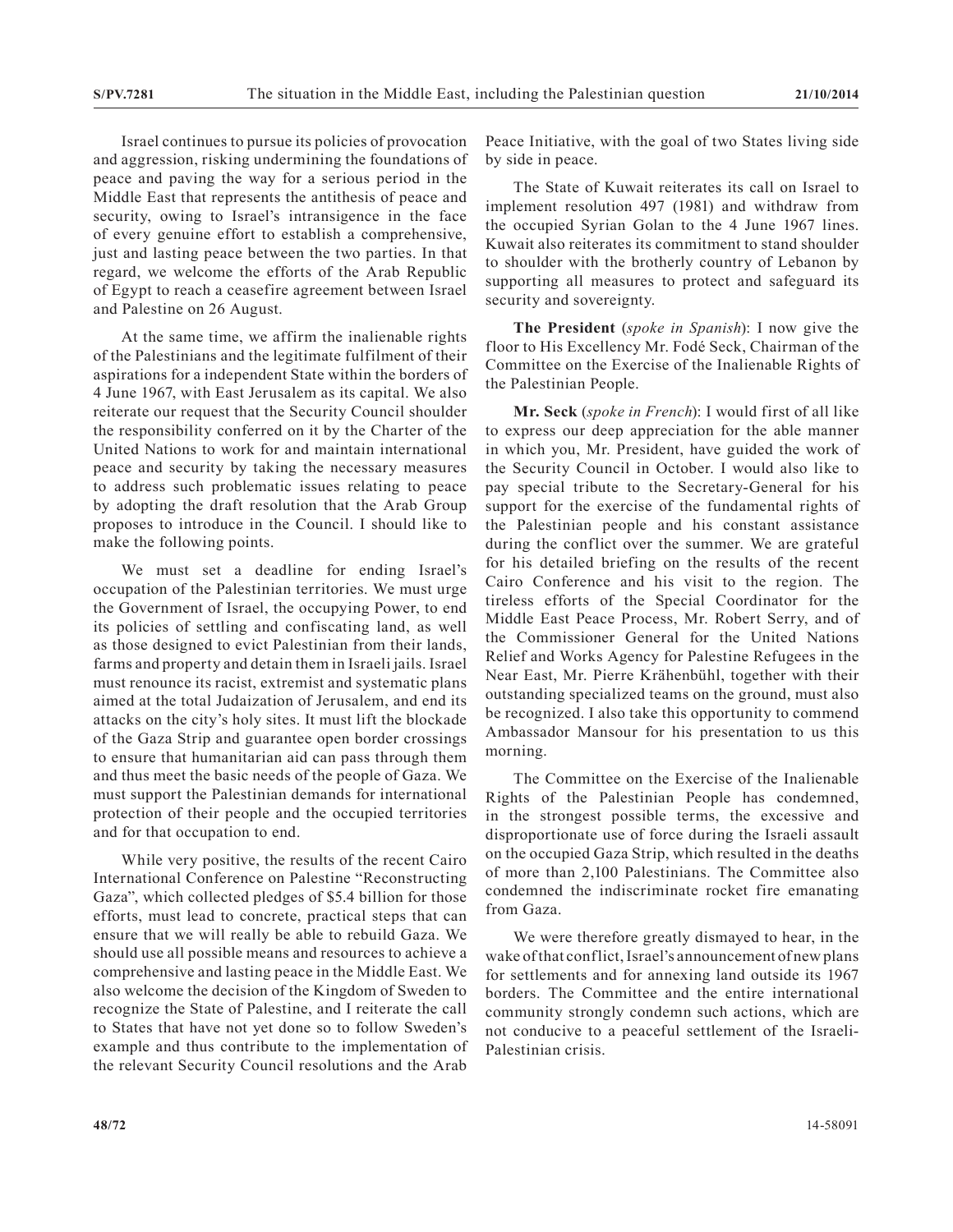Israel continues to pursue its policies of provocation and aggression, risking undermining the foundations of peace and paving the way for a serious period in the Middle East that represents the antithesis of peace and security, owing to Israel's intransigence in the face of every genuine effort to establish a comprehensive, just and lasting peace between the two parties. In that regard, we welcome the efforts of the Arab Republic of Egypt to reach a ceasefire agreement between Israel and Palestine on 26 August.

At the same time, we affirm the inalienable rights of the Palestinians and the legitimate fulfilment of their aspirations for a independent State within the borders of 4 June 1967, with East Jerusalem as its capital. We also reiterate our request that the Security Council shoulder the responsibility conferred on it by the Charter of the United Nations to work for and maintain international peace and security by taking the necessary measures to address such problematic issues relating to peace by adopting the draft resolution that the Arab Group proposes to introduce in the Council. I should like to make the following points.

We must set a deadline for ending Israel's occupation of the Palestinian territories. We must urge the Government of Israel, the occupying Power, to end its policies of settling and confiscating land, as well as those designed to evict Palestinian from their lands, farms and property and detain them in Israeli jails. Israel must renounce its racist, extremist and systematic plans aimed at the total Judaization of Jerusalem, and end its attacks on the city's holy sites. It must lift the blockade of the Gaza Strip and guarantee open border crossings to ensure that humanitarian aid can pass through them and thus meet the basic needs of the people of Gaza. We must support the Palestinian demands for international protection of their people and the occupied territories and for that occupation to end.

While very positive, the results of the recent Cairo International Conference on Palestine "Reconstructing Gaza", which collected pledges of $5.4 billion for those efforts, must lead to concrete, practical steps that can ensure that we will really be able to rebuild Gaza. We should use all possible means and resources to achieve a comprehensive and lasting peace in the Middle East. We also welcome the decision of the Kingdom of Sweden to recognize the State of Palestine, and I reiterate the call to States that have not yet done so to follow Sweden's example and thus contribute to the implementation of the relevant Security Council resolutions and the Arab Peace Initiative, with the goal of two States living side by side in peace.

The State of Kuwait reiterates its call on Israel to implement resolution 497 (1981) and withdraw from the occupied Syrian Golan to the 4 June 1967 lines. Kuwait also reiterates its commitment to stand shoulder to shoulder with the brotherly country of Lebanon by supporting all measures to protect and safeguard its security and sovereignty.

**The President** (*spoke in Spanish*): I now give the floor to His Excellency Mr. Fodé Seck, Chairman of the Committee on the Exercise of the Inalienable Rights of the Palestinian People.

**Mr. Seck** (*spoke in French*): I would first of all like to express our deep appreciation for the able manner in which you, Mr. President, have guided the work of the Security Council in October. I would also like to pay special tribute to the Secretary-General for his support for the exercise of the fundamental rights of the Palestinian people and his constant assistance during the conflict over the summer. We are grateful for his detailed briefing on the results of the recent Cairo Conference and his visit to the region. The tireless efforts of the Special Coordinator for the Middle East Peace Process, Mr. Robert Serry, and of the Commissioner General for the United Nations Relief and Works Agency for Palestine Refugees in the Near East, Mr. Pierre Krähenbühl, together with their outstanding specialized teams on the ground, must also be recognized. I also take this opportunity to commend Ambassador Mansour for his presentation to us this morning.

The Committee on the Exercise of the Inalienable Rights of the Palestinian People has condemned, in the strongest possible terms, the excessive and disproportionate use of force during the Israeli assault on the occupied Gaza Strip, which resulted in the deaths of more than 2,100 Palestinians. The Committee also condemned the indiscriminate rocket fire emanating from Gaza.

We were therefore greatly dismayed to hear, in the wake of that conflict, Israel's announcement of new plans for settlements and for annexing land outside its 1967 borders. The Committee and the entire international community strongly condemn such actions, which are not conducive to a peaceful settlement of the Israeli-Palestinian crisis.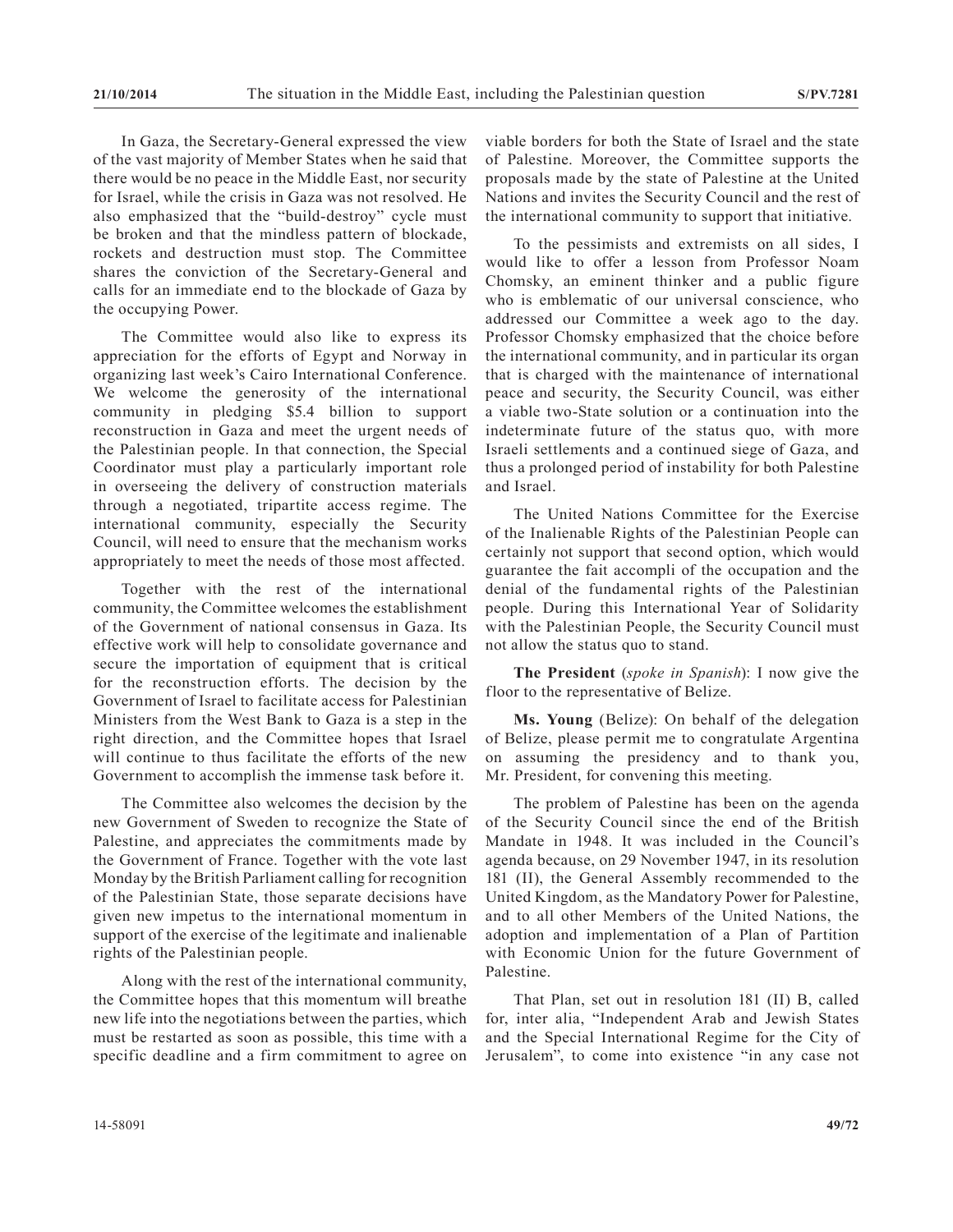In Gaza, the Secretary-General expressed the view of the vast majority of Member States when he said that there would be no peace in the Middle East, nor security for Israel, while the crisis in Gaza was not resolved. He also emphasized that the "build-destroy" cycle must be broken and that the mindless pattern of blockade, rockets and destruction must stop. The Committee shares the conviction of the Secretary-General and calls for an immediate end to the blockade of Gaza by the occupying Power.

The Committee would also like to express its appreciation for the efforts of Egypt and Norway in organizing last week's Cairo International Conference. We welcome the generosity of the international community in pledging $5.4 billion to support reconstruction in Gaza and meet the urgent needs of the Palestinian people. In that connection, the Special Coordinator must play a particularly important role in overseeing the delivery of construction materials through a negotiated, tripartite access regime. The international community, especially the Security Council, will need to ensure that the mechanism works appropriately to meet the needs of those most affected.

Together with the rest of the international community, the Committee welcomes the establishment of the Government of national consensus in Gaza. Its effective work will help to consolidate governance and secure the importation of equipment that is critical for the reconstruction efforts. The decision by the Government of Israel to facilitate access for Palestinian Ministers from the West Bank to Gaza is a step in the right direction, and the Committee hopes that Israel will continue to thus facilitate the efforts of the new Government to accomplish the immense task before it.

The Committee also welcomes the decision by the new Government of Sweden to recognize the State of Palestine, and appreciates the commitments made by the Government of France. Together with the vote last Monday by the British Parliament calling for recognition of the Palestinian State, those separate decisions have given new impetus to the international momentum in support of the exercise of the legitimate and inalienable rights of the Palestinian people.

Along with the rest of the international community, the Committee hopes that this momentum will breathe new life into the negotiations between the parties, which must be restarted as soon as possible, this time with a specific deadline and a firm commitment to agree on viable borders for both the State of Israel and the state of Palestine. Moreover, the Committee supports the proposals made by the state of Palestine at the United Nations and invites the Security Council and the rest of the international community to support that initiative.

To the pessimists and extremists on all sides, I would like to offer a lesson from Professor Noam Chomsky, an eminent thinker and a public figure who is emblematic of our universal conscience, who addressed our Committee a week ago to the day. Professor Chomsky emphasized that the choice before the international community, and in particular its organ that is charged with the maintenance of international peace and security, the Security Council, was either a viable two-State solution or a continuation into the indeterminate future of the status quo, with more Israeli settlements and a continued siege of Gaza, and thus a prolonged period of instability for both Palestine and Israel.

The United Nations Committee for the Exercise of the Inalienable Rights of the Palestinian People can certainly not support that second option, which would guarantee the fait accompli of the occupation and the denial of the fundamental rights of the Palestinian people. During this International Year of Solidarity with the Palestinian People, the Security Council must not allow the status quo to stand.

**The President** (*spoke in Spanish*): I now give the floor to the representative of Belize.

**Ms. Young** (Belize): On behalf of the delegation of Belize, please permit me to congratulate Argentina on assuming the presidency and to thank you, Mr. President, for convening this meeting.

The problem of Palestine has been on the agenda of the Security Council since the end of the British Mandate in 1948. It was included in the Council's agenda because, on 29 November 1947, in its resolution 181 (II), the General Assembly recommended to the United Kingdom, as the Mandatory Power for Palestine, and to all other Members of the United Nations, the adoption and implementation of a Plan of Partition with Economic Union for the future Government of Palestine.

That Plan, set out in resolution 181 (II) B, called for, inter alia, "Independent Arab and Jewish States and the Special International Regime for the City of Jerusalem", to come into existence "in any case not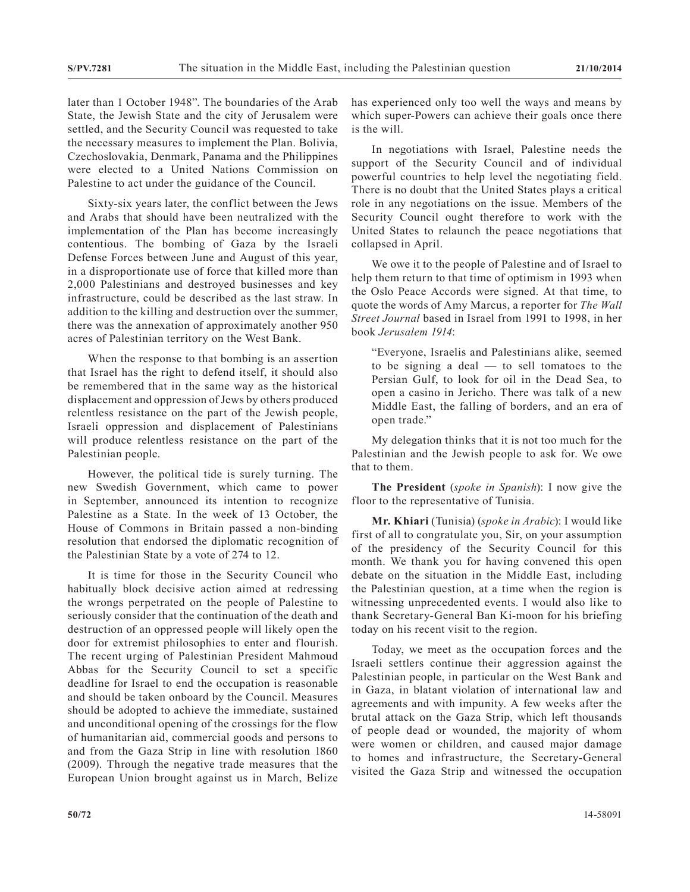later than 1 October 1948". The boundaries of the Arab State, the Jewish State and the city of Jerusalem were settled, and the Security Council was requested to take the necessary measures to implement the Plan. Bolivia, Czechoslovakia, Denmark, Panama and the Philippines were elected to a United Nations Commission on Palestine to act under the guidance of the Council.

Sixty-six years later, the conflict between the Jews and Arabs that should have been neutralized with the implementation of the Plan has become increasingly contentious. The bombing of Gaza by the Israeli Defense Forces between June and August of this year, in a disproportionate use of force that killed more than 2,000 Palestinians and destroyed businesses and key infrastructure, could be described as the last straw. In addition to the killing and destruction over the summer, there was the annexation of approximately another 950 acres of Palestinian territory on the West Bank.

When the response to that bombing is an assertion that Israel has the right to defend itself, it should also be remembered that in the same way as the historical displacement and oppression of Jews by others produced relentless resistance on the part of the Jewish people, Israeli oppression and displacement of Palestinians will produce relentless resistance on the part of the Palestinian people.

However, the political tide is surely turning. The new Swedish Government, which came to power in September, announced its intention to recognize Palestine as a State. In the week of 13 October, the House of Commons in Britain passed a non-binding resolution that endorsed the diplomatic recognition of the Palestinian State by a vote of 274 to 12.

It is time for those in the Security Council who habitually block decisive action aimed at redressing the wrongs perpetrated on the people of Palestine to seriously consider that the continuation of the death and destruction of an oppressed people will likely open the door for extremist philosophies to enter and flourish. The recent urging of Palestinian President Mahmoud Abbas for the Security Council to set a specific deadline for Israel to end the occupation is reasonable and should be taken onboard by the Council. Measures should be adopted to achieve the immediate, sustained and unconditional opening of the crossings for the flow of humanitarian aid, commercial goods and persons to and from the Gaza Strip in line with resolution 1860 (2009). Through the negative trade measures that the European Union brought against us in March, Belize has experienced only too well the ways and means by which super-Powers can achieve their goals once there is the will.

In negotiations with Israel, Palestine needs the support of the Security Council and of individual powerful countries to help level the negotiating field. There is no doubt that the United States plays a critical role in any negotiations on the issue. Members of the Security Council ought therefore to work with the United States to relaunch the peace negotiations that collapsed in April.

We owe it to the people of Palestine and of Israel to help them return to that time of optimism in 1993 when the Oslo Peace Accords were signed. At that time, to quote the words of Amy Marcus, a reporter for *The Wall Street Journal* based in Israel from 1991 to 1998, in her book *Jerusalem 1914*:

> "Everyone, Israelis and Palestinians alike, seemed to be signing a deal — to sell tomatoes to the Persian Gulf, to look for oil in the Dead Sea, to open a casino in Jericho. There was talk of a new Middle East, the falling of borders, and an era of open trade."

My delegation thinks that it is not too much for the Palestinian and the Jewish people to ask for. We owe that to them.

**The President** (*spoke in Spanish*): I now give the floor to the representative of Tunisia.

**Mr. Khiari** (Tunisia) (*spoke in Arabic*): I would like first of all to congratulate you, Sir, on your assumption of the presidency of the Security Council for this month. We thank you for having convened this open debate on the situation in the Middle East, including the Palestinian question, at a time when the region is witnessing unprecedented events. I would also like to thank Secretary-General Ban Ki-moon for his briefing today on his recent visit to the region.

Today, we meet as the occupation forces and the Israeli settlers continue their aggression against the Palestinian people, in particular on the West Bank and in Gaza, in blatant violation of international law and agreements and with impunity. A few weeks after the brutal attack on the Gaza Strip, which left thousands of people dead or wounded, the majority of whom were women or children, and caused major damage to homes and infrastructure, the Secretary-General visited the Gaza Strip and witnessed the occupation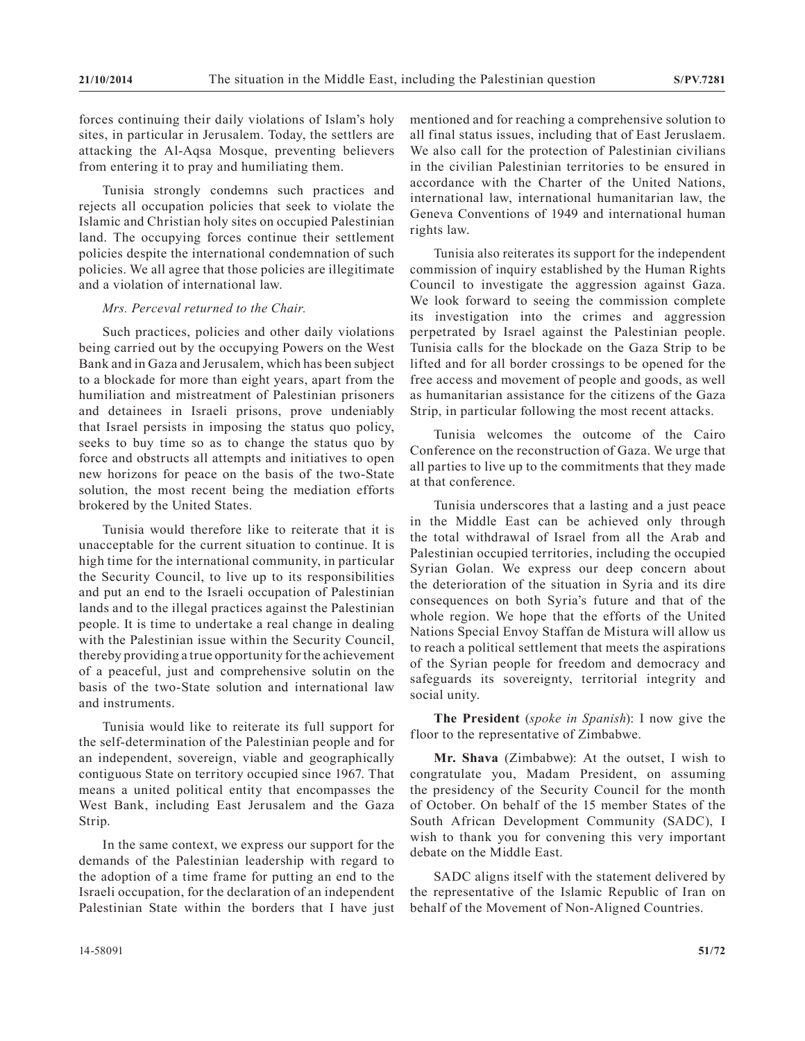forces continuing their daily violations of Islam's holy sites, in particular in Jerusalem. Today, the settlers are attacking the Al-Aqsa Mosque, preventing believers from entering it to pray and humiliating them.

Tunisia strongly condemns such practices and rejects all occupation policies that seek to violate the Islamic and Christian holy sites on occupied Palestinian land. The occupying forces continue their settlement policies despite the international condemnation of such policies. We all agree that those policies are illegitimate and a violation of international law.

*Mrs. Perceval returned to the Chair.*

Such practices, policies and other daily violations being carried out by the occupying Powers on the West Bank and in Gaza and Jerusalem, which has been subject to a blockade for more than eight years, apart from the humiliation and mistreatment of Palestinian prisoners and detainees in Israeli prisons, prove undeniably that Israel persists in imposing the status quo policy, seeks to buy time so as to change the status quo by force and obstructs all attempts and initiatives to open new horizons for peace on the basis of the two-State solution, the most recent being the mediation efforts brokered by the United States.

Tunisia would therefore like to reiterate that it is unacceptable for the current situation to continue. It is high time for the international community, in particular the Security Council, to live up to its responsibilities and put an end to the Israeli occupation of Palestinian lands and to the illegal practices against the Palestinian people. It is time to undertake a real change in dealing with the Palestinian issue within the Security Council, thereby providing a true opportunity for the achievement of a peaceful, just and comprehensive solutin on the basis of the two-State solution and international law and instruments.

Tunisia would like to reiterate its full support for the self-determination of the Palestinian people and for an independent, sovereign, viable and geographically contiguous State on territory occupied since 1967. That means a united political entity that encompasses the West Bank, including East Jerusalem and the Gaza Strip.

In the same context, we express our support for the demands of the Palestinian leadership with regard to the adoption of a time frame for putting an end to the Israeli occupation, for the declaration of an independent Palestinian State within the borders that I have just mentioned and for reaching a comprehensive solution to all final status issues, including that of East Jeruslaem. We also call for the protection of Palestinian civilians in the civilian Palestinian territories to be ensured in accordance with the Charter of the United Nations, international law, international humanitarian law, the Geneva Conventions of 1949 and international human rights law.

Tunisia also reiterates its support for the independent commission of inquiry established by the Human Rights Council to investigate the aggression against Gaza. We look forward to seeing the commission complete its investigation into the crimes and aggression perpetrated by Israel against the Palestinian people. Tunisia calls for the blockade on the Gaza Strip to be lifted and for all border crossings to be opened for the free access and movement of people and goods, as well as humanitarian assistance for the citizens of the Gaza Strip, in particular following the most recent attacks.

Tunisia welcomes the outcome of the Cairo Conference on the reconstruction of Gaza. We urge that all parties to live up to the commitments that they made at that conference.

Tunisia underscores that a lasting and a just peace in the Middle East can be achieved only through the total withdrawal of Israel from all the Arab and Palestinian occupied territories, including the occupied Syrian Golan. We express our deep concern about the deterioration of the situation in Syria and its dire consequences on both Syria's future and that of the whole region. We hope that the efforts of the United Nations Special Envoy Staffan de Mistura will allow us to reach a political settlement that meets the aspirations of the Syrian people for freedom and democracy and safeguards its sovereignty, territorial integrity and social unity.

**The President** (*spoke in Spanish*): I now give the floor to the representative of Zimbabwe.

**Mr. Shava** (Zimbabwe): At the outset, I wish to congratulate you, Madam President, on assuming the presidency of the Security Council for the month of October. On behalf of the 15 member States of the South African Development Community (SADC), I wish to thank you for convening this very important debate on the Middle East.

SADC aligns itself with the statement delivered by the representative of the Islamic Republic of Iran on behalf of the Movement of Non-Aligned Countries.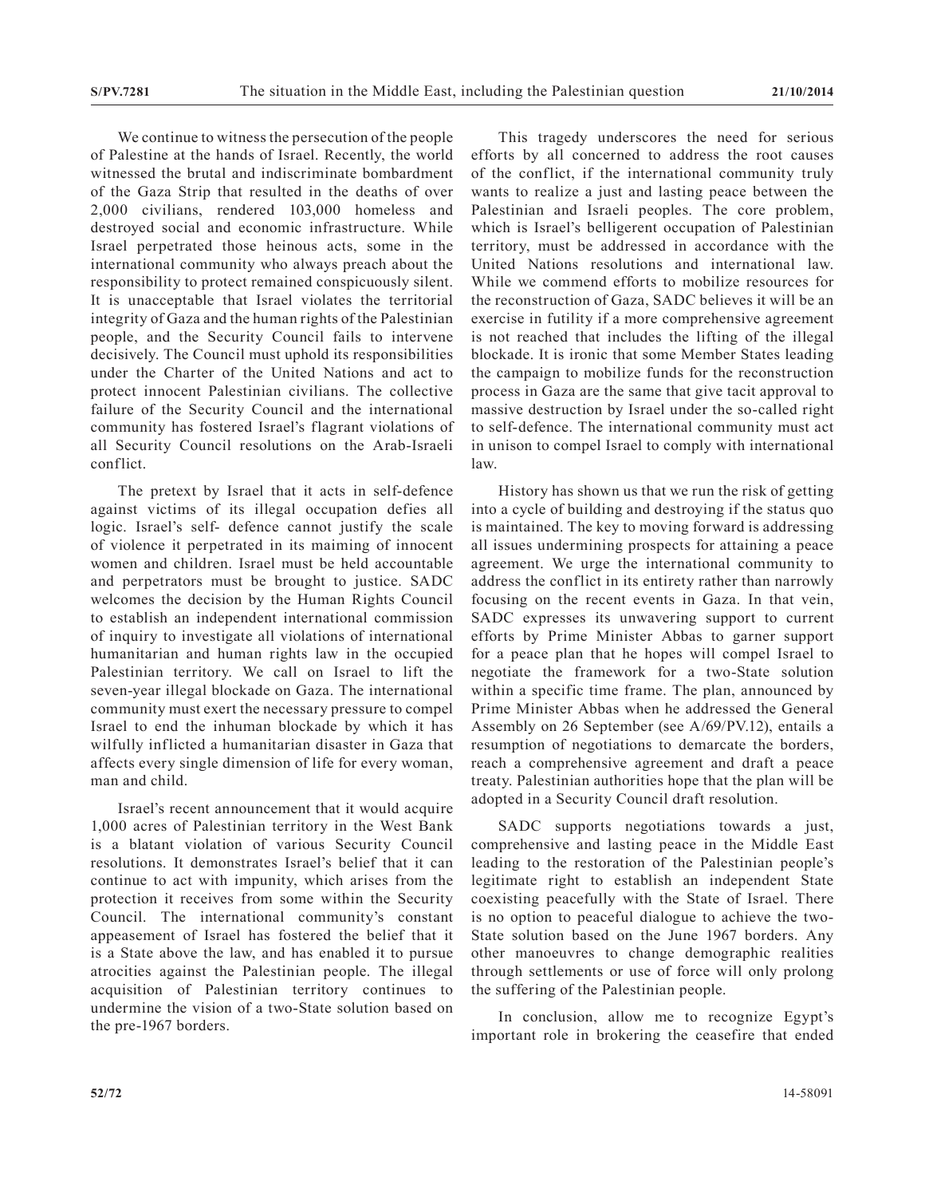We continue to witness the persecution of the people of Palestine at the hands of Israel. Recently, the world witnessed the brutal and indiscriminate bombardment of the Gaza Strip that resulted in the deaths of over 2,000 civilians, rendered 103,000 homeless and destroyed social and economic infrastructure. While Israel perpetrated those heinous acts, some in the international community who always preach about the responsibility to protect remained conspicuously silent. It is unacceptable that Israel violates the territorial integrity of Gaza and the human rights of the Palestinian people, and the Security Council fails to intervene decisively. The Council must uphold its responsibilities under the Charter of the United Nations and act to protect innocent Palestinian civilians. The collective failure of the Security Council and the international community has fostered Israel's flagrant violations of all Security Council resolutions on the Arab-Israeli conflict.

The pretext by Israel that it acts in self-defence against victims of its illegal occupation defies all logic. Israel's self- defence cannot justify the scale of violence it perpetrated in its maiming of innocent women and children. Israel must be held accountable and perpetrators must be brought to justice. SADC welcomes the decision by the Human Rights Council to establish an independent international commission of inquiry to investigate all violations of international humanitarian and human rights law in the occupied Palestinian territory. We call on Israel to lift the seven-year illegal blockade on Gaza. The international community must exert the necessary pressure to compel Israel to end the inhuman blockade by which it has wilfully inflicted a humanitarian disaster in Gaza that affects every single dimension of life for every woman, man and child.

Israel's recent announcement that it would acquire 1,000 acres of Palestinian territory in the West Bank is a blatant violation of various Security Council resolutions. It demonstrates Israel's belief that it can continue to act with impunity, which arises from the protection it receives from some within the Security Council. The international community's constant appeasement of Israel has fostered the belief that it is a State above the law, and has enabled it to pursue atrocities against the Palestinian people. The illegal acquisition of Palestinian territory continues to undermine the vision of a two-State solution based on the pre-1967 borders.

This tragedy underscores the need for serious efforts by all concerned to address the root causes of the conflict, if the international community truly wants to realize a just and lasting peace between the Palestinian and Israeli peoples. The core problem, which is Israel's belligerent occupation of Palestinian territory, must be addressed in accordance with the United Nations resolutions and international law. While we commend efforts to mobilize resources for the reconstruction of Gaza, SADC believes it will be an exercise in futility if a more comprehensive agreement is not reached that includes the lifting of the illegal blockade. It is ironic that some Member States leading the campaign to mobilize funds for the reconstruction process in Gaza are the same that give tacit approval to massive destruction by Israel under the so-called right to self-defence. The international community must act in unison to compel Israel to comply with international law.

History has shown us that we run the risk of getting into a cycle of building and destroying if the status quo is maintained. The key to moving forward is addressing all issues undermining prospects for attaining a peace agreement. We urge the international community to address the conflict in its entirety rather than narrowly focusing on the recent events in Gaza. In that vein, SADC expresses its unwavering support to current efforts by Prime Minister Abbas to garner support for a peace plan that he hopes will compel Israel to negotiate the framework for a two-State solution within a specific time frame. The plan, announced by Prime Minister Abbas when he addressed the General Assembly on 26 September (see A/69/PV.12), entails a resumption of negotiations to demarcate the borders, reach a comprehensive agreement and draft a peace treaty. Palestinian authorities hope that the plan will be adopted in a Security Council draft resolution.

SADC supports negotiations towards a just, comprehensive and lasting peace in the Middle East leading to the restoration of the Palestinian people's legitimate right to establish an independent State coexisting peacefully with the State of Israel. There is no option to peaceful dialogue to achieve the two-State solution based on the June 1967 borders. Any other manoeuvres to change demographic realities through settlements or use of force will only prolong the suffering of the Palestinian people.

In conclusion, allow me to recognize Egypt's important role in brokering the ceasefire that ended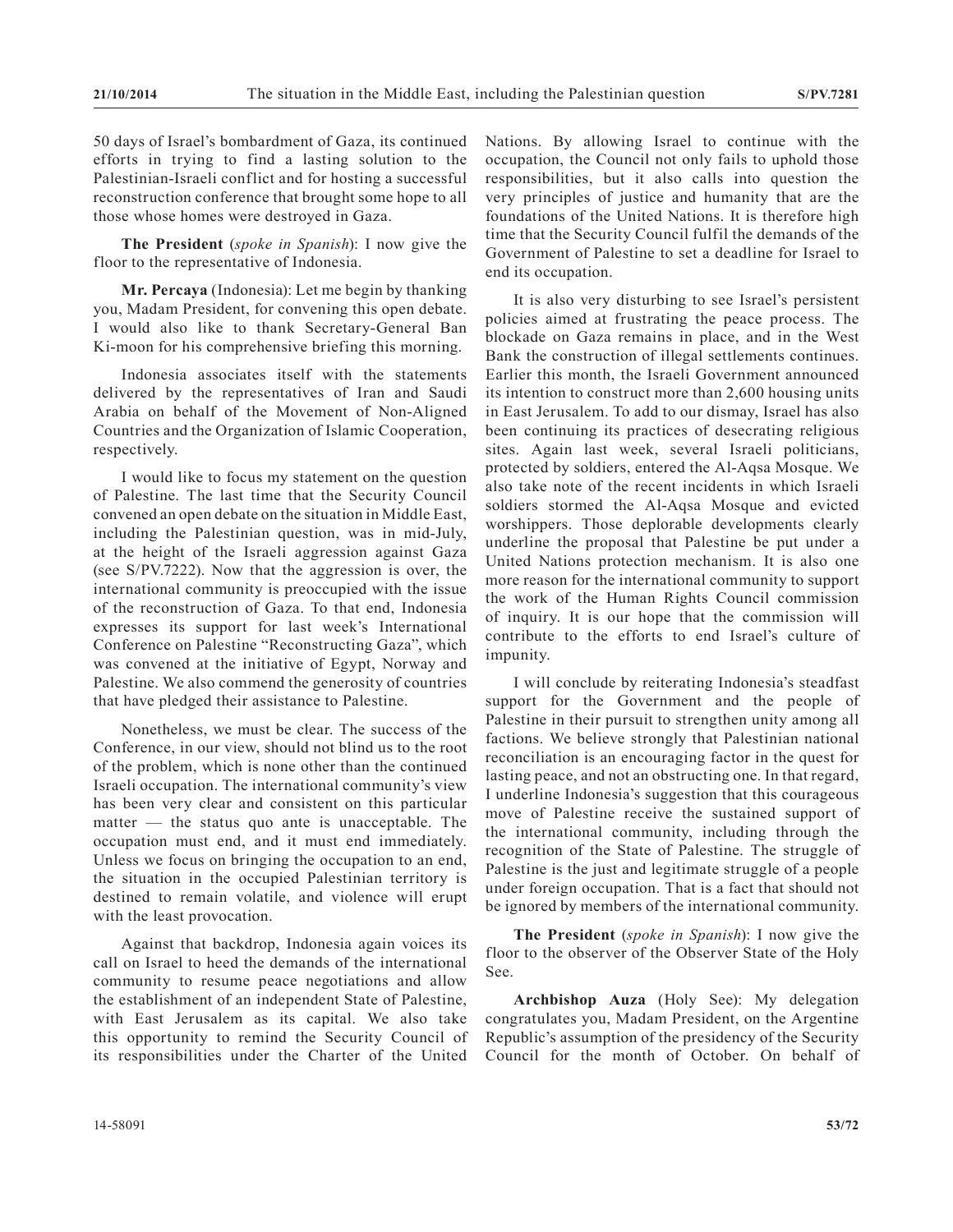50 days of Israel's bombardment of Gaza, its continued efforts in trying to find a lasting solution to the Palestinian-Israeli conflict and for hosting a successful reconstruction conference that brought some hope to all those whose homes were destroyed in Gaza.

**The President** (*spoke in Spanish*): I now give the floor to the representative of Indonesia.

**Mr. Percaya** (Indonesia): Let me begin by thanking you, Madam President, for convening this open debate. I would also like to thank Secretary-General Ban Ki-moon for his comprehensive briefing this morning.

Indonesia associates itself with the statements delivered by the representatives of Iran and Saudi Arabia on behalf of the Movement of Non-Aligned Countries and the Organization of Islamic Cooperation, respectively.

I would like to focus my statement on the question of Palestine. The last time that the Security Council convened an open debate on the situation in Middle East, including the Palestinian question, was in mid-July, at the height of the Israeli aggression against Gaza (see S/PV.7222). Now that the aggression is over, the international community is preoccupied with the issue of the reconstruction of Gaza. To that end, Indonesia expresses its support for last week's International Conference on Palestine "Reconstructing Gaza", which was convened at the initiative of Egypt, Norway and Palestine. We also commend the generosity of countries that have pledged their assistance to Palestine.

Nonetheless, we must be clear. The success of the Conference, in our view, should not blind us to the root of the problem, which is none other than the continued Israeli occupation. The international community's view has been very clear and consistent on this particular matter — the status quo ante is unacceptable. The occupation must end, and it must end immediately. Unless we focus on bringing the occupation to an end, the situation in the occupied Palestinian territory is destined to remain volatile, and violence will erupt with the least provocation.

Against that backdrop, Indonesia again voices its call on Israel to heed the demands of the international community to resume peace negotiations and allow the establishment of an independent State of Palestine, with East Jerusalem as its capital. We also take this opportunity to remind the Security Council of its responsibilities under the Charter of the United Nations. By allowing Israel to continue with the occupation, the Council not only fails to uphold those responsibilities, but it also calls into question the very principles of justice and humanity that are the foundations of the United Nations. It is therefore high time that the Security Council fulfil the demands of the Government of Palestine to set a deadline for Israel to end its occupation.

It is also very disturbing to see Israel's persistent policies aimed at frustrating the peace process. The blockade on Gaza remains in place, and in the West Bank the construction of illegal settlements continues. Earlier this month, the Israeli Government announced its intention to construct more than 2,600 housing units in East Jerusalem. To add to our dismay, Israel has also been continuing its practices of desecrating religious sites. Again last week, several Israeli politicians, protected by soldiers, entered the Al-Aqsa Mosque. We also take note of the recent incidents in which Israeli soldiers stormed the Al-Aqsa Mosque and evicted worshippers. Those deplorable developments clearly underline the proposal that Palestine be put under a United Nations protection mechanism. It is also one more reason for the international community to support the work of the Human Rights Council commission of inquiry. It is our hope that the commission will contribute to the efforts to end Israel's culture of impunity.

I will conclude by reiterating Indonesia's steadfast support for the Government and the people of Palestine in their pursuit to strengthen unity among all factions. We believe strongly that Palestinian national reconciliation is an encouraging factor in the quest for lasting peace, and not an obstructing one. In that regard, I underline Indonesia's suggestion that this courageous move of Palestine receive the sustained support of the international community, including through the recognition of the State of Palestine. The struggle of Palestine is the just and legitimate struggle of a people under foreign occupation. That is a fact that should not be ignored by members of the international community.

**The President** (*spoke in Spanish*): I now give the floor to the observer of the Observer State of the Holy See.

**Archbishop Auza** (Holy See): My delegation congratulates you, Madam President, on the Argentine Republic's assumption of the presidency of the Security Council for the month of October. On behalf of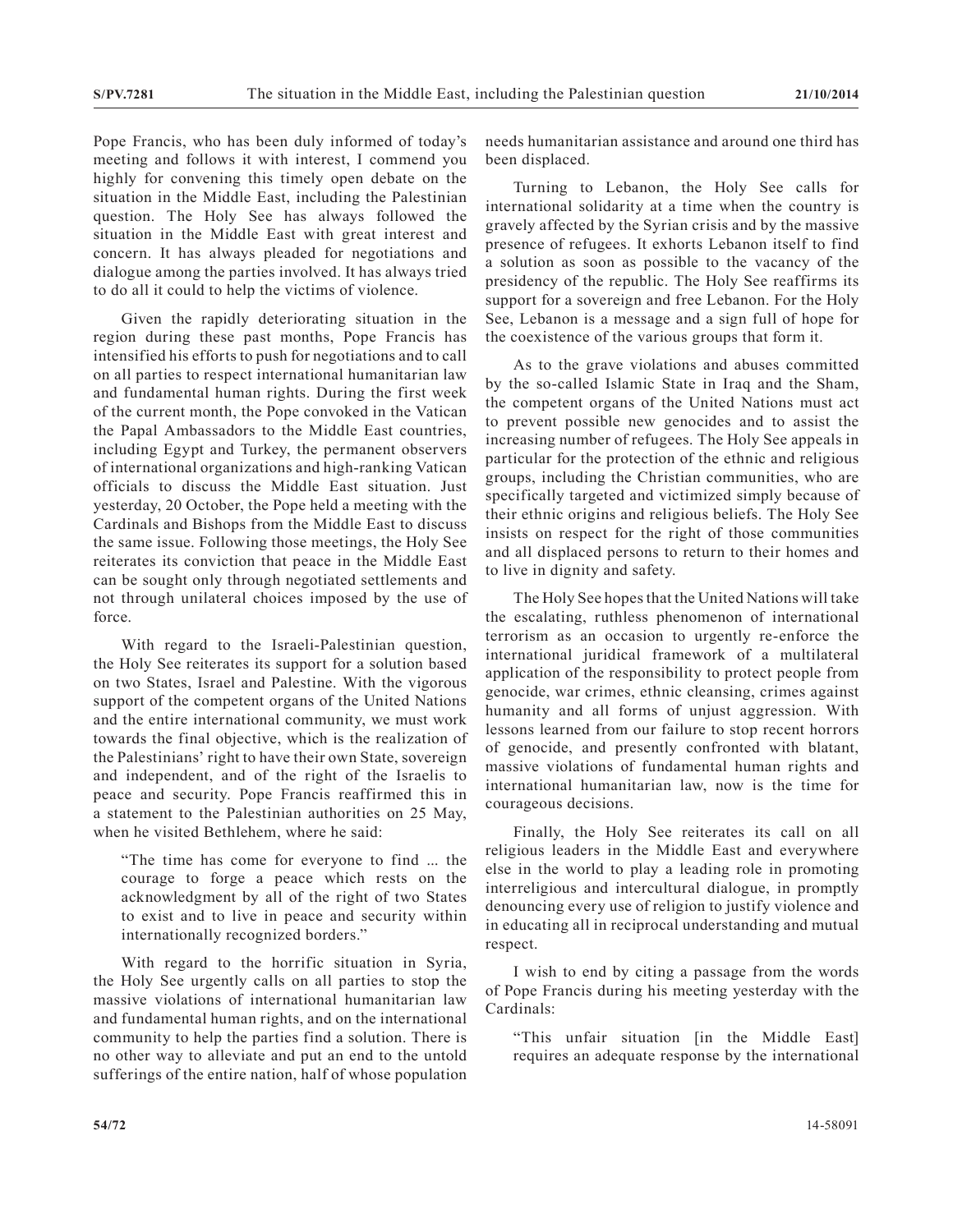Pope Francis, who has been duly informed of today's meeting and follows it with interest, I commend you highly for convening this timely open debate on the situation in the Middle East, including the Palestinian question. The Holy See has always followed the situation in the Middle East with great interest and concern. It has always pleaded for negotiations and dialogue among the parties involved. It has always tried to do all it could to help the victims of violence.

Given the rapidly deteriorating situation in the region during these past months, Pope Francis has intensified his efforts to push for negotiations and to call on all parties to respect international humanitarian law and fundamental human rights. During the first week of the current month, the Pope convoked in the Vatican the Papal Ambassadors to the Middle East countries, including Egypt and Turkey, the permanent observers of international organizations and high-ranking Vatican officials to discuss the Middle East situation. Just yesterday, 20 October, the Pope held a meeting with the Cardinals and Bishops from the Middle East to discuss the same issue. Following those meetings, the Holy See reiterates its conviction that peace in the Middle East can be sought only through negotiated settlements and not through unilateral choices imposed by the use of force.

With regard to the Israeli-Palestinian question, the Holy See reiterates its support for a solution based on two States, Israel and Palestine. With the vigorous support of the competent organs of the United Nations and the entire international community, we must work towards the final objective, which is the realization of the Palestinians' right to have their own State, sovereign and independent, and of the right of the Israelis to peace and security. Pope Francis reaffirmed this in a statement to the Palestinian authorities on 25 May, when he visited Bethlehem, where he said:

> "The time has come for everyone to find ... the courage to forge a peace which rests on the acknowledgment by all of the right of two States to exist and to live in peace and security within internationally recognized borders."

With regard to the horrific situation in Syria, the Holy See urgently calls on all parties to stop the massive violations of international humanitarian law and fundamental human rights, and on the international community to help the parties find a solution. There is no other way to alleviate and put an end to the untold sufferings of the entire nation, half of whose population needs humanitarian assistance and around one third has been displaced.

Turning to Lebanon, the Holy See calls for international solidarity at a time when the country is gravely affected by the Syrian crisis and by the massive presence of refugees. It exhorts Lebanon itself to find a solution as soon as possible to the vacancy of the presidency of the republic. The Holy See reaffirms its support for a sovereign and free Lebanon. For the Holy See, Lebanon is a message and a sign full of hope for the coexistence of the various groups that form it.

As to the grave violations and abuses committed by the so-called Islamic State in Iraq and the Sham, the competent organs of the United Nations must act to prevent possible new genocides and to assist the increasing number of refugees. The Holy See appeals in particular for the protection of the ethnic and religious groups, including the Christian communities, who are specifically targeted and victimized simply because of their ethnic origins and religious beliefs. The Holy See insists on respect for the right of those communities and all displaced persons to return to their homes and to live in dignity and safety.

The Holy See hopes that the United Nations will take the escalating, ruthless phenomenon of international terrorism as an occasion to urgently re-enforce the international juridical framework of a multilateral application of the responsibility to protect people from genocide, war crimes, ethnic cleansing, crimes against humanity and all forms of unjust aggression. With lessons learned from our failure to stop recent horrors of genocide, and presently confronted with blatant, massive violations of fundamental human rights and international humanitarian law, now is the time for courageous decisions.

Finally, the Holy See reiterates its call on all religious leaders in the Middle East and everywhere else in the world to play a leading role in promoting interreligious and intercultural dialogue, in promptly denouncing every use of religion to justify violence and in educating all in reciprocal understanding and mutual respect.

I wish to end by citing a passage from the words of Pope Francis during his meeting yesterday with the Cardinals:

> "This unfair situation [in the Middle East] requires an adequate response by the international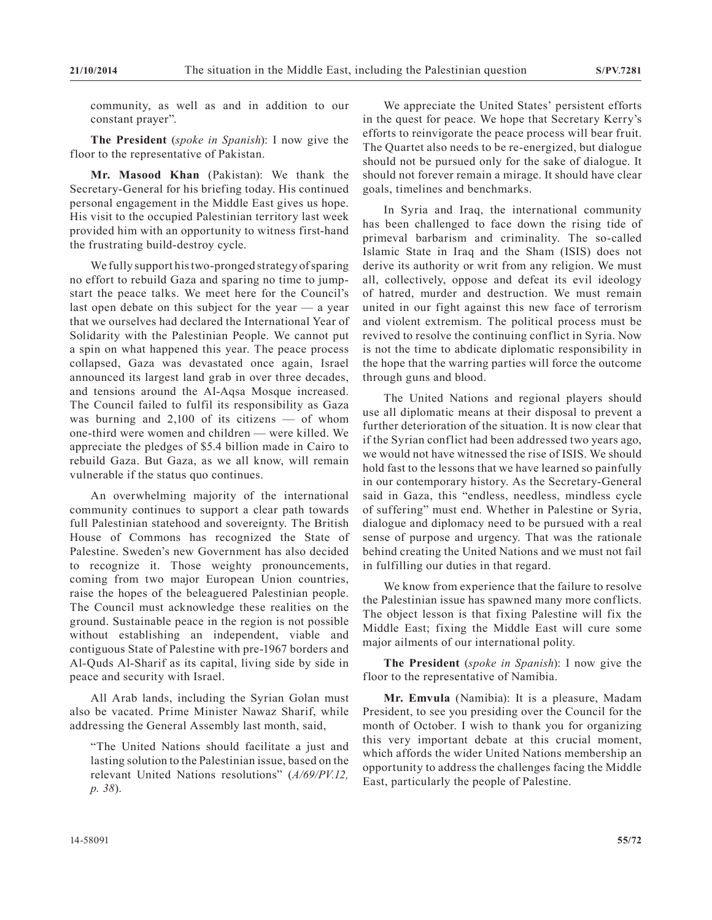community, as well as and in addition to our constant prayer".

**The President** (*spoke in Spanish*): I now give the floor to the representative of Pakistan.

**Mr. Masood Khan** (Pakistan): We thank the Secretary-General for his briefing today. His continued personal engagement in the Middle East gives us hope. His visit to the occupied Palestinian territory last week provided him with an opportunity to witness first-hand the frustrating build-destroy cycle.

We fully support his two-pronged strategy of sparing no effort to rebuild Gaza and sparing no time to jump-start the peace talks. We meet here for the Council's last open debate on this subject for the year — a year that we ourselves had declared the International Year of Solidarity with the Palestinian People. We cannot put a spin on what happened this year. The peace process collapsed, Gaza was devastated once again, Israel announced its largest land grab in over three decades, and tensions around the Al-Aqsa Mosque increased. The Council failed to fulfil its responsibility as Gaza was burning and 2,100 of its citizens — of whom one-third were women and children — were killed. We appreciate the pledges of $5.4 billion made in Cairo to rebuild Gaza. But Gaza, as we all know, will remain vulnerable if the status quo continues.

An overwhelming majority of the international community continues to support a clear path towards full Palestinian statehood and sovereignty. The British House of Commons has recognized the State of Palestine. Sweden's new Government has also decided to recognize it. Those weighty pronouncements, coming from two major European Union countries, raise the hopes of the beleaguered Palestinian people. The Council must acknowledge these realities on the ground. Sustainable peace in the region is not possible without establishing an independent, viable and contiguous State of Palestine with pre-1967 borders and Al-Quds Al-Sharif as its capital, living side by side in peace and security with Israel.

All Arab lands, including the Syrian Golan must also be vacated. Prime Minister Nawaz Sharif, while addressing the General Assembly last month, said,

> "The United Nations should facilitate a just and lasting solution to the Palestinian issue, based on the relevant United Nations resolutions" (*A/69/PV.12, p. 38*).

We appreciate the United States' persistent efforts in the quest for peace. We hope that Secretary Kerry's efforts to reinvigorate the peace process will bear fruit. The Quartet also needs to be re-energized, but dialogue should not be pursued only for the sake of dialogue. It should not forever remain a mirage. It should have clear goals, timelines and benchmarks.

In Syria and Iraq, the international community has been challenged to face down the rising tide of primeval barbarism and criminality. The so-called Islamic State in Iraq and the Sham (ISIS) does not derive its authority or writ from any religion. We must all, collectively, oppose and defeat its evil ideology of hatred, murder and destruction. We must remain united in our fight against this new face of terrorism and violent extremism. The political process must be revived to resolve the continuing conflict in Syria. Now is not the time to abdicate diplomatic responsibility in the hope that the warring parties will force the outcome through guns and blood.

The United Nations and regional players should use all diplomatic means at their disposal to prevent a further deterioration of the situation. It is now clear that if the Syrian conflict had been addressed two years ago, we would not have witnessed the rise of ISIS. We should hold fast to the lessons that we have learned so painfully in our contemporary history. As the Secretary-General said in Gaza, this "endless, needless, mindless cycle of suffering" must end. Whether in Palestine or Syria, dialogue and diplomacy need to be pursued with a real sense of purpose and urgency. That was the rationale behind creating the United Nations and we must not fail in fulfilling our duties in that regard.

We know from experience that the failure to resolve the Palestinian issue has spawned many more conflicts. The object lesson is that fixing Palestine will fix the Middle East; fixing the Middle East will cure some major ailments of our international polity.

**The President** (*spoke in Spanish*): I now give the floor to the representative of Namibia.

**Mr. Emvula** (Namibia): It is a pleasure, Madam President, to see you presiding over the Council for the month of October. I wish to thank you for organizing this very important debate at this crucial moment, which affords the wider United Nations membership an opportunity to address the challenges facing the Middle East, particularly the people of Palestine.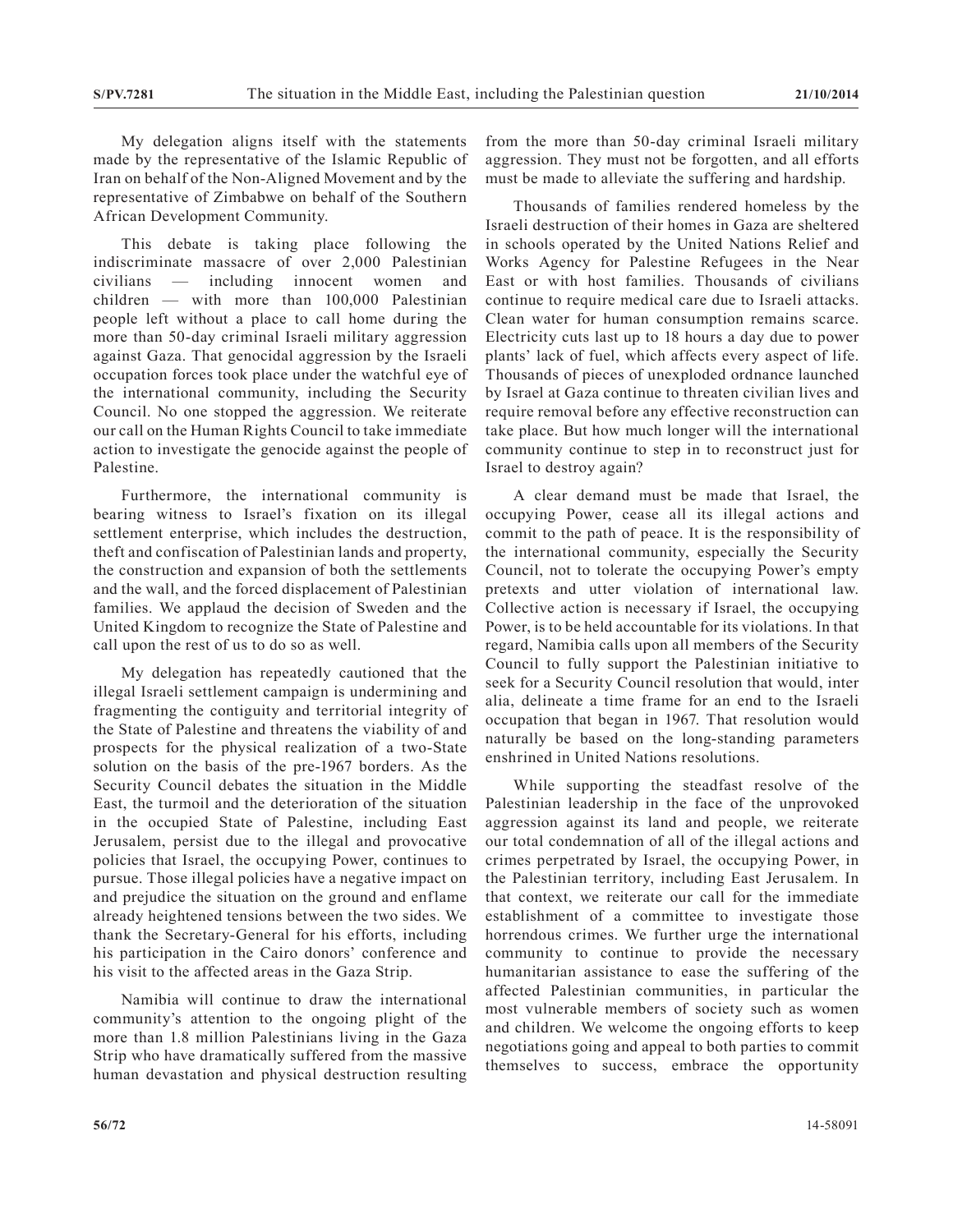My delegation aligns itself with the statements made by the representative of the Islamic Republic of Iran on behalf of the Non-Aligned Movement and by the representative of Zimbabwe on behalf of the Southern African Development Community.

This debate is taking place following the indiscriminate massacre of over 2,000 Palestinian civilians — including innocent women and children — with more than 100,000 Palestinian people left without a place to call home during the more than 50-day criminal Israeli military aggression against Gaza. That genocidal aggression by the Israeli occupation forces took place under the watchful eye of the international community, including the Security Council. No one stopped the aggression. We reiterate our call on the Human Rights Council to take immediate action to investigate the genocide against the people of Palestine.

Furthermore, the international community is bearing witness to Israel's fixation on its illegal settlement enterprise, which includes the destruction, theft and confiscation of Palestinian lands and property, the construction and expansion of both the settlements and the wall, and the forced displacement of Palestinian families. We applaud the decision of Sweden and the United Kingdom to recognize the State of Palestine and call upon the rest of us to do so as well.

My delegation has repeatedly cautioned that the illegal Israeli settlement campaign is undermining and fragmenting the contiguity and territorial integrity of the State of Palestine and threatens the viability of and prospects for the physical realization of a two-State solution on the basis of the pre-1967 borders. As the Security Council debates the situation in the Middle East, the turmoil and the deterioration of the situation in the occupied State of Palestine, including East Jerusalem, persist due to the illegal and provocative policies that Israel, the occupying Power, continues to pursue. Those illegal policies have a negative impact on and prejudice the situation on the ground and enflame already heightened tensions between the two sides. We thank the Secretary-General for his efforts, including his participation in the Cairo donors' conference and his visit to the affected areas in the Gaza Strip.

Namibia will continue to draw the international community's attention to the ongoing plight of the more than 1.8 million Palestinians living in the Gaza Strip who have dramatically suffered from the massive human devastation and physical destruction resulting from the more than 50-day criminal Israeli military aggression. They must not be forgotten, and all efforts must be made to alleviate the suffering and hardship.

Thousands of families rendered homeless by the Israeli destruction of their homes in Gaza are sheltered in schools operated by the United Nations Relief and Works Agency for Palestine Refugees in the Near East or with host families. Thousands of civilians continue to require medical care due to Israeli attacks. Clean water for human consumption remains scarce. Electricity cuts last up to 18 hours a day due to power plants' lack of fuel, which affects every aspect of life. Thousands of pieces of unexploded ordnance launched by Israel at Gaza continue to threaten civilian lives and require removal before any effective reconstruction can take place. But how much longer will the international community continue to step in to reconstruct just for Israel to destroy again?

A clear demand must be made that Israel, the occupying Power, cease all its illegal actions and commit to the path of peace. It is the responsibility of the international community, especially the Security Council, not to tolerate the occupying Power's empty pretexts and utter violation of international law. Collective action is necessary if Israel, the occupying Power, is to be held accountable for its violations. In that regard, Namibia calls upon all members of the Security Council to fully support the Palestinian initiative to seek for a Security Council resolution that would, inter alia, delineate a time frame for an end to the Israeli occupation that began in 1967. That resolution would naturally be based on the long-standing parameters enshrined in United Nations resolutions.

While supporting the steadfast resolve of the Palestinian leadership in the face of the unprovoked aggression against its land and people, we reiterate our total condemnation of all of the illegal actions and crimes perpetrated by Israel, the occupying Power, in the Palestinian territory, including East Jerusalem. In that context, we reiterate our call for the immediate establishment of a committee to investigate those horrendous crimes. We further urge the international community to continue to provide the necessary humanitarian assistance to ease the suffering of the affected Palestinian communities, in particular the most vulnerable members of society such as women and children. We welcome the ongoing efforts to keep negotiations going and appeal to both parties to commit themselves to success, embrace the opportunity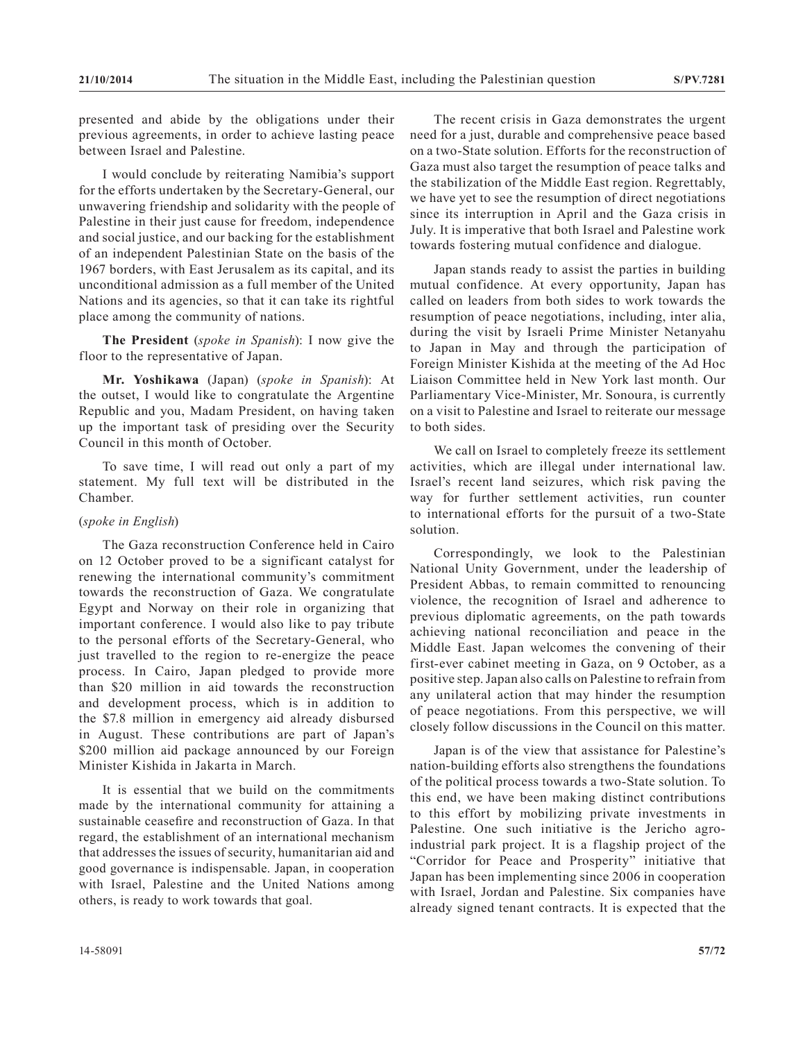presented and abide by the obligations under their previous agreements, in order to achieve lasting peace between Israel and Palestine.

I would conclude by reiterating Namibia's support for the efforts undertaken by the Secretary-General, our unwavering friendship and solidarity with the people of Palestine in their just cause for freedom, independence and social justice, and our backing for the establishment of an independent Palestinian State on the basis of the 1967 borders, with East Jerusalem as its capital, and its unconditional admission as a full member of the United Nations and its agencies, so that it can take its rightful place among the community of nations.

**The President** (*spoke in Spanish*): I now give the floor to the representative of Japan.

**Mr. Yoshikawa** (Japan) (*spoke in Spanish*): At the outset, I would like to congratulate the Argentine Republic and you, Madam President, on having taken up the important task of presiding over the Security Council in this month of October.

To save time, I will read out only a part of my statement. My full text will be distributed in the Chamber.

(*spoke in English*)

The Gaza reconstruction Conference held in Cairo on 12 October proved to be a significant catalyst for renewing the international community's commitment towards the reconstruction of Gaza. We congratulate Egypt and Norway on their role in organizing that important conference. I would also like to pay tribute to the personal efforts of the Secretary-General, who just travelled to the region to re-energize the peace process. In Cairo, Japan pledged to provide more than \$20 million in aid towards the reconstruction and development process, which is in addition to the \$7.8 million in emergency aid already disbursed in August. These contributions are part of Japan's \$200 million aid package announced by our Foreign Minister Kishida in Jakarta in March.

It is essential that we build on the commitments made by the international community for attaining a sustainable ceasefire and reconstruction of Gaza. In that regard, the establishment of an international mechanism that addresses the issues of security, humanitarian aid and good governance is indispensable. Japan, in cooperation with Israel, Palestine and the United Nations among others, is ready to work towards that goal.

The recent crisis in Gaza demonstrates the urgent need for a just, durable and comprehensive peace based on a two-State solution. Efforts for the reconstruction of Gaza must also target the resumption of peace talks and the stabilization of the Middle East region. Regrettably, we have yet to see the resumption of direct negotiations since its interruption in April and the Gaza crisis in July. It is imperative that both Israel and Palestine work towards fostering mutual confidence and dialogue.

Japan stands ready to assist the parties in building mutual confidence. At every opportunity, Japan has called on leaders from both sides to work towards the resumption of peace negotiations, including, inter alia, during the visit by Israeli Prime Minister Netanyahu to Japan in May and through the participation of Foreign Minister Kishida at the meeting of the Ad Hoc Liaison Committee held in New York last month. Our Parliamentary Vice-Minister, Mr. Sonoura, is currently on a visit to Palestine and Israel to reiterate our message to both sides.

We call on Israel to completely freeze its settlement activities, which are illegal under international law. Israel's recent land seizures, which risk paving the way for further settlement activities, run counter to international efforts for the pursuit of a two-State solution.

Correspondingly, we look to the Palestinian National Unity Government, under the leadership of President Abbas, to remain committed to renouncing violence, the recognition of Israel and adherence to previous diplomatic agreements, on the path towards achieving national reconciliation and peace in the Middle East. Japan welcomes the convening of their first-ever cabinet meeting in Gaza, on 9 October, as a positive step. Japan also calls on Palestine to refrain from any unilateral action that may hinder the resumption of peace negotiations. From this perspective, we will closely follow discussions in the Council on this matter.

Japan is of the view that assistance for Palestine's nation-building efforts also strengthens the foundations of the political process towards a two-State solution. To this end, we have been making distinct contributions to this effort by mobilizing private investments in Palestine. One such initiative is the Jericho agro-industrial park project. It is a flagship project of the "Corridor for Peace and Prosperity" initiative that Japan has been implementing since 2006 in cooperation with Israel, Jordan and Palestine. Six companies have already signed tenant contracts. It is expected that the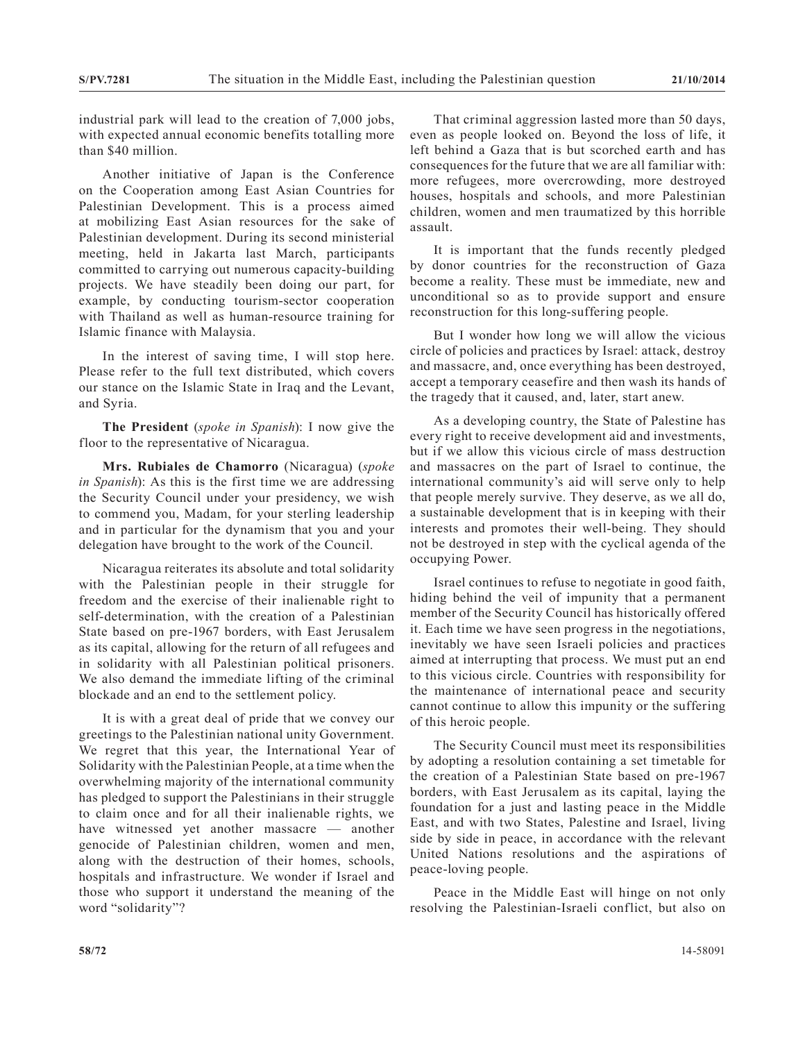industrial park will lead to the creation of 7,000 jobs, with expected annual economic benefits totalling more than $40 million.

Another initiative of Japan is the Conference on the Cooperation among East Asian Countries for Palestinian Development. This is a process aimed at mobilizing East Asian resources for the sake of Palestinian development. During its second ministerial meeting, held in Jakarta last March, participants committed to carrying out numerous capacity-building projects. We have steadily been doing our part, for example, by conducting tourism-sector cooperation with Thailand as well as human-resource training for Islamic finance with Malaysia.

In the interest of saving time, I will stop here. Please refer to the full text distributed, which covers our stance on the Islamic State in Iraq and the Levant, and Syria.

**The President** (*spoke in Spanish*): I now give the floor to the representative of Nicaragua.

**Mrs. Rubiales de Chamorro** (Nicaragua) (*spoke in Spanish*): As this is the first time we are addressing the Security Council under your presidency, we wish to commend you, Madam, for your sterling leadership and in particular for the dynamism that you and your delegation have brought to the work of the Council.

Nicaragua reiterates its absolute and total solidarity with the Palestinian people in their struggle for freedom and the exercise of their inalienable right to self-determination, with the creation of a Palestinian State based on pre-1967 borders, with East Jerusalem as its capital, allowing for the return of all refugees and in solidarity with all Palestinian political prisoners. We also demand the immediate lifting of the criminal blockade and an end to the settlement policy.

It is with a great deal of pride that we convey our greetings to the Palestinian national unity Government. We regret that this year, the International Year of Solidarity with the Palestinian People, at a time when the overwhelming majority of the international community has pledged to support the Palestinians in their struggle to claim once and for all their inalienable rights, we have witnessed yet another massacre — another genocide of Palestinian children, women and men, along with the destruction of their homes, schools, hospitals and infrastructure. We wonder if Israel and those who support it understand the meaning of the word "solidarity"?

That criminal aggression lasted more than 50 days, even as people looked on. Beyond the loss of life, it left behind a Gaza that is but scorched earth and has consequences for the future that we are all familiar with: more refugees, more overcrowding, more destroyed houses, hospitals and schools, and more Palestinian children, women and men traumatized by this horrible assault.

It is important that the funds recently pledged by donor countries for the reconstruction of Gaza become a reality. These must be immediate, new and unconditional so as to provide support and ensure reconstruction for this long-suffering people.

But I wonder how long we will allow the vicious circle of policies and practices by Israel: attack, destroy and massacre, and, once everything has been destroyed, accept a temporary ceasefire and then wash its hands of the tragedy that it caused, and, later, start anew.

As a developing country, the State of Palestine has every right to receive development aid and investments, but if we allow this vicious circle of mass destruction and massacres on the part of Israel to continue, the international community's aid will serve only to help that people merely survive. They deserve, as we all do, a sustainable development that is in keeping with their interests and promotes their well-being. They should not be destroyed in step with the cyclical agenda of the occupying Power.

Israel continues to refuse to negotiate in good faith, hiding behind the veil of impunity that a permanent member of the Security Council has historically offered it. Each time we have seen progress in the negotiations, inevitably we have seen Israeli policies and practices aimed at interrupting that process. We must put an end to this vicious circle. Countries with responsibility for the maintenance of international peace and security cannot continue to allow this impunity or the suffering of this heroic people.

The Security Council must meet its responsibilities by adopting a resolution containing a set timetable for the creation of a Palestinian State based on pre-1967 borders, with East Jerusalem as its capital, laying the foundation for a just and lasting peace in the Middle East, and with two States, Palestine and Israel, living side by side in peace, in accordance with the relevant United Nations resolutions and the aspirations of peace-loving people.

Peace in the Middle East will hinge on not only resolving the Palestinian-Israeli conflict, but also on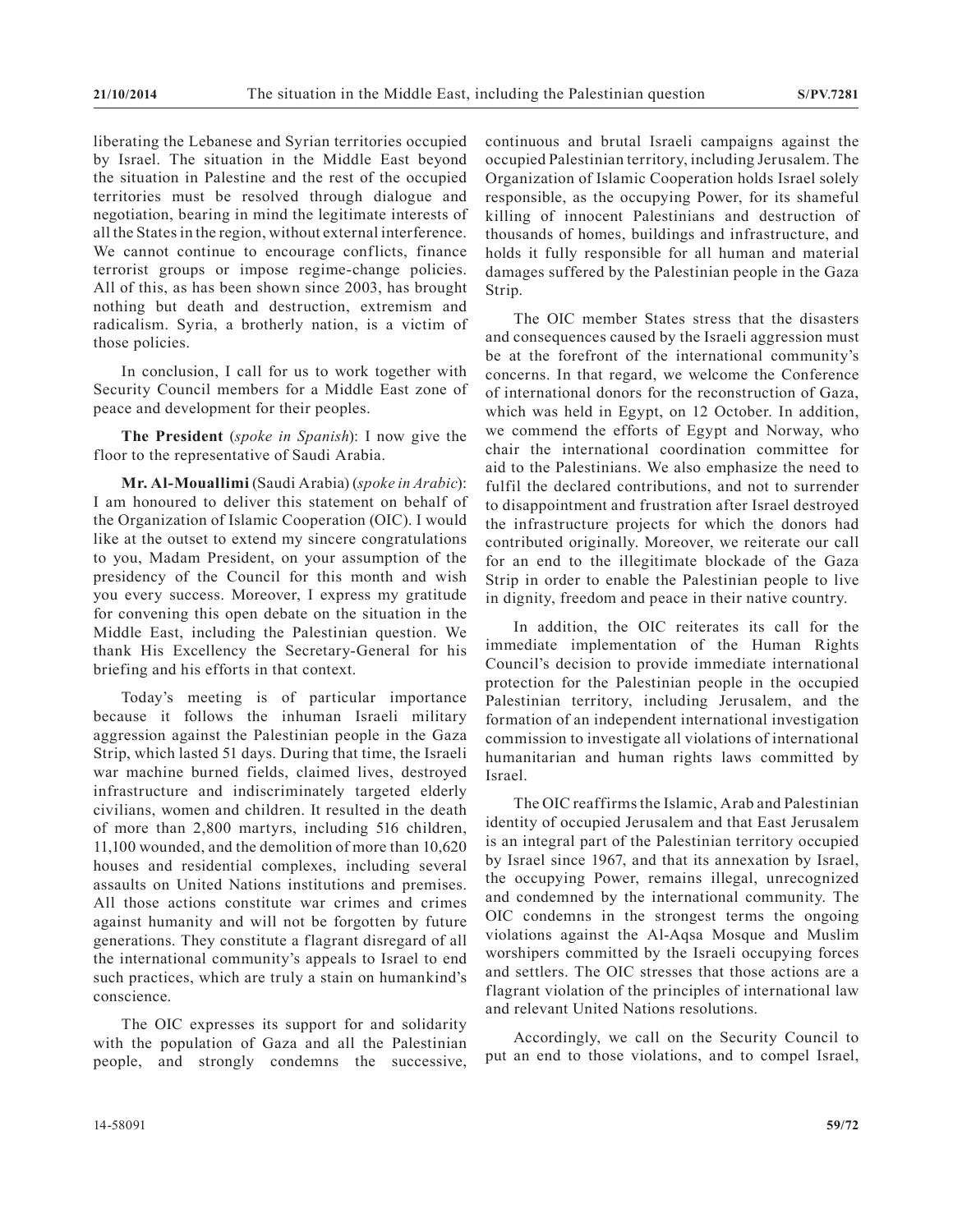liberating the Lebanese and Syrian territories occupied by Israel. The situation in the Middle East beyond the situation in Palestine and the rest of the occupied territories must be resolved through dialogue and negotiation, bearing in mind the legitimate interests of all the States in the region, without external interference. We cannot continue to encourage conflicts, finance terrorist groups or impose regime-change policies. All of this, as has been shown since 2003, has brought nothing but death and destruction, extremism and radicalism. Syria, a brotherly nation, is a victim of those policies.

In conclusion, I call for us to work together with Security Council members for a Middle East zone of peace and development for their peoples.

**The President** (*spoke in Spanish*): I now give the floor to the representative of Saudi Arabia.

**Mr. Al-Mouallimi** (Saudi Arabia) (*spoke in Arabic*): I am honoured to deliver this statement on behalf of the Organization of Islamic Cooperation (OIC). I would like at the outset to extend my sincere congratulations to you, Madam President, on your assumption of the presidency of the Council for this month and wish you every success. Moreover, I express my gratitude for convening this open debate on the situation in the Middle East, including the Palestinian question. We thank His Excellency the Secretary-General for his briefing and his efforts in that context.

Today's meeting is of particular importance because it follows the inhuman Israeli military aggression against the Palestinian people in the Gaza Strip, which lasted 51 days. During that time, the Israeli war machine burned fields, claimed lives, destroyed infrastructure and indiscriminately targeted elderly civilians, women and children. It resulted in the death of more than 2,800 martyrs, including 516 children, 11,100 wounded, and the demolition of more than 10,620 houses and residential complexes, including several assaults on United Nations institutions and premises. All those actions constitute war crimes and crimes against humanity and will not be forgotten by future generations. They constitute a flagrant disregard of all the international community's appeals to Israel to end such practices, which are truly a stain on humankind's conscience.

The OIC expresses its support for and solidarity with the population of Gaza and all the Palestinian people, and strongly condemns the successive, continuous and brutal Israeli campaigns against the occupied Palestinian territory, including Jerusalem. The Organization of Islamic Cooperation holds Israel solely responsible, as the occupying Power, for its shameful killing of innocent Palestinians and destruction of thousands of homes, buildings and infrastructure, and holds it fully responsible for all human and material damages suffered by the Palestinian people in the Gaza Strip.

The OIC member States stress that the disasters and consequences caused by the Israeli aggression must be at the forefront of the international community's concerns. In that regard, we welcome the Conference of international donors for the reconstruction of Gaza, which was held in Egypt, on 12 October. In addition, we commend the efforts of Egypt and Norway, who chair the international coordination committee for aid to the Palestinians. We also emphasize the need to fulfil the declared contributions, and not to surrender to disappointment and frustration after Israel destroyed the infrastructure projects for which the donors had contributed originally. Moreover, we reiterate our call for an end to the illegitimate blockade of the Gaza Strip in order to enable the Palestinian people to live in dignity, freedom and peace in their native country.

In addition, the OIC reiterates its call for the immediate implementation of the Human Rights Council's decision to provide immediate international protection for the Palestinian people in the occupied Palestinian territory, including Jerusalem, and the formation of an independent international investigation commission to investigate all violations of international humanitarian and human rights laws committed by Israel.

The OIC reaffirms the Islamic, Arab and Palestinian identity of occupied Jerusalem and that East Jerusalem is an integral part of the Palestinian territory occupied by Israel since 1967, and that its annexation by Israel, the occupying Power, remains illegal, unrecognized and condemned by the international community. The OIC condemns in the strongest terms the ongoing violations against the Al-Aqsa Mosque and Muslim worshipers committed by the Israeli occupying forces and settlers. The OIC stresses that those actions are a flagrant violation of the principles of international law and relevant United Nations resolutions.

Accordingly, we call on the Security Council to put an end to those violations, and to compel Israel,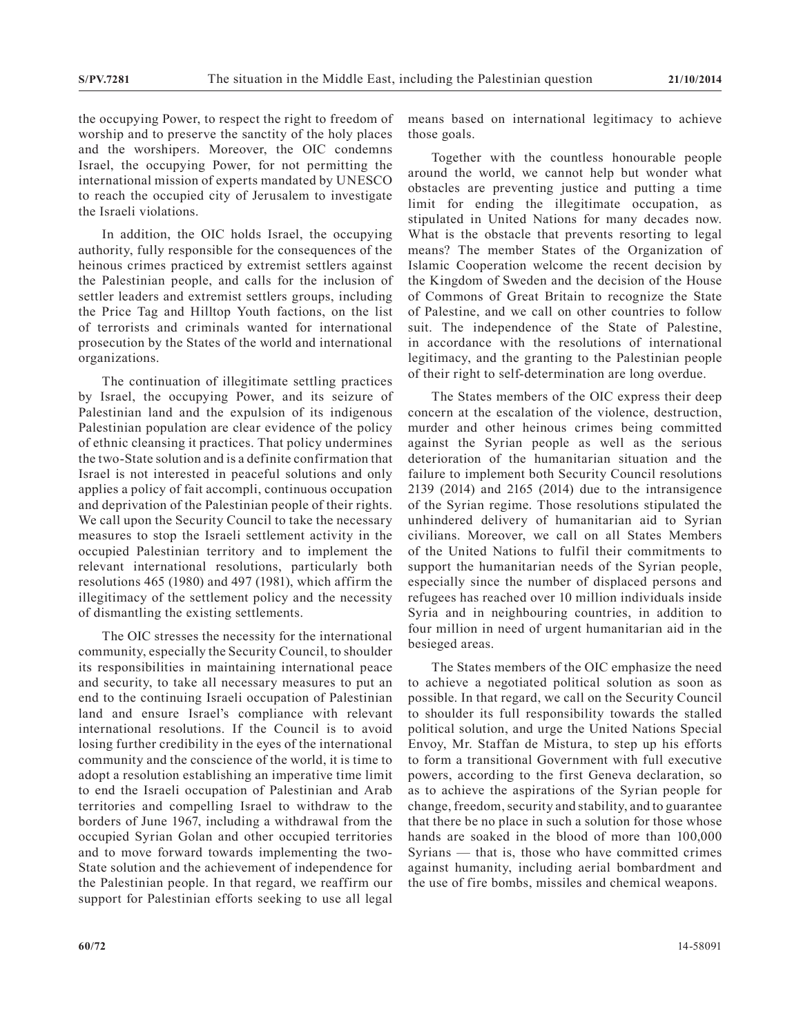the occupying Power, to respect the right to freedom of worship and to preserve the sanctity of the holy places and the worshipers. Moreover, the OIC condemns Israel, the occupying Power, for not permitting the international mission of experts mandated by UNESCO to reach the occupied city of Jerusalem to investigate the Israeli violations.

In addition, the OIC holds Israel, the occupying authority, fully responsible for the consequences of the heinous crimes practiced by extremist settlers against the Palestinian people, and calls for the inclusion of settler leaders and extremist settlers groups, including the Price Tag and Hilltop Youth factions, on the list of terrorists and criminals wanted for international prosecution by the States of the world and international organizations.

The continuation of illegitimate settling practices by Israel, the occupying Power, and its seizure of Palestinian land and the expulsion of its indigenous Palestinian population are clear evidence of the policy of ethnic cleansing it practices. That policy undermines the two-State solution and is a definite confirmation that Israel is not interested in peaceful solutions and only applies a policy of fait accompli, continuous occupation and deprivation of the Palestinian people of their rights. We call upon the Security Council to take the necessary measures to stop the Israeli settlement activity in the occupied Palestinian territory and to implement the relevant international resolutions, particularly both resolutions 465 (1980) and 497 (1981), which affirm the illegitimacy of the settlement policy and the necessity of dismantling the existing settlements.

The OIC stresses the necessity for the international community, especially the Security Council, to shoulder its responsibilities in maintaining international peace and security, to take all necessary measures to put an end to the continuing Israeli occupation of Palestinian land and ensure Israel's compliance with relevant international resolutions. If the Council is to avoid losing further credibility in the eyes of the international community and the conscience of the world, it is time to adopt a resolution establishing an imperative time limit to end the Israeli occupation of Palestinian and Arab territories and compelling Israel to withdraw to the borders of June 1967, including a withdrawal from the occupied Syrian Golan and other occupied territories and to move forward towards implementing the two-State solution and the achievement of independence for the Palestinian people. In that regard, we reaffirm our support for Palestinian efforts seeking to use all legal means based on international legitimacy to achieve those goals.

Together with the countless honourable people around the world, we cannot help but wonder what obstacles are preventing justice and putting a time limit for ending the illegitimate occupation, as stipulated in United Nations for many decades now. What is the obstacle that prevents resorting to legal means? The member States of the Organization of Islamic Cooperation welcome the recent decision by the Kingdom of Sweden and the decision of the House of Commons of Great Britain to recognize the State of Palestine, and we call on other countries to follow suit. The independence of the State of Palestine, in accordance with the resolutions of international legitimacy, and the granting to the Palestinian people of their right to self-determination are long overdue.

The States members of the OIC express their deep concern at the escalation of the violence, destruction, murder and other heinous crimes being committed against the Syrian people as well as the serious deterioration of the humanitarian situation and the failure to implement both Security Council resolutions 2139 (2014) and 2165 (2014) due to the intransigence of the Syrian regime. Those resolutions stipulated the unhindered delivery of humanitarian aid to Syrian civilians. Moreover, we call on all States Members of the United Nations to fulfil their commitments to support the humanitarian needs of the Syrian people, especially since the number of displaced persons and refugees has reached over 10 million individuals inside Syria and in neighbouring countries, in addition to four million in need of urgent humanitarian aid in the besieged areas.

The States members of the OIC emphasize the need to achieve a negotiated political solution as soon as possible. In that regard, we call on the Security Council to shoulder its full responsibility towards the stalled political solution, and urge the United Nations Special Envoy, Mr. Staffan de Mistura, to step up his efforts to form a transitional Government with full executive powers, according to the first Geneva declaration, so as to achieve the aspirations of the Syrian people for change, freedom, security and stability, and to guarantee that there be no place in such a solution for those whose hands are soaked in the blood of more than 100,000 Syrians — that is, those who have committed crimes against humanity, including aerial bombardment and the use of fire bombs, missiles and chemical weapons.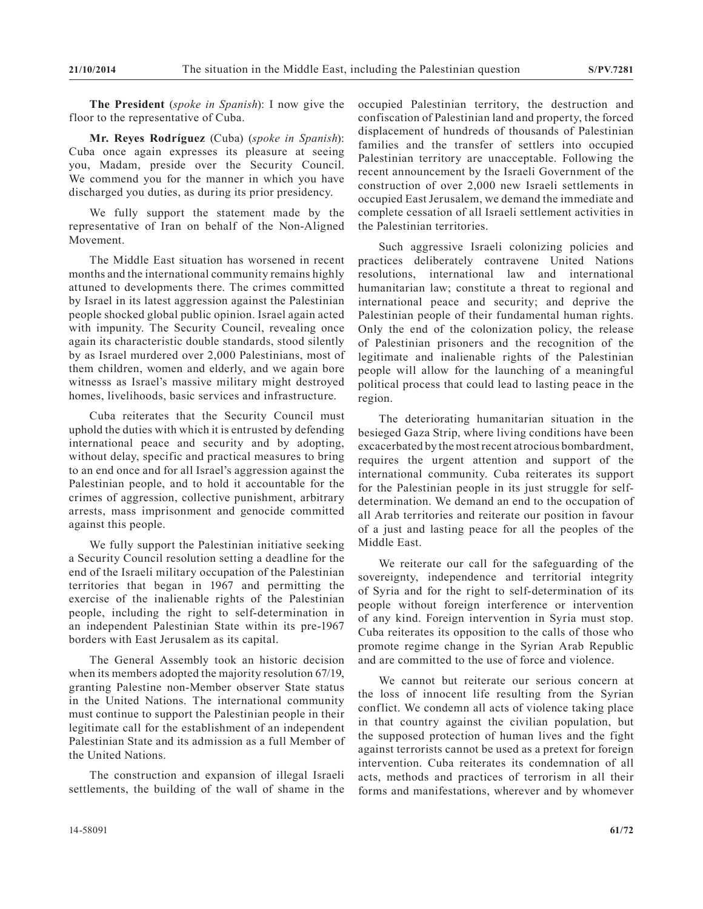**The President** (*spoke in Spanish*): I now give the floor to the representative of Cuba.

**Mr. Reyes Rodríguez** (Cuba) (*spoke in Spanish*): Cuba once again expresses its pleasure at seeing you, Madam, preside over the Security Council. We commend you for the manner in which you have discharged you duties, as during its prior presidency.

We fully support the statement made by the representative of Iran on behalf of the Non-Aligned Movement.

The Middle East situation has worsened in recent months and the international community remains highly attuned to developments there. The crimes committed by Israel in its latest aggression against the Palestinian people shocked global public opinion. Israel again acted with impunity. The Security Council, revealing once again its characteristic double standards, stood silently by as Israel murdered over 2,000 Palestinians, most of them children, women and elderly, and we again bore witnesss as Israel's massive military might destroyed homes, livelihoods, basic services and infrastructure.

Cuba reiterates that the Security Council must uphold the duties with which it is entrusted by defending international peace and security and by adopting, without delay, specific and practical measures to bring to an end once and for all Israel's aggression against the Palestinian people, and to hold it accountable for the crimes of aggression, collective punishment, arbitrary arrests, mass imprisonment and genocide committed against this people.

We fully support the Palestinian initiative seeking a Security Council resolution setting a deadline for the end of the Israeli military occupation of the Palestinian territories that began in 1967 and permitting the exercise of the inalienable rights of the Palestinian people, including the right to self-determination in an independent Palestinian State within its pre-1967 borders with East Jerusalem as its capital.

The General Assembly took an historic decision when its members adopted the majority resolution 67/19, granting Palestine non-Member observer State status in the United Nations. The international community must continue to support the Palestinian people in their legitimate call for the establishment of an independent Palestinian State and its admission as a full Member of the United Nations.

The construction and expansion of illegal Israeli settlements, the building of the wall of shame in the occupied Palestinian territory, the destruction and confiscation of Palestinian land and property, the forced displacement of hundreds of thousands of Palestinian families and the transfer of settlers into occupied Palestinian territory are unacceptable. Following the recent announcement by the Israeli Government of the construction of over 2,000 new Israeli settlements in occupied East Jerusalem, we demand the immediate and complete cessation of all Israeli settlement activities in the Palestinian territories.

Such aggressive Israeli colonizing policies and practices deliberately contravene United Nations resolutions, international law and international humanitarian law; constitute a threat to regional and international peace and security; and deprive the Palestinian people of their fundamental human rights. Only the end of the colonization policy, the release of Palestinian prisoners and the recognition of the legitimate and inalienable rights of the Palestinian people will allow for the launching of a meaningful political process that could lead to lasting peace in the region.

The deteriorating humanitarian situation in the besieged Gaza Strip, where living conditions have been excacerbated by the most recent atrocious bombardment, requires the urgent attention and support of the international community. Cuba reiterates its support for the Palestinian people in its just struggle for self-determination. We demand an end to the occupation of all Arab territories and reiterate our position in favour of a just and lasting peace for all the peoples of the Middle East.

We reiterate our call for the safeguarding of the sovereignty, independence and territorial integrity of Syria and for the right to self-determination of its people without foreign interference or intervention of any kind. Foreign intervention in Syria must stop. Cuba reiterates its opposition to the calls of those who promote regime change in the Syrian Arab Republic and are committed to the use of force and violence.

We cannot but reiterate our serious concern at the loss of innocent life resulting from the Syrian conflict. We condemn all acts of violence taking place in that country against the civilian population, but the supposed protection of human lives and the fight against terrorists cannot be used as a pretext for foreign intervention. Cuba reiterates its condemnation of all acts, methods and practices of terrorism in all their forms and manifestations, wherever and by whomever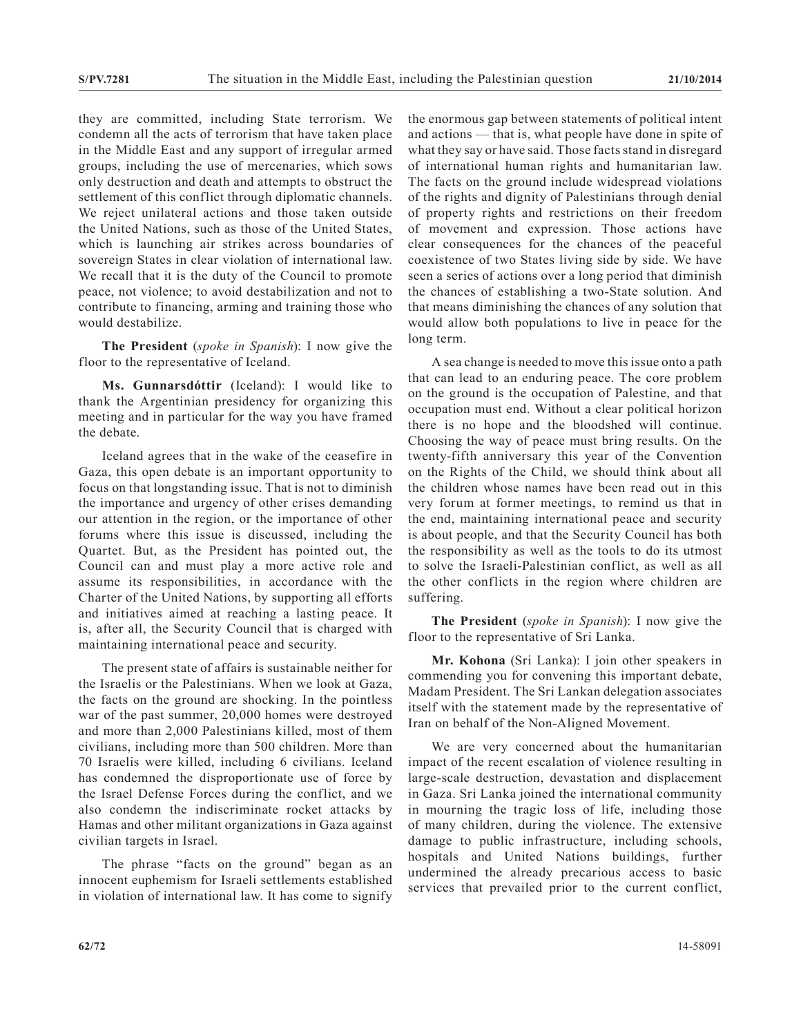they are committed, including State terrorism. We condemn all the acts of terrorism that have taken place in the Middle East and any support of irregular armed groups, including the use of mercenaries, which sows only destruction and death and attempts to obstruct the settlement of this conflict through diplomatic channels. We reject unilateral actions and those taken outside the United Nations, such as those of the United States, which is launching air strikes across boundaries of sovereign States in clear violation of international law. We recall that it is the duty of the Council to promote peace, not violence; to avoid destabilization and not to contribute to financing, arming and training those who would destabilize.

**The President** (*spoke in Spanish*): I now give the floor to the representative of Iceland.

**Ms. Gunnarsdóttir** (Iceland): I would like to thank the Argentinian presidency for organizing this meeting and in particular for the way you have framed the debate.

Iceland agrees that in the wake of the ceasefire in Gaza, this open debate is an important opportunity to focus on that longstanding issue. That is not to diminish the importance and urgency of other crises demanding our attention in the region, or the importance of other forums where this issue is discussed, including the Quartet. But, as the President has pointed out, the Council can and must play a more active role and assume its responsibilities, in accordance with the Charter of the United Nations, by supporting all efforts and initiatives aimed at reaching a lasting peace. It is, after all, the Security Council that is charged with maintaining international peace and security.

The present state of affairs is sustainable neither for the Israelis or the Palestinians. When we look at Gaza, the facts on the ground are shocking. In the pointless war of the past summer, 20,000 homes were destroyed and more than 2,000 Palestinians killed, most of them civilians, including more than 500 children. More than 70 Israelis were killed, including 6 civilians. Iceland has condemned the disproportionate use of force by the Israel Defense Forces during the conflict, and we also condemn the indiscriminate rocket attacks by Hamas and other militant organizations in Gaza against civilian targets in Israel.

The phrase "facts on the ground" began as an innocent euphemism for Israeli settlements established in violation of international law. It has come to signify the enormous gap between statements of political intent and actions — that is, what people have done in spite of what they say or have said. Those facts stand in disregard of international human rights and humanitarian law. The facts on the ground include widespread violations of the rights and dignity of Palestinians through denial of property rights and restrictions on their freedom of movement and expression. Those actions have clear consequences for the chances of the peaceful coexistence of two States living side by side. We have seen a series of actions over a long period that diminish the chances of establishing a two-State solution. And that means diminishing the chances of any solution that would allow both populations to live in peace for the long term.

A sea change is needed to move this issue onto a path that can lead to an enduring peace. The core problem on the ground is the occupation of Palestine, and that occupation must end. Without a clear political horizon there is no hope and the bloodshed will continue. Choosing the way of peace must bring results. On the twenty-fifth anniversary this year of the Convention on the Rights of the Child, we should think about all the children whose names have been read out in this very forum at former meetings, to remind us that in the end, maintaining international peace and security is about people, and that the Security Council has both the responsibility as well as the tools to do its utmost to solve the Israeli-Palestinian conflict, as well as all the other conflicts in the region where children are suffering.

**The President** (*spoke in Spanish*): I now give the floor to the representative of Sri Lanka.

**Mr. Kohona** (Sri Lanka): I join other speakers in commending you for convening this important debate, Madam President. The Sri Lankan delegation associates itself with the statement made by the representative of Iran on behalf of the Non-Aligned Movement.

We are very concerned about the humanitarian impact of the recent escalation of violence resulting in large-scale destruction, devastation and displacement in Gaza. Sri Lanka joined the international community in mourning the tragic loss of life, including those of many children, during the violence. The extensive damage to public infrastructure, including schools, hospitals and United Nations buildings, further undermined the already precarious access to basic services that prevailed prior to the current conflict,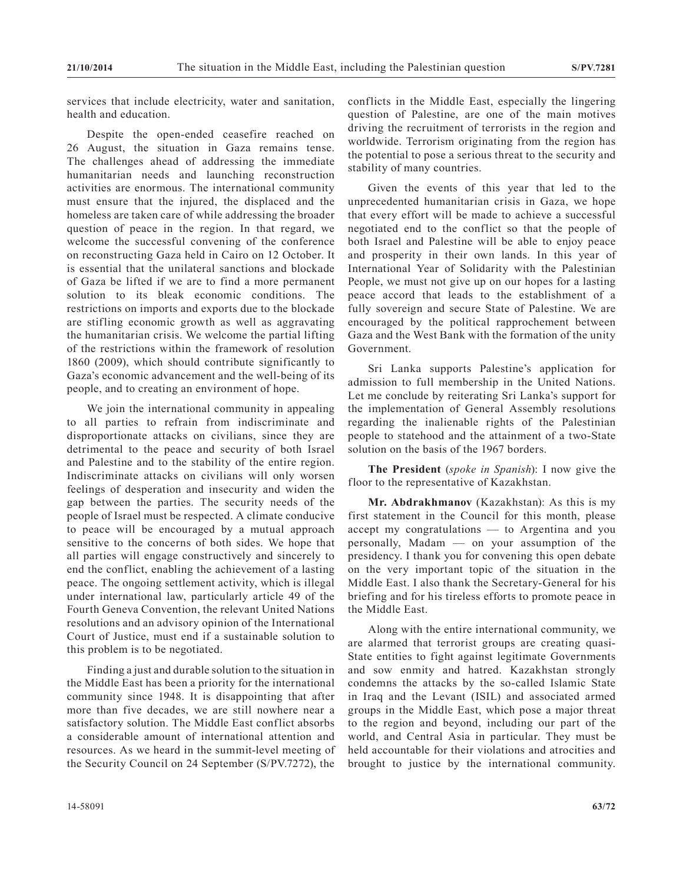services that include electricity, water and sanitation, health and education.

Despite the open-ended ceasefire reached on 26 August, the situation in Gaza remains tense. The challenges ahead of addressing the immediate humanitarian needs and launching reconstruction activities are enormous. The international community must ensure that the injured, the displaced and the homeless are taken care of while addressing the broader question of peace in the region. In that regard, we welcome the successful convening of the conference on reconstructing Gaza held in Cairo on 12 October. It is essential that the unilateral sanctions and blockade of Gaza be lifted if we are to find a more permanent solution to its bleak economic conditions. The restrictions on imports and exports due to the blockade are stifling economic growth as well as aggravating the humanitarian crisis. We welcome the partial lifting of the restrictions within the framework of resolution 1860 (2009), which should contribute significantly to Gaza's economic advancement and the well-being of its people, and to creating an environment of hope.

We join the international community in appealing to all parties to refrain from indiscriminate and disproportionate attacks on civilians, since they are detrimental to the peace and security of both Israel and Palestine and to the stability of the entire region. Indiscriminate attacks on civilians will only worsen feelings of desperation and insecurity and widen the gap between the parties. The security needs of the people of Israel must be respected. A climate conducive to peace will be encouraged by a mutual approach sensitive to the concerns of both sides. We hope that all parties will engage constructively and sincerely to end the conflict, enabling the achievement of a lasting peace. The ongoing settlement activity, which is illegal under international law, particularly article 49 of the Fourth Geneva Convention, the relevant United Nations resolutions and an advisory opinion of the International Court of Justice, must end if a sustainable solution to this problem is to be negotiated.

Finding a just and durable solution to the situation in the Middle East has been a priority for the international community since 1948. It is disappointing that after more than five decades, we are still nowhere near a satisfactory solution. The Middle East conflict absorbs a considerable amount of international attention and resources. As we heard in the summit-level meeting of the Security Council on 24 September (S/PV.7272), the conflicts in the Middle East, especially the lingering question of Palestine, are one of the main motives driving the recruitment of terrorists in the region and worldwide. Terrorism originating from the region has the potential to pose a serious threat to the security and stability of many countries.

Given the events of this year that led to the unprecedented humanitarian crisis in Gaza, we hope that every effort will be made to achieve a successful negotiated end to the conflict so that the people of both Israel and Palestine will be able to enjoy peace and prosperity in their own lands. In this year of International Year of Solidarity with the Palestinian People, we must not give up on our hopes for a lasting peace accord that leads to the establishment of a fully sovereign and secure State of Palestine. We are encouraged by the political rapprochement between Gaza and the West Bank with the formation of the unity Government.

Sri Lanka supports Palestine's application for admission to full membership in the United Nations. Let me conclude by reiterating Sri Lanka's support for the implementation of General Assembly resolutions regarding the inalienable rights of the Palestinian people to statehood and the attainment of a two-State solution on the basis of the 1967 borders.

**The President** (*spoke in Spanish*): I now give the floor to the representative of Kazakhstan.

**Mr. Abdrakhmanov** (Kazakhstan): As this is my first statement in the Council for this month, please accept my congratulations — to Argentina and you personally, Madam — on your assumption of the presidency. I thank you for convening this open debate on the very important topic of the situation in the Middle East. I also thank the Secretary-General for his briefing and for his tireless efforts to promote peace in the Middle East.

Along with the entire international community, we are alarmed that terrorist groups are creating quasi-State entities to fight against legitimate Governments and sow enmity and hatred. Kazakhstan strongly condemns the attacks by the so-called Islamic State in Iraq and the Levant (ISIL) and associated armed groups in the Middle East, which pose a major threat to the region and beyond, including our part of the world, and Central Asia in particular. They must be held accountable for their violations and atrocities and brought to justice by the international community.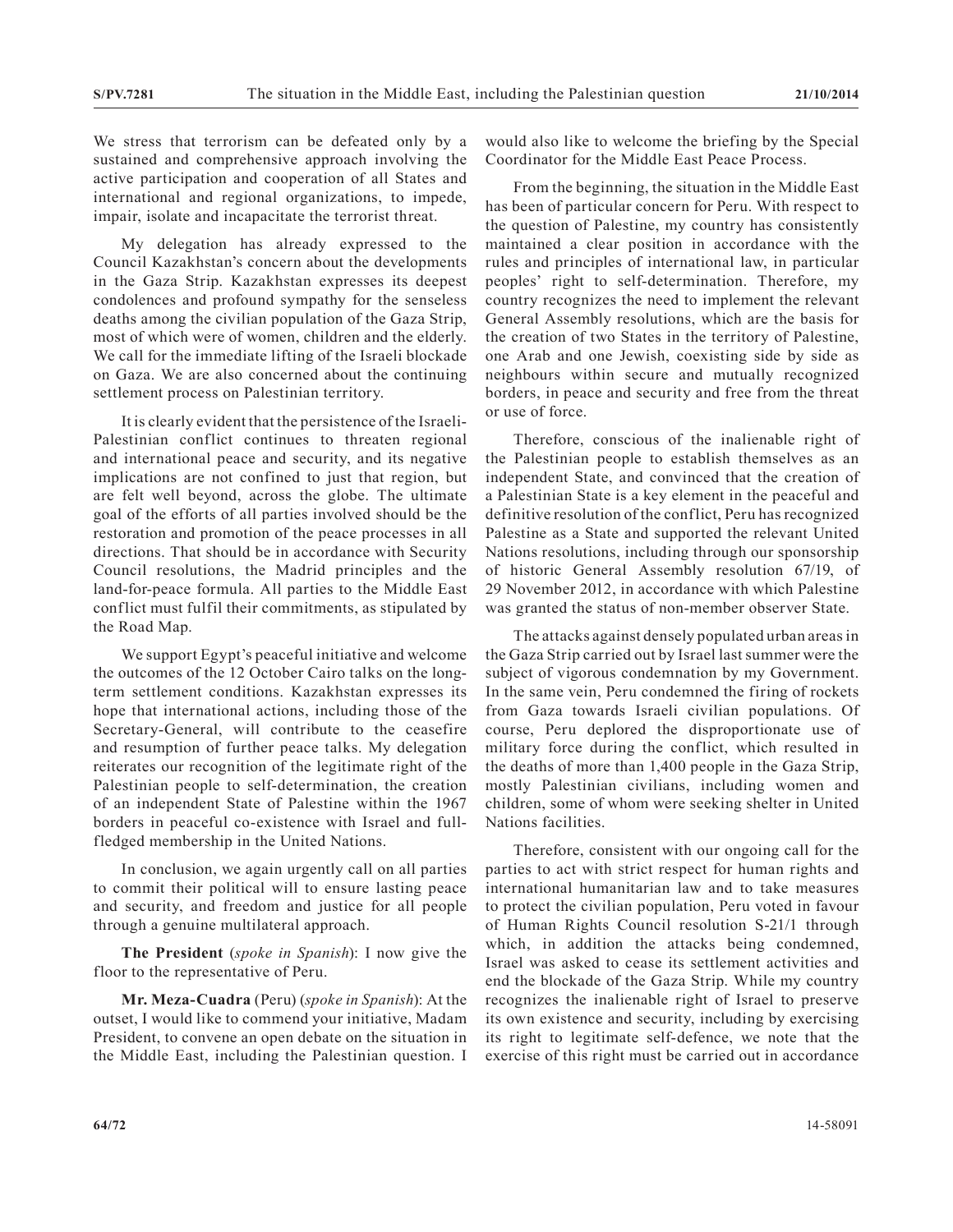We stress that terrorism can be defeated only by a sustained and comprehensive approach involving the active participation and cooperation of all States and international and regional organizations, to impede, impair, isolate and incapacitate the terrorist threat.

My delegation has already expressed to the Council Kazakhstan's concern about the developments in the Gaza Strip. Kazakhstan expresses its deepest condolences and profound sympathy for the senseless deaths among the civilian population of the Gaza Strip, most of which were of women, children and the elderly. We call for the immediate lifting of the Israeli blockade on Gaza. We are also concerned about the continuing settlement process on Palestinian territory.

It is clearly evident that the persistence of the Israeli-Palestinian conflict continues to threaten regional and international peace and security, and its negative implications are not confined to just that region, but are felt well beyond, across the globe. The ultimate goal of the efforts of all parties involved should be the restoration and promotion of the peace processes in all directions. That should be in accordance with Security Council resolutions, the Madrid principles and the land-for-peace formula. All parties to the Middle East conflict must fulfil their commitments, as stipulated by the Road Map.

We support Egypt's peaceful initiative and welcome the outcomes of the 12 October Cairo talks on the long-term settlement conditions. Kazakhstan expresses its hope that international actions, including those of the Secretary-General, will contribute to the ceasefire and resumption of further peace talks. My delegation reiterates our recognition of the legitimate right of the Palestinian people to self-determination, the creation of an independent State of Palestine within the 1967 borders in peaceful co-existence with Israel and full-fledged membership in the United Nations.

In conclusion, we again urgently call on all parties to commit their political will to ensure lasting peace and security, and freedom and justice for all people through a genuine multilateral approach.

**The President** (*spoke in Spanish*): I now give the floor to the representative of Peru.

**Mr. Meza-Cuadra** (Peru) (*spoke in Spanish*): At the outset, I would like to commend your initiative, Madam President, to convene an open debate on the situation in the Middle East, including the Palestinian question. I would also like to welcome the briefing by the Special Coordinator for the Middle East Peace Process.

From the beginning, the situation in the Middle East has been of particular concern for Peru. With respect to the question of Palestine, my country has consistently maintained a clear position in accordance with the rules and principles of international law, in particular peoples' right to self-determination. Therefore, my country recognizes the need to implement the relevant General Assembly resolutions, which are the basis for the creation of two States in the territory of Palestine, one Arab and one Jewish, coexisting side by side as neighbours within secure and mutually recognized borders, in peace and security and free from the threat or use of force.

Therefore, conscious of the inalienable right of the Palestinian people to establish themselves as an independent State, and convinced that the creation of a Palestinian State is a key element in the peaceful and definitive resolution of the conflict, Peru has recognized Palestine as a State and supported the relevant United Nations resolutions, including through our sponsorship of historic General Assembly resolution 67/19, of 29 November 2012, in accordance with which Palestine was granted the status of non-member observer State.

The attacks against densely populated urban areas in the Gaza Strip carried out by Israel last summer were the subject of vigorous condemnation by my Government. In the same vein, Peru condemned the firing of rockets from Gaza towards Israeli civilian populations. Of course, Peru deplored the disproportionate use of military force during the conflict, which resulted in the deaths of more than 1,400 people in the Gaza Strip, mostly Palestinian civilians, including women and children, some of whom were seeking shelter in United Nations facilities.

Therefore, consistent with our ongoing call for the parties to act with strict respect for human rights and international humanitarian law and to take measures to protect the civilian population, Peru voted in favour of Human Rights Council resolution S-21/1 through which, in addition the attacks being condemned, Israel was asked to cease its settlement activities and end the blockade of the Gaza Strip. While my country recognizes the inalienable right of Israel to preserve its own existence and security, including by exercising its right to legitimate self-defence, we note that the exercise of this right must be carried out in accordance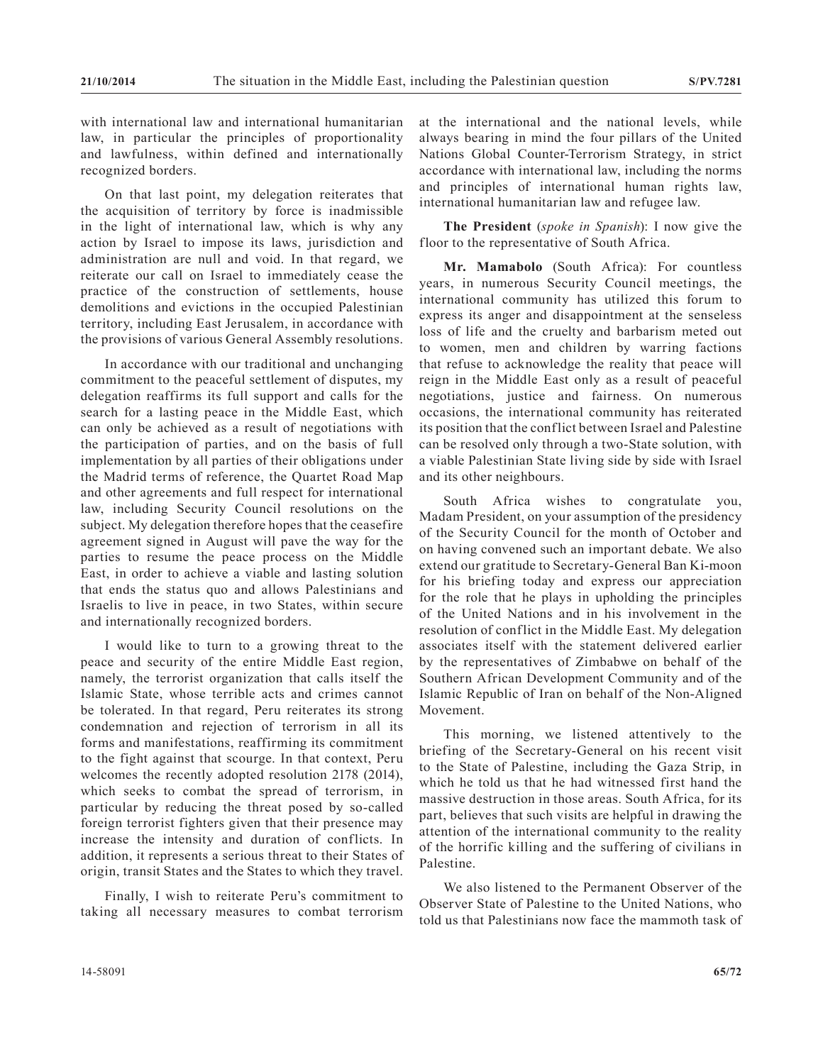with international law and international humanitarian law, in particular the principles of proportionality and lawfulness, within defined and internationally recognized borders.

On that last point, my delegation reiterates that the acquisition of territory by force is inadmissible in the light of international law, which is why any action by Israel to impose its laws, jurisdiction and administration are null and void. In that regard, we reiterate our call on Israel to immediately cease the practice of the construction of settlements, house demolitions and evictions in the occupied Palestinian territory, including East Jerusalem, in accordance with the provisions of various General Assembly resolutions.

In accordance with our traditional and unchanging commitment to the peaceful settlement of disputes, my delegation reaffirms its full support and calls for the search for a lasting peace in the Middle East, which can only be achieved as a result of negotiations with the participation of parties, and on the basis of full implementation by all parties of their obligations under the Madrid terms of reference, the Quartet Road Map and other agreements and full respect for international law, including Security Council resolutions on the subject. My delegation therefore hopes that the ceasefire agreement signed in August will pave the way for the parties to resume the peace process on the Middle East, in order to achieve a viable and lasting solution that ends the status quo and allows Palestinians and Israelis to live in peace, in two States, within secure and internationally recognized borders.

I would like to turn to a growing threat to the peace and security of the entire Middle East region, namely, the terrorist organization that calls itself the Islamic State, whose terrible acts and crimes cannot be tolerated. In that regard, Peru reiterates its strong condemnation and rejection of terrorism in all its forms and manifestations, reaffirming its commitment to the fight against that scourge. In that context, Peru welcomes the recently adopted resolution 2178 (2014), which seeks to combat the spread of terrorism, in particular by reducing the threat posed by so-called foreign terrorist fighters given that their presence may increase the intensity and duration of conflicts. In addition, it represents a serious threat to their States of origin, transit States and the States to which they travel.

Finally, I wish to reiterate Peru's commitment to taking all necessary measures to combat terrorism at the international and the national levels, while always bearing in mind the four pillars of the United Nations Global Counter-Terrorism Strategy, in strict accordance with international law, including the norms and principles of international human rights law, international humanitarian law and refugee law.

**The President** (*spoke in Spanish*): I now give the floor to the representative of South Africa.

**Mr. Mamabolo** (South Africa): For countless years, in numerous Security Council meetings, the international community has utilized this forum to express its anger and disappointment at the senseless loss of life and the cruelty and barbarism meted out to women, men and children by warring factions that refuse to acknowledge the reality that peace will reign in the Middle East only as a result of peaceful negotiations, justice and fairness. On numerous occasions, the international community has reiterated its position that the conflict between Israel and Palestine can be resolved only through a two-State solution, with a viable Palestinian State living side by side with Israel and its other neighbours.

South Africa wishes to congratulate you, Madam President, on your assumption of the presidency of the Security Council for the month of October and on having convened such an important debate. We also extend our gratitude to Secretary-General Ban Ki-moon for his briefing today and express our appreciation for the role that he plays in upholding the principles of the United Nations and in his involvement in the resolution of conflict in the Middle East. My delegation associates itself with the statement delivered earlier by the representatives of Zimbabwe on behalf of the Southern African Development Community and of the Islamic Republic of Iran on behalf of the Non-Aligned Movement.

This morning, we listened attentively to the briefing of the Secretary-General on his recent visit to the State of Palestine, including the Gaza Strip, in which he told us that he had witnessed first hand the massive destruction in those areas. South Africa, for its part, believes that such visits are helpful in drawing the attention of the international community to the reality of the horrific killing and the suffering of civilians in Palestine.

We also listened to the Permanent Observer of the Observer State of Palestine to the United Nations, who told us that Palestinians now face the mammoth task of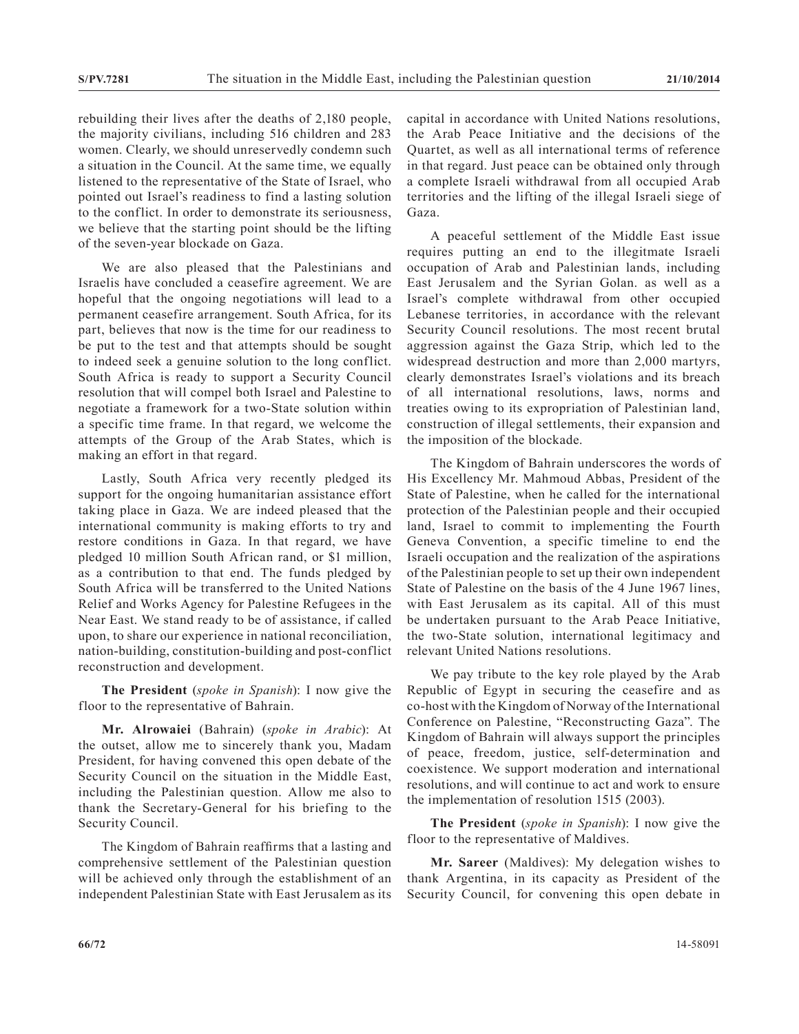rebuilding their lives after the deaths of 2,180 people, the majority civilians, including 516 children and 283 women. Clearly, we should unreservedly condemn such a situation in the Council. At the same time, we equally listened to the representative of the State of Israel, who pointed out Israel's readiness to find a lasting solution to the conflict. In order to demonstrate its seriousness, we believe that the starting point should be the lifting of the seven-year blockade on Gaza.

We are also pleased that the Palestinians and Israelis have concluded a ceasefire agreement. We are hopeful that the ongoing negotiations will lead to a permanent ceasefire arrangement. South Africa, for its part, believes that now is the time for our readiness to be put to the test and that attempts should be sought to indeed seek a genuine solution to the long conflict. South Africa is ready to support a Security Council resolution that will compel both Israel and Palestine to negotiate a framework for a two-State solution within a specific time frame. In that regard, we welcome the attempts of the Group of the Arab States, which is making an effort in that regard.

Lastly, South Africa very recently pledged its support for the ongoing humanitarian assistance effort taking place in Gaza. We are indeed pleased that the international community is making efforts to try and restore conditions in Gaza. In that regard, we have pledged 10 million South African rand, or $1 million, as a contribution to that end. The funds pledged by South Africa will be transferred to the United Nations Relief and Works Agency for Palestine Refugees in the Near East. We stand ready to be of assistance, if called upon, to share our experience in national reconciliation, nation-building, constitution-building and post-conflict reconstruction and development.

**The President** (*spoke in Spanish*): I now give the floor to the representative of Bahrain.

**Mr. Alrowaiei** (Bahrain) (*spoke in Arabic*): At the outset, allow me to sincerely thank you, Madam President, for having convened this open debate of the Security Council on the situation in the Middle East, including the Palestinian question. Allow me also to thank the Secretary-General for his briefing to the Security Council.

The Kingdom of Bahrain reaffirms that a lasting and comprehensive settlement of the Palestinian question will be achieved only through the establishment of an independent Palestinian State with East Jerusalem as its capital in accordance with United Nations resolutions, the Arab Peace Initiative and the decisions of the Quartet, as well as all international terms of reference in that regard. Just peace can be obtained only through a complete Israeli withdrawal from all occupied Arab territories and the lifting of the illegal Israeli siege of Gaza.

A peaceful settlement of the Middle East issue requires putting an end to the illegitmate Israeli occupation of Arab and Palestinian lands, including East Jerusalem and the Syrian Golan. as well as a Israel's complete withdrawal from other occupied Lebanese territories, in accordance with the relevant Security Council resolutions. The most recent brutal aggression against the Gaza Strip, which led to the widespread destruction and more than 2,000 martyrs, clearly demonstrates Israel's violations and its breach of all international resolutions, laws, norms and treaties owing to its expropriation of Palestinian land, construction of illegal settlements, their expansion and the imposition of the blockade.

The Kingdom of Bahrain underscores the words of His Excellency Mr. Mahmoud Abbas, President of the State of Palestine, when he called for the international protection of the Palestinian people and their occupied land, Israel to commit to implementing the Fourth Geneva Convention, a specific timeline to end the Israeli occupation and the realization of the aspirations of the Palestinian people to set up their own independent State of Palestine on the basis of the 4 June 1967 lines, with East Jerusalem as its capital. All of this must be undertaken pursuant to the Arab Peace Initiative, the two-State solution, international legitimacy and relevant United Nations resolutions.

We pay tribute to the key role played by the Arab Republic of Egypt in securing the ceasefire and as co-host with the Kingdom of Norway of the International Conference on Palestine, "Reconstructing Gaza". The Kingdom of Bahrain will always support the principles of peace, freedom, justice, self-determination and coexistence. We support moderation and international resolutions, and will continue to act and work to ensure the implementation of resolution 1515 (2003).

**The President** (*spoke in Spanish*): I now give the floor to the representative of Maldives.

**Mr. Sareer** (Maldives): My delegation wishes to thank Argentina, in its capacity as President of the Security Council, for convening this open debate in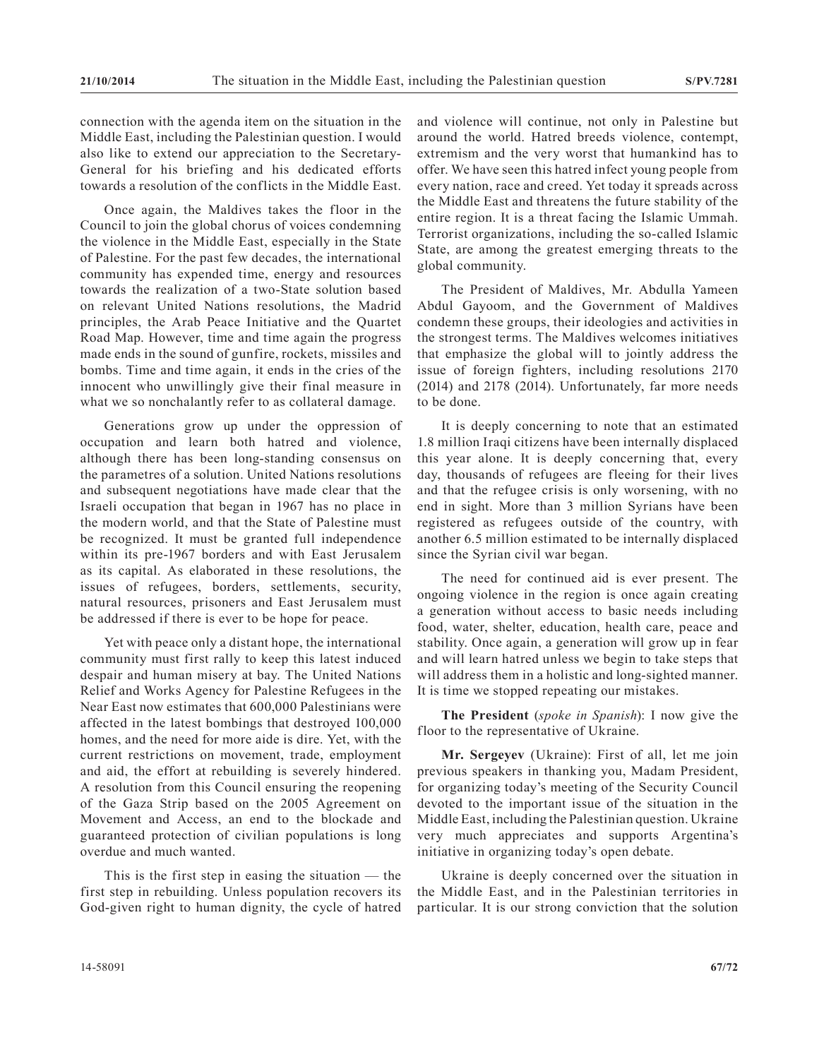connection with the agenda item on the situation in the Middle East, including the Palestinian question. I would also like to extend our appreciation to the Secretary-General for his briefing and his dedicated efforts towards a resolution of the conflicts in the Middle East.

Once again, the Maldives takes the floor in the Council to join the global chorus of voices condemning the violence in the Middle East, especially in the State of Palestine. For the past few decades, the international community has expended time, energy and resources towards the realization of a two-State solution based on relevant United Nations resolutions, the Madrid principles, the Arab Peace Initiative and the Quartet Road Map. However, time and time again the progress made ends in the sound of gunfire, rockets, missiles and bombs. Time and time again, it ends in the cries of the innocent who unwillingly give their final measure in what we so nonchalantly refer to as collateral damage.

Generations grow up under the oppression of occupation and learn both hatred and violence, although there has been long-standing consensus on the parametres of a solution. United Nations resolutions and subsequent negotiations have made clear that the Israeli occupation that began in 1967 has no place in the modern world, and that the State of Palestine must be recognized. It must be granted full independence within its pre-1967 borders and with East Jerusalem as its capital. As elaborated in these resolutions, the issues of refugees, borders, settlements, security, natural resources, prisoners and East Jerusalem must be addressed if there is ever to be hope for peace.

Yet with peace only a distant hope, the international community must first rally to keep this latest induced despair and human misery at bay. The United Nations Relief and Works Agency for Palestine Refugees in the Near East now estimates that 600,000 Palestinians were affected in the latest bombings that destroyed 100,000 homes, and the need for more aide is dire. Yet, with the current restrictions on movement, trade, employment and aid, the effort at rebuilding is severely hindered. A resolution from this Council ensuring the reopening of the Gaza Strip based on the 2005 Agreement on Movement and Access, an end to the blockade and guaranteed protection of civilian populations is long overdue and much wanted.

This is the first step in easing the situation — the first step in rebuilding. Unless population recovers its God-given right to human dignity, the cycle of hatred and violence will continue, not only in Palestine but around the world. Hatred breeds violence, contempt, extremism and the very worst that humankind has to offer. We have seen this hatred infect young people from every nation, race and creed. Yet today it spreads across the Middle East and threatens the future stability of the entire region. It is a threat facing the Islamic Ummah. Terrorist organizations, including the so-called Islamic State, are among the greatest emerging threats to the global community.

The President of Maldives, Mr. Abdulla Yameen Abdul Gayoom, and the Government of Maldives condemn these groups, their ideologies and activities in the strongest terms. The Maldives welcomes initiatives that emphasize the global will to jointly address the issue of foreign fighters, including resolutions 2170 (2014) and 2178 (2014). Unfortunately, far more needs to be done.

It is deeply concerning to note that an estimated 1.8 million Iraqi citizens have been internally displaced this year alone. It is deeply concerning that, every day, thousands of refugees are fleeing for their lives and that the refugee crisis is only worsening, with no end in sight. More than 3 million Syrians have been registered as refugees outside of the country, with another 6.5 million estimated to be internally displaced since the Syrian civil war began.

The need for continued aid is ever present. The ongoing violence in the region is once again creating a generation without access to basic needs including food, water, shelter, education, health care, peace and stability. Once again, a generation will grow up in fear and will learn hatred unless we begin to take steps that will address them in a holistic and long-sighted manner. It is time we stopped repeating our mistakes.

**The President** (*spoke in Spanish*): I now give the floor to the representative of Ukraine.

**Mr. Sergeyev** (Ukraine): First of all, let me join previous speakers in thanking you, Madam President, for organizing today's meeting of the Security Council devoted to the important issue of the situation in the Middle East, including the Palestinian question. Ukraine very much appreciates and supports Argentina's initiative in organizing today's open debate.

Ukraine is deeply concerned over the situation in the Middle East, and in the Palestinian territories in particular. It is our strong conviction that the solution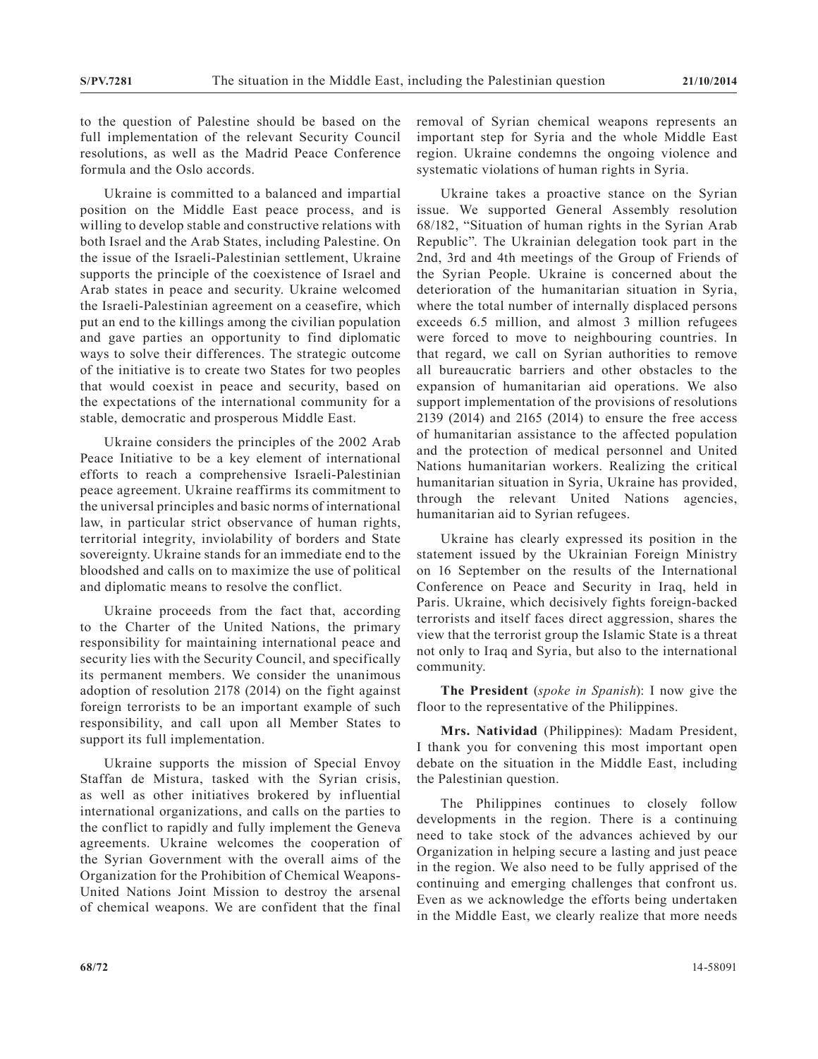to the question of Palestine should be based on the full implementation of the relevant Security Council resolutions, as well as the Madrid Peace Conference formula and the Oslo accords.

Ukraine is committed to a balanced and impartial position on the Middle East peace process, and is willing to develop stable and constructive relations with both Israel and the Arab States, including Palestine. On the issue of the Israeli-Palestinian settlement, Ukraine supports the principle of the coexistence of Israel and Arab states in peace and security. Ukraine welcomed the Israeli-Palestinian agreement on a ceasefire, which put an end to the killings among the civilian population and gave parties an opportunity to find diplomatic ways to solve their differences. The strategic outcome of the initiative is to create two States for two peoples that would coexist in peace and security, based on the expectations of the international community for a stable, democratic and prosperous Middle East.

Ukraine considers the principles of the 2002 Arab Peace Initiative to be a key element of international efforts to reach a comprehensive Israeli-Palestinian peace agreement. Ukraine reaffirms its commitment to the universal principles and basic norms of international law, in particular strict observance of human rights, territorial integrity, inviolability of borders and State sovereignty. Ukraine stands for an immediate end to the bloodshed and calls on to maximize the use of political and diplomatic means to resolve the conflict.

Ukraine proceeds from the fact that, according to the Charter of the United Nations, the primary responsibility for maintaining international peace and security lies with the Security Council, and specifically its permanent members. We consider the unanimous adoption of resolution 2178 (2014) on the fight against foreign terrorists to be an important example of such responsibility, and call upon all Member States to support its full implementation.

Ukraine supports the mission of Special Envoy Staffan de Mistura, tasked with the Syrian crisis, as well as other initiatives brokered by influential international organizations, and calls on the parties to the conflict to rapidly and fully implement the Geneva agreements. Ukraine welcomes the cooperation of the Syrian Government with the overall aims of the Organization for the Prohibition of Chemical Weapons-United Nations Joint Mission to destroy the arsenal of chemical weapons. We are confident that the final removal of Syrian chemical weapons represents an important step for Syria and the whole Middle East region. Ukraine condemns the ongoing violence and systematic violations of human rights in Syria.

Ukraine takes a proactive stance on the Syrian issue. We supported General Assembly resolution 68/182, "Situation of human rights in the Syrian Arab Republic". The Ukrainian delegation took part in the 2nd, 3rd and 4th meetings of the Group of Friends of the Syrian People. Ukraine is concerned about the deterioration of the humanitarian situation in Syria, where the total number of internally displaced persons exceeds 6.5 million, and almost 3 million refugees were forced to move to neighbouring countries. In that regard, we call on Syrian authorities to remove all bureaucratic barriers and other obstacles to the expansion of humanitarian aid operations. We also support implementation of the provisions of resolutions 2139 (2014) and 2165 (2014) to ensure the free access of humanitarian assistance to the affected population and the protection of medical personnel and United Nations humanitarian workers. Realizing the critical humanitarian situation in Syria, Ukraine has provided, through the relevant United Nations agencies, humanitarian aid to Syrian refugees.

Ukraine has clearly expressed its position in the statement issued by the Ukrainian Foreign Ministry on 16 September on the results of the International Conference on Peace and Security in Iraq, held in Paris. Ukraine, which decisively fights foreign-backed terrorists and itself faces direct aggression, shares the view that the terrorist group the Islamic State is a threat not only to Iraq and Syria, but also to the international community.

**The President** (*spoke in Spanish*): I now give the floor to the representative of the Philippines.

**Mrs. Natividad** (Philippines): Madam President, I thank you for convening this most important open debate on the situation in the Middle East, including the Palestinian question.

The Philippines continues to closely follow developments in the region. There is a continuing need to take stock of the advances achieved by our Organization in helping secure a lasting and just peace in the region. We also need to be fully apprised of the continuing and emerging challenges that confront us. Even as we acknowledge the efforts being undertaken in the Middle East, we clearly realize that more needs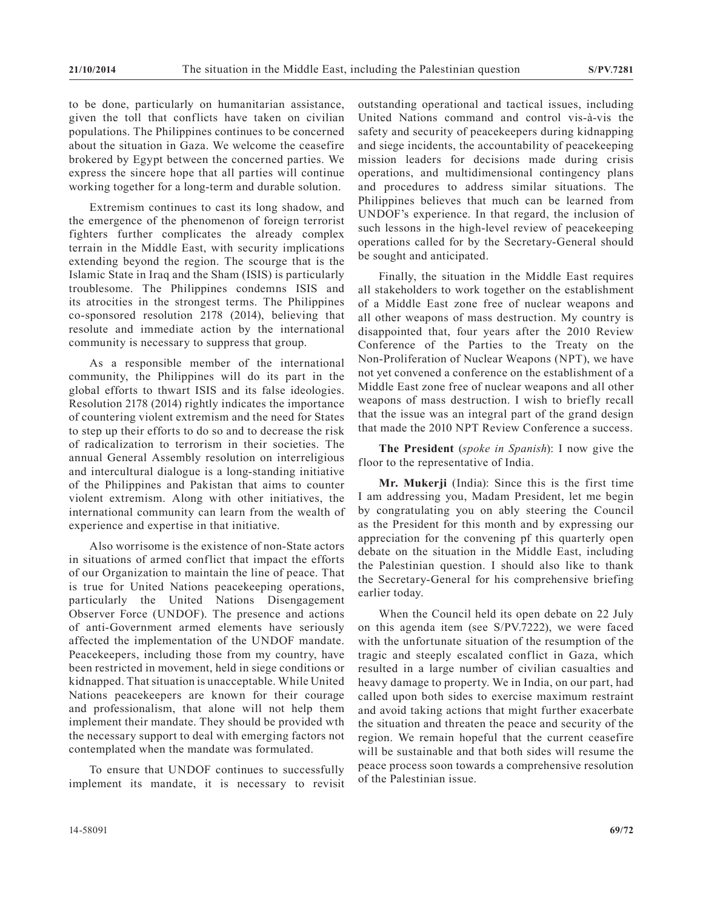to be done, particularly on humanitarian assistance, given the toll that conflicts have taken on civilian populations. The Philippines continues to be concerned about the situation in Gaza. We welcome the ceasefire brokered by Egypt between the concerned parties. We express the sincere hope that all parties will continue working together for a long-term and durable solution.

Extremism continues to cast its long shadow, and the emergence of the phenomenon of foreign terrorist fighters further complicates the already complex terrain in the Middle East, with security implications extending beyond the region. The scourge that is the Islamic State in Iraq and the Sham (ISIS) is particularly troublesome. The Philippines condemns ISIS and its atrocities in the strongest terms. The Philippines co-sponsored resolution 2178 (2014), believing that resolute and immediate action by the international community is necessary to suppress that group.

As a responsible member of the international community, the Philippines will do its part in the global efforts to thwart ISIS and its false ideologies. Resolution 2178 (2014) rightly indicates the importance of countering violent extremism and the need for States to step up their efforts to do so and to decrease the risk of radicalization to terrorism in their societies. The annual General Assembly resolution on interreligious and intercultural dialogue is a long-standing initiative of the Philippines and Pakistan that aims to counter violent extremism. Along with other initiatives, the international community can learn from the wealth of experience and expertise in that initiative.

Also worrisome is the existence of non-State actors in situations of armed conflict that impact the efforts of our Organization to maintain the line of peace. That is true for United Nations peacekeeping operations, particularly the United Nations Disengagement Observer Force (UNDOF). The presence and actions of anti-Government armed elements have seriously affected the implementation of the UNDOF mandate. Peacekeepers, including those from my country, have been restricted in movement, held in siege conditions or kidnapped. That situation is unacceptable. While United Nations peacekeepers are known for their courage and professionalism, that alone will not help them implement their mandate. They should be provided wth the necessary support to deal with emerging factors not contemplated when the mandate was formulated.

To ensure that UNDOF continues to successfully implement its mandate, it is necessary to revisit outstanding operational and tactical issues, including United Nations command and control vis-à-vis the safety and security of peacekeepers during kidnapping and siege incidents, the accountability of peacekeeping mission leaders for decisions made during crisis operations, and multidimensional contingency plans and procedures to address similar situations. The Philippines believes that much can be learned from UNDOF's experience. In that regard, the inclusion of such lessons in the high-level review of peacekeeping operations called for by the Secretary-General should be sought and anticipated.

Finally, the situation in the Middle East requires all stakeholders to work together on the establishment of a Middle East zone free of nuclear weapons and all other weapons of mass destruction. My country is disappointed that, four years after the 2010 Review Conference of the Parties to the Treaty on the Non-Proliferation of Nuclear Weapons (NPT), we have not yet convened a conference on the establishment of a Middle East zone free of nuclear weapons and all other weapons of mass destruction. I wish to briefly recall that the issue was an integral part of the grand design that made the 2010 NPT Review Conference a success.

**The President** (*spoke in Spanish*): I now give the floor to the representative of India.

**Mr. Mukerji** (India): Since this is the first time I am addressing you, Madam President, let me begin by congratulating you on ably steering the Council as the President for this month and by expressing our appreciation for the convening pf this quarterly open debate on the situation in the Middle East, including the Palestinian question. I should also like to thank the Secretary-General for his comprehensive briefing earlier today.

When the Council held its open debate on 22 July on this agenda item (see S/PV.7222), we were faced with the unfortunate situation of the resumption of the tragic and steeply escalated conflict in Gaza, which resulted in a large number of civilian casualties and heavy damage to property. We in India, on our part, had called upon both sides to exercise maximum restraint and avoid taking actions that might further exacerbate the situation and threaten the peace and security of the region. We remain hopeful that the current ceasefire will be sustainable and that both sides will resume the peace process soon towards a comprehensive resolution of the Palestinian issue.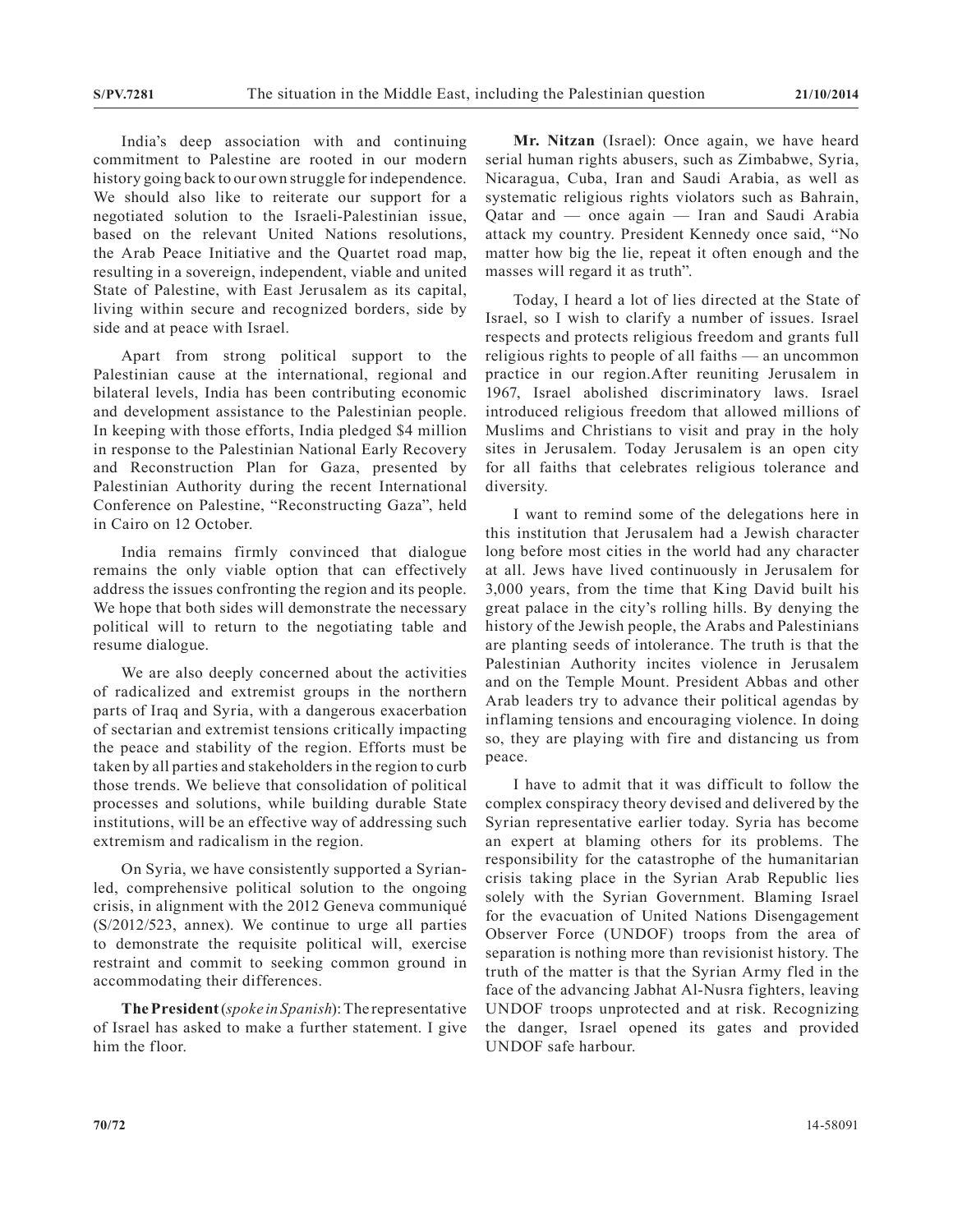India's deep association with and continuing commitment to Palestine are rooted in our modern history going back to our own struggle for independence. We should also like to reiterate our support for a negotiated solution to the Israeli-Palestinian issue, based on the relevant United Nations resolutions, the Arab Peace Initiative and the Quartet road map, resulting in a sovereign, independent, viable and united State of Palestine, with East Jerusalem as its capital, living within secure and recognized borders, side by side and at peace with Israel.

Apart from strong political support to the Palestinian cause at the international, regional and bilateral levels, India has been contributing economic and development assistance to the Palestinian people. In keeping with those efforts, India pledged $4 million in response to the Palestinian National Early Recovery and Reconstruction Plan for Gaza, presented by Palestinian Authority during the recent International Conference on Palestine, "Reconstructing Gaza", held in Cairo on 12 October.

India remains firmly convinced that dialogue remains the only viable option that can effectively address the issues confronting the region and its people. We hope that both sides will demonstrate the necessary political will to return to the negotiating table and resume dialogue.

We are also deeply concerned about the activities of radicalized and extremist groups in the northern parts of Iraq and Syria, with a dangerous exacerbation of sectarian and extremist tensions critically impacting the peace and stability of the region. Efforts must be taken by all parties and stakeholders in the region to curb those trends. We believe that consolidation of political processes and solutions, while building durable State institutions, will be an effective way of addressing such extremism and radicalism in the region.

On Syria, we have consistently supported a Syrian-led, comprehensive political solution to the ongoing crisis, in alignment with the 2012 Geneva communiqué (S/2012/523, annex). We continue to urge all parties to demonstrate the requisite political will, exercise restraint and commit to seeking common ground in accommodating their differences.

**The President** (*spoke in Spanish*): The representative of Israel has asked to make a further statement. I give him the floor.

**Mr. Nitzan** (Israel): Once again, we have heard serial human rights abusers, such as Zimbabwe, Syria, Nicaragua, Cuba, Iran and Saudi Arabia, as well as systematic religious rights violators such as Bahrain, Qatar and — once again — Iran and Saudi Arabia attack my country. President Kennedy once said, "No matter how big the lie, repeat it often enough and the masses will regard it as truth".

Today, I heard a lot of lies directed at the State of Israel, so I wish to clarify a number of issues. Israel respects and protects religious freedom and grants full religious rights to people of all faiths — an uncommon practice in our region.After reuniting Jerusalem in 1967, Israel abolished discriminatory laws. Israel introduced religious freedom that allowed millions of Muslims and Christians to visit and pray in the holy sites in Jerusalem. Today Jerusalem is an open city for all faiths that celebrates religious tolerance and diversity.

I want to remind some of the delegations here in this institution that Jerusalem had a Jewish character long before most cities in the world had any character at all. Jews have lived continuously in Jerusalem for 3,000 years, from the time that King David built his great palace in the city's rolling hills. By denying the history of the Jewish people, the Arabs and Palestinians are planting seeds of intolerance. The truth is that the Palestinian Authority incites violence in Jerusalem and on the Temple Mount. President Abbas and other Arab leaders try to advance their political agendas by inflaming tensions and encouraging violence. In doing so, they are playing with fire and distancing us from peace.

I have to admit that it was difficult to follow the complex conspiracy theory devised and delivered by the Syrian representative earlier today. Syria has become an expert at blaming others for its problems. The responsibility for the catastrophe of the humanitarian crisis taking place in the Syrian Arab Republic lies solely with the Syrian Government. Blaming Israel for the evacuation of United Nations Disengagement Observer Force (UNDOF) troops from the area of separation is nothing more than revisionist history. The truth of the matter is that the Syrian Army fled in the face of the advancing Jabhat Al-Nusra fighters, leaving UNDOF troops unprotected and at risk. Recognizing the danger, Israel opened its gates and provided UNDOF safe harbour.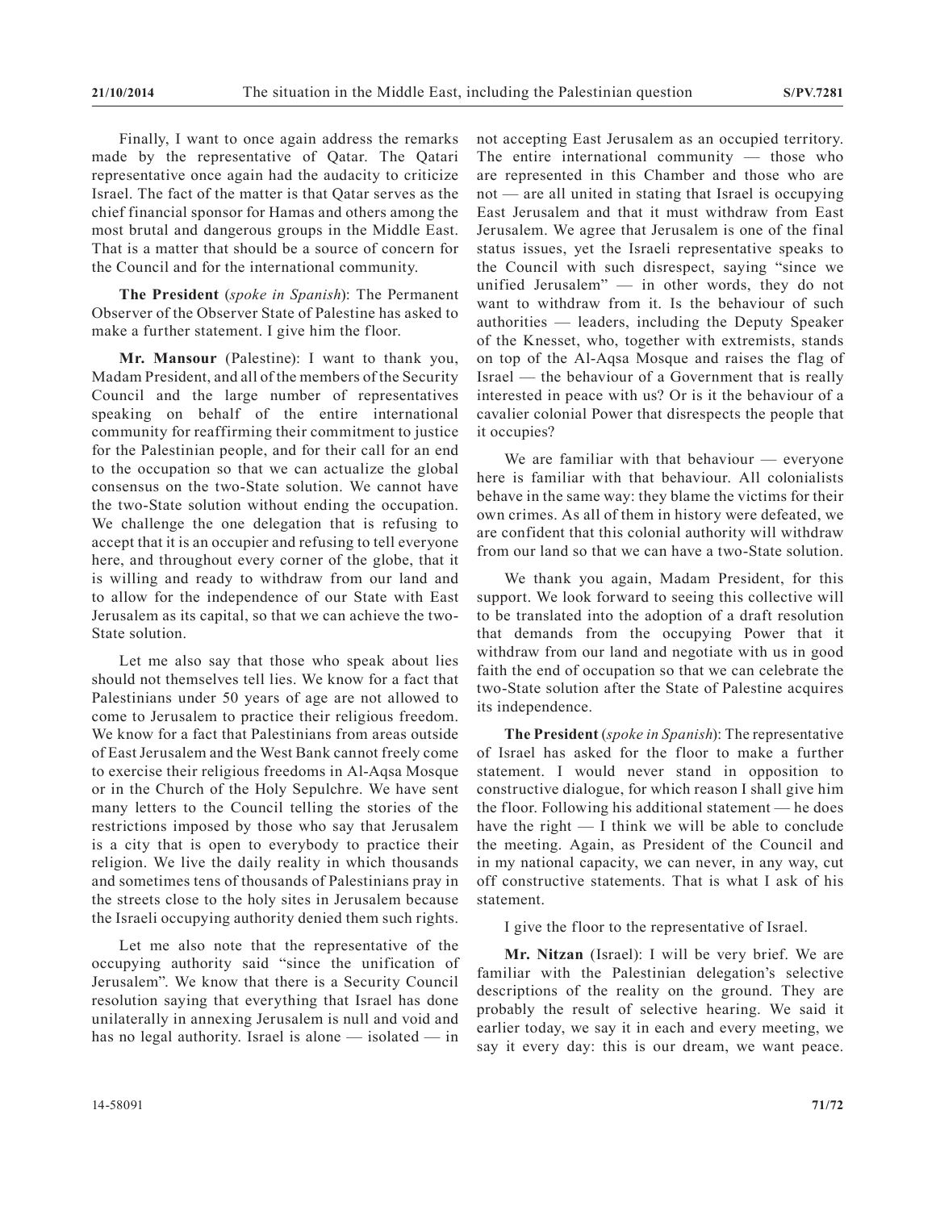Finally, I want to once again address the remarks made by the representative of Qatar. The Qatari representative once again had the audacity to criticize Israel. The fact of the matter is that Qatar serves as the chief financial sponsor for Hamas and others among the most brutal and dangerous groups in the Middle East. That is a matter that should be a source of concern for the Council and for the international community.

**The President** (*spoke in Spanish*): The Permanent Observer of the Observer State of Palestine has asked to make a further statement. I give him the floor.

**Mr. Mansour** (Palestine): I want to thank you, Madam President, and all of the members of the Security Council and the large number of representatives speaking on behalf of the entire international community for reaffirming their commitment to justice for the Palestinian people, and for their call for an end to the occupation so that we can actualize the global consensus on the two-State solution. We cannot have the two-State solution without ending the occupation. We challenge the one delegation that is refusing to accept that it is an occupier and refusing to tell everyone here, and throughout every corner of the globe, that it is willing and ready to withdraw from our land and to allow for the independence of our State with East Jerusalem as its capital, so that we can achieve the two-State solution.

Let me also say that those who speak about lies should not themselves tell lies. We know for a fact that Palestinians under 50 years of age are not allowed to come to Jerusalem to practice their religious freedom. We know for a fact that Palestinians from areas outside of East Jerusalem and the West Bank cannot freely come to exercise their religious freedoms in Al-Aqsa Mosque or in the Church of the Holy Sepulchre. We have sent many letters to the Council telling the stories of the restrictions imposed by those who say that Jerusalem is a city that is open to everybody to practice their religion. We live the daily reality in which thousands and sometimes tens of thousands of Palestinians pray in the streets close to the holy sites in Jerusalem because the Israeli occupying authority denied them such rights.

Let me also note that the representative of the occupying authority said "since the unification of Jerusalem". We know that there is a Security Council resolution saying that everything that Israel has done unilaterally in annexing Jerusalem is null and void and has no legal authority. Israel is alone — isolated — in not accepting East Jerusalem as an occupied territory. The entire international community — those who are represented in this Chamber and those who are not — are all united in stating that Israel is occupying East Jerusalem and that it must withdraw from East Jerusalem. We agree that Jerusalem is one of the final status issues, yet the Israeli representative speaks to the Council with such disrespect, saying "since we unified Jerusalem" — in other words, they do not want to withdraw from it. Is the behaviour of such authorities — leaders, including the Deputy Speaker of the Knesset, who, together with extremists, stands on top of the Al-Aqsa Mosque and raises the flag of Israel — the behaviour of a Government that is really interested in peace with us? Or is it the behaviour of a cavalier colonial Power that disrespects the people that it occupies?

We are familiar with that behaviour — everyone here is familiar with that behaviour. All colonialists behave in the same way: they blame the victims for their own crimes. As all of them in history were defeated, we are confident that this colonial authority will withdraw from our land so that we can have a two-State solution.

We thank you again, Madam President, for this support. We look forward to seeing this collective will to be translated into the adoption of a draft resolution that demands from the occupying Power that it withdraw from our land and negotiate with us in good faith the end of occupation so that we can celebrate the two-State solution after the State of Palestine acquires its independence.

**The President** (*spoke in Spanish*): The representative of Israel has asked for the floor to make a further statement. I would never stand in opposition to constructive dialogue, for which reason I shall give him the floor. Following his additional statement — he does have the right — I think we will be able to conclude the meeting. Again, as President of the Council and in my national capacity, we can never, in any way, cut off constructive statements. That is what I ask of his statement.

I give the floor to the representative of Israel.

**Mr. Nitzan** (Israel): I will be very brief. We are familiar with the Palestinian delegation's selective descriptions of the reality on the ground. They are probably the result of selective hearing. We said it earlier today, we say it in each and every meeting, we say it every day: this is our dream, we want peace.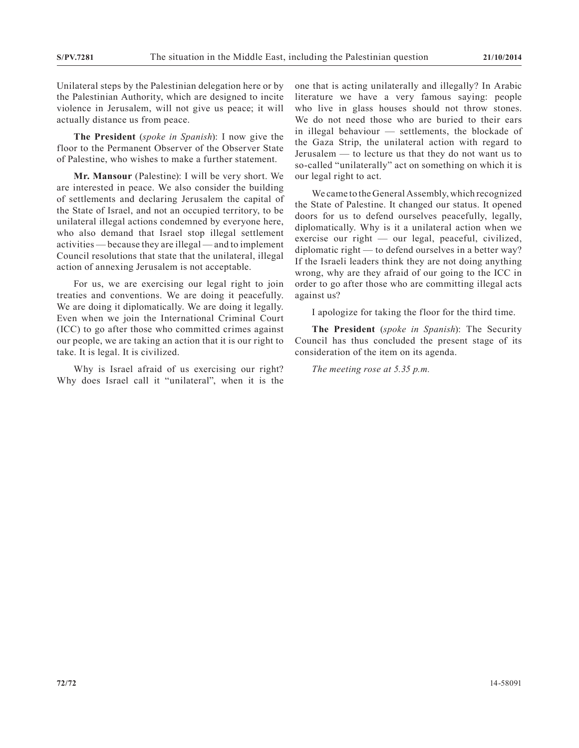Unilateral steps by the Palestinian delegation here or by the Palestinian Authority, which are designed to incite violence in Jerusalem, will not give us peace; it will actually distance us from peace.

**The President** (*spoke in Spanish*): I now give the floor to the Permanent Observer of the Observer State of Palestine, who wishes to make a further statement.

**Mr. Mansour** (Palestine): I will be very short. We are interested in peace. We also consider the building of settlements and declaring Jerusalem the capital of the State of Israel, and not an occupied territory, to be unilateral illegal actions condemned by everyone here, who also demand that Israel stop illegal settlement activities — because they are illegal — and to implement Council resolutions that state that the unilateral, illegal action of annexing Jerusalem is not acceptable.

For us, we are exercising our legal right to join treaties and conventions. We are doing it peacefully. We are doing it diplomatically. We are doing it legally. Even when we join the International Criminal Court (ICC) to go after those who committed crimes against our people, we are taking an action that it is our right to take. It is legal. It is civilized.

Why is Israel afraid of us exercising our right? Why does Israel call it "unilateral", when it is the one that is acting unilaterally and illegally? In Arabic literature we have a very famous saying: people who live in glass houses should not throw stones. We do not need those who are buried to their ears in illegal behaviour — settlements, the blockade of the Gaza Strip, the unilateral action with regard to Jerusalem — to lecture us that they do not want us to so-called "unilaterally" act on something on which it is our legal right to act.

We came to the General Assembly, which recognized the State of Palestine. It changed our status. It opened doors for us to defend ourselves peacefully, legally, diplomatically. Why is it a unilateral action when we exercise our right — our legal, peaceful, civilized, diplomatic right — to defend ourselves in a better way? If the Israeli leaders think they are not doing anything wrong, why are they afraid of our going to the ICC in order to go after those who are committing illegal acts against us?

I apologize for taking the floor for the third time.

**The President** (*spoke in Spanish*): The Security Council has thus concluded the present stage of its consideration of the item on its agenda.

*The meeting rose at 5.35 p.m.*